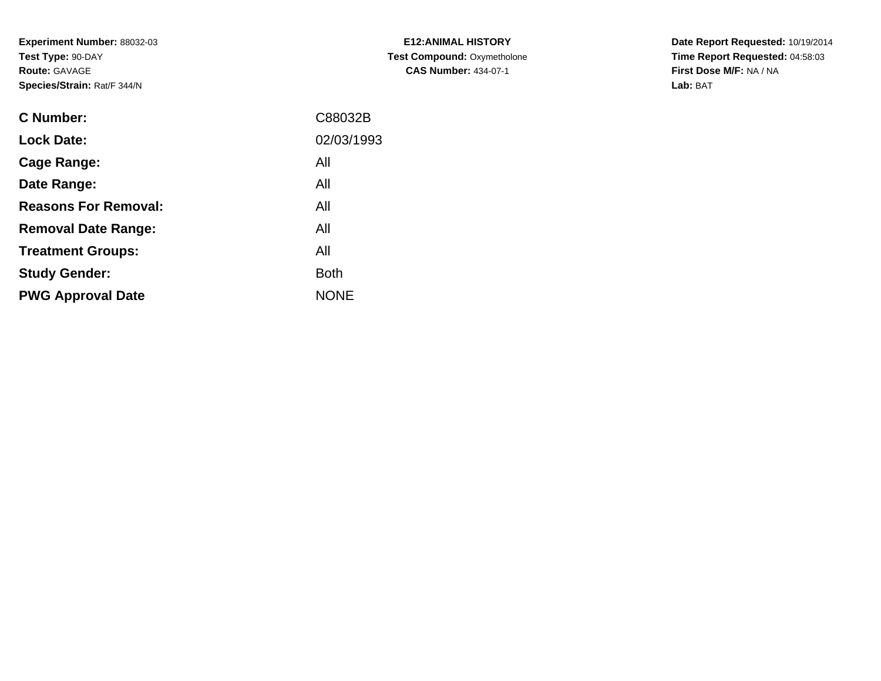**Experiment Number:** 88032-03
**Test Type:** 90-DAY
**Route:** GAVAGE
**Species/Strain:** Rat/F 344/N

**E12:ANIMAL HISTORY**
**Test Compound:** Oxymetholone
**CAS Number:** 434-07-1

**Date Report Requested:** 10/19/2014
**Time Report Requested:** 04:58:03
**First Dose M/F:** NA / NA
**Lab:** BAT

| | |
|---|---|
| **C Number:** | C88032B |
| **Lock Date:** | 02/03/1993 |
| **Cage Range:** | All |
| **Date Range:** | All |
| **Reasons For Removal:** | All |
| **Removal Date Range:** | All |
| **Treatment Groups:** | All |
| **Study Gender:** | Both |
| **PWG Approval Date** | NONE |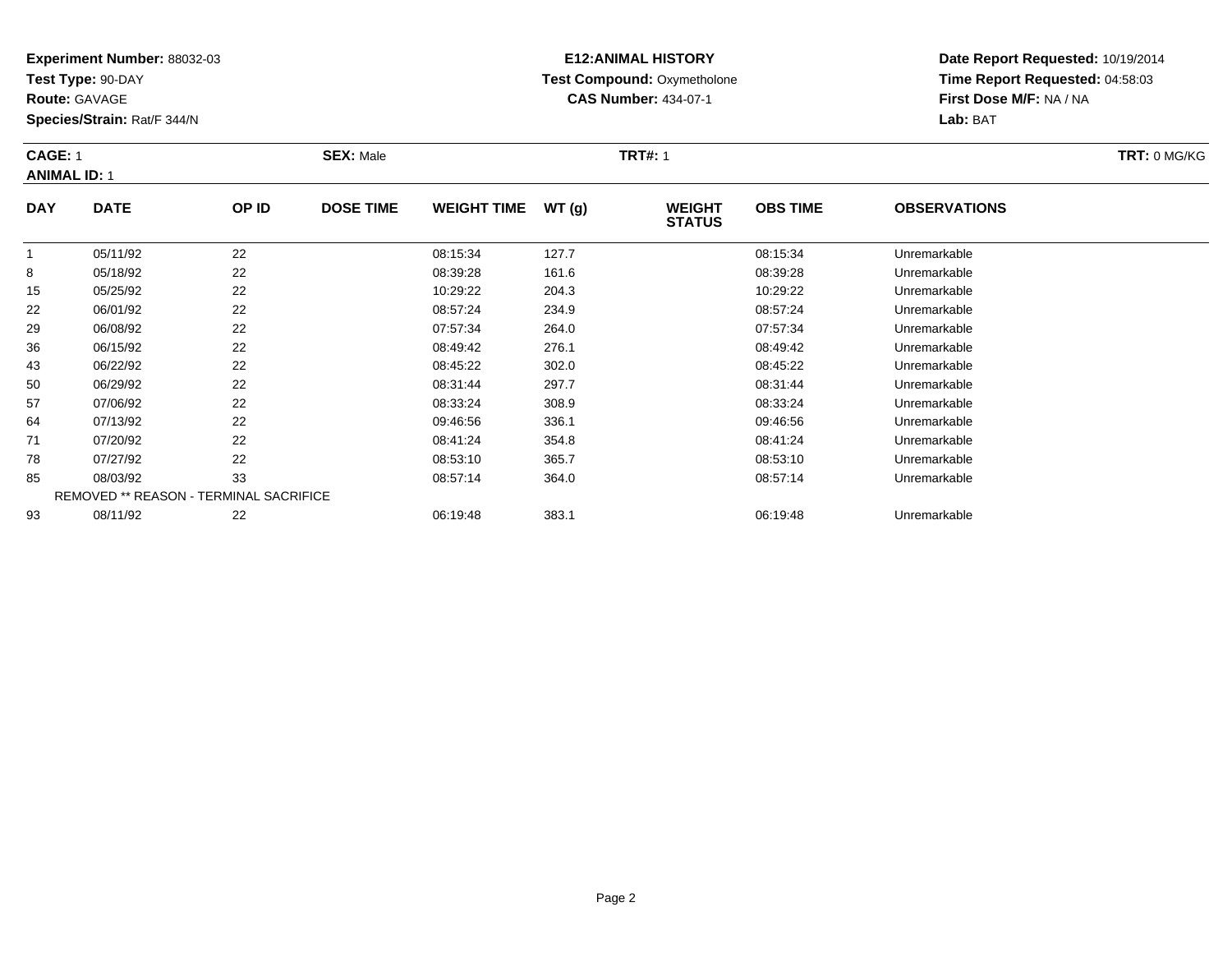**Experiment Number:** 88032-03
**Test Type:** 90-DAY
**Route:** GAVAGE
**Species/Strain:** Rat/F 344/N

**E12:ANIMAL HISTORY**
**Test Compound:** Oxymetholone
**CAS Number:** 434-07-1

**Date Report Requested:** 10/19/2014
**Time Report Requested:** 04:58:03
**First Dose M/F:** NA / NA
**Lab:** BAT

**CAGE:** 1 **SEX:** Male **TRT#:** 1 **TRT:** 0 MG/KG
**ANIMAL ID:** 1

| DAY | DATE | OP ID | DOSE TIME | WEIGHT TIME | WT (g) | WEIGHT STATUS | OBS TIME | OBSERVATIONS |
|---|---|---|---|---|---|---|---|---|
| 1 | 05/11/92 | 22 | | 08:15:34 | 127.7 | | 08:15:34 | Unremarkable |
| 8 | 05/18/92 | 22 | | 08:39:28 | 161.6 | | 08:39:28 | Unremarkable |
| 15 | 05/25/92 | 22 | | 10:29:22 | 204.3 | | 10:29:22 | Unremarkable |
| 22 | 06/01/92 | 22 | | 08:57:24 | 234.9 | | 08:57:24 | Unremarkable |
| 29 | 06/08/92 | 22 | | 07:57:34 | 264.0 | | 07:57:34 | Unremarkable |
| 36 | 06/15/92 | 22 | | 08:49:42 | 276.1 | | 08:49:42 | Unremarkable |
| 43 | 06/22/92 | 22 | | 08:45:22 | 302.0 | | 08:45:22 | Unremarkable |
| 50 | 06/29/92 | 22 | | 08:31:44 | 297.7 | | 08:31:44 | Unremarkable |
| 57 | 07/06/92 | 22 | | 08:33:24 | 308.9 | | 08:33:24 | Unremarkable |
| 64 | 07/13/92 | 22 | | 09:46:56 | 336.1 | | 09:46:56 | Unremarkable |
| 71 | 07/20/92 | 22 | | 08:41:24 | 354.8 | | 08:41:24 | Unremarkable |
| 78 | 07/27/92 | 22 | | 08:53:10 | 365.7 | | 08:53:10 | Unremarkable |
| 85 | 08/03/92 | 33 | | 08:57:14 | 364.0 | | 08:57:14 | Unremarkable |
| REMOVED ** REASON - TERMINAL SACRIFICE | | | | | | | | |
| 93 | 08/11/92 | 22 | | 06:19:48 | 383.1 | | 06:19:48 | Unremarkable |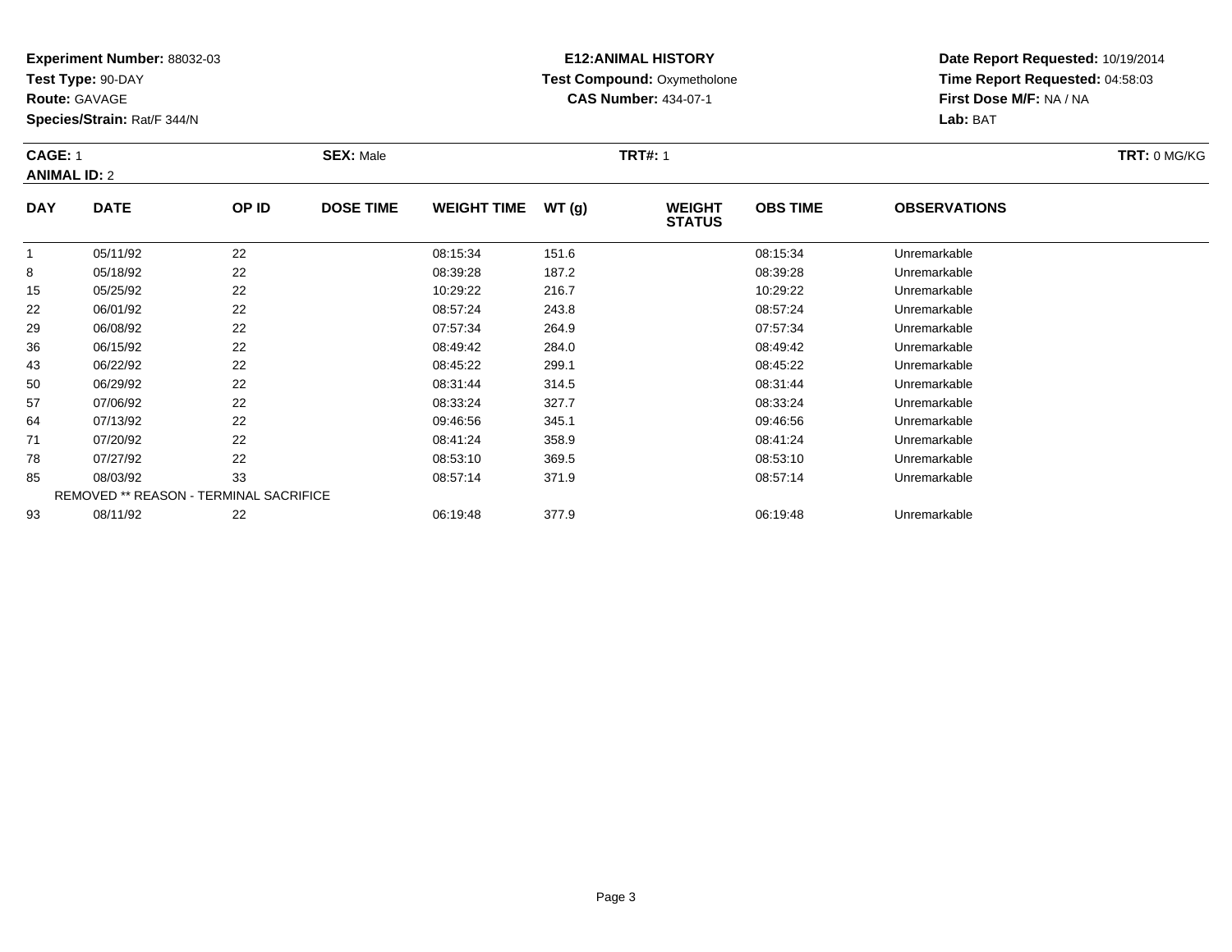**Experiment Number:** 88032-03
**Test Type:** 90-DAY
**Route:** GAVAGE
**Species/Strain:** Rat/F 344/N

**E12:ANIMAL HISTORY**
**Test Compound:** Oxymetholone
**CAS Number:** 434-07-1

**Date Report Requested:** 10/19/2014
**Time Report Requested:** 04:58:03
**First Dose M/F:** NA / NA
**Lab:** BAT

**CAGE:** 1 **SEX:** Male **TRT#:** 1 **TRT:** 0 MG/KG
**ANIMAL ID:** 2

| DAY | DATE | OP ID | DOSE TIME | WEIGHT TIME | WT (g) | WEIGHT STATUS | OBS TIME | OBSERVATIONS |
|---|---|---|---|---|---|---|---|---|
| 1 | 05/11/92 | 22 | | 08:15:34 | 151.6 | | 08:15:34 | Unremarkable |
| 8 | 05/18/92 | 22 | | 08:39:28 | 187.2 | | 08:39:28 | Unremarkable |
| 15 | 05/25/92 | 22 | | 10:29:22 | 216.7 | | 10:29:22 | Unremarkable |
| 22 | 06/01/92 | 22 | | 08:57:24 | 243.8 | | 08:57:24 | Unremarkable |
| 29 | 06/08/92 | 22 | | 07:57:34 | 264.9 | | 07:57:34 | Unremarkable |
| 36 | 06/15/92 | 22 | | 08:49:42 | 284.0 | | 08:49:42 | Unremarkable |
| 43 | 06/22/92 | 22 | | 08:45:22 | 299.1 | | 08:45:22 | Unremarkable |
| 50 | 06/29/92 | 22 | | 08:31:44 | 314.5 | | 08:31:44 | Unremarkable |
| 57 | 07/06/92 | 22 | | 08:33:24 | 327.7 | | 08:33:24 | Unremarkable |
| 64 | 07/13/92 | 22 | | 09:46:56 | 345.1 | | 09:46:56 | Unremarkable |
| 71 | 07/20/92 | 22 | | 08:41:24 | 358.9 | | 08:41:24 | Unremarkable |
| 78 | 07/27/92 | 22 | | 08:53:10 | 369.5 | | 08:53:10 | Unremarkable |
| 85 | 08/03/92 | 33 | | 08:57:14 | 371.9 | | 08:57:14 | Unremarkable |
| REMOVED ** REASON - TERMINAL SACRIFICE | | | | | | | | |
| 93 | 08/11/92 | 22 | | 06:19:48 | 377.9 | | 06:19:48 | Unremarkable |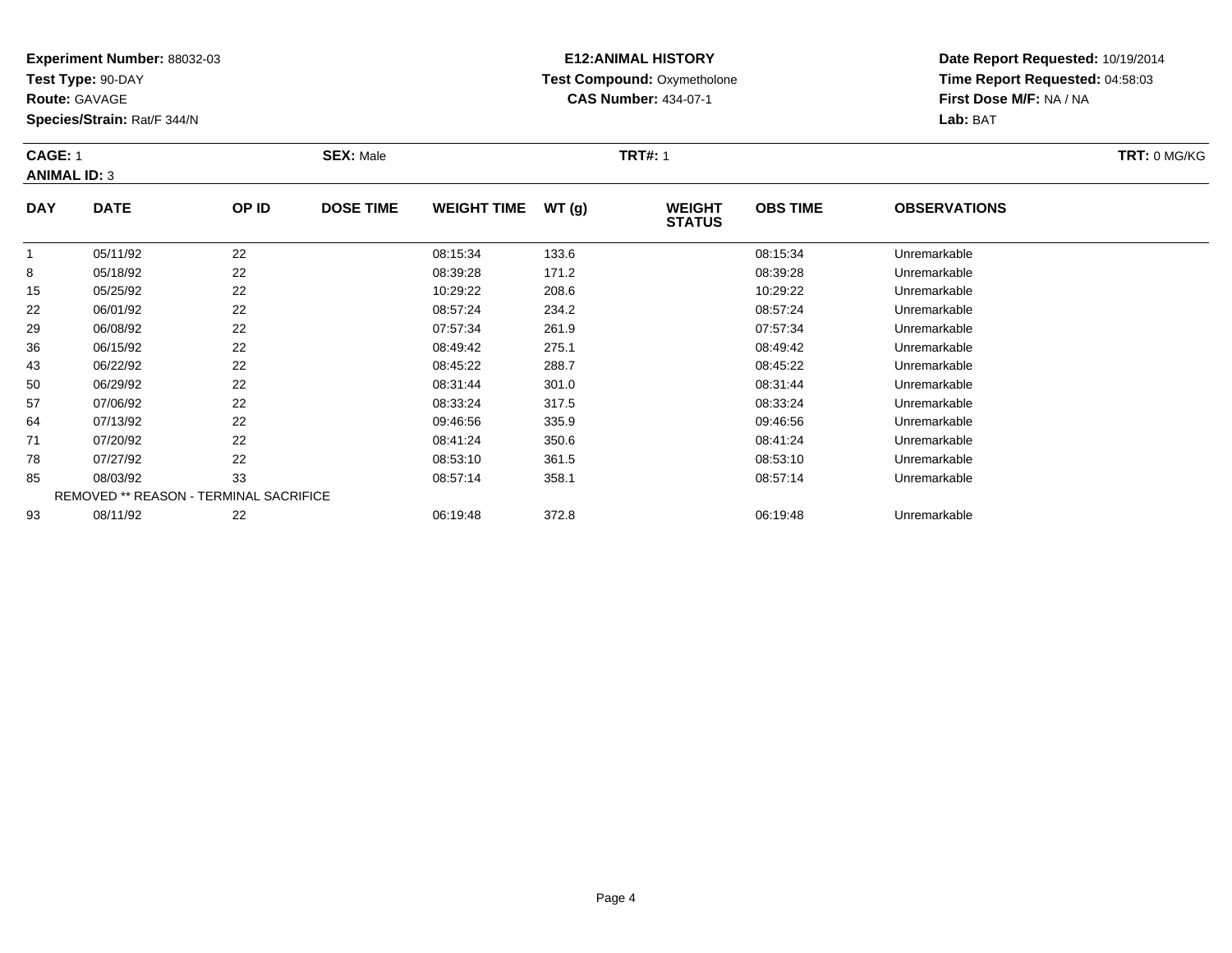**Experiment Number:** 88032-03
**Test Type:** 90-DAY
**Route:** GAVAGE
**Species/Strain:** Rat/F 344/N

**E12:ANIMAL HISTORY**
**Test Compound:** Oxymetholone
**CAS Number:** 434-07-1

**Date Report Requested:** 10/19/2014
**Time Report Requested:** 04:58:03
**First Dose M/F:** NA / NA
**Lab:** BAT

**CAGE:** 1 **SEX:** Male **TRT#:** 1 **TRT:** 0 MG/KG
**ANIMAL ID:** 3

| DAY | DATE | OP ID | DOSE TIME | WEIGHT TIME | WT (g) | WEIGHT STATUS | OBS TIME | OBSERVATIONS |
|---|---|---|---|---|---|---|---|---|
| 1 | 05/11/92 | 22 | | 08:15:34 | 133.6 | | 08:15:34 | Unremarkable |
| 8 | 05/18/92 | 22 | | 08:39:28 | 171.2 | | 08:39:28 | Unremarkable |
| 15 | 05/25/92 | 22 | | 10:29:22 | 208.6 | | 10:29:22 | Unremarkable |
| 22 | 06/01/92 | 22 | | 08:57:24 | 234.2 | | 08:57:24 | Unremarkable |
| 29 | 06/08/92 | 22 | | 07:57:34 | 261.9 | | 07:57:34 | Unremarkable |
| 36 | 06/15/92 | 22 | | 08:49:42 | 275.1 | | 08:49:42 | Unremarkable |
| 43 | 06/22/92 | 22 | | 08:45:22 | 288.7 | | 08:45:22 | Unremarkable |
| 50 | 06/29/92 | 22 | | 08:31:44 | 301.0 | | 08:31:44 | Unremarkable |
| 57 | 07/06/92 | 22 | | 08:33:24 | 317.5 | | 08:33:24 | Unremarkable |
| 64 | 07/13/92 | 22 | | 09:46:56 | 335.9 | | 09:46:56 | Unremarkable |
| 71 | 07/20/92 | 22 | | 08:41:24 | 350.6 | | 08:41:24 | Unremarkable |
| 78 | 07/27/92 | 22 | | 08:53:10 | 361.5 | | 08:53:10 | Unremarkable |
| 85 | 08/03/92 | 33 | | 08:57:14 | 358.1 | | 08:57:14 | Unremarkable |
| REMOVED ** REASON - TERMINAL SACRIFICE | | | | | | | | |
| 93 | 08/11/92 | 22 | | 06:19:48 | 372.8 | | 06:19:48 | Unremarkable |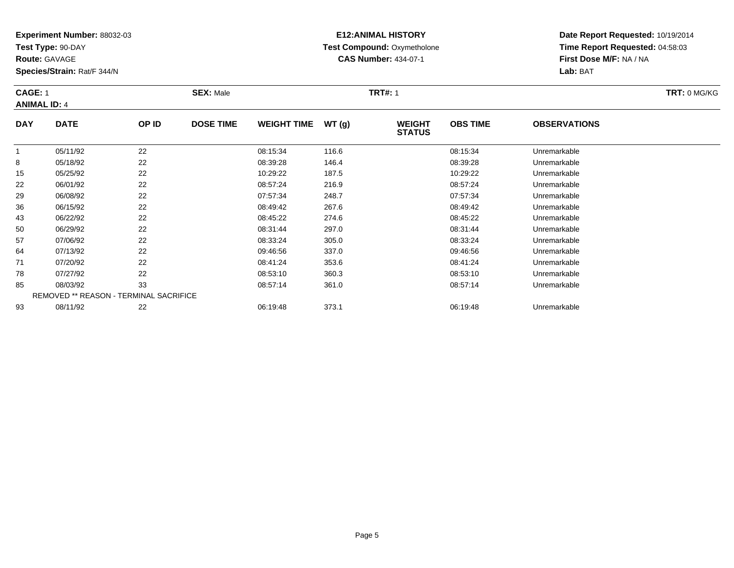**Experiment Number:** 88032-03
**Test Type:** 90-DAY
**Route:** GAVAGE
**Species/Strain:** Rat/F 344/N

**E12:ANIMAL HISTORY**
**Test Compound:** Oxymetholone
**CAS Number:** 434-07-1

**Date Report Requested:** 10/19/2014
**Time Report Requested:** 04:58:03
**First Dose M/F:** NA / NA
**Lab:** BAT

**CAGE:** 1 **SEX:** Male **TRT#:** 1 **TRT:** 0 MG/KG
**ANIMAL ID:** 4

| DAY | DATE | OP ID | DOSE TIME | WEIGHT TIME | WT (g) | WEIGHT STATUS | OBS TIME | OBSERVATIONS |
|---|---|---|---|---|---|---|---|---|
| 1 | 05/11/92 | 22 | | 08:15:34 | 116.6 | | 08:15:34 | Unremarkable |
| 8 | 05/18/92 | 22 | | 08:39:28 | 146.4 | | 08:39:28 | Unremarkable |
| 15 | 05/25/92 | 22 | | 10:29:22 | 187.5 | | 10:29:22 | Unremarkable |
| 22 | 06/01/92 | 22 | | 08:57:24 | 216.9 | | 08:57:24 | Unremarkable |
| 29 | 06/08/92 | 22 | | 07:57:34 | 248.7 | | 07:57:34 | Unremarkable |
| 36 | 06/15/92 | 22 | | 08:49:42 | 267.6 | | 08:49:42 | Unremarkable |
| 43 | 06/22/92 | 22 | | 08:45:22 | 274.6 | | 08:45:22 | Unremarkable |
| 50 | 06/29/92 | 22 | | 08:31:44 | 297.0 | | 08:31:44 | Unremarkable |
| 57 | 07/06/92 | 22 | | 08:33:24 | 305.0 | | 08:33:24 | Unremarkable |
| 64 | 07/13/92 | 22 | | 09:46:56 | 337.0 | | 09:46:56 | Unremarkable |
| 71 | 07/20/92 | 22 | | 08:41:24 | 353.6 | | 08:41:24 | Unremarkable |
| 78 | 07/27/92 | 22 | | 08:53:10 | 360.3 | | 08:53:10 | Unremarkable |
| 85 | 08/03/92 | 33 | | 08:57:14 | 361.0 | | 08:57:14 | Unremarkable |
| REMOVED ** REASON - TERMINAL SACRIFICE | | | | | | | | |
| 93 | 08/11/92 | 22 | | 06:19:48 | 373.1 | | 06:19:48 | Unremarkable |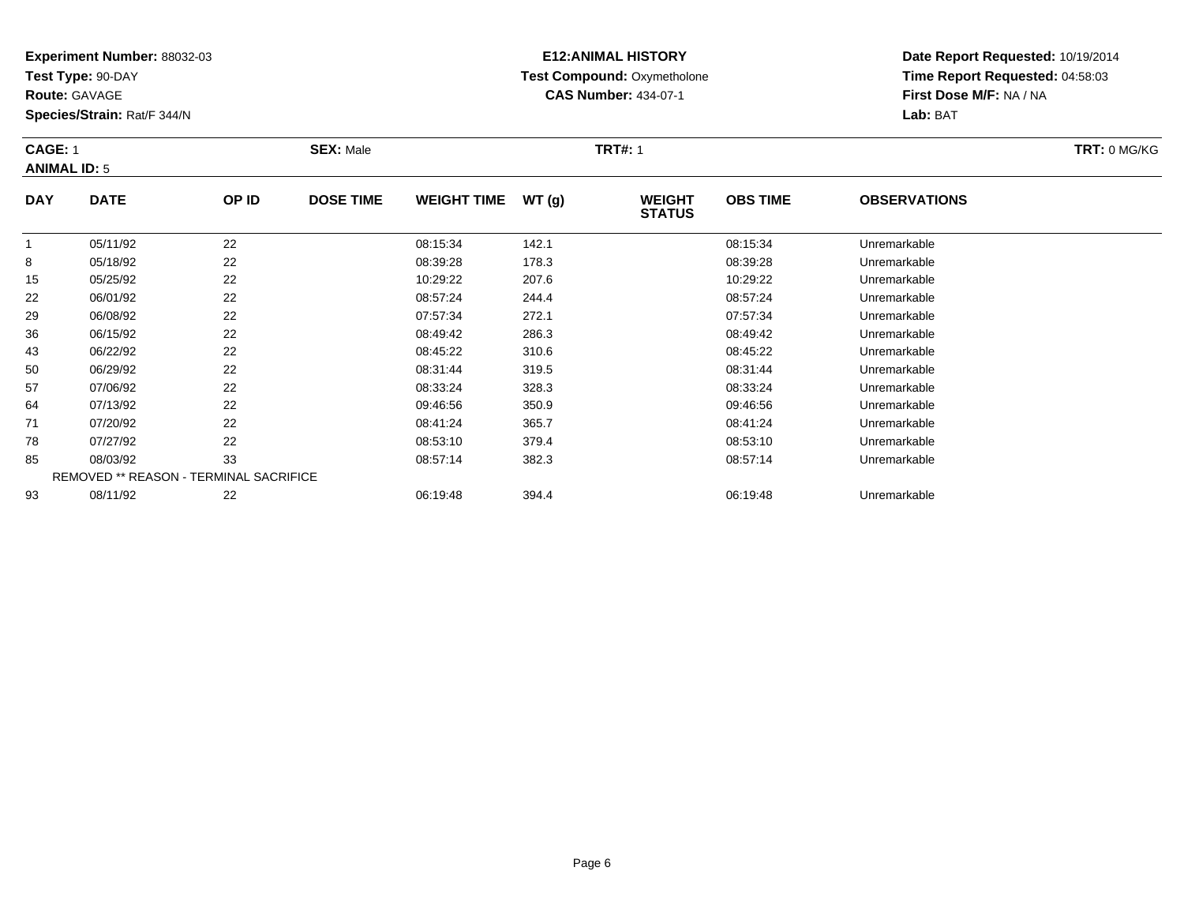**Experiment Number:** 88032-03
**Test Type:** 90-DAY
**Route:** GAVAGE
**Species/Strain:** Rat/F 344/N

**E12:ANIMAL HISTORY**
**Test Compound:** Oxymetholone
**CAS Number:** 434-07-1

**Date Report Requested:** 10/19/2014
**Time Report Requested:** 04:58:03
**First Dose M/F:** NA / NA
**Lab:** BAT

**CAGE:** 1 **SEX:** Male **TRT#:** 1 **TRT:** 0 MG/KG
**ANIMAL ID:** 5

| DAY | DATE | OP ID | DOSE TIME | WEIGHT TIME | WT (g) | WEIGHT STATUS | OBS TIME | OBSERVATIONS |
|---|---|---|---|---|---|---|---|---|
| 1 | 05/11/92 | 22 | | 08:15:34 | 142.1 | | 08:15:34 | Unremarkable |
| 8 | 05/18/92 | 22 | | 08:39:28 | 178.3 | | 08:39:28 | Unremarkable |
| 15 | 05/25/92 | 22 | | 10:29:22 | 207.6 | | 10:29:22 | Unremarkable |
| 22 | 06/01/92 | 22 | | 08:57:24 | 244.4 | | 08:57:24 | Unremarkable |
| 29 | 06/08/92 | 22 | | 07:57:34 | 272.1 | | 07:57:34 | Unremarkable |
| 36 | 06/15/92 | 22 | | 08:49:42 | 286.3 | | 08:49:42 | Unremarkable |
| 43 | 06/22/92 | 22 | | 08:45:22 | 310.6 | | 08:45:22 | Unremarkable |
| 50 | 06/29/92 | 22 | | 08:31:44 | 319.5 | | 08:31:44 | Unremarkable |
| 57 | 07/06/92 | 22 | | 08:33:24 | 328.3 | | 08:33:24 | Unremarkable |
| 64 | 07/13/92 | 22 | | 09:46:56 | 350.9 | | 09:46:56 | Unremarkable |
| 71 | 07/20/92 | 22 | | 08:41:24 | 365.7 | | 08:41:24 | Unremarkable |
| 78 | 07/27/92 | 22 | | 08:53:10 | 379.4 | | 08:53:10 | Unremarkable |
| 85 | 08/03/92 | 33 | | 08:57:14 | 382.3 | | 08:57:14 | Unremarkable |
| REMOVED ** REASON - TERMINAL SACRIFICE | | | | | | | | |
| 93 | 08/11/92 | 22 | | 06:19:48 | 394.4 | | 06:19:48 | Unremarkable |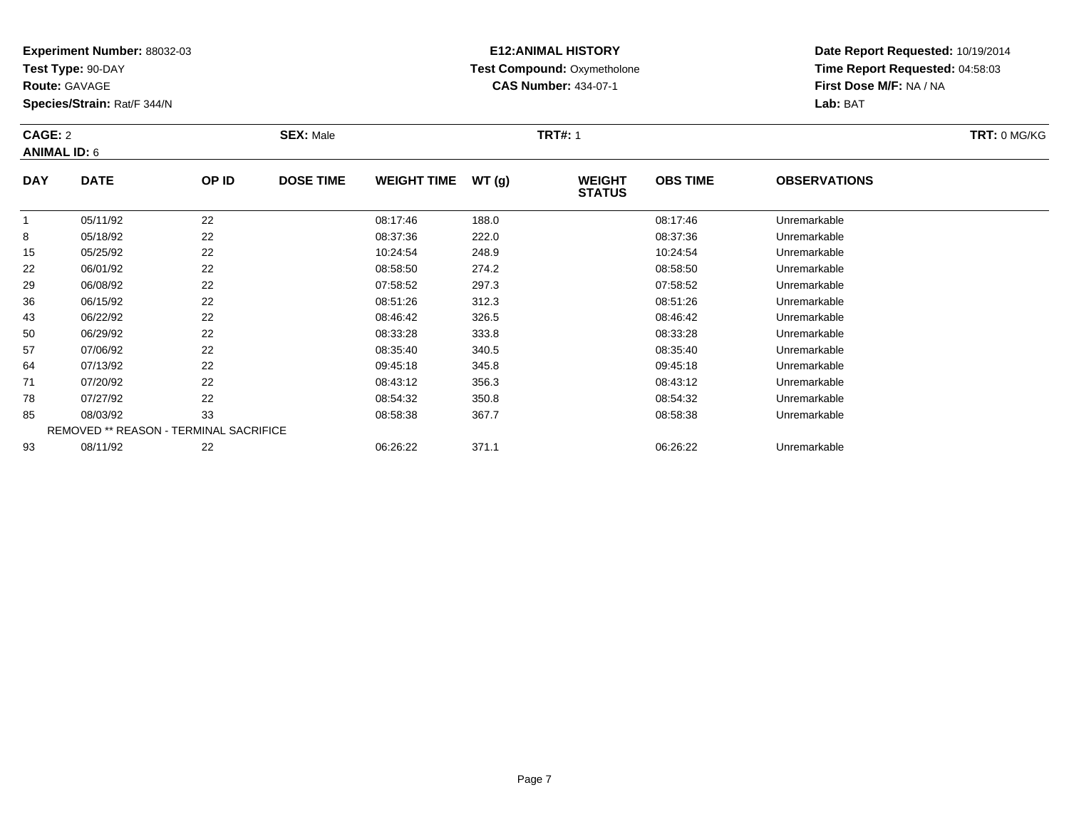**Experiment Number:** 88032-03
**Test Type:** 90-DAY
**Route:** GAVAGE
**Species/Strain:** Rat/F 344/N

**E12:ANIMAL HISTORY**
**Test Compound:** Oxymetholone
**CAS Number:** 434-07-1

**Date Report Requested:** 10/19/2014
**Time Report Requested:** 04:58:03
**First Dose M/F:** NA / NA
**Lab:** BAT

**CAGE:** 2 **SEX:** Male **TRT#:** 1 **TRT:** 0 MG/KG
**ANIMAL ID:** 6

| DAY | DATE | OP ID | DOSE TIME | WEIGHT TIME | WT (g) | WEIGHT STATUS | OBS TIME | OBSERVATIONS |
|---|---|---|---|---|---|---|---|---|
| 1 | 05/11/92 | 22 | | 08:17:46 | 188.0 | | 08:17:46 | Unremarkable |
| 8 | 05/18/92 | 22 | | 08:37:36 | 222.0 | | 08:37:36 | Unremarkable |
| 15 | 05/25/92 | 22 | | 10:24:54 | 248.9 | | 10:24:54 | Unremarkable |
| 22 | 06/01/92 | 22 | | 08:58:50 | 274.2 | | 08:58:50 | Unremarkable |
| 29 | 06/08/92 | 22 | | 07:58:52 | 297.3 | | 07:58:52 | Unremarkable |
| 36 | 06/15/92 | 22 | | 08:51:26 | 312.3 | | 08:51:26 | Unremarkable |
| 43 | 06/22/92 | 22 | | 08:46:42 | 326.5 | | 08:46:42 | Unremarkable |
| 50 | 06/29/92 | 22 | | 08:33:28 | 333.8 | | 08:33:28 | Unremarkable |
| 57 | 07/06/92 | 22 | | 08:35:40 | 340.5 | | 08:35:40 | Unremarkable |
| 64 | 07/13/92 | 22 | | 09:45:18 | 345.8 | | 09:45:18 | Unremarkable |
| 71 | 07/20/92 | 22 | | 08:43:12 | 356.3 | | 08:43:12 | Unremarkable |
| 78 | 07/27/92 | 22 | | 08:54:32 | 350.8 | | 08:54:32 | Unremarkable |
| 85 | 08/03/92 | 33 | | 08:58:38 | 367.7 | | 08:58:38 | Unremarkable |
| REMOVED ** REASON - TERMINAL SACRIFICE | | | | | | | | |
| 93 | 08/11/92 | 22 | | 06:26:22 | 371.1 | | 06:26:22 | Unremarkable |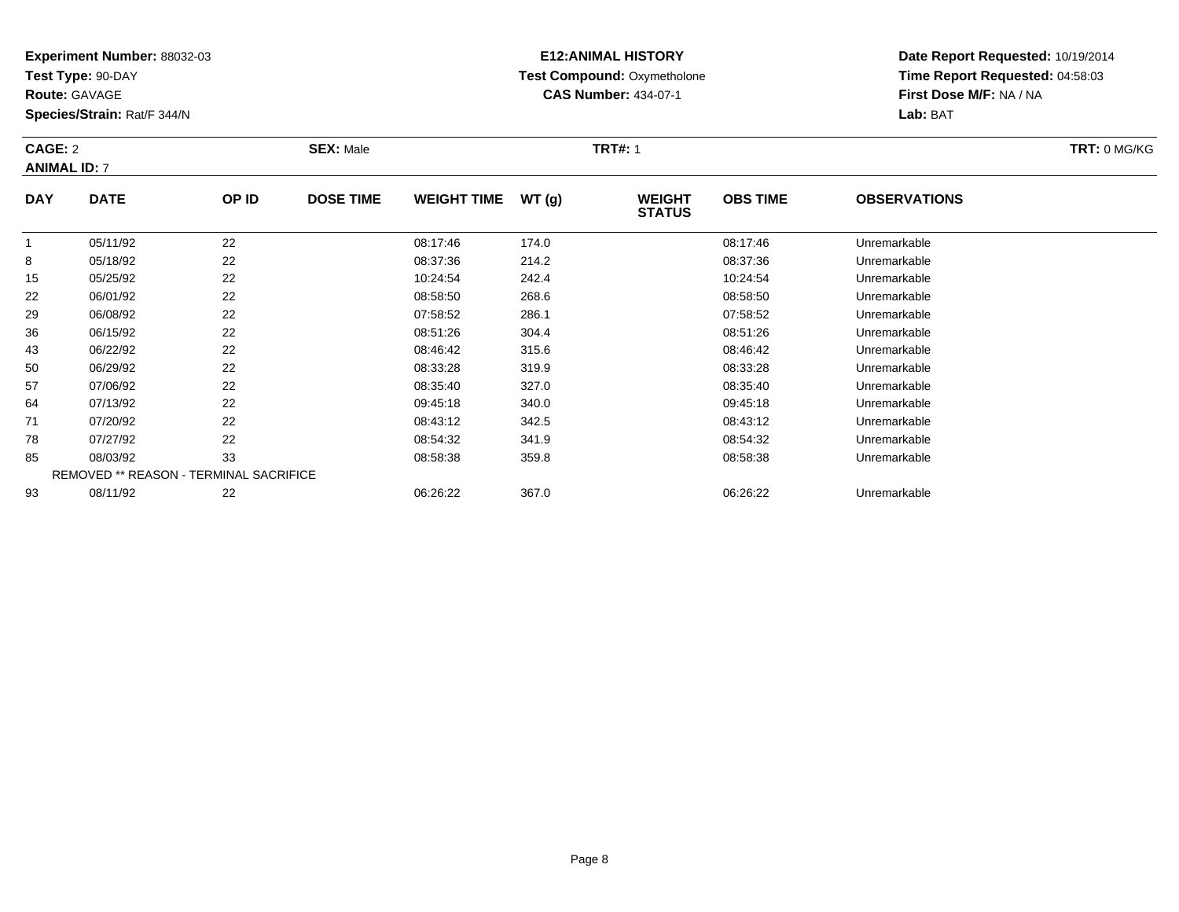**Experiment Number:** 88032-03
**Test Type:** 90-DAY
**Route:** GAVAGE
**Species/Strain:** Rat/F 344/N

**E12:ANIMAL HISTORY**
**Test Compound:** Oxymetholone
**CAS Number:** 434-07-1

**Date Report Requested:** 10/19/2014
**Time Report Requested:** 04:58:03
**First Dose M/F:** NA / NA
**Lab:** BAT

**CAGE:** 2 **SEX:** Male **TRT#:** 1 **TRT:** 0 MG/KG
**ANIMAL ID:** 7

| DAY | DATE | OP ID | DOSE TIME | WEIGHT TIME | WT (g) | WEIGHT STATUS | OBS TIME | OBSERVATIONS |
|---|---|---|---|---|---|---|---|---|
| 1 | 05/11/92 | 22 | | 08:17:46 | 174.0 | | 08:17:46 | Unremarkable |
| 8 | 05/18/92 | 22 | | 08:37:36 | 214.2 | | 08:37:36 | Unremarkable |
| 15 | 05/25/92 | 22 | | 10:24:54 | 242.4 | | 10:24:54 | Unremarkable |
| 22 | 06/01/92 | 22 | | 08:58:50 | 268.6 | | 08:58:50 | Unremarkable |
| 29 | 06/08/92 | 22 | | 07:58:52 | 286.1 | | 07:58:52 | Unremarkable |
| 36 | 06/15/92 | 22 | | 08:51:26 | 304.4 | | 08:51:26 | Unremarkable |
| 43 | 06/22/92 | 22 | | 08:46:42 | 315.6 | | 08:46:42 | Unremarkable |
| 50 | 06/29/92 | 22 | | 08:33:28 | 319.9 | | 08:33:28 | Unremarkable |
| 57 | 07/06/92 | 22 | | 08:35:40 | 327.0 | | 08:35:40 | Unremarkable |
| 64 | 07/13/92 | 22 | | 09:45:18 | 340.0 | | 09:45:18 | Unremarkable |
| 71 | 07/20/92 | 22 | | 08:43:12 | 342.5 | | 08:43:12 | Unremarkable |
| 78 | 07/27/92 | 22 | | 08:54:32 | 341.9 | | 08:54:32 | Unremarkable |
| 85 | 08/03/92 | 33 | | 08:58:38 | 359.8 | | 08:58:38 | Unremarkable |
| REMOVED ** REASON - TERMINAL SACRIFICE | | | | | | | | |
| 93 | 08/11/92 | 22 | | 06:26:22 | 367.0 | | 06:26:22 | Unremarkable |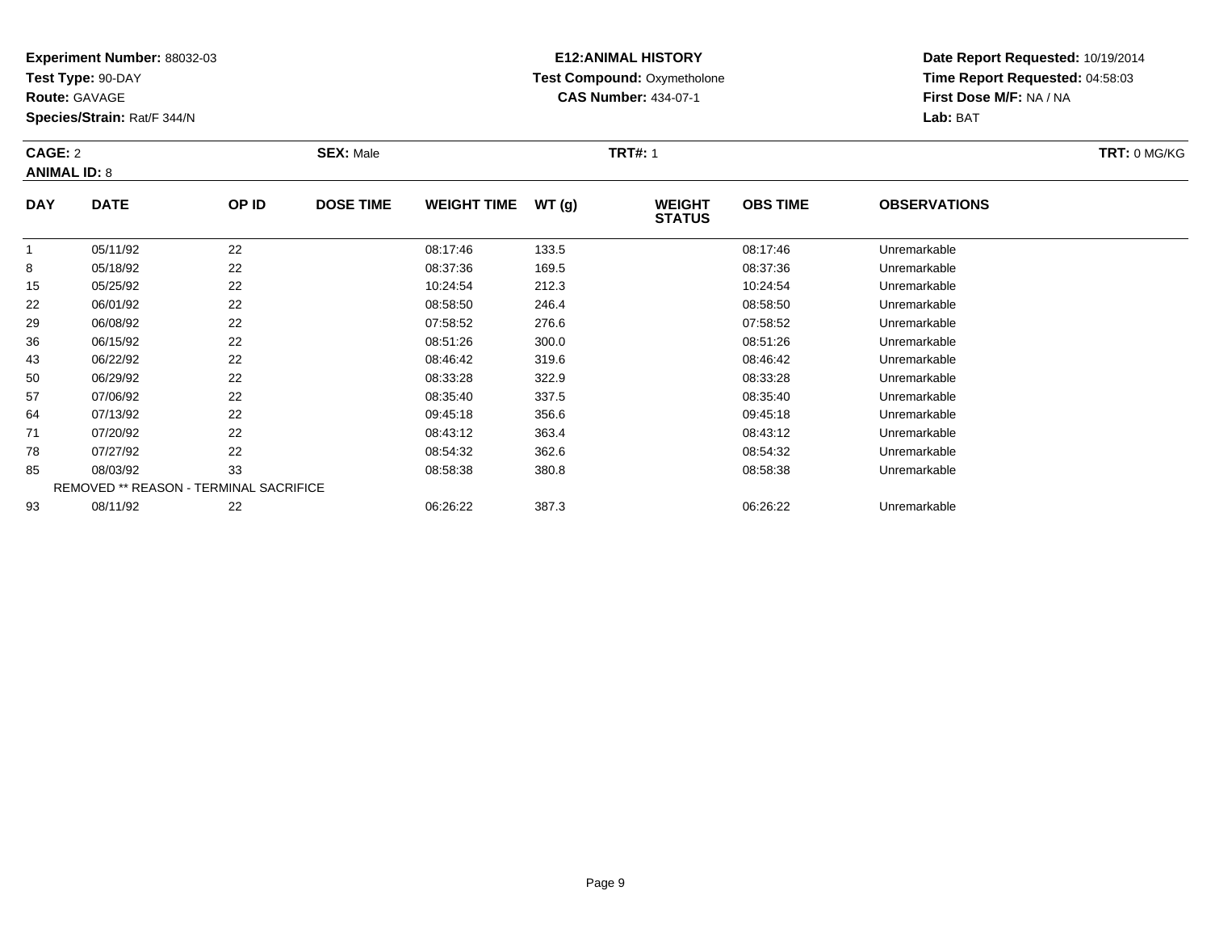**Experiment Number:** 88032-03
**Test Type:** 90-DAY
**Route:** GAVAGE
**Species/Strain:** Rat/F 344/N

**E12:ANIMAL HISTORY**
**Test Compound:** Oxymetholone
**CAS Number:** 434-07-1

**Date Report Requested:** 10/19/2014
**Time Report Requested:** 04:58:03
**First Dose M/F:** NA / NA
**Lab:** BAT

**CAGE:** 2 **SEX:** Male **TRT#:** 1 **TRT:** 0 MG/KG
**ANIMAL ID:** 8

| DAY | DATE | OP ID | DOSE TIME | WEIGHT TIME | WT (g) | WEIGHT STATUS | OBS TIME | OBSERVATIONS |
|---|---|---|---|---|---|---|---|---|
| 1 | 05/11/92 | 22 | | 08:17:46 | 133.5 | | 08:17:46 | Unremarkable |
| 8 | 05/18/92 | 22 | | 08:37:36 | 169.5 | | 08:37:36 | Unremarkable |
| 15 | 05/25/92 | 22 | | 10:24:54 | 212.3 | | 10:24:54 | Unremarkable |
| 22 | 06/01/92 | 22 | | 08:58:50 | 246.4 | | 08:58:50 | Unremarkable |
| 29 | 06/08/92 | 22 | | 07:58:52 | 276.6 | | 07:58:52 | Unremarkable |
| 36 | 06/15/92 | 22 | | 08:51:26 | 300.0 | | 08:51:26 | Unremarkable |
| 43 | 06/22/92 | 22 | | 08:46:42 | 319.6 | | 08:46:42 | Unremarkable |
| 50 | 06/29/92 | 22 | | 08:33:28 | 322.9 | | 08:33:28 | Unremarkable |
| 57 | 07/06/92 | 22 | | 08:35:40 | 337.5 | | 08:35:40 | Unremarkable |
| 64 | 07/13/92 | 22 | | 09:45:18 | 356.6 | | 09:45:18 | Unremarkable |
| 71 | 07/20/92 | 22 | | 08:43:12 | 363.4 | | 08:43:12 | Unremarkable |
| 78 | 07/27/92 | 22 | | 08:54:32 | 362.6 | | 08:54:32 | Unremarkable |
| 85 | 08/03/92 | 33 | | 08:58:38 | 380.8 | | 08:58:38 | Unremarkable |
| REMOVED ** REASON - TERMINAL SACRIFICE | | | | | | | | |
| 93 | 08/11/92 | 22 | | 06:26:22 | 387.3 | | 06:26:22 | Unremarkable |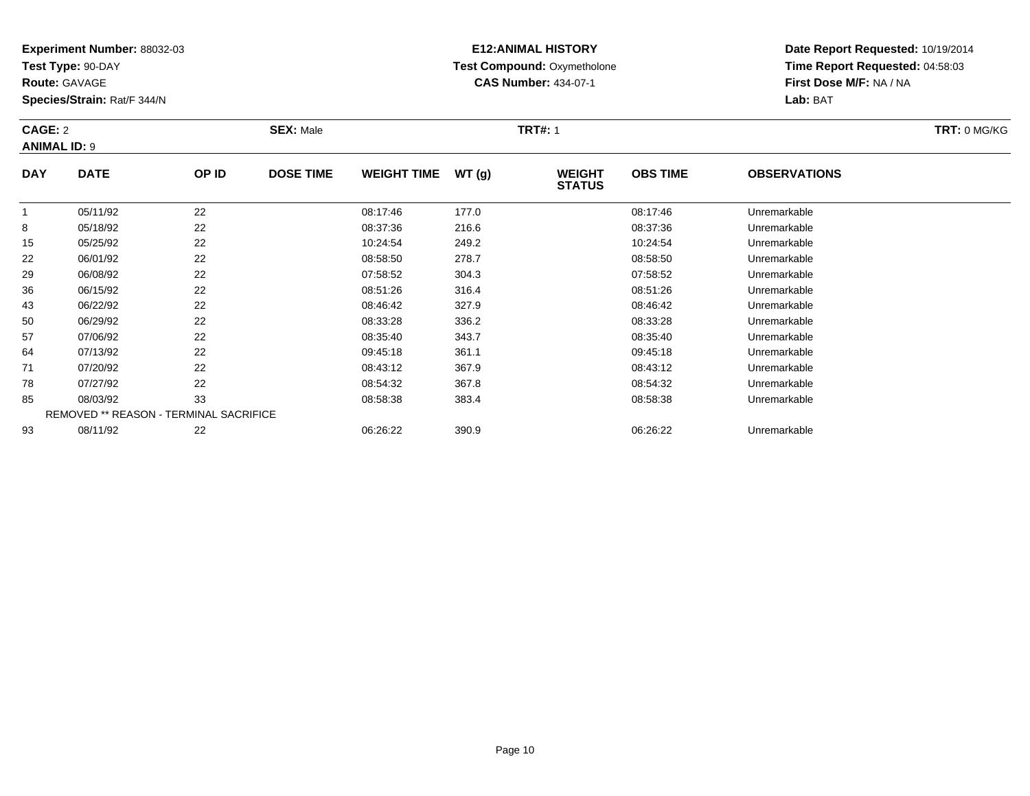**Experiment Number:** 88032-03
**Test Type:** 90-DAY
**Route:** GAVAGE
**Species/Strain:** Rat/F 344/N

**E12:ANIMAL HISTORY**
**Test Compound:** Oxymetholone
**CAS Number:** 434-07-1

**Date Report Requested:** 10/19/2014
**Time Report Requested:** 04:58:03
**First Dose M/F:** NA / NA
**Lab:** BAT

**CAGE:** 2 **SEX:** Male **TRT#:** 1 **TRT:** 0 MG/KG
**ANIMAL ID:** 9

| DAY | DATE | OP ID | DOSE TIME | WEIGHT TIME | WT (g) | WEIGHT STATUS | OBS TIME | OBSERVATIONS |
|---|---|---|---|---|---|---|---|---|
| 1 | 05/11/92 | 22 | | 08:17:46 | 177.0 | | 08:17:46 | Unremarkable |
| 8 | 05/18/92 | 22 | | 08:37:36 | 216.6 | | 08:37:36 | Unremarkable |
| 15 | 05/25/92 | 22 | | 10:24:54 | 249.2 | | 10:24:54 | Unremarkable |
| 22 | 06/01/92 | 22 | | 08:58:50 | 278.7 | | 08:58:50 | Unremarkable |
| 29 | 06/08/92 | 22 | | 07:58:52 | 304.3 | | 07:58:52 | Unremarkable |
| 36 | 06/15/92 | 22 | | 08:51:26 | 316.4 | | 08:51:26 | Unremarkable |
| 43 | 06/22/92 | 22 | | 08:46:42 | 327.9 | | 08:46:42 | Unremarkable |
| 50 | 06/29/92 | 22 | | 08:33:28 | 336.2 | | 08:33:28 | Unremarkable |
| 57 | 07/06/92 | 22 | | 08:35:40 | 343.7 | | 08:35:40 | Unremarkable |
| 64 | 07/13/92 | 22 | | 09:45:18 | 361.1 | | 09:45:18 | Unremarkable |
| 71 | 07/20/92 | 22 | | 08:43:12 | 367.9 | | 08:43:12 | Unremarkable |
| 78 | 07/27/92 | 22 | | 08:54:32 | 367.8 | | 08:54:32 | Unremarkable |
| 85 | 08/03/92 | 33 | | 08:58:38 | 383.4 | | 08:58:38 | Unremarkable |
| | REMOVED ** REASON - TERMINAL SACRIFICE | | | | | | | |
| 93 | 08/11/92 | 22 | | 06:26:22 | 390.9 | | 06:26:22 | Unremarkable |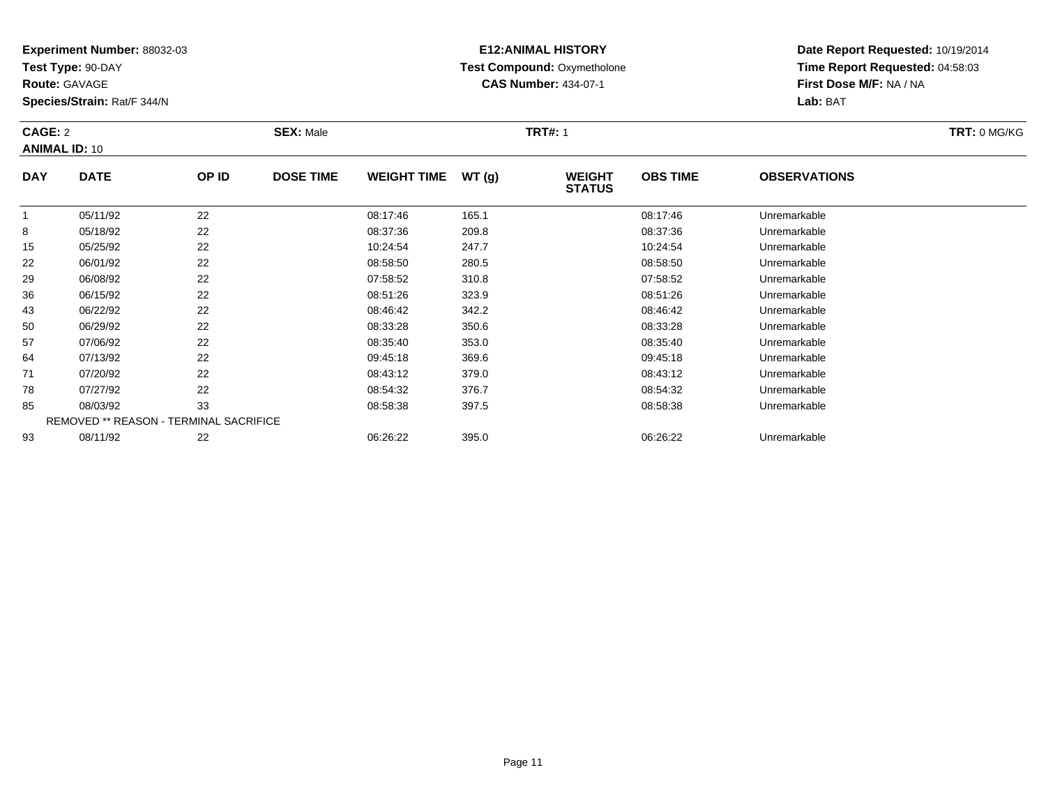**Experiment Number:** 88032-03
**Test Type:** 90-DAY
**Route:** GAVAGE
**Species/Strain:** Rat/F 344/N

**E12:ANIMAL HISTORY**
**Test Compound:** Oxymetholone
**CAS Number:** 434-07-1

**Date Report Requested:** 10/19/2014
**Time Report Requested:** 04:58:03
**First Dose M/F:** NA / NA
**Lab:** BAT

**CAGE:** 2 **SEX:** Male **TRT#:** 1 **TRT:** 0 MG/KG
**ANIMAL ID:** 10

| DAY | DATE | OP ID | DOSE TIME | WEIGHT TIME | WT (g) | WEIGHT STATUS | OBS TIME | OBSERVATIONS |
|---|---|---|---|---|---|---|---|---|
| 1 | 05/11/92 | 22 | | 08:17:46 | 165.1 | | 08:17:46 | Unremarkable |
| 8 | 05/18/92 | 22 | | 08:37:36 | 209.8 | | 08:37:36 | Unremarkable |
| 15 | 05/25/92 | 22 | | 10:24:54 | 247.7 | | 10:24:54 | Unremarkable |
| 22 | 06/01/92 | 22 | | 08:58:50 | 280.5 | | 08:58:50 | Unremarkable |
| 29 | 06/08/92 | 22 | | 07:58:52 | 310.8 | | 07:58:52 | Unremarkable |
| 36 | 06/15/92 | 22 | | 08:51:26 | 323.9 | | 08:51:26 | Unremarkable |
| 43 | 06/22/92 | 22 | | 08:46:42 | 342.2 | | 08:46:42 | Unremarkable |
| 50 | 06/29/92 | 22 | | 08:33:28 | 350.6 | | 08:33:28 | Unremarkable |
| 57 | 07/06/92 | 22 | | 08:35:40 | 353.0 | | 08:35:40 | Unremarkable |
| 64 | 07/13/92 | 22 | | 09:45:18 | 369.6 | | 09:45:18 | Unremarkable |
| 71 | 07/20/92 | 22 | | 08:43:12 | 379.0 | | 08:43:12 | Unremarkable |
| 78 | 07/27/92 | 22 | | 08:54:32 | 376.7 | | 08:54:32 | Unremarkable |
| 85 | 08/03/92 | 33 | | 08:58:38 | 397.5 | | 08:58:38 | Unremarkable |
| REMOVED ** REASON - TERMINAL SACRIFICE | | | | | | | | |
| 93 | 08/11/92 | 22 | | 06:26:22 | 395.0 | | 06:26:22 | Unremarkable |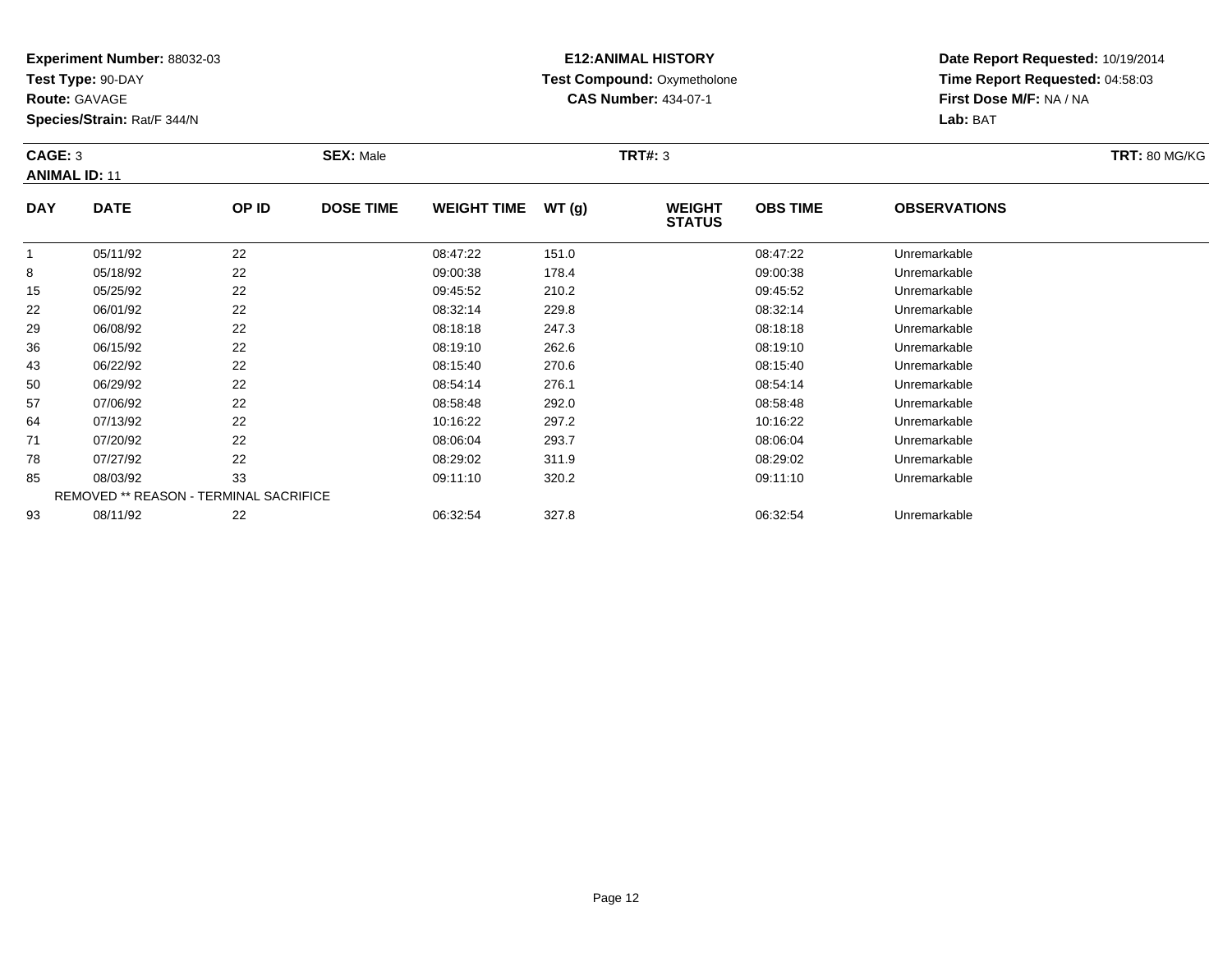**Experiment Number:** 88032-03
**Test Type:** 90-DAY
**Route:** GAVAGE
**Species/Strain:** Rat/F 344/N

**E12:ANIMAL HISTORY**
**Test Compound:** Oxymetholone
**CAS Number:** 434-07-1

**Date Report Requested:** 10/19/2014
**Time Report Requested:** 04:58:03
**First Dose M/F:** NA / NA
**Lab:** BAT

**CAGE:** 3 | **SEX:** Male | **TRT#:** 3 | **TRT:** 80 MG/KG

**ANIMAL ID:** 11

| DAY | DATE | OP ID | DOSE TIME | WEIGHT TIME | WT (g) | WEIGHT STATUS | OBS TIME | OBSERVATIONS |
|---|---|---|---|---|---|---|---|---|
| 1 | 05/11/92 | 22 | | 08:47:22 | 151.0 | | 08:47:22 | Unremarkable |
| 8 | 05/18/92 | 22 | | 09:00:38 | 178.4 | | 09:00:38 | Unremarkable |
| 15 | 05/25/92 | 22 | | 09:45:52 | 210.2 | | 09:45:52 | Unremarkable |
| 22 | 06/01/92 | 22 | | 08:32:14 | 229.8 | | 08:32:14 | Unremarkable |
| 29 | 06/08/92 | 22 | | 08:18:18 | 247.3 | | 08:18:18 | Unremarkable |
| 36 | 06/15/92 | 22 | | 08:19:10 | 262.6 | | 08:19:10 | Unremarkable |
| 43 | 06/22/92 | 22 | | 08:15:40 | 270.6 | | 08:15:40 | Unremarkable |
| 50 | 06/29/92 | 22 | | 08:54:14 | 276.1 | | 08:54:14 | Unremarkable |
| 57 | 07/06/92 | 22 | | 08:58:48 | 292.0 | | 08:58:48 | Unremarkable |
| 64 | 07/13/92 | 22 | | 10:16:22 | 297.2 | | 10:16:22 | Unremarkable |
| 71 | 07/20/92 | 22 | | 08:06:04 | 293.7 | | 08:06:04 | Unremarkable |
| 78 | 07/27/92 | 22 | | 08:29:02 | 311.9 | | 08:29:02 | Unremarkable |
| 85 | 08/03/92 | 33 | | 09:11:10 | 320.2 | | 09:11:10 | Unremarkable |
| REMOVED ** REASON - TERMINAL SACRIFICE | | | | | | | | |
| 93 | 08/11/92 | 22 | | 06:32:54 | 327.8 | | 06:32:54 | Unremarkable |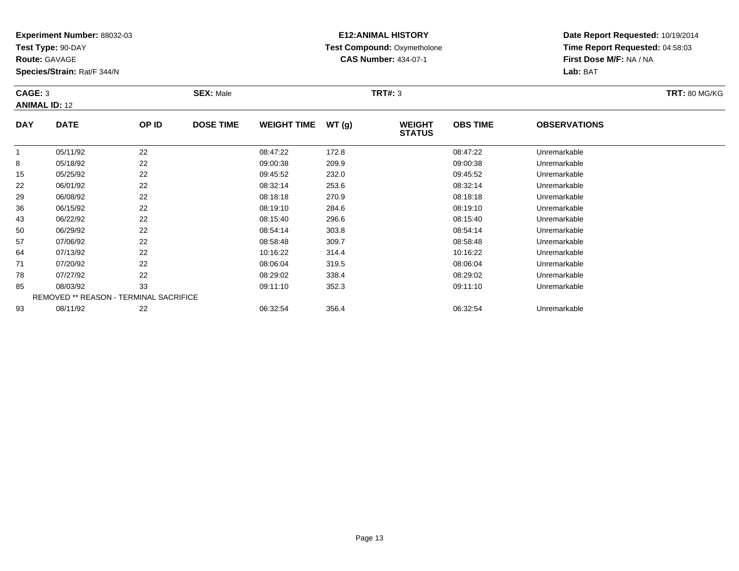**Experiment Number:** 88032-03
**Test Type:** 90-DAY
**Route:** GAVAGE
**Species/Strain:** Rat/F 344/N

**E12:ANIMAL HISTORY**
**Test Compound:** Oxymetholone
**CAS Number:** 434-07-1

**Date Report Requested:** 10/19/2014
**Time Report Requested:** 04:58:03
**First Dose M/F:** NA / NA
**Lab:** BAT

**CAGE:** 3 **SEX:** Male **TRT#:** 3 **TRT:** 80 MG/KG
**ANIMAL ID:** 12

| DAY | DATE | OP ID | DOSE TIME | WEIGHT TIME | WT (g) | WEIGHT STATUS | OBS TIME | OBSERVATIONS |
|---|---|---|---|---|---|---|---|---|
| 1 | 05/11/92 | 22 | | 08:47:22 | 172.8 | | 08:47:22 | Unremarkable |
| 8 | 05/18/92 | 22 | | 09:00:38 | 209.9 | | 09:00:38 | Unremarkable |
| 15 | 05/25/92 | 22 | | 09:45:52 | 232.0 | | 09:45:52 | Unremarkable |
| 22 | 06/01/92 | 22 | | 08:32:14 | 253.6 | | 08:32:14 | Unremarkable |
| 29 | 06/08/92 | 22 | | 08:18:18 | 270.9 | | 08:18:18 | Unremarkable |
| 36 | 06/15/92 | 22 | | 08:19:10 | 284.6 | | 08:19:10 | Unremarkable |
| 43 | 06/22/92 | 22 | | 08:15:40 | 296.6 | | 08:15:40 | Unremarkable |
| 50 | 06/29/92 | 22 | | 08:54:14 | 303.8 | | 08:54:14 | Unremarkable |
| 57 | 07/06/92 | 22 | | 08:58:48 | 309.7 | | 08:58:48 | Unremarkable |
| 64 | 07/13/92 | 22 | | 10:16:22 | 314.4 | | 10:16:22 | Unremarkable |
| 71 | 07/20/92 | 22 | | 08:06:04 | 319.5 | | 08:06:04 | Unremarkable |
| 78 | 07/27/92 | 22 | | 08:29:02 | 338.4 | | 08:29:02 | Unremarkable |
| 85 | 08/03/92 | 33 | | 09:11:10 | 352.3 | | 09:11:10 | Unremarkable |
| REMOVED ** REASON - TERMINAL SACRIFICE | | | | | | | | |
| 93 | 08/11/92 | 22 | | 06:32:54 | 356.4 | | 06:32:54 | Unremarkable |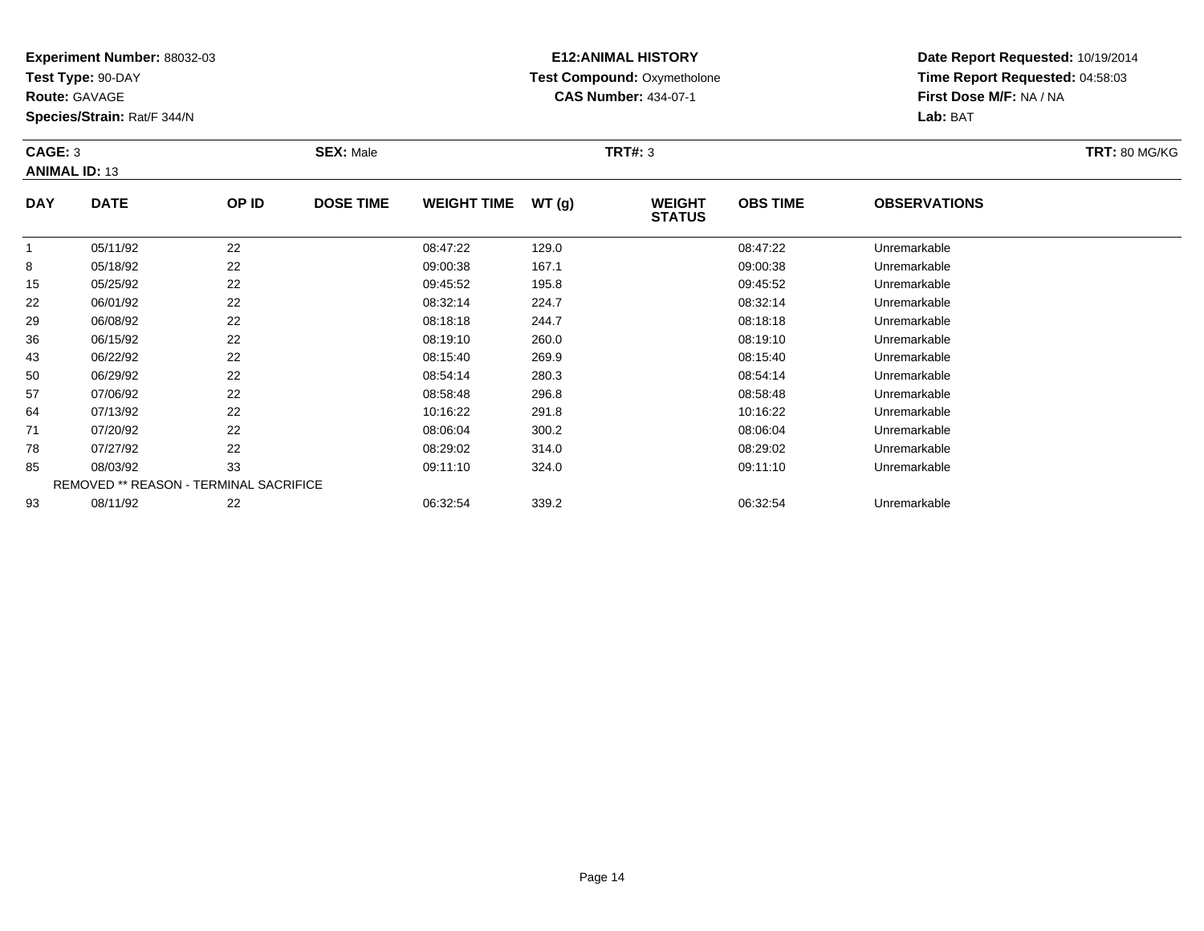**Experiment Number:** 88032-03
**Test Type:** 90-DAY
**Route:** GAVAGE
**Species/Strain:** Rat/F 344/N

**E12:ANIMAL HISTORY**
**Test Compound:** Oxymetholone
**CAS Number:** 434-07-1

**Date Report Requested:** 10/19/2014
**Time Report Requested:** 04:58:03
**First Dose M/F:** NA / NA
**Lab:** BAT

**CAGE:** 3　**SEX:** Male　**TRT#:** 3　**TRT:** 80 MG/KG
**ANIMAL ID:** 13

| DAY | DATE | OP ID | DOSE TIME | WEIGHT TIME | WT (g) | WEIGHT STATUS | OBS TIME | OBSERVATIONS |
|---|---|---|---|---|---|---|---|---|
| 1 | 05/11/92 | 22 | | 08:47:22 | 129.0 | | 08:47:22 | Unremarkable |
| 8 | 05/18/92 | 22 | | 09:00:38 | 167.1 | | 09:00:38 | Unremarkable |
| 15 | 05/25/92 | 22 | | 09:45:52 | 195.8 | | 09:45:52 | Unremarkable |
| 22 | 06/01/92 | 22 | | 08:32:14 | 224.7 | | 08:32:14 | Unremarkable |
| 29 | 06/08/92 | 22 | | 08:18:18 | 244.7 | | 08:18:18 | Unremarkable |
| 36 | 06/15/92 | 22 | | 08:19:10 | 260.0 | | 08:19:10 | Unremarkable |
| 43 | 06/22/92 | 22 | | 08:15:40 | 269.9 | | 08:15:40 | Unremarkable |
| 50 | 06/29/92 | 22 | | 08:54:14 | 280.3 | | 08:54:14 | Unremarkable |
| 57 | 07/06/92 | 22 | | 08:58:48 | 296.8 | | 08:58:48 | Unremarkable |
| 64 | 07/13/92 | 22 | | 10:16:22 | 291.8 | | 10:16:22 | Unremarkable |
| 71 | 07/20/92 | 22 | | 08:06:04 | 300.2 | | 08:06:04 | Unremarkable |
| 78 | 07/27/92 | 22 | | 08:29:02 | 314.0 | | 08:29:02 | Unremarkable |
| 85 | 08/03/92 | 33 | | 09:11:10 | 324.0 | | 09:11:10 | Unremarkable |
| REMOVED ** REASON - TERMINAL SACRIFICE | | | | | | | | |
| 93 | 08/11/92 | 22 | | 06:32:54 | 339.2 | | 06:32:54 | Unremarkable |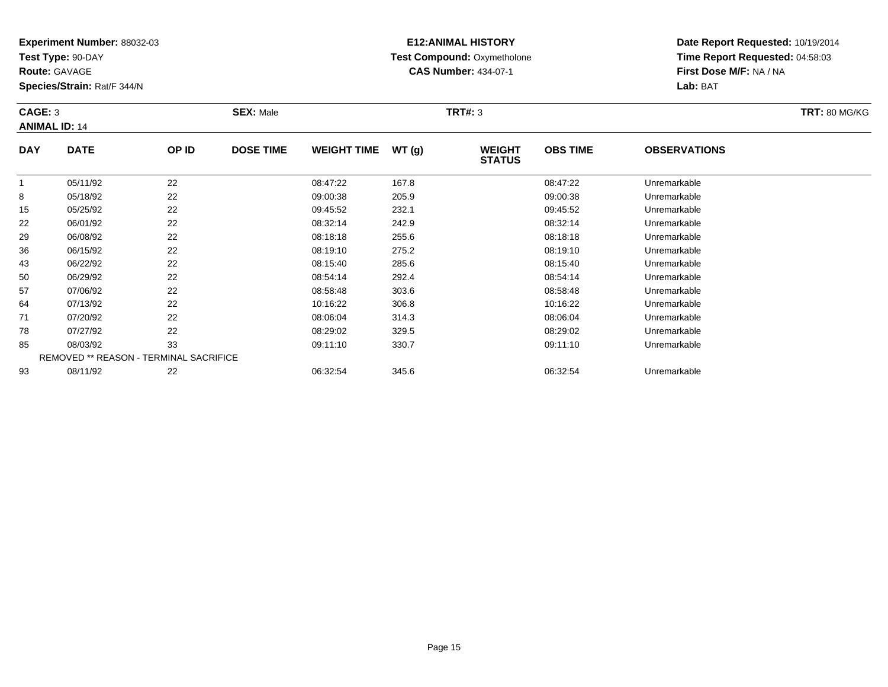**Experiment Number:** 88032-03
**Test Type:** 90-DAY
**Route:** GAVAGE
**Species/Strain:** Rat/F 344/N

**E12:ANIMAL HISTORY**
**Test Compound:** Oxymetholone
**CAS Number:** 434-07-1

**Date Report Requested:** 10/19/2014
**Time Report Requested:** 04:58:03
**First Dose M/F:** NA / NA
**Lab:** BAT

**CAGE:** 3 **SEX:** Male **TRT#:** 3 **TRT:** 80 MG/KG
**ANIMAL ID:** 14

| DAY | DATE | OP ID | DOSE TIME | WEIGHT TIME | WT (g) | WEIGHT STATUS | OBS TIME | OBSERVATIONS |
|---|---|---|---|---|---|---|---|---|
| 1 | 05/11/92 | 22 | | 08:47:22 | 167.8 | | 08:47:22 | Unremarkable |
| 8 | 05/18/92 | 22 | | 09:00:38 | 205.9 | | 09:00:38 | Unremarkable |
| 15 | 05/25/92 | 22 | | 09:45:52 | 232.1 | | 09:45:52 | Unremarkable |
| 22 | 06/01/92 | 22 | | 08:32:14 | 242.9 | | 08:32:14 | Unremarkable |
| 29 | 06/08/92 | 22 | | 08:18:18 | 255.6 | | 08:18:18 | Unremarkable |
| 36 | 06/15/92 | 22 | | 08:19:10 | 275.2 | | 08:19:10 | Unremarkable |
| 43 | 06/22/92 | 22 | | 08:15:40 | 285.6 | | 08:15:40 | Unremarkable |
| 50 | 06/29/92 | 22 | | 08:54:14 | 292.4 | | 08:54:14 | Unremarkable |
| 57 | 07/06/92 | 22 | | 08:58:48 | 303.6 | | 08:58:48 | Unremarkable |
| 64 | 07/13/92 | 22 | | 10:16:22 | 306.8 | | 10:16:22 | Unremarkable |
| 71 | 07/20/92 | 22 | | 08:06:04 | 314.3 | | 08:06:04 | Unremarkable |
| 78 | 07/27/92 | 22 | | 08:29:02 | 329.5 | | 08:29:02 | Unremarkable |
| 85 | 08/03/92 | 33 | | 09:11:10 | 330.7 | | 09:11:10 | Unremarkable |
| REMOVED ** REASON - TERMINAL SACRIFICE | | | | | | | | |
| 93 | 08/11/92 | 22 | | 06:32:54 | 345.6 | | 06:32:54 | Unremarkable |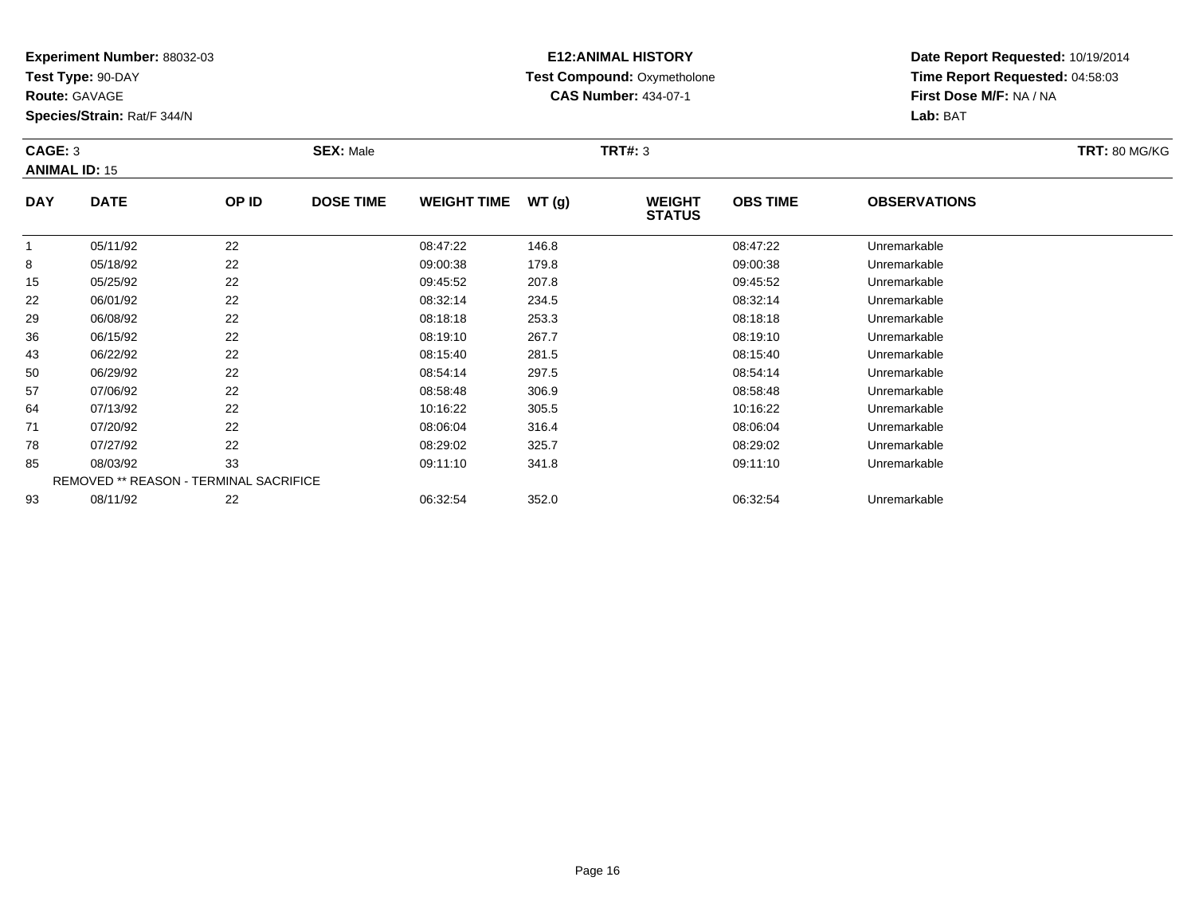**Experiment Number:** 88032-03
**Test Type:** 90-DAY
**Route:** GAVAGE
**Species/Strain:** Rat/F 344/N

**E12:ANIMAL HISTORY**
**Test Compound:** Oxymetholone
**CAS Number:** 434-07-1

**Date Report Requested:** 10/19/2014
**Time Report Requested:** 04:58:03
**First Dose M/F:** NA / NA
**Lab:** BAT

**CAGE:** 3 **SEX:** Male **TRT#:** 3 **TRT:** 80 MG/KG
**ANIMAL ID:** 15

| DAY | DATE | OP ID | DOSE TIME | WEIGHT TIME | WT (g) | WEIGHT STATUS | OBS TIME | OBSERVATIONS |
|---|---|---|---|---|---|---|---|---|
| 1 | 05/11/92 | 22 | | 08:47:22 | 146.8 | | 08:47:22 | Unremarkable |
| 8 | 05/18/92 | 22 | | 09:00:38 | 179.8 | | 09:00:38 | Unremarkable |
| 15 | 05/25/92 | 22 | | 09:45:52 | 207.8 | | 09:45:52 | Unremarkable |
| 22 | 06/01/92 | 22 | | 08:32:14 | 234.5 | | 08:32:14 | Unremarkable |
| 29 | 06/08/92 | 22 | | 08:18:18 | 253.3 | | 08:18:18 | Unremarkable |
| 36 | 06/15/92 | 22 | | 08:19:10 | 267.7 | | 08:19:10 | Unremarkable |
| 43 | 06/22/92 | 22 | | 08:15:40 | 281.5 | | 08:15:40 | Unremarkable |
| 50 | 06/29/92 | 22 | | 08:54:14 | 297.5 | | 08:54:14 | Unremarkable |
| 57 | 07/06/92 | 22 | | 08:58:48 | 306.9 | | 08:58:48 | Unremarkable |
| 64 | 07/13/92 | 22 | | 10:16:22 | 305.5 | | 10:16:22 | Unremarkable |
| 71 | 07/20/92 | 22 | | 08:06:04 | 316.4 | | 08:06:04 | Unremarkable |
| 78 | 07/27/92 | 22 | | 08:29:02 | 325.7 | | 08:29:02 | Unremarkable |
| 85 | 08/03/92 | 33 | | 09:11:10 | 341.8 | | 09:11:10 | Unremarkable |
| REMOVED ** REASON - TERMINAL SACRIFICE | | | | | | | | |
| 93 | 08/11/92 | 22 | | 06:32:54 | 352.0 | | 06:32:54 | Unremarkable |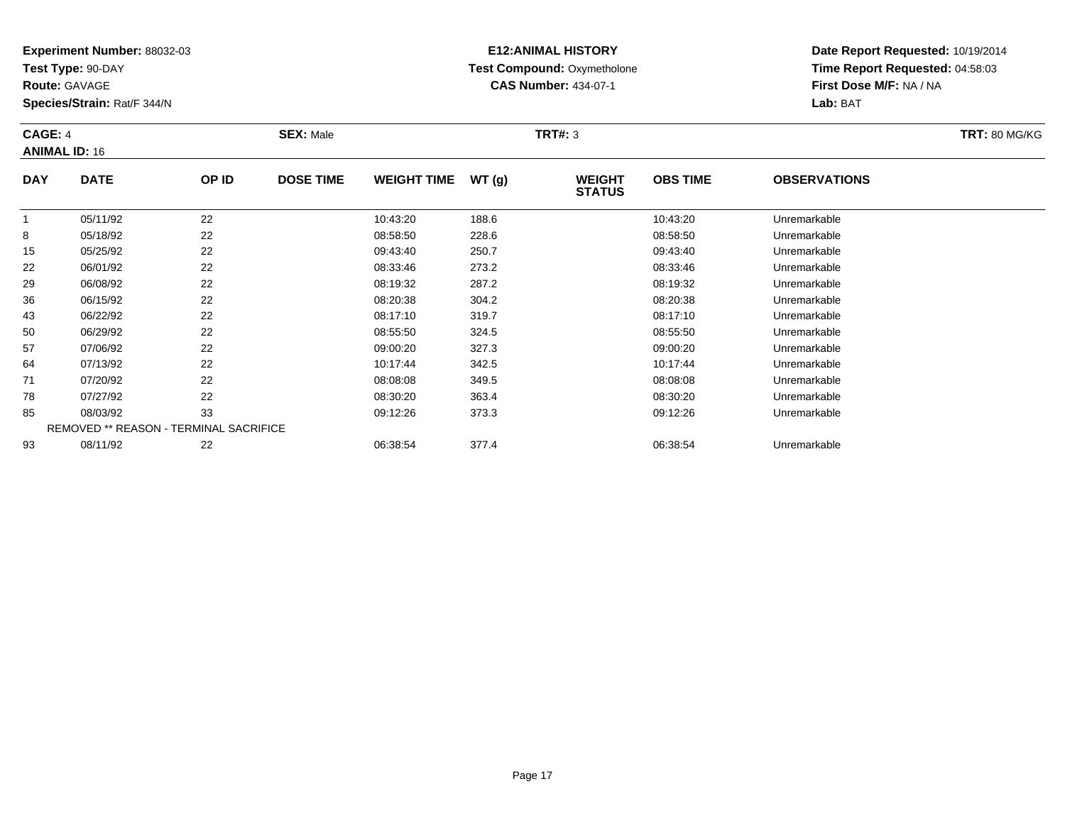**Experiment Number:** 88032-03
**Test Type:** 90-DAY
**Route:** GAVAGE
**Species/Strain:** Rat/F 344/N

**E12:ANIMAL HISTORY**
**Test Compound:** Oxymetholone
**CAS Number:** 434-07-1

**Date Report Requested:** 10/19/2014
**Time Report Requested:** 04:58:03
**First Dose M/F:** NA / NA
**Lab:** BAT

**CAGE:** 4 | **SEX:** Male | **TRT#:** 3 | **TRT:** 80 MG/KG

**ANIMAL ID:** 16

| DAY | DATE | OP ID | DOSE TIME | WEIGHT TIME | WT (g) | WEIGHT STATUS | OBS TIME | OBSERVATIONS |
|---|---|---|---|---|---|---|---|---|
| 1 | 05/11/92 | 22 | | 10:43:20 | 188.6 | | 10:43:20 | Unremarkable |
| 8 | 05/18/92 | 22 | | 08:58:50 | 228.6 | | 08:58:50 | Unremarkable |
| 15 | 05/25/92 | 22 | | 09:43:40 | 250.7 | | 09:43:40 | Unremarkable |
| 22 | 06/01/92 | 22 | | 08:33:46 | 273.2 | | 08:33:46 | Unremarkable |
| 29 | 06/08/92 | 22 | | 08:19:32 | 287.2 | | 08:19:32 | Unremarkable |
| 36 | 06/15/92 | 22 | | 08:20:38 | 304.2 | | 08:20:38 | Unremarkable |
| 43 | 06/22/92 | 22 | | 08:17:10 | 319.7 | | 08:17:10 | Unremarkable |
| 50 | 06/29/92 | 22 | | 08:55:50 | 324.5 | | 08:55:50 | Unremarkable |
| 57 | 07/06/92 | 22 | | 09:00:20 | 327.3 | | 09:00:20 | Unremarkable |
| 64 | 07/13/92 | 22 | | 10:17:44 | 342.5 | | 10:17:44 | Unremarkable |
| 71 | 07/20/92 | 22 | | 08:08:08 | 349.5 | | 08:08:08 | Unremarkable |
| 78 | 07/27/92 | 22 | | 08:30:20 | 363.4 | | 08:30:20 | Unremarkable |
| 85 | 08/03/92 | 33 | | 09:12:26 | 373.3 | | 09:12:26 | Unremarkable |
| REMOVED ** REASON - TERMINAL SACRIFICE | | | | | | | | |
| 93 | 08/11/92 | 22 | | 06:38:54 | 377.4 | | 06:38:54 | Unremarkable |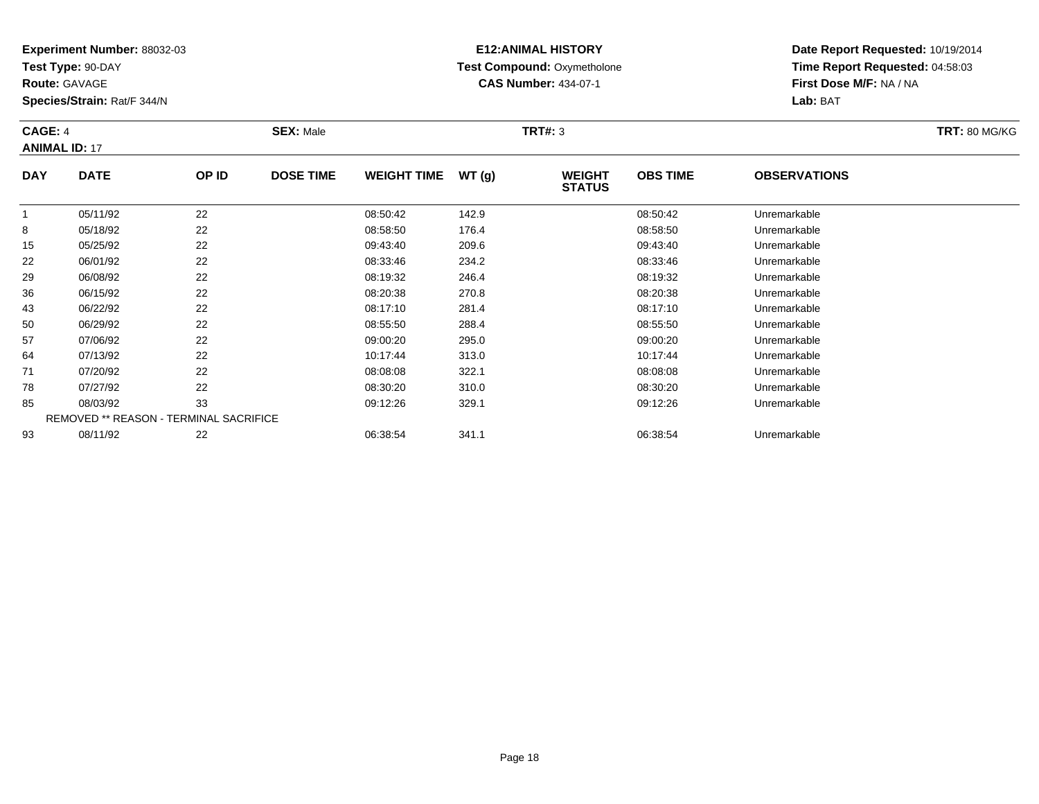**Experiment Number:** 88032-03
**Test Type:** 90-DAY
**Route:** GAVAGE
**Species/Strain:** Rat/F 344/N

**E12:ANIMAL HISTORY**
**Test Compound:** Oxymetholone
**CAS Number:** 434-07-1

**Date Report Requested:** 10/19/2014
**Time Report Requested:** 04:58:03
**First Dose M/F:** NA / NA
**Lab:** BAT

**CAGE:** 4
**ANIMAL ID:** 17

**SEX:** Male

**TRT#:** 3

**TRT:** 80 MG/KG

| DAY | DATE | OP ID | DOSE TIME | WEIGHT TIME | WT (g) | WEIGHT STATUS | OBS TIME | OBSERVATIONS |
|---|---|---|---|---|---|---|---|---|
| 1 | 05/11/92 | 22 | | 08:50:42 | 142.9 | | 08:50:42 | Unremarkable |
| 8 | 05/18/92 | 22 | | 08:58:50 | 176.4 | | 08:58:50 | Unremarkable |
| 15 | 05/25/92 | 22 | | 09:43:40 | 209.6 | | 09:43:40 | Unremarkable |
| 22 | 06/01/92 | 22 | | 08:33:46 | 234.2 | | 08:33:46 | Unremarkable |
| 29 | 06/08/92 | 22 | | 08:19:32 | 246.4 | | 08:19:32 | Unremarkable |
| 36 | 06/15/92 | 22 | | 08:20:38 | 270.8 | | 08:20:38 | Unremarkable |
| 43 | 06/22/92 | 22 | | 08:17:10 | 281.4 | | 08:17:10 | Unremarkable |
| 50 | 06/29/92 | 22 | | 08:55:50 | 288.4 | | 08:55:50 | Unremarkable |
| 57 | 07/06/92 | 22 | | 09:00:20 | 295.0 | | 09:00:20 | Unremarkable |
| 64 | 07/13/92 | 22 | | 10:17:44 | 313.0 | | 10:17:44 | Unremarkable |
| 71 | 07/20/92 | 22 | | 08:08:08 | 322.1 | | 08:08:08 | Unremarkable |
| 78 | 07/27/92 | 22 | | 08:30:20 | 310.0 | | 08:30:20 | Unremarkable |
| 85 | 08/03/92 | 33 | | 09:12:26 | 329.1 | | 09:12:26 | Unremarkable |
| | REMOVED ** REASON - TERMINAL SACRIFICE | | | | | | | |
| 93 | 08/11/92 | 22 | | 06:38:54 | 341.1 | | 06:38:54 | Unremarkable |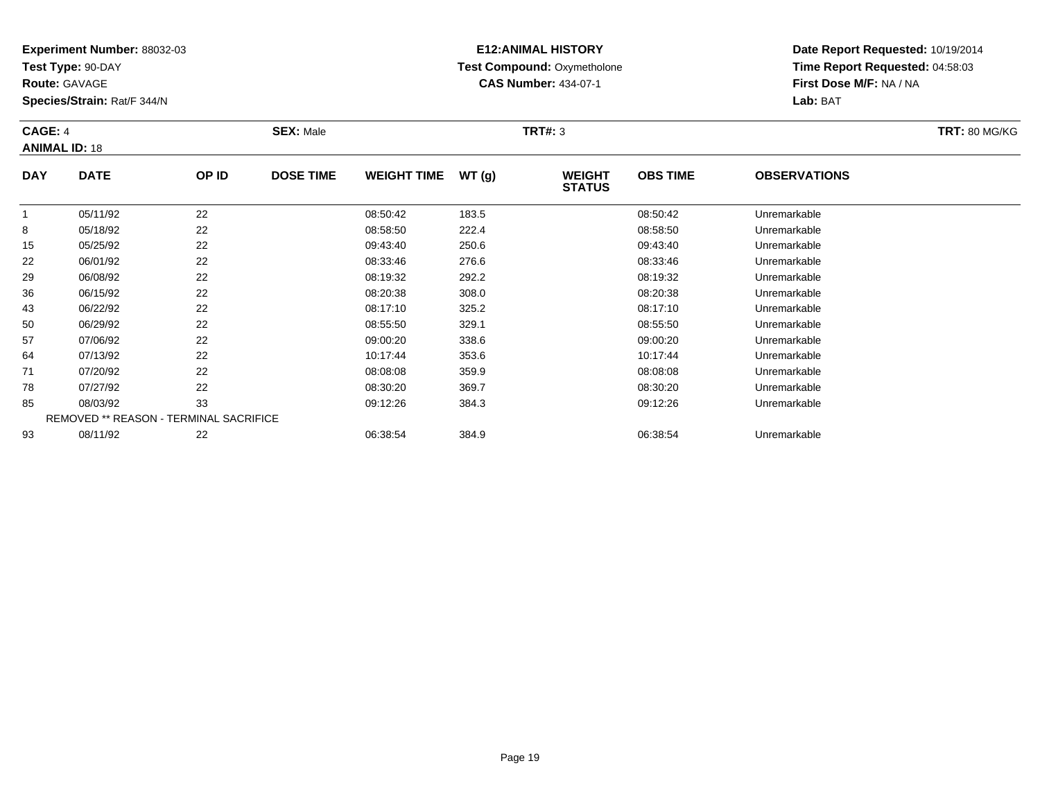**Experiment Number:** 88032-03
**Test Type:** 90-DAY
**Route:** GAVAGE
**Species/Strain:** Rat/F 344/N

**E12:ANIMAL HISTORY**
**Test Compound:** Oxymetholone
**CAS Number:** 434-07-1

**Date Report Requested:** 10/19/2014
**Time Report Requested:** 04:58:03
**First Dose M/F:** NA / NA
**Lab:** BAT

**CAGE:** 4 **SEX:** Male **TRT#:** 3 **TRT:** 80 MG/KG
**ANIMAL ID:** 18

| DAY | DATE | OP ID | DOSE TIME | WEIGHT TIME | WT (g) | WEIGHT STATUS | OBS TIME | OBSERVATIONS |
|---|---|---|---|---|---|---|---|---|
| 1 | 05/11/92 | 22 | | 08:50:42 | 183.5 | | 08:50:42 | Unremarkable |
| 8 | 05/18/92 | 22 | | 08:58:50 | 222.4 | | 08:58:50 | Unremarkable |
| 15 | 05/25/92 | 22 | | 09:43:40 | 250.6 | | 09:43:40 | Unremarkable |
| 22 | 06/01/92 | 22 | | 08:33:46 | 276.6 | | 08:33:46 | Unremarkable |
| 29 | 06/08/92 | 22 | | 08:19:32 | 292.2 | | 08:19:32 | Unremarkable |
| 36 | 06/15/92 | 22 | | 08:20:38 | 308.0 | | 08:20:38 | Unremarkable |
| 43 | 06/22/92 | 22 | | 08:17:10 | 325.2 | | 08:17:10 | Unremarkable |
| 50 | 06/29/92 | 22 | | 08:55:50 | 329.1 | | 08:55:50 | Unremarkable |
| 57 | 07/06/92 | 22 | | 09:00:20 | 338.6 | | 09:00:20 | Unremarkable |
| 64 | 07/13/92 | 22 | | 10:17:44 | 353.6 | | 10:17:44 | Unremarkable |
| 71 | 07/20/92 | 22 | | 08:08:08 | 359.9 | | 08:08:08 | Unremarkable |
| 78 | 07/27/92 | 22 | | 08:30:20 | 369.7 | | 08:30:20 | Unremarkable |
| 85 | 08/03/92 | 33 | | 09:12:26 | 384.3 | | 09:12:26 | Unremarkable |
| REMOVED ** REASON - TERMINAL SACRIFICE | | | | | | | | |
| 93 | 08/11/92 | 22 | | 06:38:54 | 384.9 | | 06:38:54 | Unremarkable |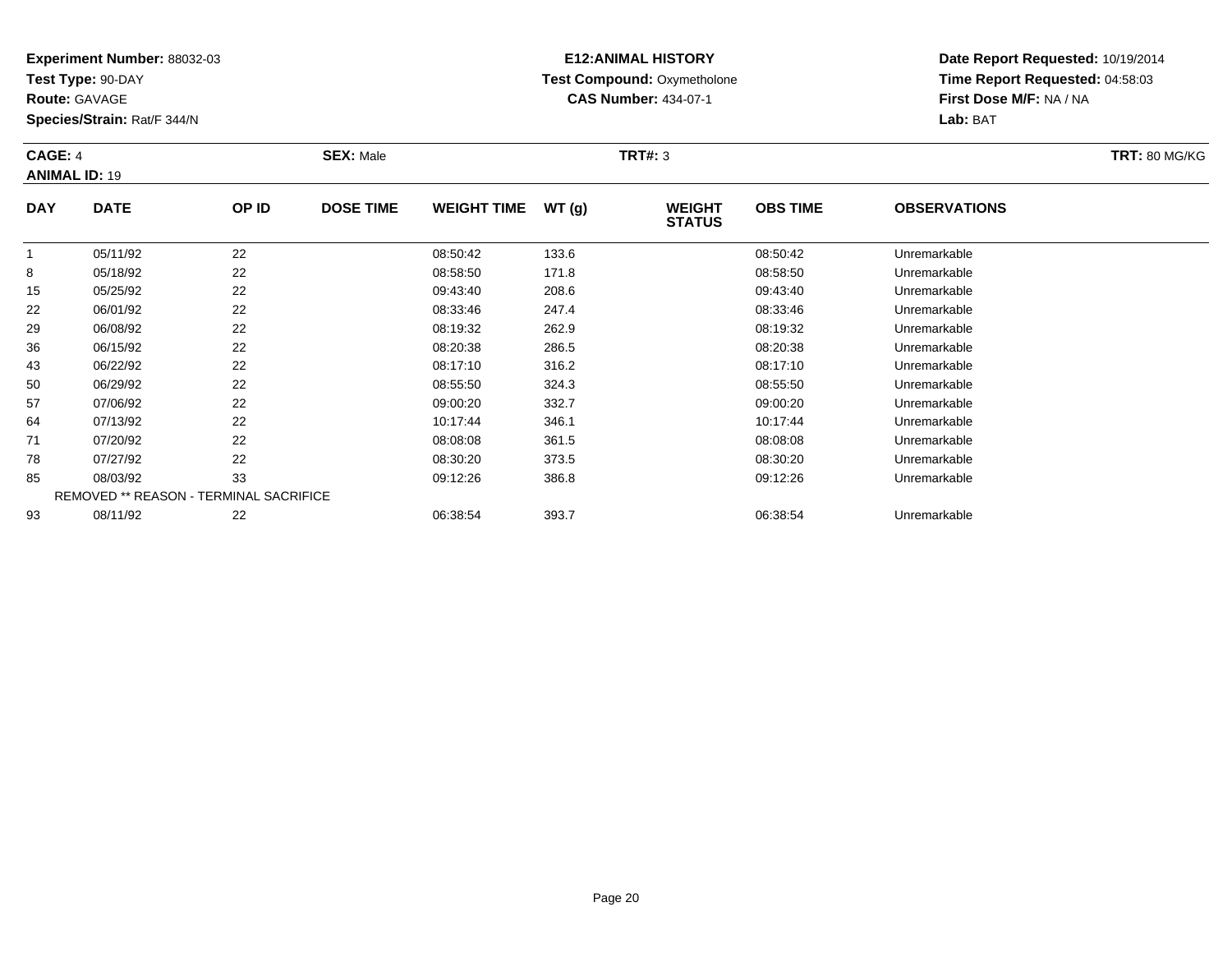**Experiment Number:** 88032-03
**Test Type:** 90-DAY
**Route:** GAVAGE
**Species/Strain:** Rat/F 344/N

**E12:ANIMAL HISTORY**
**Test Compound:** Oxymetholone
**CAS Number:** 434-07-1

**Date Report Requested:** 10/19/2014
**Time Report Requested:** 04:58:03
**First Dose M/F:** NA / NA
**Lab:** BAT

**CAGE:** 4 **SEX:** Male **TRT#:** 3 **TRT:** 80 MG/KG
**ANIMAL ID:** 19

| DAY | DATE | OP ID | DOSE TIME | WEIGHT TIME | WT (g) | WEIGHT STATUS | OBS TIME | OBSERVATIONS |
|---|---|---|---|---|---|---|---|---|
| 1 | 05/11/92 | 22 | | 08:50:42 | 133.6 | | 08:50:42 | Unremarkable |
| 8 | 05/18/92 | 22 | | 08:58:50 | 171.8 | | 08:58:50 | Unremarkable |
| 15 | 05/25/92 | 22 | | 09:43:40 | 208.6 | | 09:43:40 | Unremarkable |
| 22 | 06/01/92 | 22 | | 08:33:46 | 247.4 | | 08:33:46 | Unremarkable |
| 29 | 06/08/92 | 22 | | 08:19:32 | 262.9 | | 08:19:32 | Unremarkable |
| 36 | 06/15/92 | 22 | | 08:20:38 | 286.5 | | 08:20:38 | Unremarkable |
| 43 | 06/22/92 | 22 | | 08:17:10 | 316.2 | | 08:17:10 | Unremarkable |
| 50 | 06/29/92 | 22 | | 08:55:50 | 324.3 | | 08:55:50 | Unremarkable |
| 57 | 07/06/92 | 22 | | 09:00:20 | 332.7 | | 09:00:20 | Unremarkable |
| 64 | 07/13/92 | 22 | | 10:17:44 | 346.1 | | 10:17:44 | Unremarkable |
| 71 | 07/20/92 | 22 | | 08:08:08 | 361.5 | | 08:08:08 | Unremarkable |
| 78 | 07/27/92 | 22 | | 08:30:20 | 373.5 | | 08:30:20 | Unremarkable |
| 85 | 08/03/92 | 33 | | 09:12:26 | 386.8 | | 09:12:26 | Unremarkable |
| REMOVED ** REASON - TERMINAL SACRIFICE | | | | | | | | |
| 93 | 08/11/92 | 22 | | 06:38:54 | 393.7 | | 06:38:54 | Unremarkable |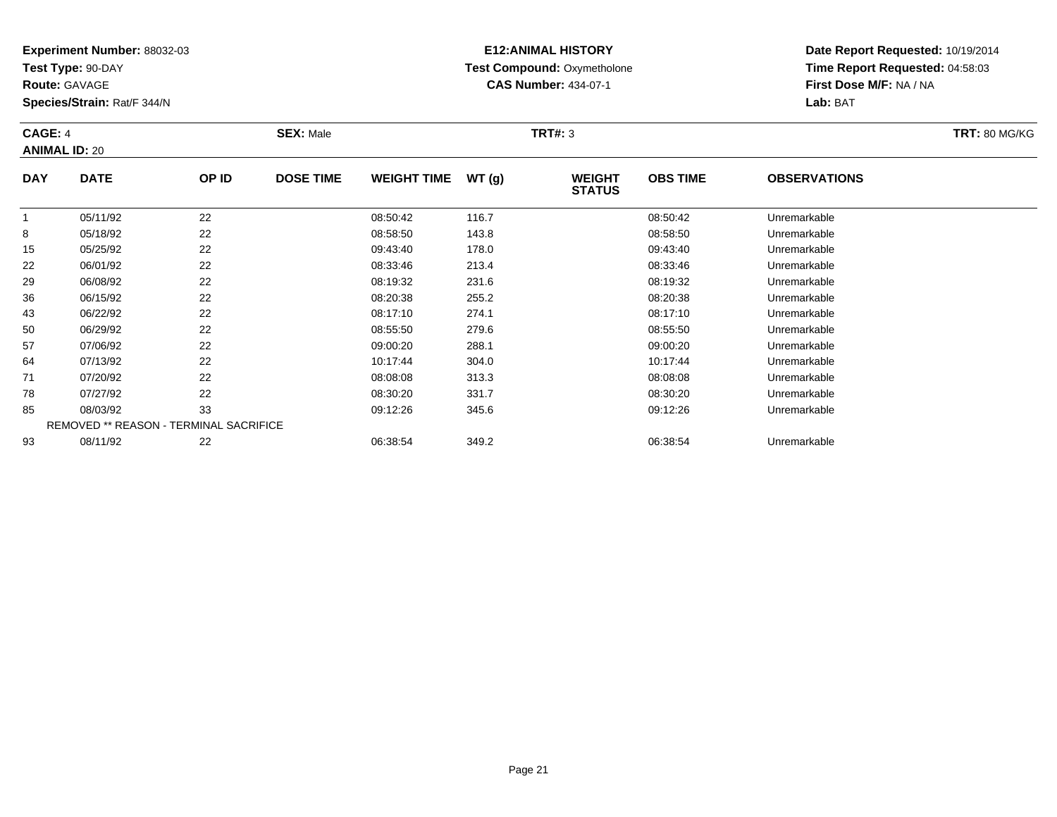**Experiment Number:** 88032-03
**Test Type:** 90-DAY
**Route:** GAVAGE
**Species/Strain:** Rat/F 344/N

**E12:ANIMAL HISTORY**
**Test Compound:** Oxymetholone
**CAS Number:** 434-07-1

**Date Report Requested:** 10/19/2014
**Time Report Requested:** 04:58:03
**First Dose M/F:** NA / NA
**Lab:** BAT

**CAGE:** 4 **SEX:** Male **TRT#:** 3 **TRT:** 80 MG/KG
**ANIMAL ID:** 20

| DAY | DATE | OP ID | DOSE TIME | WEIGHT TIME | WT (g) | WEIGHT STATUS | OBS TIME | OBSERVATIONS |
|---|---|---|---|---|---|---|---|---|
| 1 | 05/11/92 | 22 | | 08:50:42 | 116.7 | | 08:50:42 | Unremarkable |
| 8 | 05/18/92 | 22 | | 08:58:50 | 143.8 | | 08:58:50 | Unremarkable |
| 15 | 05/25/92 | 22 | | 09:43:40 | 178.0 | | 09:43:40 | Unremarkable |
| 22 | 06/01/92 | 22 | | 08:33:46 | 213.4 | | 08:33:46 | Unremarkable |
| 29 | 06/08/92 | 22 | | 08:19:32 | 231.6 | | 08:19:32 | Unremarkable |
| 36 | 06/15/92 | 22 | | 08:20:38 | 255.2 | | 08:20:38 | Unremarkable |
| 43 | 06/22/92 | 22 | | 08:17:10 | 274.1 | | 08:17:10 | Unremarkable |
| 50 | 06/29/92 | 22 | | 08:55:50 | 279.6 | | 08:55:50 | Unremarkable |
| 57 | 07/06/92 | 22 | | 09:00:20 | 288.1 | | 09:00:20 | Unremarkable |
| 64 | 07/13/92 | 22 | | 10:17:44 | 304.0 | | 10:17:44 | Unremarkable |
| 71 | 07/20/92 | 22 | | 08:08:08 | 313.3 | | 08:08:08 | Unremarkable |
| 78 | 07/27/92 | 22 | | 08:30:20 | 331.7 | | 08:30:20 | Unremarkable |
| 85 | 08/03/92 | 33 | | 09:12:26 | 345.6 | | 09:12:26 | Unremarkable |
| REMOVED ** REASON - TERMINAL SACRIFICE | | | | | | | | |
| 93 | 08/11/92 | 22 | | 06:38:54 | 349.2 | | 06:38:54 | Unremarkable |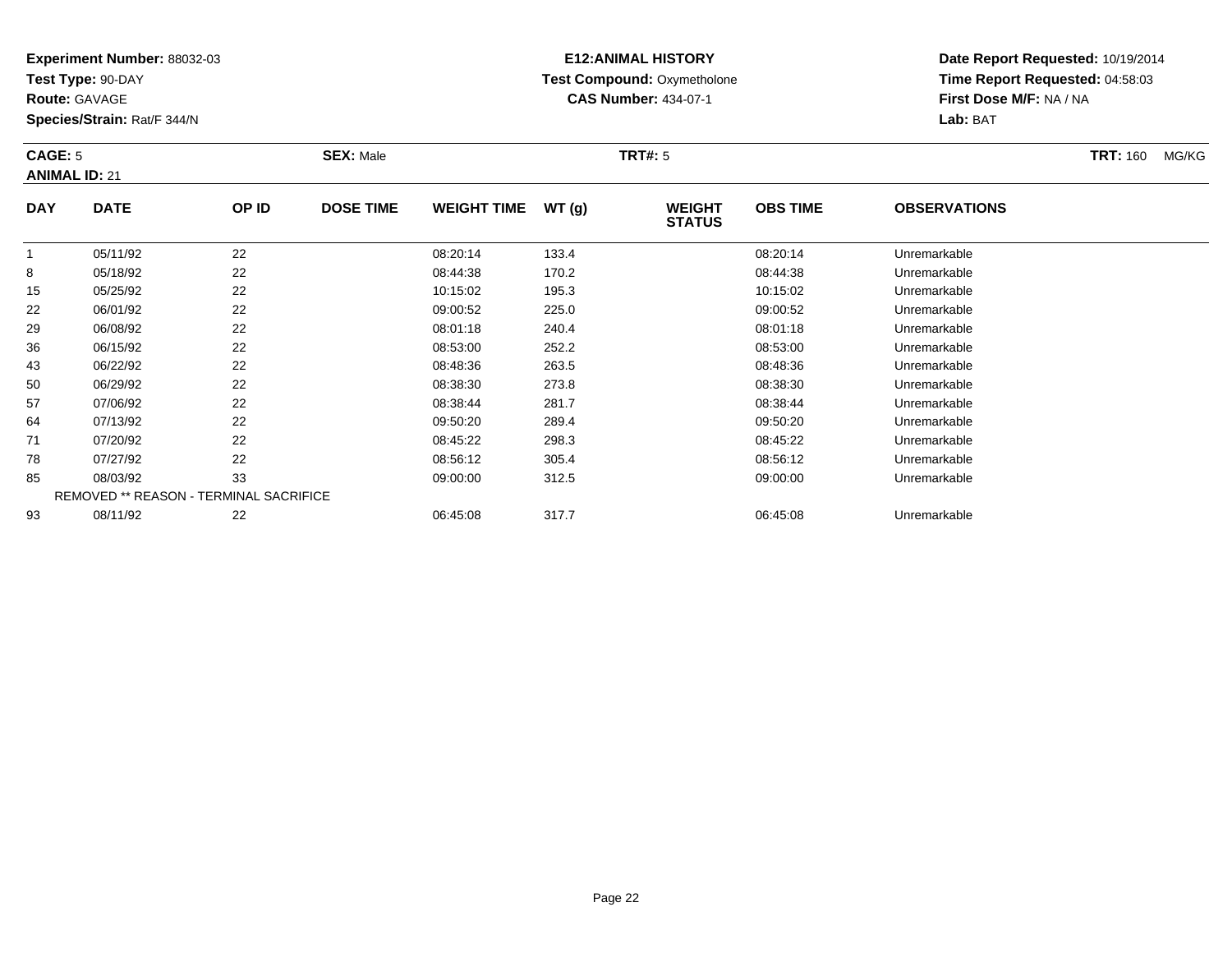**Experiment Number:** 88032-03
**Test Type:** 90-DAY
**Route:** GAVAGE
**Species/Strain:** Rat/F 344/N

**E12:ANIMAL HISTORY**
**Test Compound:** Oxymetholone
**CAS Number:** 434-07-1

**Date Report Requested:** 10/19/2014
**Time Report Requested:** 04:58:03
**First Dose M/F:** NA / NA
**Lab:** BAT

**CAGE:** 5 **SEX:** Male **TRT#:** 5 **TRT:** 160 MG/KG
**ANIMAL ID:** 21

| DAY | DATE | OP ID | DOSE TIME | WEIGHT TIME | WT (g) | WEIGHT STATUS | OBS TIME | OBSERVATIONS |
|---|---|---|---|---|---|---|---|---|
| 1 | 05/11/92 | 22 | | 08:20:14 | 133.4 | | 08:20:14 | Unremarkable |
| 8 | 05/18/92 | 22 | | 08:44:38 | 170.2 | | 08:44:38 | Unremarkable |
| 15 | 05/25/92 | 22 | | 10:15:02 | 195.3 | | 10:15:02 | Unremarkable |
| 22 | 06/01/92 | 22 | | 09:00:52 | 225.0 | | 09:00:52 | Unremarkable |
| 29 | 06/08/92 | 22 | | 08:01:18 | 240.4 | | 08:01:18 | Unremarkable |
| 36 | 06/15/92 | 22 | | 08:53:00 | 252.2 | | 08:53:00 | Unremarkable |
| 43 | 06/22/92 | 22 | | 08:48:36 | 263.5 | | 08:48:36 | Unremarkable |
| 50 | 06/29/92 | 22 | | 08:38:30 | 273.8 | | 08:38:30 | Unremarkable |
| 57 | 07/06/92 | 22 | | 08:38:44 | 281.7 | | 08:38:44 | Unremarkable |
| 64 | 07/13/92 | 22 | | 09:50:20 | 289.4 | | 09:50:20 | Unremarkable |
| 71 | 07/20/92 | 22 | | 08:45:22 | 298.3 | | 08:45:22 | Unremarkable |
| 78 | 07/27/92 | 22 | | 08:56:12 | 305.4 | | 08:56:12 | Unremarkable |
| 85 | 08/03/92 | 33 | | 09:00:00 | 312.5 | | 09:00:00 | Unremarkable |
| REMOVED ** REASON - TERMINAL SACRIFICE | | | | | | | | |
| 93 | 08/11/92 | 22 | | 06:45:08 | 317.7 | | 06:45:08 | Unremarkable |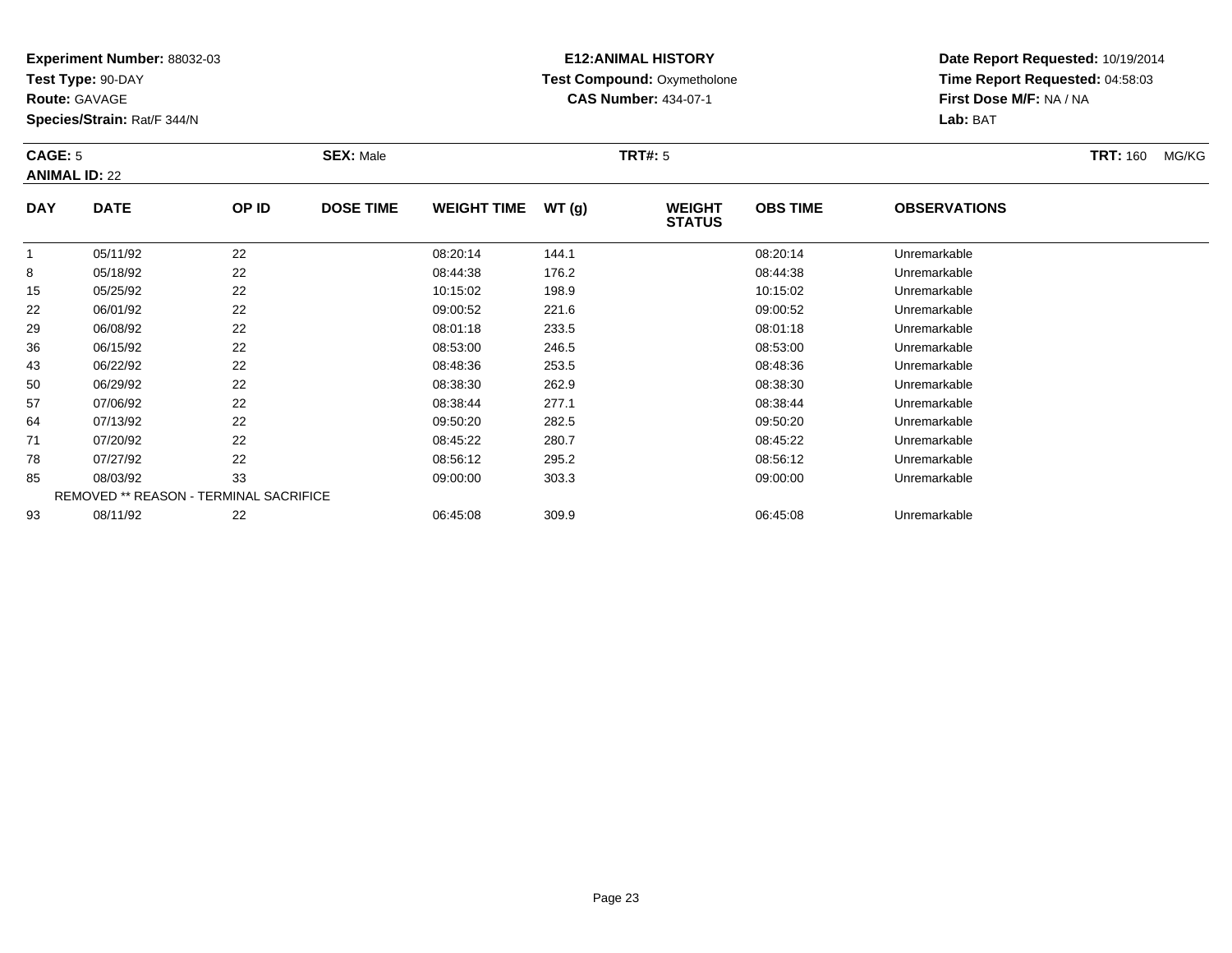**Experiment Number:** 88032-03
**Test Type:** 90-DAY
**Route:** GAVAGE
**Species/Strain:** Rat/F 344/N

**E12:ANIMAL HISTORY**
**Test Compound:** Oxymetholone
**CAS Number:** 434-07-1

**Date Report Requested:** 10/19/2014
**Time Report Requested:** 04:58:03
**First Dose M/F:** NA / NA
**Lab:** BAT

**CAGE:** 5 **SEX:** Male **TRT#:** 5 **TRT:** 160 MG/KG
**ANIMAL ID:** 22

| DAY | DATE | OP ID | DOSE TIME | WEIGHT TIME | WT (g) | WEIGHT STATUS | OBS TIME | OBSERVATIONS |
|---|---|---|---|---|---|---|---|---|
| 1 | 05/11/92 | 22 | | 08:20:14 | 144.1 | | 08:20:14 | Unremarkable |
| 8 | 05/18/92 | 22 | | 08:44:38 | 176.2 | | 08:44:38 | Unremarkable |
| 15 | 05/25/92 | 22 | | 10:15:02 | 198.9 | | 10:15:02 | Unremarkable |
| 22 | 06/01/92 | 22 | | 09:00:52 | 221.6 | | 09:00:52 | Unremarkable |
| 29 | 06/08/92 | 22 | | 08:01:18 | 233.5 | | 08:01:18 | Unremarkable |
| 36 | 06/15/92 | 22 | | 08:53:00 | 246.5 | | 08:53:00 | Unremarkable |
| 43 | 06/22/92 | 22 | | 08:48:36 | 253.5 | | 08:48:36 | Unremarkable |
| 50 | 06/29/92 | 22 | | 08:38:30 | 262.9 | | 08:38:30 | Unremarkable |
| 57 | 07/06/92 | 22 | | 08:38:44 | 277.1 | | 08:38:44 | Unremarkable |
| 64 | 07/13/92 | 22 | | 09:50:20 | 282.5 | | 09:50:20 | Unremarkable |
| 71 | 07/20/92 | 22 | | 08:45:22 | 280.7 | | 08:45:22 | Unremarkable |
| 78 | 07/27/92 | 22 | | 08:56:12 | 295.2 | | 08:56:12 | Unremarkable |
| 85 | 08/03/92 | 33 | | 09:00:00 | 303.3 | | 09:00:00 | Unremarkable |
| REMOVED ** REASON - TERMINAL SACRIFICE | | | | | | | | |
| 93 | 08/11/92 | 22 | | 06:45:08 | 309.9 | | 06:45:08 | Unremarkable |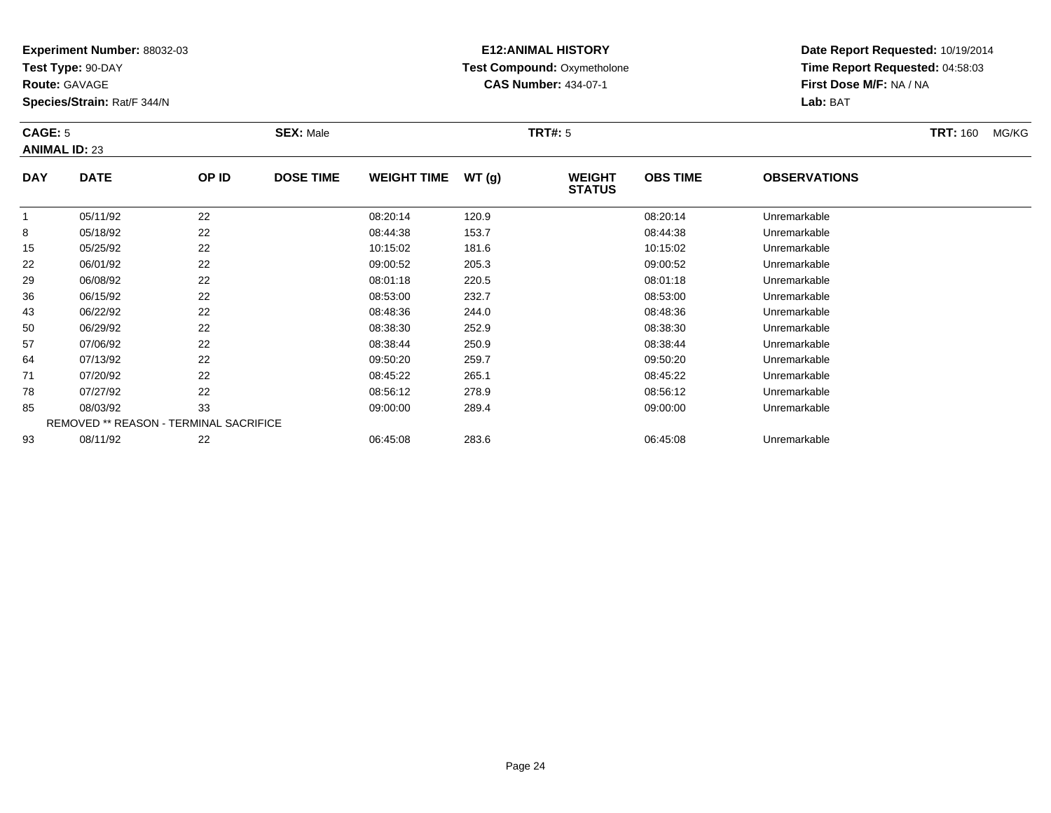**Experiment Number:** 88032-03
**Test Type:** 90-DAY
**Route:** GAVAGE
**Species/Strain:** Rat/F 344/N

**E12:ANIMAL HISTORY**
**Test Compound:** Oxymetholone
**CAS Number:** 434-07-1

**Date Report Requested:** 10/19/2014
**Time Report Requested:** 04:58:03
**First Dose M/F:** NA / NA
**Lab:** BAT

**CAGE:** 5 **SEX:** Male **TRT#:** 5 **TRT:** 160 MG/KG
**ANIMAL ID:** 23

| DAY | DATE | OP ID | DOSE TIME | WEIGHT TIME | WT (g) | WEIGHT STATUS | OBS TIME | OBSERVATIONS |
|---|---|---|---|---|---|---|---|---|
| 1 | 05/11/92 | 22 | | 08:20:14 | 120.9 | | 08:20:14 | Unremarkable |
| 8 | 05/18/92 | 22 | | 08:44:38 | 153.7 | | 08:44:38 | Unremarkable |
| 15 | 05/25/92 | 22 | | 10:15:02 | 181.6 | | 10:15:02 | Unremarkable |
| 22 | 06/01/92 | 22 | | 09:00:52 | 205.3 | | 09:00:52 | Unremarkable |
| 29 | 06/08/92 | 22 | | 08:01:18 | 220.5 | | 08:01:18 | Unremarkable |
| 36 | 06/15/92 | 22 | | 08:53:00 | 232.7 | | 08:53:00 | Unremarkable |
| 43 | 06/22/92 | 22 | | 08:48:36 | 244.0 | | 08:48:36 | Unremarkable |
| 50 | 06/29/92 | 22 | | 08:38:30 | 252.9 | | 08:38:30 | Unremarkable |
| 57 | 07/06/92 | 22 | | 08:38:44 | 250.9 | | 08:38:44 | Unremarkable |
| 64 | 07/13/92 | 22 | | 09:50:20 | 259.7 | | 09:50:20 | Unremarkable |
| 71 | 07/20/92 | 22 | | 08:45:22 | 265.1 | | 08:45:22 | Unremarkable |
| 78 | 07/27/92 | 22 | | 08:56:12 | 278.9 | | 08:56:12 | Unremarkable |
| 85 | 08/03/92 | 33 | | 09:00:00 | 289.4 | | 09:00:00 | Unremarkable |
| REMOVED ** REASON - TERMINAL SACRIFICE | | | | | | | | |
| 93 | 08/11/92 | 22 | | 06:45:08 | 283.6 | | 06:45:08 | Unremarkable |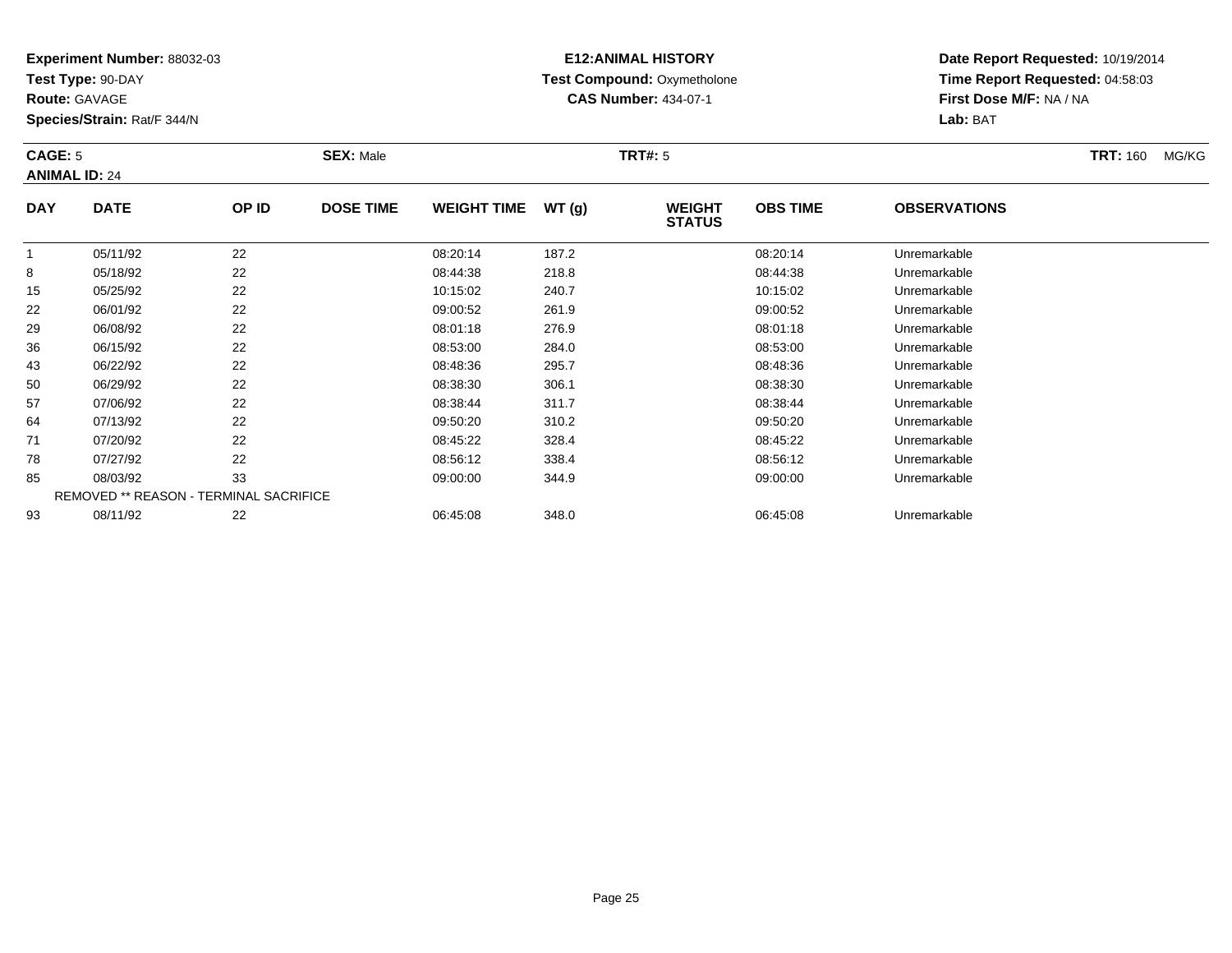**Experiment Number:** 88032-03
**Test Type:** 90-DAY
**Route:** GAVAGE
**Species/Strain:** Rat/F 344/N

**E12:ANIMAL HISTORY**
**Test Compound:** Oxymetholone
**CAS Number:** 434-07-1

**Date Report Requested:** 10/19/2014
**Time Report Requested:** 04:58:03
**First Dose M/F:** NA / NA
**Lab:** BAT

**CAGE:** 5 **SEX:** Male **TRT#:** 5 **TRT:** 160 MG/KG
**ANIMAL ID:** 24

| DAY | DATE | OP ID | DOSE TIME | WEIGHT TIME | WT (g) | WEIGHT STATUS | OBS TIME | OBSERVATIONS |
|---|---|---|---|---|---|---|---|---|
| 1 | 05/11/92 | 22 | | 08:20:14 | 187.2 | | 08:20:14 | Unremarkable |
| 8 | 05/18/92 | 22 | | 08:44:38 | 218.8 | | 08:44:38 | Unremarkable |
| 15 | 05/25/92 | 22 | | 10:15:02 | 240.7 | | 10:15:02 | Unremarkable |
| 22 | 06/01/92 | 22 | | 09:00:52 | 261.9 | | 09:00:52 | Unremarkable |
| 29 | 06/08/92 | 22 | | 08:01:18 | 276.9 | | 08:01:18 | Unremarkable |
| 36 | 06/15/92 | 22 | | 08:53:00 | 284.0 | | 08:53:00 | Unremarkable |
| 43 | 06/22/92 | 22 | | 08:48:36 | 295.7 | | 08:48:36 | Unremarkable |
| 50 | 06/29/92 | 22 | | 08:38:30 | 306.1 | | 08:38:30 | Unremarkable |
| 57 | 07/06/92 | 22 | | 08:38:44 | 311.7 | | 08:38:44 | Unremarkable |
| 64 | 07/13/92 | 22 | | 09:50:20 | 310.2 | | 09:50:20 | Unremarkable |
| 71 | 07/20/92 | 22 | | 08:45:22 | 328.4 | | 08:45:22 | Unremarkable |
| 78 | 07/27/92 | 22 | | 08:56:12 | 338.4 | | 08:56:12 | Unremarkable |
| 85 | 08/03/92 | 33 | | 09:00:00 | 344.9 | | 09:00:00 | Unremarkable |
| REMOVED ** REASON - TERMINAL SACRIFICE | | | | | | | | |
| 93 | 08/11/92 | 22 | | 06:45:08 | 348.0 | | 06:45:08 | Unremarkable |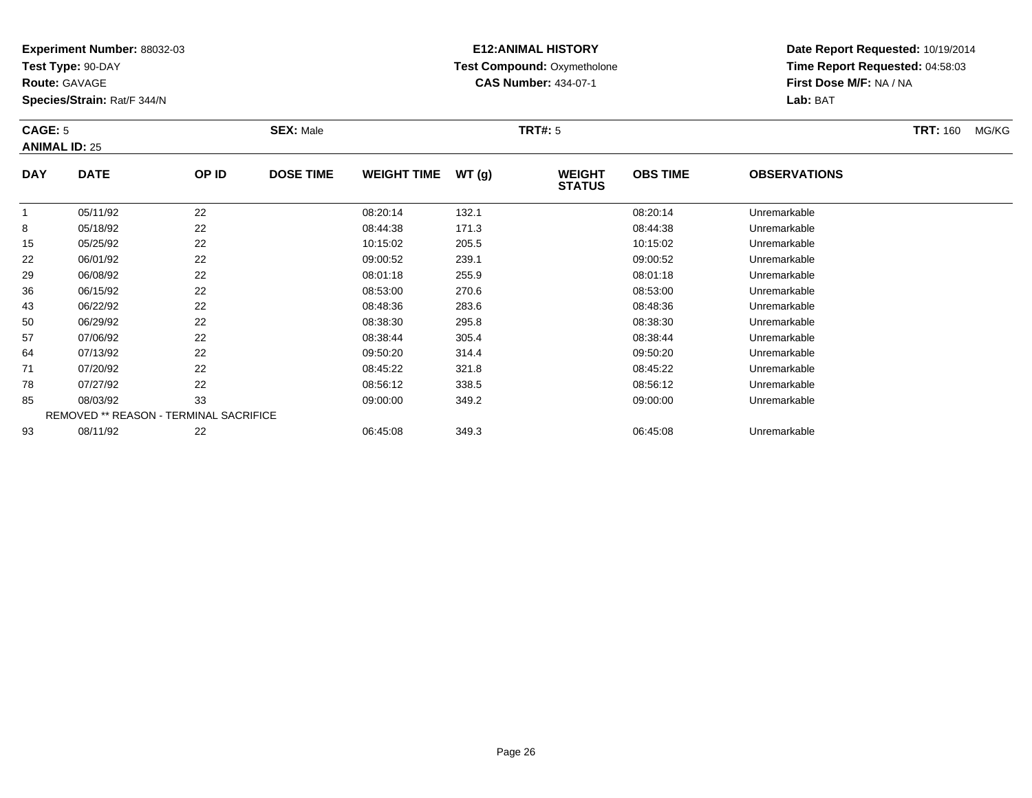**Experiment Number:** 88032-03
**Test Type:** 90-DAY
**Route:** GAVAGE
**Species/Strain:** Rat/F 344/N

**E12:ANIMAL HISTORY**
**Test Compound:** Oxymetholone
**CAS Number:** 434-07-1

**Date Report Requested:** 10/19/2014
**Time Report Requested:** 04:58:03
**First Dose M/F:** NA / NA
**Lab:** BAT

**CAGE:** 5 **SEX:** Male **TRT#:** 5 **TRT:** 160 MG/KG
**ANIMAL ID:** 25

| DAY | DATE | OP ID | DOSE TIME | WEIGHT TIME | WT (g) | WEIGHT STATUS | OBS TIME | OBSERVATIONS |
|---|---|---|---|---|---|---|---|---|
| 1 | 05/11/92 | 22 | | 08:20:14 | 132.1 | | 08:20:14 | Unremarkable |
| 8 | 05/18/92 | 22 | | 08:44:38 | 171.3 | | 08:44:38 | Unremarkable |
| 15 | 05/25/92 | 22 | | 10:15:02 | 205.5 | | 10:15:02 | Unremarkable |
| 22 | 06/01/92 | 22 | | 09:00:52 | 239.1 | | 09:00:52 | Unremarkable |
| 29 | 06/08/92 | 22 | | 08:01:18 | 255.9 | | 08:01:18 | Unremarkable |
| 36 | 06/15/92 | 22 | | 08:53:00 | 270.6 | | 08:53:00 | Unremarkable |
| 43 | 06/22/92 | 22 | | 08:48:36 | 283.6 | | 08:48:36 | Unremarkable |
| 50 | 06/29/92 | 22 | | 08:38:30 | 295.8 | | 08:38:30 | Unremarkable |
| 57 | 07/06/92 | 22 | | 08:38:44 | 305.4 | | 08:38:44 | Unremarkable |
| 64 | 07/13/92 | 22 | | 09:50:20 | 314.4 | | 09:50:20 | Unremarkable |
| 71 | 07/20/92 | 22 | | 08:45:22 | 321.8 | | 08:45:22 | Unremarkable |
| 78 | 07/27/92 | 22 | | 08:56:12 | 338.5 | | 08:56:12 | Unremarkable |
| 85 | 08/03/92 | 33 | | 09:00:00 | 349.2 | | 09:00:00 | Unremarkable |
| REMOVED ** REASON - TERMINAL SACRIFICE | | | | | | | | |
| 93 | 08/11/92 | 22 | | 06:45:08 | 349.3 | | 06:45:08 | Unremarkable |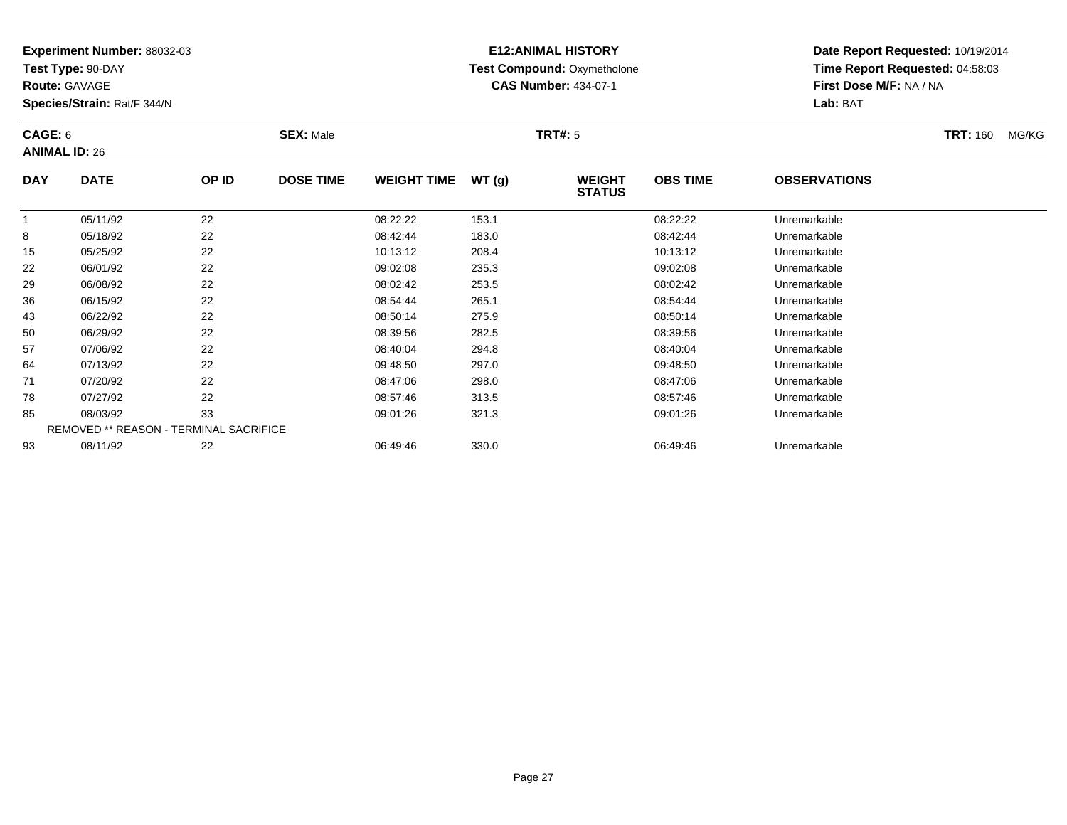**Experiment Number:** 88032-03
**Test Type:** 90-DAY
**Route:** GAVAGE
**Species/Strain:** Rat/F 344/N

**E12:ANIMAL HISTORY**
**Test Compound:** Oxymetholone
**CAS Number:** 434-07-1

**Date Report Requested:** 10/19/2014
**Time Report Requested:** 04:58:03
**First Dose M/F:** NA / NA
**Lab:** BAT

**CAGE:** 6 **SEX:** Male **TRT#:** 5 **TRT:** 160 MG/KG
**ANIMAL ID:** 26

| DAY | DATE | OP ID | DOSE TIME | WEIGHT TIME | WT (g) | WEIGHT STATUS | OBS TIME | OBSERVATIONS |
|---|---|---|---|---|---|---|---|---|
| 1 | 05/11/92 | 22 | | 08:22:22 | 153.1 | | 08:22:22 | Unremarkable |
| 8 | 05/18/92 | 22 | | 08:42:44 | 183.0 | | 08:42:44 | Unremarkable |
| 15 | 05/25/92 | 22 | | 10:13:12 | 208.4 | | 10:13:12 | Unremarkable |
| 22 | 06/01/92 | 22 | | 09:02:08 | 235.3 | | 09:02:08 | Unremarkable |
| 29 | 06/08/92 | 22 | | 08:02:42 | 253.5 | | 08:02:42 | Unremarkable |
| 36 | 06/15/92 | 22 | | 08:54:44 | 265.1 | | 08:54:44 | Unremarkable |
| 43 | 06/22/92 | 22 | | 08:50:14 | 275.9 | | 08:50:14 | Unremarkable |
| 50 | 06/29/92 | 22 | | 08:39:56 | 282.5 | | 08:39:56 | Unremarkable |
| 57 | 07/06/92 | 22 | | 08:40:04 | 294.8 | | 08:40:04 | Unremarkable |
| 64 | 07/13/92 | 22 | | 09:48:50 | 297.0 | | 09:48:50 | Unremarkable |
| 71 | 07/20/92 | 22 | | 08:47:06 | 298.0 | | 08:47:06 | Unremarkable |
| 78 | 07/27/92 | 22 | | 08:57:46 | 313.5 | | 08:57:46 | Unremarkable |
| 85 | 08/03/92 | 33 | | 09:01:26 | 321.3 | | 09:01:26 | Unremarkable |
| REMOVED ** REASON - TERMINAL SACRIFICE | | | | | | | | |
| 93 | 08/11/92 | 22 | | 06:49:46 | 330.0 | | 06:49:46 | Unremarkable |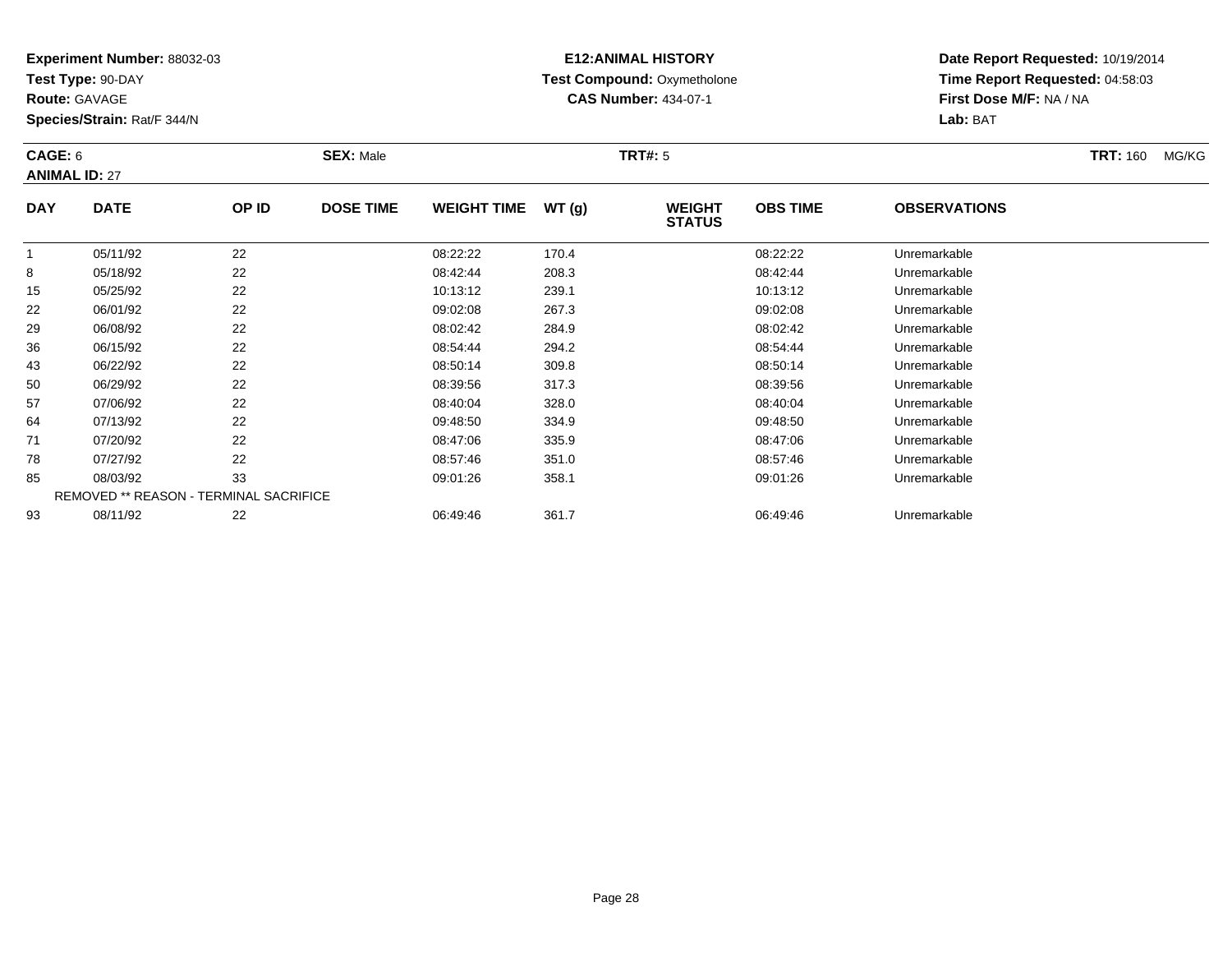**Experiment Number:** 88032-03
**Test Type:** 90-DAY
**Route:** GAVAGE
**Species/Strain:** Rat/F 344/N

**E12:ANIMAL HISTORY**
**Test Compound:** Oxymetholone
**CAS Number:** 434-07-1

**Date Report Requested:** 10/19/2014
**Time Report Requested:** 04:58:03
**First Dose M/F:** NA / NA
**Lab:** BAT

**CAGE:** 6 **SEX:** Male **TRT#:** 5 **TRT:** 160 MG/KG
**ANIMAL ID:** 27

| DAY | DATE | OP ID | DOSE TIME | WEIGHT TIME | WT (g) | WEIGHT STATUS | OBS TIME | OBSERVATIONS |
|---|---|---|---|---|---|---|---|---|
| 1 | 05/11/92 | 22 | | 08:22:22 | 170.4 | | 08:22:22 | Unremarkable |
| 8 | 05/18/92 | 22 | | 08:42:44 | 208.3 | | 08:42:44 | Unremarkable |
| 15 | 05/25/92 | 22 | | 10:13:12 | 239.1 | | 10:13:12 | Unremarkable |
| 22 | 06/01/92 | 22 | | 09:02:08 | 267.3 | | 09:02:08 | Unremarkable |
| 29 | 06/08/92 | 22 | | 08:02:42 | 284.9 | | 08:02:42 | Unremarkable |
| 36 | 06/15/92 | 22 | | 08:54:44 | 294.2 | | 08:54:44 | Unremarkable |
| 43 | 06/22/92 | 22 | | 08:50:14 | 309.8 | | 08:50:14 | Unremarkable |
| 50 | 06/29/92 | 22 | | 08:39:56 | 317.3 | | 08:39:56 | Unremarkable |
| 57 | 07/06/92 | 22 | | 08:40:04 | 328.0 | | 08:40:04 | Unremarkable |
| 64 | 07/13/92 | 22 | | 09:48:50 | 334.9 | | 09:48:50 | Unremarkable |
| 71 | 07/20/92 | 22 | | 08:47:06 | 335.9 | | 08:47:06 | Unremarkable |
| 78 | 07/27/92 | 22 | | 08:57:46 | 351.0 | | 08:57:46 | Unremarkable |
| 85 | 08/03/92 | 33 | | 09:01:26 | 358.1 | | 09:01:26 | Unremarkable |
| REMOVED ** REASON - TERMINAL SACRIFICE | | | | | | | | |
| 93 | 08/11/92 | 22 | | 06:49:46 | 361.7 | | 06:49:46 | Unremarkable |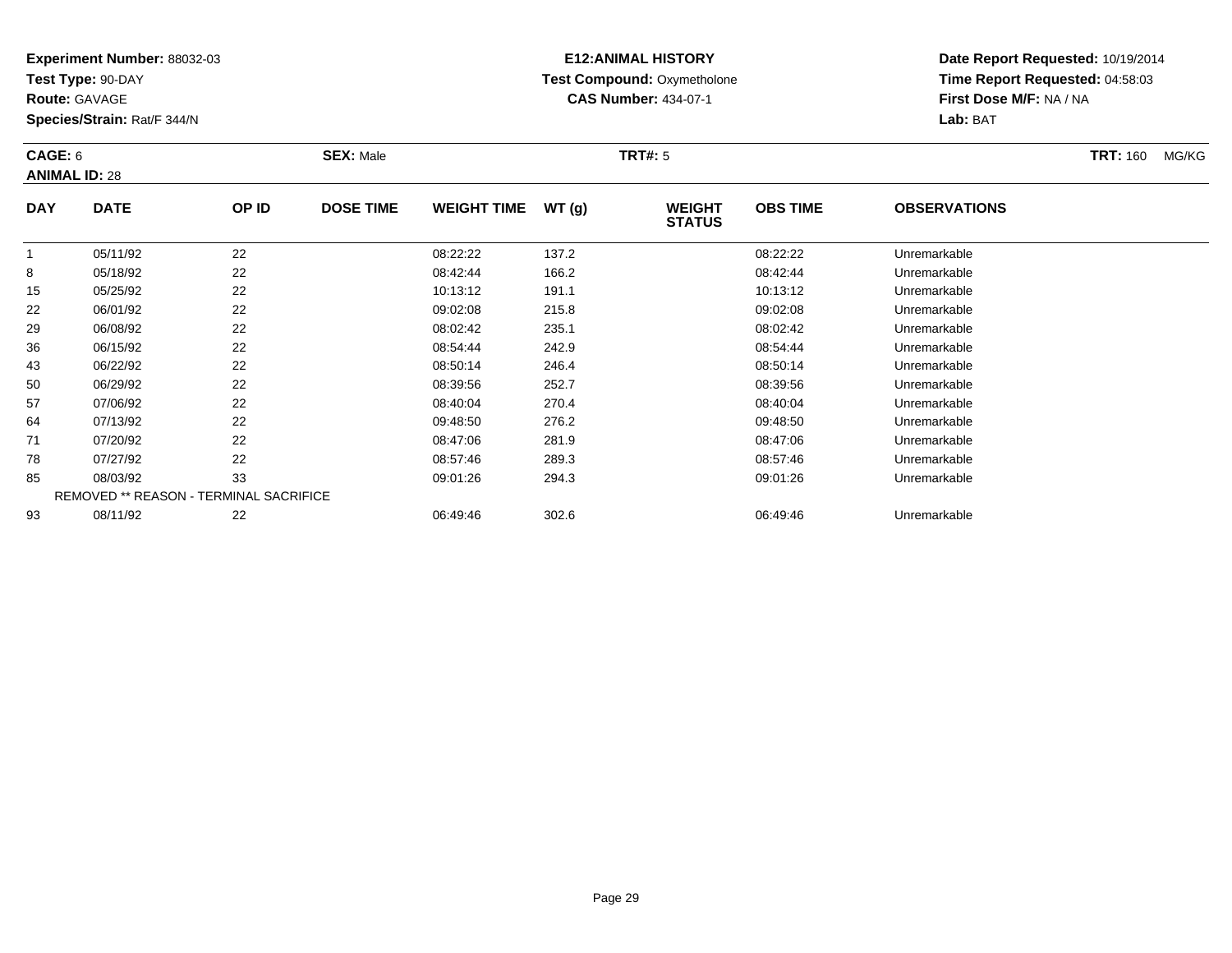**Experiment Number:** 88032-03
**Test Type:** 90-DAY
**Route:** GAVAGE
**Species/Strain:** Rat/F 344/N

**E12:ANIMAL HISTORY**
**Test Compound:** Oxymetholone
**CAS Number:** 434-07-1

**Date Report Requested:** 10/19/2014
**Time Report Requested:** 04:58:03
**First Dose M/F:** NA / NA
**Lab:** BAT

**CAGE:** 6 **SEX:** Male **TRT#:** 5 **TRT:** 160 MG/KG
**ANIMAL ID:** 28

| DAY | DATE | OP ID | DOSE TIME | WEIGHT TIME | WT (g) | WEIGHT STATUS | OBS TIME | OBSERVATIONS |
|---|---|---|---|---|---|---|---|---|
| 1 | 05/11/92 | 22 | | 08:22:22 | 137.2 | | 08:22:22 | Unremarkable |
| 8 | 05/18/92 | 22 | | 08:42:44 | 166.2 | | 08:42:44 | Unremarkable |
| 15 | 05/25/92 | 22 | | 10:13:12 | 191.1 | | 10:13:12 | Unremarkable |
| 22 | 06/01/92 | 22 | | 09:02:08 | 215.8 | | 09:02:08 | Unremarkable |
| 29 | 06/08/92 | 22 | | 08:02:42 | 235.1 | | 08:02:42 | Unremarkable |
| 36 | 06/15/92 | 22 | | 08:54:44 | 242.9 | | 08:54:44 | Unremarkable |
| 43 | 06/22/92 | 22 | | 08:50:14 | 246.4 | | 08:50:14 | Unremarkable |
| 50 | 06/29/92 | 22 | | 08:39:56 | 252.7 | | 08:39:56 | Unremarkable |
| 57 | 07/06/92 | 22 | | 08:40:04 | 270.4 | | 08:40:04 | Unremarkable |
| 64 | 07/13/92 | 22 | | 09:48:50 | 276.2 | | 09:48:50 | Unremarkable |
| 71 | 07/20/92 | 22 | | 08:47:06 | 281.9 | | 08:47:06 | Unremarkable |
| 78 | 07/27/92 | 22 | | 08:57:46 | 289.3 | | 08:57:46 | Unremarkable |
| 85 | 08/03/92 | 33 | | 09:01:26 | 294.3 | | 09:01:26 | Unremarkable |
| REMOVED ** REASON - TERMINAL SACRIFICE | | | | | | | | |
| 93 | 08/11/92 | 22 | | 06:49:46 | 302.6 | | 06:49:46 | Unremarkable |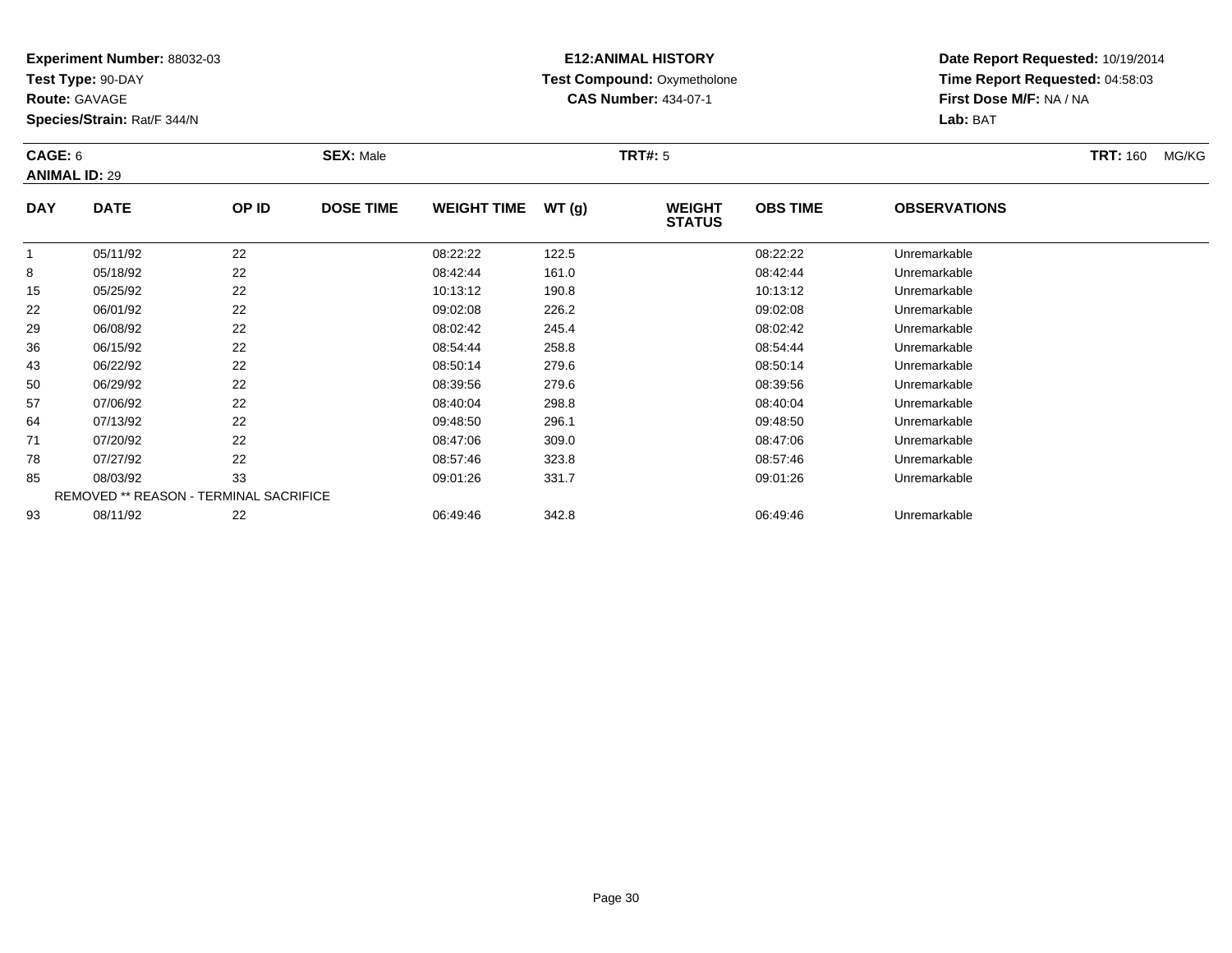**Experiment Number:** 88032-03
**Test Type:** 90-DAY
**Route:** GAVAGE
**Species/Strain:** Rat/F 344/N

**E12:ANIMAL HISTORY**
**Test Compound:** Oxymetholone
**CAS Number:** 434-07-1

**Date Report Requested:** 10/19/2014
**Time Report Requested:** 04:58:03
**First Dose M/F:** NA / NA
**Lab:** BAT

**CAGE:** 6 **SEX:** Male **TRT#:** 5 **TRT:** 160 MG/KG
**ANIMAL ID:** 29

| DAY | DATE | OP ID | DOSE TIME | WEIGHT TIME | WT (g) | WEIGHT STATUS | OBS TIME | OBSERVATIONS |
|---|---|---|---|---|---|---|---|---|
| 1 | 05/11/92 | 22 | | 08:22:22 | 122.5 | | 08:22:22 | Unremarkable |
| 8 | 05/18/92 | 22 | | 08:42:44 | 161.0 | | 08:42:44 | Unremarkable |
| 15 | 05/25/92 | 22 | | 10:13:12 | 190.8 | | 10:13:12 | Unremarkable |
| 22 | 06/01/92 | 22 | | 09:02:08 | 226.2 | | 09:02:08 | Unremarkable |
| 29 | 06/08/92 | 22 | | 08:02:42 | 245.4 | | 08:02:42 | Unremarkable |
| 36 | 06/15/92 | 22 | | 08:54:44 | 258.8 | | 08:54:44 | Unremarkable |
| 43 | 06/22/92 | 22 | | 08:50:14 | 279.6 | | 08:50:14 | Unremarkable |
| 50 | 06/29/92 | 22 | | 08:39:56 | 279.6 | | 08:39:56 | Unremarkable |
| 57 | 07/06/92 | 22 | | 08:40:04 | 298.8 | | 08:40:04 | Unremarkable |
| 64 | 07/13/92 | 22 | | 09:48:50 | 296.1 | | 09:48:50 | Unremarkable |
| 71 | 07/20/92 | 22 | | 08:47:06 | 309.0 | | 08:47:06 | Unremarkable |
| 78 | 07/27/92 | 22 | | 08:57:46 | 323.8 | | 08:57:46 | Unremarkable |
| 85 | 08/03/92 | 33 | | 09:01:26 | 331.7 | | 09:01:26 | Unremarkable |
| REMOVED ** REASON - TERMINAL SACRIFICE | | | | | | | | |
| 93 | 08/11/92 | 22 | | 06:49:46 | 342.8 | | 06:49:46 | Unremarkable |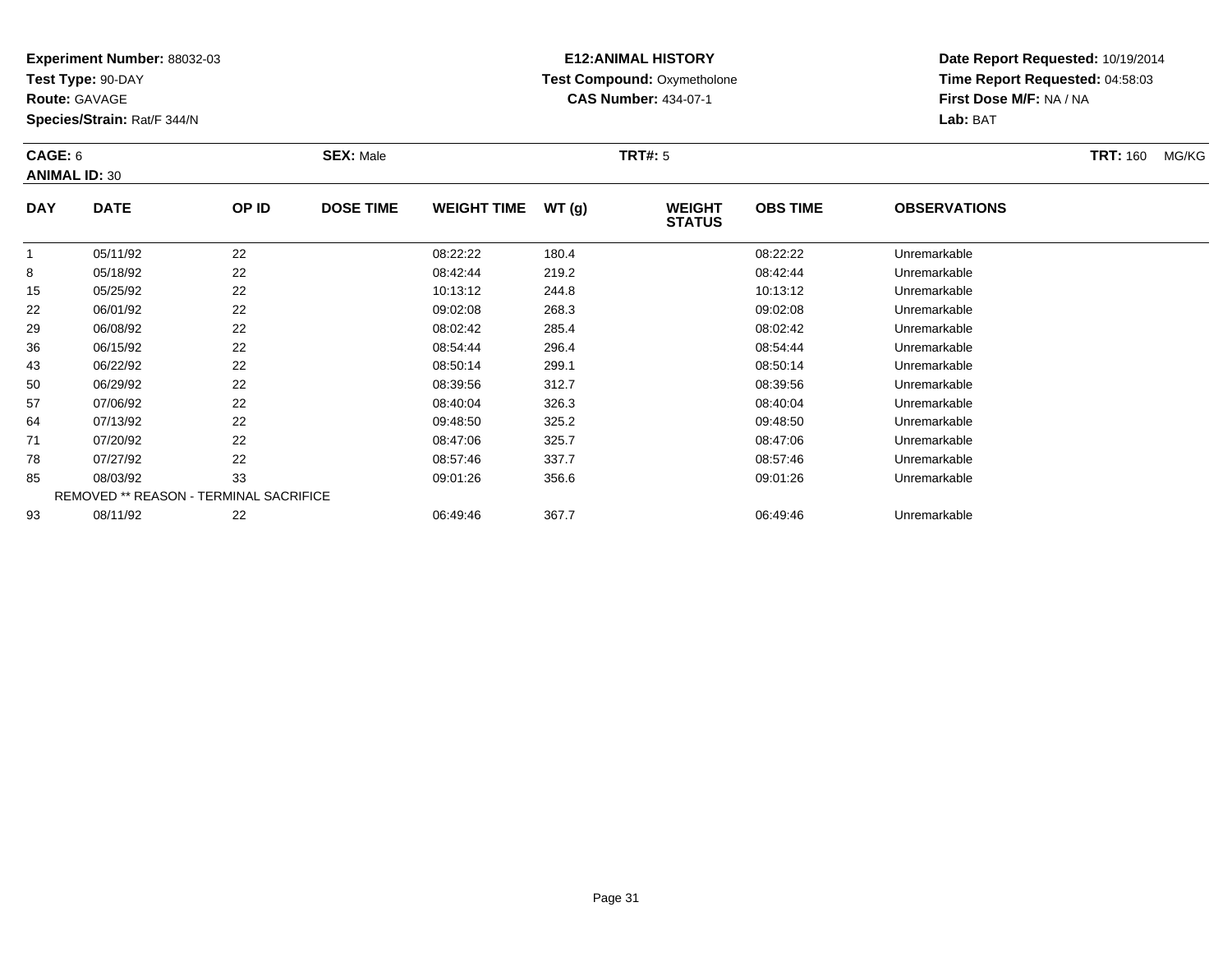**Experiment Number:** 88032-03
**Test Type:** 90-DAY
**Route:** GAVAGE
**Species/Strain:** Rat/F 344/N

**E12:ANIMAL HISTORY**
**Test Compound:** Oxymetholone
**CAS Number:** 434-07-1

**Date Report Requested:** 10/19/2014
**Time Report Requested:** 04:58:03
**First Dose M/F:** NA / NA
**Lab:** BAT

**CAGE:** 6 **SEX:** Male **TRT#:** 5 **TRT:** 160 MG/KG
**ANIMAL ID:** 30

| DAY | DATE | OP ID | DOSE TIME | WEIGHT TIME | WT (g) | WEIGHT STATUS | OBS TIME | OBSERVATIONS |
|---|---|---|---|---|---|---|---|---|
| 1 | 05/11/92 | 22 | | 08:22:22 | 180.4 | | 08:22:22 | Unremarkable |
| 8 | 05/18/92 | 22 | | 08:42:44 | 219.2 | | 08:42:44 | Unremarkable |
| 15 | 05/25/92 | 22 | | 10:13:12 | 244.8 | | 10:13:12 | Unremarkable |
| 22 | 06/01/92 | 22 | | 09:02:08 | 268.3 | | 09:02:08 | Unremarkable |
| 29 | 06/08/92 | 22 | | 08:02:42 | 285.4 | | 08:02:42 | Unremarkable |
| 36 | 06/15/92 | 22 | | 08:54:44 | 296.4 | | 08:54:44 | Unremarkable |
| 43 | 06/22/92 | 22 | | 08:50:14 | 299.1 | | 08:50:14 | Unremarkable |
| 50 | 06/29/92 | 22 | | 08:39:56 | 312.7 | | 08:39:56 | Unremarkable |
| 57 | 07/06/92 | 22 | | 08:40:04 | 326.3 | | 08:40:04 | Unremarkable |
| 64 | 07/13/92 | 22 | | 09:48:50 | 325.2 | | 09:48:50 | Unremarkable |
| 71 | 07/20/92 | 22 | | 08:47:06 | 325.7 | | 08:47:06 | Unremarkable |
| 78 | 07/27/92 | 22 | | 08:57:46 | 337.7 | | 08:57:46 | Unremarkable |
| 85 | 08/03/92 | 33 | | 09:01:26 | 356.6 | | 09:01:26 | Unremarkable |
| REMOVED ** REASON - TERMINAL SACRIFICE | | | | | | | | |
| 93 | 08/11/92 | 22 | | 06:49:46 | 367.7 | | 06:49:46 | Unremarkable |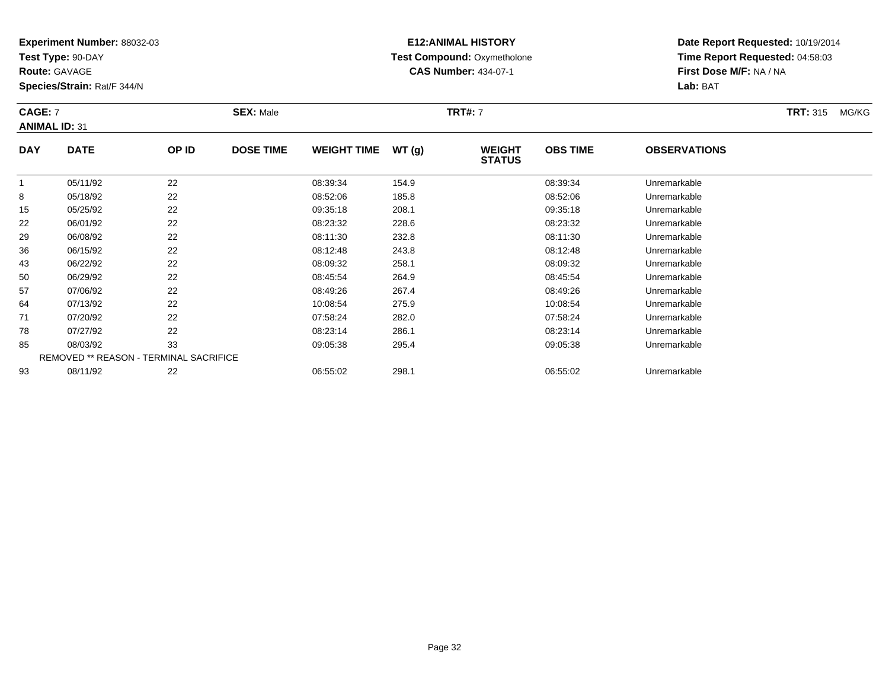**Experiment Number:** 88032-03
**Test Type:** 90-DAY
**Route:** GAVAGE
**Species/Strain:** Rat/F 344/N

**E12:ANIMAL HISTORY**
**Test Compound:** Oxymetholone
**CAS Number:** 434-07-1

**Date Report Requested:** 10/19/2014
**Time Report Requested:** 04:58:03
**First Dose M/F:** NA / NA
**Lab:** BAT

**CAGE:** 7 **SEX:** Male **TRT#:** 7 **TRT:** 315 MG/KG
**ANIMAL ID:** 31

| DAY | DATE | OP ID | DOSE TIME | WEIGHT TIME | WT (g) | WEIGHT STATUS | OBS TIME | OBSERVATIONS |
|---|---|---|---|---|---|---|---|---|
| 1 | 05/11/92 | 22 | | 08:39:34 | 154.9 | | 08:39:34 | Unremarkable |
| 8 | 05/18/92 | 22 | | 08:52:06 | 185.8 | | 08:52:06 | Unremarkable |
| 15 | 05/25/92 | 22 | | 09:35:18 | 208.1 | | 09:35:18 | Unremarkable |
| 22 | 06/01/92 | 22 | | 08:23:32 | 228.6 | | 08:23:32 | Unremarkable |
| 29 | 06/08/92 | 22 | | 08:11:30 | 232.8 | | 08:11:30 | Unremarkable |
| 36 | 06/15/92 | 22 | | 08:12:48 | 243.8 | | 08:12:48 | Unremarkable |
| 43 | 06/22/92 | 22 | | 08:09:32 | 258.1 | | 08:09:32 | Unremarkable |
| 50 | 06/29/92 | 22 | | 08:45:54 | 264.9 | | 08:45:54 | Unremarkable |
| 57 | 07/06/92 | 22 | | 08:49:26 | 267.4 | | 08:49:26 | Unremarkable |
| 64 | 07/13/92 | 22 | | 10:08:54 | 275.9 | | 10:08:54 | Unremarkable |
| 71 | 07/20/92 | 22 | | 07:58:24 | 282.0 | | 07:58:24 | Unremarkable |
| 78 | 07/27/92 | 22 | | 08:23:14 | 286.1 | | 08:23:14 | Unremarkable |
| 85 | 08/03/92 | 33 | | 09:05:38 | 295.4 | | 09:05:38 | Unremarkable |
| REMOVED ** REASON - TERMINAL SACRIFICE | | | | | | | | |
| 93 | 08/11/92 | 22 | | 06:55:02 | 298.1 | | 06:55:02 | Unremarkable |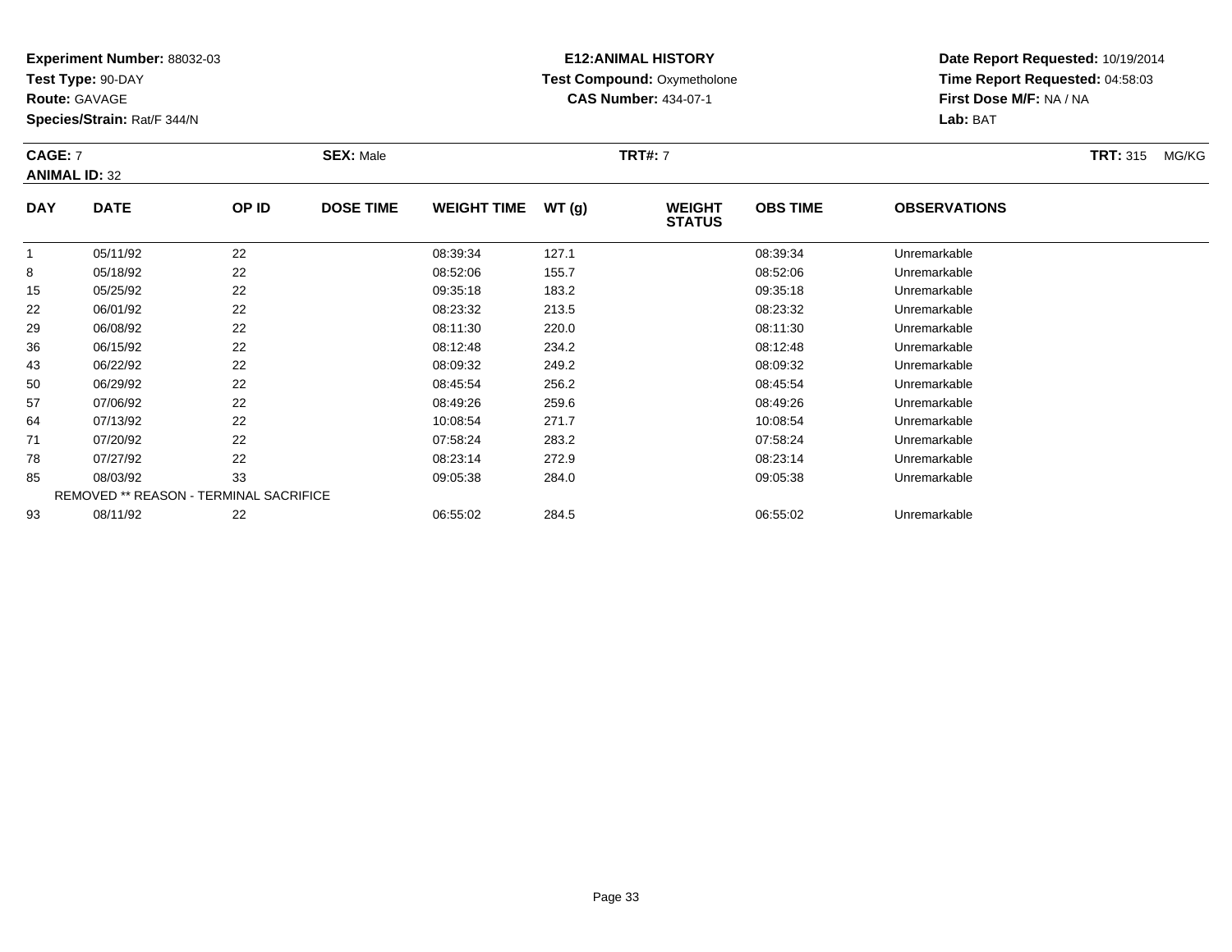**Experiment Number:** 88032-03
**Test Type:** 90-DAY
**Route:** GAVAGE
**Species/Strain:** Rat/F 344/N

**E12:ANIMAL HISTORY**
**Test Compound:** Oxymetholone
**CAS Number:** 434-07-1

**Date Report Requested:** 10/19/2014
**Time Report Requested:** 04:58:03
**First Dose M/F:** NA / NA
**Lab:** BAT

**CAGE:** 7
**ANIMAL ID:** 32
**SEX:** Male
**TRT#:** 7
**TRT:** 315 MG/KG

| DAY | DATE | OP ID | DOSE TIME | WEIGHT TIME | WT (g) | WEIGHT STATUS | OBS TIME | OBSERVATIONS |
|---|---|---|---|---|---|---|---|---|
| 1 | 05/11/92 | 22 | | 08:39:34 | 127.1 | | 08:39:34 | Unremarkable |
| 8 | 05/18/92 | 22 | | 08:52:06 | 155.7 | | 08:52:06 | Unremarkable |
| 15 | 05/25/92 | 22 | | 09:35:18 | 183.2 | | 09:35:18 | Unremarkable |
| 22 | 06/01/92 | 22 | | 08:23:32 | 213.5 | | 08:23:32 | Unremarkable |
| 29 | 06/08/92 | 22 | | 08:11:30 | 220.0 | | 08:11:30 | Unremarkable |
| 36 | 06/15/92 | 22 | | 08:12:48 | 234.2 | | 08:12:48 | Unremarkable |
| 43 | 06/22/92 | 22 | | 08:09:32 | 249.2 | | 08:09:32 | Unremarkable |
| 50 | 06/29/92 | 22 | | 08:45:54 | 256.2 | | 08:45:54 | Unremarkable |
| 57 | 07/06/92 | 22 | | 08:49:26 | 259.6 | | 08:49:26 | Unremarkable |
| 64 | 07/13/92 | 22 | | 10:08:54 | 271.7 | | 10:08:54 | Unremarkable |
| 71 | 07/20/92 | 22 | | 07:58:24 | 283.2 | | 07:58:24 | Unremarkable |
| 78 | 07/27/92 | 22 | | 08:23:14 | 272.9 | | 08:23:14 | Unremarkable |
| 85 | 08/03/92 | 33 | | 09:05:38 | 284.0 | | 09:05:38 | Unremarkable |
| REMOVED ** REASON - TERMINAL SACRIFICE | | | | | | | | |
| 93 | 08/11/92 | 22 | | 06:55:02 | 284.5 | | 06:55:02 | Unremarkable |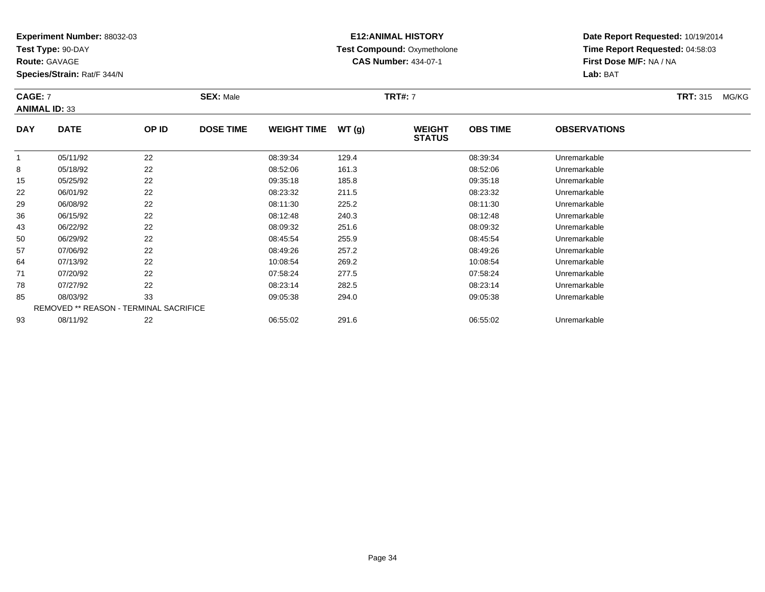**Experiment Number:** 88032-03
**Test Type:** 90-DAY
**Route:** GAVAGE
**Species/Strain:** Rat/F 344/N

**E12:ANIMAL HISTORY**
**Test Compound:** Oxymetholone
**CAS Number:** 434-07-1

**Date Report Requested:** 10/19/2014
**Time Report Requested:** 04:58:03
**First Dose M/F:** NA / NA
**Lab:** BAT

**CAGE:** 7 **SEX:** Male **TRT#:** 7 **TRT:** 315 MG/KG
**ANIMAL ID:** 33

| DAY | DATE | OP ID | DOSE TIME | WEIGHT TIME | WT (g) | WEIGHT STATUS | OBS TIME | OBSERVATIONS |
|---|---|---|---|---|---|---|---|---|
| 1 | 05/11/92 | 22 | | 08:39:34 | 129.4 | | 08:39:34 | Unremarkable |
| 8 | 05/18/92 | 22 | | 08:52:06 | 161.3 | | 08:52:06 | Unremarkable |
| 15 | 05/25/92 | 22 | | 09:35:18 | 185.8 | | 09:35:18 | Unremarkable |
| 22 | 06/01/92 | 22 | | 08:23:32 | 211.5 | | 08:23:32 | Unremarkable |
| 29 | 06/08/92 | 22 | | 08:11:30 | 225.2 | | 08:11:30 | Unremarkable |
| 36 | 06/15/92 | 22 | | 08:12:48 | 240.3 | | 08:12:48 | Unremarkable |
| 43 | 06/22/92 | 22 | | 08:09:32 | 251.6 | | 08:09:32 | Unremarkable |
| 50 | 06/29/92 | 22 | | 08:45:54 | 255.9 | | 08:45:54 | Unremarkable |
| 57 | 07/06/92 | 22 | | 08:49:26 | 257.2 | | 08:49:26 | Unremarkable |
| 64 | 07/13/92 | 22 | | 10:08:54 | 269.2 | | 10:08:54 | Unremarkable |
| 71 | 07/20/92 | 22 | | 07:58:24 | 277.5 | | 07:58:24 | Unremarkable |
| 78 | 07/27/92 | 22 | | 08:23:14 | 282.5 | | 08:23:14 | Unremarkable |
| 85 | 08/03/92 | 33 | | 09:05:38 | 294.0 | | 09:05:38 | Unremarkable |
| REMOVED ** REASON - TERMINAL SACRIFICE | | | | | | | | |
| 93 | 08/11/92 | 22 | | 06:55:02 | 291.6 | | 06:55:02 | Unremarkable |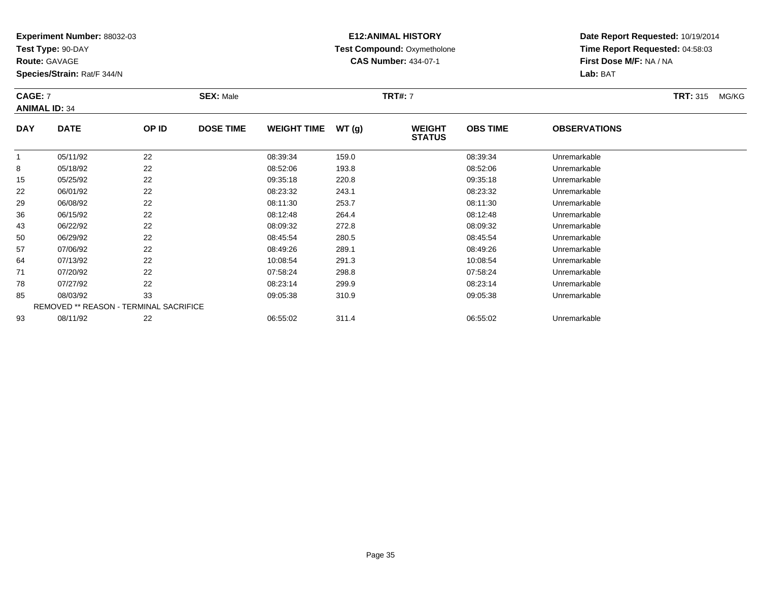**Experiment Number:** 88032-03
**Test Type:** 90-DAY
**Route:** GAVAGE
**Species/Strain:** Rat/F 344/N

**E12:ANIMAL HISTORY**
**Test Compound:** Oxymetholone
**CAS Number:** 434-07-1

**Date Report Requested:** 10/19/2014
**Time Report Requested:** 04:58:03
**First Dose M/F:** NA / NA
**Lab:** BAT

**CAGE:** 7 **SEX:** Male **TRT#:** 7 **TRT:** 315 MG/KG
**ANIMAL ID:** 34

| DAY | DATE | OP ID | DOSE TIME | WEIGHT TIME | WT (g) | WEIGHT STATUS | OBS TIME | OBSERVATIONS |
|---|---|---|---|---|---|---|---|---|
| 1 | 05/11/92 | 22 | | 08:39:34 | 159.0 | | 08:39:34 | Unremarkable |
| 8 | 05/18/92 | 22 | | 08:52:06 | 193.8 | | 08:52:06 | Unremarkable |
| 15 | 05/25/92 | 22 | | 09:35:18 | 220.8 | | 09:35:18 | Unremarkable |
| 22 | 06/01/92 | 22 | | 08:23:32 | 243.1 | | 08:23:32 | Unremarkable |
| 29 | 06/08/92 | 22 | | 08:11:30 | 253.7 | | 08:11:30 | Unremarkable |
| 36 | 06/15/92 | 22 | | 08:12:48 | 264.4 | | 08:12:48 | Unremarkable |
| 43 | 06/22/92 | 22 | | 08:09:32 | 272.8 | | 08:09:32 | Unremarkable |
| 50 | 06/29/92 | 22 | | 08:45:54 | 280.5 | | 08:45:54 | Unremarkable |
| 57 | 07/06/92 | 22 | | 08:49:26 | 289.1 | | 08:49:26 | Unremarkable |
| 64 | 07/13/92 | 22 | | 10:08:54 | 291.3 | | 10:08:54 | Unremarkable |
| 71 | 07/20/92 | 22 | | 07:58:24 | 298.8 | | 07:58:24 | Unremarkable |
| 78 | 07/27/92 | 22 | | 08:23:14 | 299.9 | | 08:23:14 | Unremarkable |
| 85 | 08/03/92 | 33 | | 09:05:38 | 310.9 | | 09:05:38 | Unremarkable |
| REMOVED ** REASON - TERMINAL SACRIFICE | | | | | | | | |
| 93 | 08/11/92 | 22 | | 06:55:02 | 311.4 | | 06:55:02 | Unremarkable |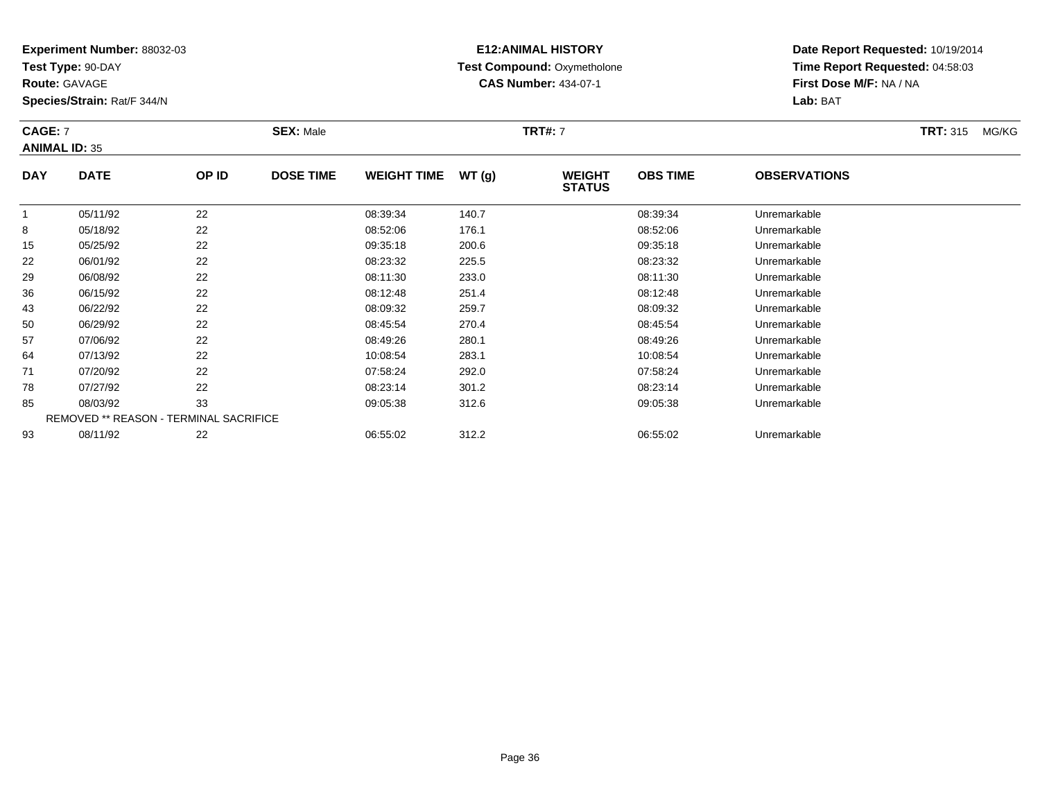**Experiment Number:** 88032-03
**Test Type:** 90-DAY
**Route:** GAVAGE
**Species/Strain:** Rat/F 344/N

**E12:ANIMAL HISTORY**
**Test Compound:** Oxymetholone
**CAS Number:** 434-07-1

**Date Report Requested:** 10/19/2014
**Time Report Requested:** 04:58:03
**First Dose M/F:** NA / NA
**Lab:** BAT

**CAGE:** 7 **SEX:** Male **TRT#:** 7 **TRT:** 315 MG/KG
**ANIMAL ID:** 35

| DAY | DATE | OP ID | DOSE TIME | WEIGHT TIME | WT (g) | WEIGHT STATUS | OBS TIME | OBSERVATIONS |
|---|---|---|---|---|---|---|---|---|
| 1 | 05/11/92 | 22 | | 08:39:34 | 140.7 | | 08:39:34 | Unremarkable |
| 8 | 05/18/92 | 22 | | 08:52:06 | 176.1 | | 08:52:06 | Unremarkable |
| 15 | 05/25/92 | 22 | | 09:35:18 | 200.6 | | 09:35:18 | Unremarkable |
| 22 | 06/01/92 | 22 | | 08:23:32 | 225.5 | | 08:23:32 | Unremarkable |
| 29 | 06/08/92 | 22 | | 08:11:30 | 233.0 | | 08:11:30 | Unremarkable |
| 36 | 06/15/92 | 22 | | 08:12:48 | 251.4 | | 08:12:48 | Unremarkable |
| 43 | 06/22/92 | 22 | | 08:09:32 | 259.7 | | 08:09:32 | Unremarkable |
| 50 | 06/29/92 | 22 | | 08:45:54 | 270.4 | | 08:45:54 | Unremarkable |
| 57 | 07/06/92 | 22 | | 08:49:26 | 280.1 | | 08:49:26 | Unremarkable |
| 64 | 07/13/92 | 22 | | 10:08:54 | 283.1 | | 10:08:54 | Unremarkable |
| 71 | 07/20/92 | 22 | | 07:58:24 | 292.0 | | 07:58:24 | Unremarkable |
| 78 | 07/27/92 | 22 | | 08:23:14 | 301.2 | | 08:23:14 | Unremarkable |
| 85 | 08/03/92 | 33 | | 09:05:38 | 312.6 | | 09:05:38 | Unremarkable |
| REMOVED ** REASON - TERMINAL SACRIFICE | | | | | | | | |
| 93 | 08/11/92 | 22 | | 06:55:02 | 312.2 | | 06:55:02 | Unremarkable |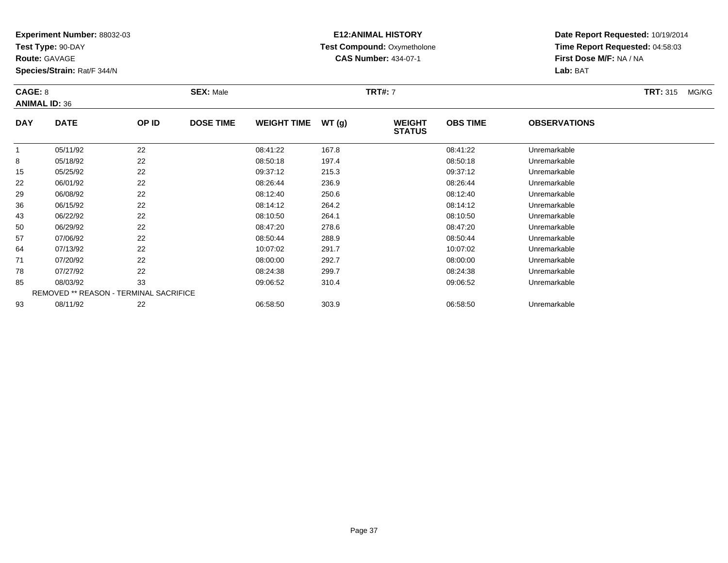**Experiment Number:** 88032-03
**Test Type:** 90-DAY
**Route:** GAVAGE
**Species/Strain:** Rat/F 344/N

**E12:ANIMAL HISTORY**
**Test Compound:** Oxymetholone
**CAS Number:** 434-07-1

**Date Report Requested:** 10/19/2014
**Time Report Requested:** 04:58:03
**First Dose M/F:** NA / NA
**Lab:** BAT

**CAGE:** 8 **SEX:** Male **TRT#:** 7 **TRT:** 315 MG/KG
**ANIMAL ID:** 36

| DAY | DATE | OP ID | DOSE TIME | WEIGHT TIME | WT (g) | WEIGHT STATUS | OBS TIME | OBSERVATIONS |
|---|---|---|---|---|---|---|---|---|
| 1 | 05/11/92 | 22 | | 08:41:22 | 167.8 | | 08:41:22 | Unremarkable |
| 8 | 05/18/92 | 22 | | 08:50:18 | 197.4 | | 08:50:18 | Unremarkable |
| 15 | 05/25/92 | 22 | | 09:37:12 | 215.3 | | 09:37:12 | Unremarkable |
| 22 | 06/01/92 | 22 | | 08:26:44 | 236.9 | | 08:26:44 | Unremarkable |
| 29 | 06/08/92 | 22 | | 08:12:40 | 250.6 | | 08:12:40 | Unremarkable |
| 36 | 06/15/92 | 22 | | 08:14:12 | 264.2 | | 08:14:12 | Unremarkable |
| 43 | 06/22/92 | 22 | | 08:10:50 | 264.1 | | 08:10:50 | Unremarkable |
| 50 | 06/29/92 | 22 | | 08:47:20 | 278.6 | | 08:47:20 | Unremarkable |
| 57 | 07/06/92 | 22 | | 08:50:44 | 288.9 | | 08:50:44 | Unremarkable |
| 64 | 07/13/92 | 22 | | 10:07:02 | 291.7 | | 10:07:02 | Unremarkable |
| 71 | 07/20/92 | 22 | | 08:00:00 | 292.7 | | 08:00:00 | Unremarkable |
| 78 | 07/27/92 | 22 | | 08:24:38 | 299.7 | | 08:24:38 | Unremarkable |
| 85 | 08/03/92 | 33 | | 09:06:52 | 310.4 | | 09:06:52 | Unremarkable |
| REMOVED ** REASON - TERMINAL SACRIFICE | | | | | | | | |
| 93 | 08/11/92 | 22 | | 06:58:50 | 303.9 | | 06:58:50 | Unremarkable |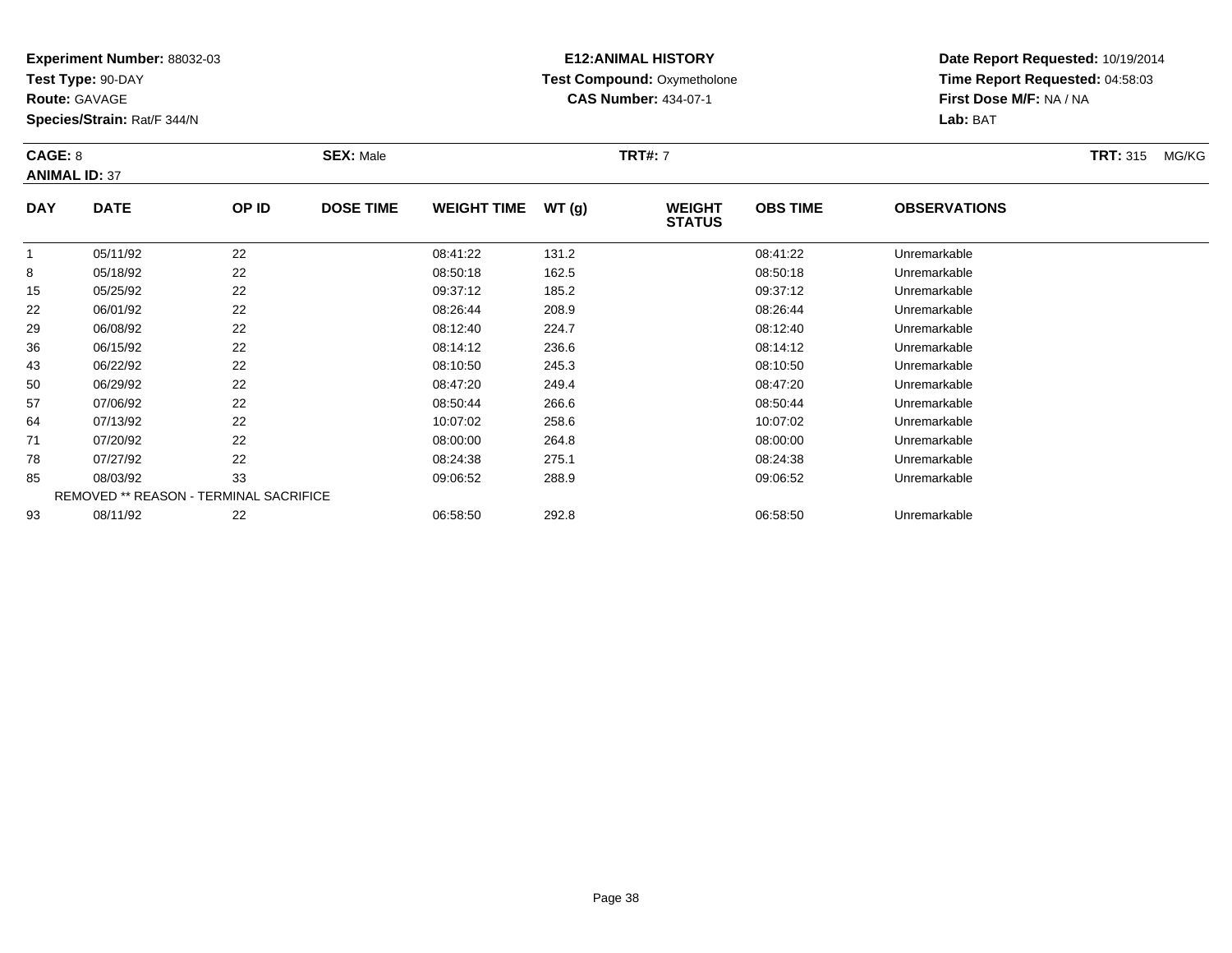**Experiment Number:** 88032-03
**Test Type:** 90-DAY
**Route:** GAVAGE
**Species/Strain:** Rat/F 344/N

**E12:ANIMAL HISTORY**
**Test Compound:** Oxymetholone
**CAS Number:** 434-07-1

**Date Report Requested:** 10/19/2014
**Time Report Requested:** 04:58:03
**First Dose M/F:** NA / NA
**Lab:** BAT

**CAGE:** 8 **SEX:** Male **TRT#:** 7 **TRT:** 315 MG/KG
**ANIMAL ID:** 37

| DAY | DATE | OP ID | DOSE TIME | WEIGHT TIME | WT (g) | WEIGHT STATUS | OBS TIME | OBSERVATIONS |
|---|---|---|---|---|---|---|---|---|
| 1 | 05/11/92 | 22 | | 08:41:22 | 131.2 | | 08:41:22 | Unremarkable |
| 8 | 05/18/92 | 22 | | 08:50:18 | 162.5 | | 08:50:18 | Unremarkable |
| 15 | 05/25/92 | 22 | | 09:37:12 | 185.2 | | 09:37:12 | Unremarkable |
| 22 | 06/01/92 | 22 | | 08:26:44 | 208.9 | | 08:26:44 | Unremarkable |
| 29 | 06/08/92 | 22 | | 08:12:40 | 224.7 | | 08:12:40 | Unremarkable |
| 36 | 06/15/92 | 22 | | 08:14:12 | 236.6 | | 08:14:12 | Unremarkable |
| 43 | 06/22/92 | 22 | | 08:10:50 | 245.3 | | 08:10:50 | Unremarkable |
| 50 | 06/29/92 | 22 | | 08:47:20 | 249.4 | | 08:47:20 | Unremarkable |
| 57 | 07/06/92 | 22 | | 08:50:44 | 266.6 | | 08:50:44 | Unremarkable |
| 64 | 07/13/92 | 22 | | 10:07:02 | 258.6 | | 10:07:02 | Unremarkable |
| 71 | 07/20/92 | 22 | | 08:00:00 | 264.8 | | 08:00:00 | Unremarkable |
| 78 | 07/27/92 | 22 | | 08:24:38 | 275.1 | | 08:24:38 | Unremarkable |
| 85 | 08/03/92 | 33 | | 09:06:52 | 288.9 | | 09:06:52 | Unremarkable |
| REMOVED ** REASON - TERMINAL SACRIFICE | | | | | | | | |
| 93 | 08/11/92 | 22 | | 06:58:50 | 292.8 | | 06:58:50 | Unremarkable |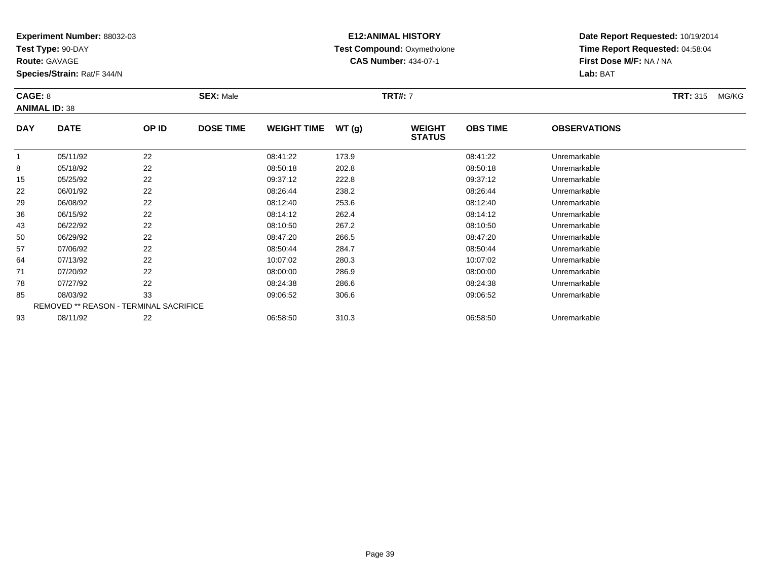**Experiment Number:** 88032-03
**Test Type:** 90-DAY
**Route:** GAVAGE
**Species/Strain:** Rat/F 344/N

**E12:ANIMAL HISTORY**
**Test Compound:** Oxymetholone
**CAS Number:** 434-07-1

**Date Report Requested:** 10/19/2014
**Time Report Requested:** 04:58:04
**First Dose M/F:** NA / NA
**Lab:** BAT

**CAGE:** 8 **SEX:** Male **TRT#:** 7 **TRT:** 315 MG/KG
**ANIMAL ID:** 38

| DAY | DATE | OP ID | DOSE TIME | WEIGHT TIME | WT (g) | WEIGHT STATUS | OBS TIME | OBSERVATIONS |
|---|---|---|---|---|---|---|---|---|
| 1 | 05/11/92 | 22 | | 08:41:22 | 173.9 | | 08:41:22 | Unremarkable |
| 8 | 05/18/92 | 22 | | 08:50:18 | 202.8 | | 08:50:18 | Unremarkable |
| 15 | 05/25/92 | 22 | | 09:37:12 | 222.8 | | 09:37:12 | Unremarkable |
| 22 | 06/01/92 | 22 | | 08:26:44 | 238.2 | | 08:26:44 | Unremarkable |
| 29 | 06/08/92 | 22 | | 08:12:40 | 253.6 | | 08:12:40 | Unremarkable |
| 36 | 06/15/92 | 22 | | 08:14:12 | 262.4 | | 08:14:12 | Unremarkable |
| 43 | 06/22/92 | 22 | | 08:10:50 | 267.2 | | 08:10:50 | Unremarkable |
| 50 | 06/29/92 | 22 | | 08:47:20 | 266.5 | | 08:47:20 | Unremarkable |
| 57 | 07/06/92 | 22 | | 08:50:44 | 284.7 | | 08:50:44 | Unremarkable |
| 64 | 07/13/92 | 22 | | 10:07:02 | 280.3 | | 10:07:02 | Unremarkable |
| 71 | 07/20/92 | 22 | | 08:00:00 | 286.9 | | 08:00:00 | Unremarkable |
| 78 | 07/27/92 | 22 | | 08:24:38 | 286.6 | | 08:24:38 | Unremarkable |
| 85 | 08/03/92 | 33 | | 09:06:52 | 306.6 | | 09:06:52 | Unremarkable |
| REMOVED ** REASON - TERMINAL SACRIFICE | | | | | | | | |
| 93 | 08/11/92 | 22 | | 06:58:50 | 310.3 | | 06:58:50 | Unremarkable |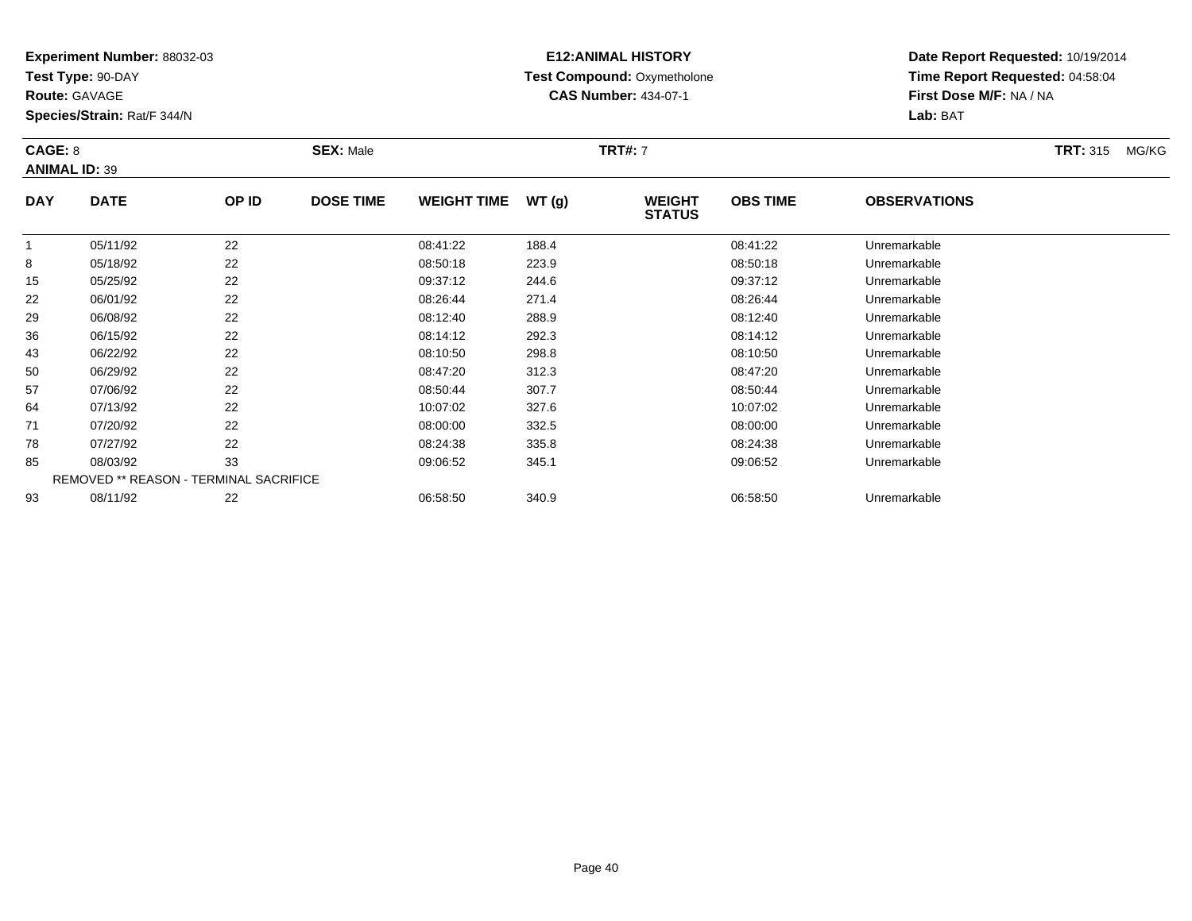**Experiment Number:** 88032-03
**Test Type:** 90-DAY
**Route:** GAVAGE
**Species/Strain:** Rat/F 344/N

**E12:ANIMAL HISTORY**
**Test Compound:** Oxymetholone
**CAS Number:** 434-07-1

**Date Report Requested:** 10/19/2014
**Time Report Requested:** 04:58:04
**First Dose M/F:** NA / NA
**Lab:** BAT

**CAGE:** 8 **SEX:** Male **TRT#:** 7 **TRT:** 315 MG/KG
**ANIMAL ID:** 39

| DAY | DATE | OP ID | DOSE TIME | WEIGHT TIME | WT (g) | WEIGHT STATUS | OBS TIME | OBSERVATIONS |
|---|---|---|---|---|---|---|---|---|
| 1 | 05/11/92 | 22 | | 08:41:22 | 188.4 | | 08:41:22 | Unremarkable |
| 8 | 05/18/92 | 22 | | 08:50:18 | 223.9 | | 08:50:18 | Unremarkable |
| 15 | 05/25/92 | 22 | | 09:37:12 | 244.6 | | 09:37:12 | Unremarkable |
| 22 | 06/01/92 | 22 | | 08:26:44 | 271.4 | | 08:26:44 | Unremarkable |
| 29 | 06/08/92 | 22 | | 08:12:40 | 288.9 | | 08:12:40 | Unremarkable |
| 36 | 06/15/92 | 22 | | 08:14:12 | 292.3 | | 08:14:12 | Unremarkable |
| 43 | 06/22/92 | 22 | | 08:10:50 | 298.8 | | 08:10:50 | Unremarkable |
| 50 | 06/29/92 | 22 | | 08:47:20 | 312.3 | | 08:47:20 | Unremarkable |
| 57 | 07/06/92 | 22 | | 08:50:44 | 307.7 | | 08:50:44 | Unremarkable |
| 64 | 07/13/92 | 22 | | 10:07:02 | 327.6 | | 10:07:02 | Unremarkable |
| 71 | 07/20/92 | 22 | | 08:00:00 | 332.5 | | 08:00:00 | Unremarkable |
| 78 | 07/27/92 | 22 | | 08:24:38 | 335.8 | | 08:24:38 | Unremarkable |
| 85 | 08/03/92 | 33 | | 09:06:52 | 345.1 | | 09:06:52 | Unremarkable |
| REMOVED ** REASON - TERMINAL SACRIFICE | | | | | | | | |
| 93 | 08/11/92 | 22 | | 06:58:50 | 340.9 | | 06:58:50 | Unremarkable |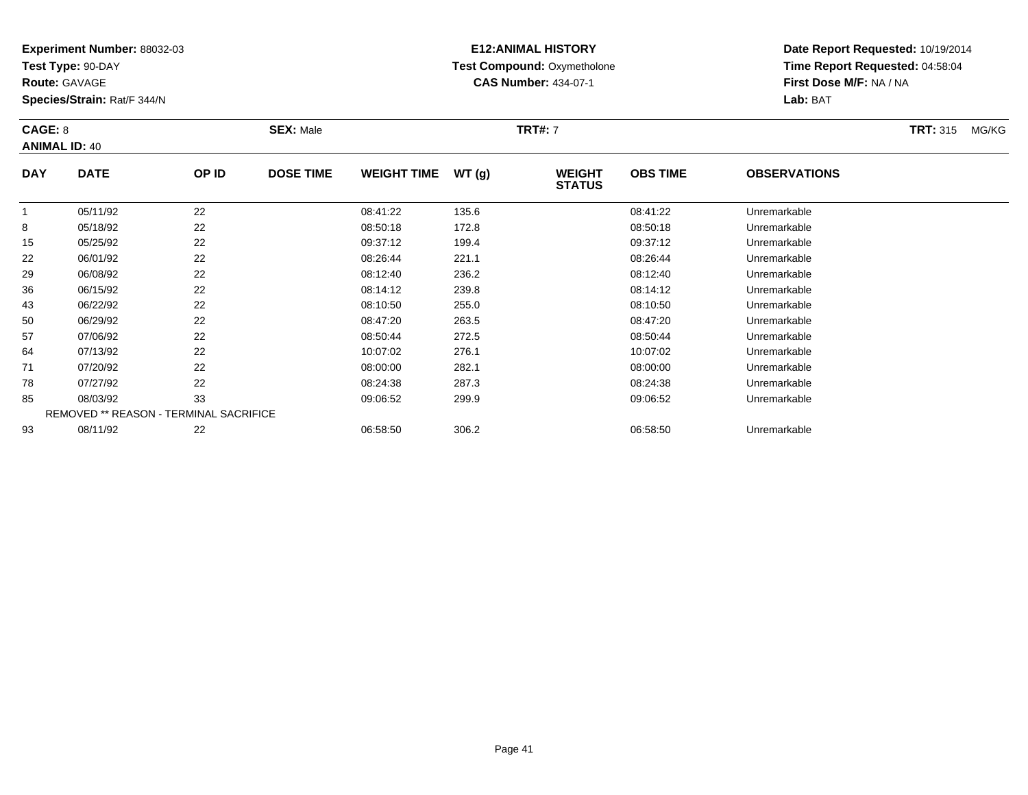**Experiment Number:** 88032-03
**Test Type:** 90-DAY
**Route:** GAVAGE
**Species/Strain:** Rat/F 344/N

**E12:ANIMAL HISTORY**
**Test Compound:** Oxymetholone
**CAS Number:** 434-07-1

**Date Report Requested:** 10/19/2014
**Time Report Requested:** 04:58:04
**First Dose M/F:** NA / NA
**Lab:** BAT

**CAGE:** 8 **SEX:** Male **TRT#:** 7 **TRT:** 315 MG/KG
**ANIMAL ID:** 40

| DAY | DATE | OP ID | DOSE TIME | WEIGHT TIME | WT (g) | WEIGHT STATUS | OBS TIME | OBSERVATIONS |
|---|---|---|---|---|---|---|---|---|
| 1 | 05/11/92 | 22 | | 08:41:22 | 135.6 | | 08:41:22 | Unremarkable |
| 8 | 05/18/92 | 22 | | 08:50:18 | 172.8 | | 08:50:18 | Unremarkable |
| 15 | 05/25/92 | 22 | | 09:37:12 | 199.4 | | 09:37:12 | Unremarkable |
| 22 | 06/01/92 | 22 | | 08:26:44 | 221.1 | | 08:26:44 | Unremarkable |
| 29 | 06/08/92 | 22 | | 08:12:40 | 236.2 | | 08:12:40 | Unremarkable |
| 36 | 06/15/92 | 22 | | 08:14:12 | 239.8 | | 08:14:12 | Unremarkable |
| 43 | 06/22/92 | 22 | | 08:10:50 | 255.0 | | 08:10:50 | Unremarkable |
| 50 | 06/29/92 | 22 | | 08:47:20 | 263.5 | | 08:47:20 | Unremarkable |
| 57 | 07/06/92 | 22 | | 08:50:44 | 272.5 | | 08:50:44 | Unremarkable |
| 64 | 07/13/92 | 22 | | 10:07:02 | 276.1 | | 10:07:02 | Unremarkable |
| 71 | 07/20/92 | 22 | | 08:00:00 | 282.1 | | 08:00:00 | Unremarkable |
| 78 | 07/27/92 | 22 | | 08:24:38 | 287.3 | | 08:24:38 | Unremarkable |
| 85 | 08/03/92 | 33 | | 09:06:52 | 299.9 | | 09:06:52 | Unremarkable |
| REMOVED ** REASON - TERMINAL SACRIFICE | | | | | | | | |
| 93 | 08/11/92 | 22 | | 06:58:50 | 306.2 | | 06:58:50 | Unremarkable |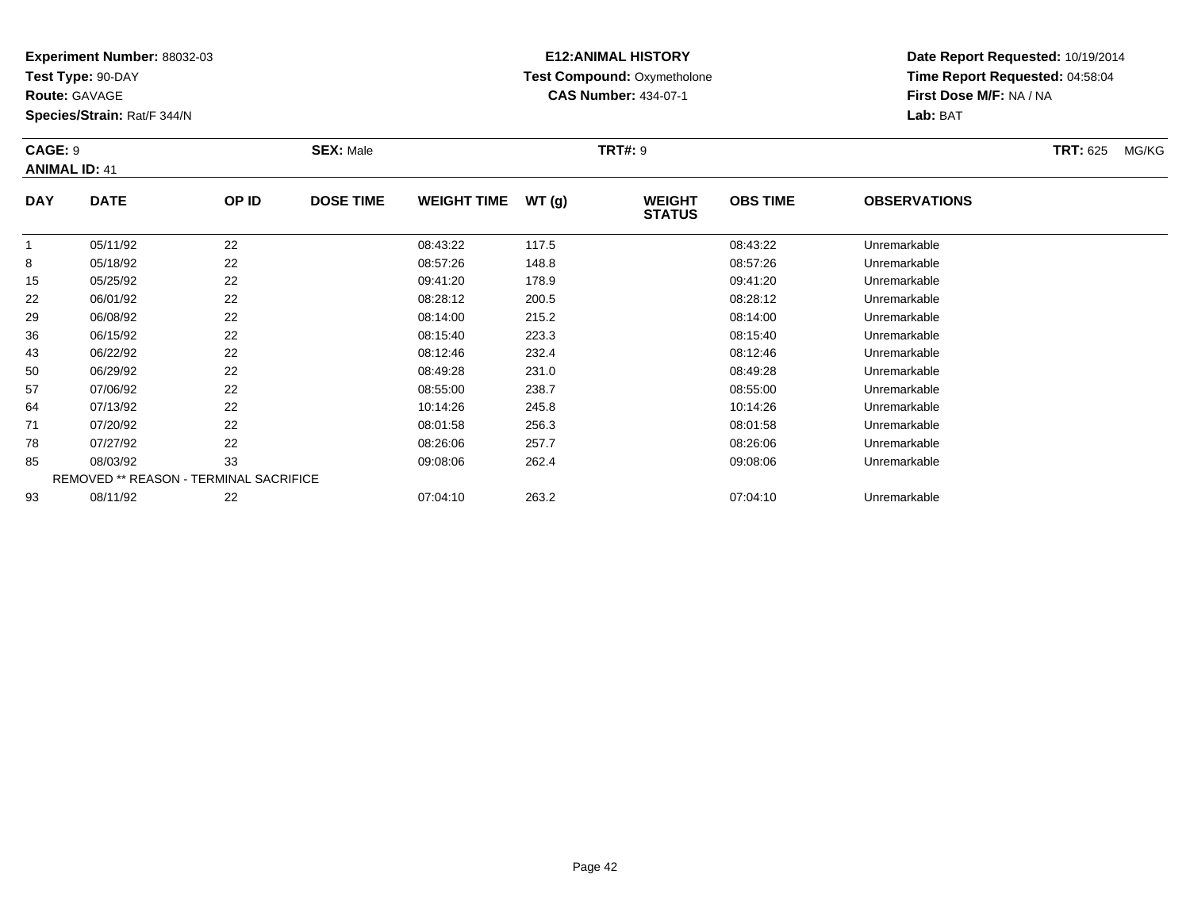**Experiment Number:** 88032-03
**Test Type:** 90-DAY
**Route:** GAVAGE
**Species/Strain:** Rat/F 344/N

**E12:ANIMAL HISTORY**
**Test Compound:** Oxymetholone
**CAS Number:** 434-07-1

**Date Report Requested:** 10/19/2014
**Time Report Requested:** 04:58:04
**First Dose M/F:** NA / NA
**Lab:** BAT

**CAGE:** 9 **SEX:** Male **TRT#:** 9 **TRT:** 625 MG/KG
**ANIMAL ID:** 41

| DAY | DATE | OP ID | DOSE TIME | WEIGHT TIME | WT (g) | WEIGHT STATUS | OBS TIME | OBSERVATIONS |
|---|---|---|---|---|---|---|---|---|
| 1 | 05/11/92 | 22 | | 08:43:22 | 117.5 | | 08:43:22 | Unremarkable |
| 8 | 05/18/92 | 22 | | 08:57:26 | 148.8 | | 08:57:26 | Unremarkable |
| 15 | 05/25/92 | 22 | | 09:41:20 | 178.9 | | 09:41:20 | Unremarkable |
| 22 | 06/01/92 | 22 | | 08:28:12 | 200.5 | | 08:28:12 | Unremarkable |
| 29 | 06/08/92 | 22 | | 08:14:00 | 215.2 | | 08:14:00 | Unremarkable |
| 36 | 06/15/92 | 22 | | 08:15:40 | 223.3 | | 08:15:40 | Unremarkable |
| 43 | 06/22/92 | 22 | | 08:12:46 | 232.4 | | 08:12:46 | Unremarkable |
| 50 | 06/29/92 | 22 | | 08:49:28 | 231.0 | | 08:49:28 | Unremarkable |
| 57 | 07/06/92 | 22 | | 08:55:00 | 238.7 | | 08:55:00 | Unremarkable |
| 64 | 07/13/92 | 22 | | 10:14:26 | 245.8 | | 10:14:26 | Unremarkable |
| 71 | 07/20/92 | 22 | | 08:01:58 | 256.3 | | 08:01:58 | Unremarkable |
| 78 | 07/27/92 | 22 | | 08:26:06 | 257.7 | | 08:26:06 | Unremarkable |
| 85 | 08/03/92 | 33 | | 09:08:06 | 262.4 | | 09:08:06 | Unremarkable |
| REMOVED ** REASON - TERMINAL SACRIFICE | | | | | | | | |
| 93 | 08/11/92 | 22 | | 07:04:10 | 263.2 | | 07:04:10 | Unremarkable |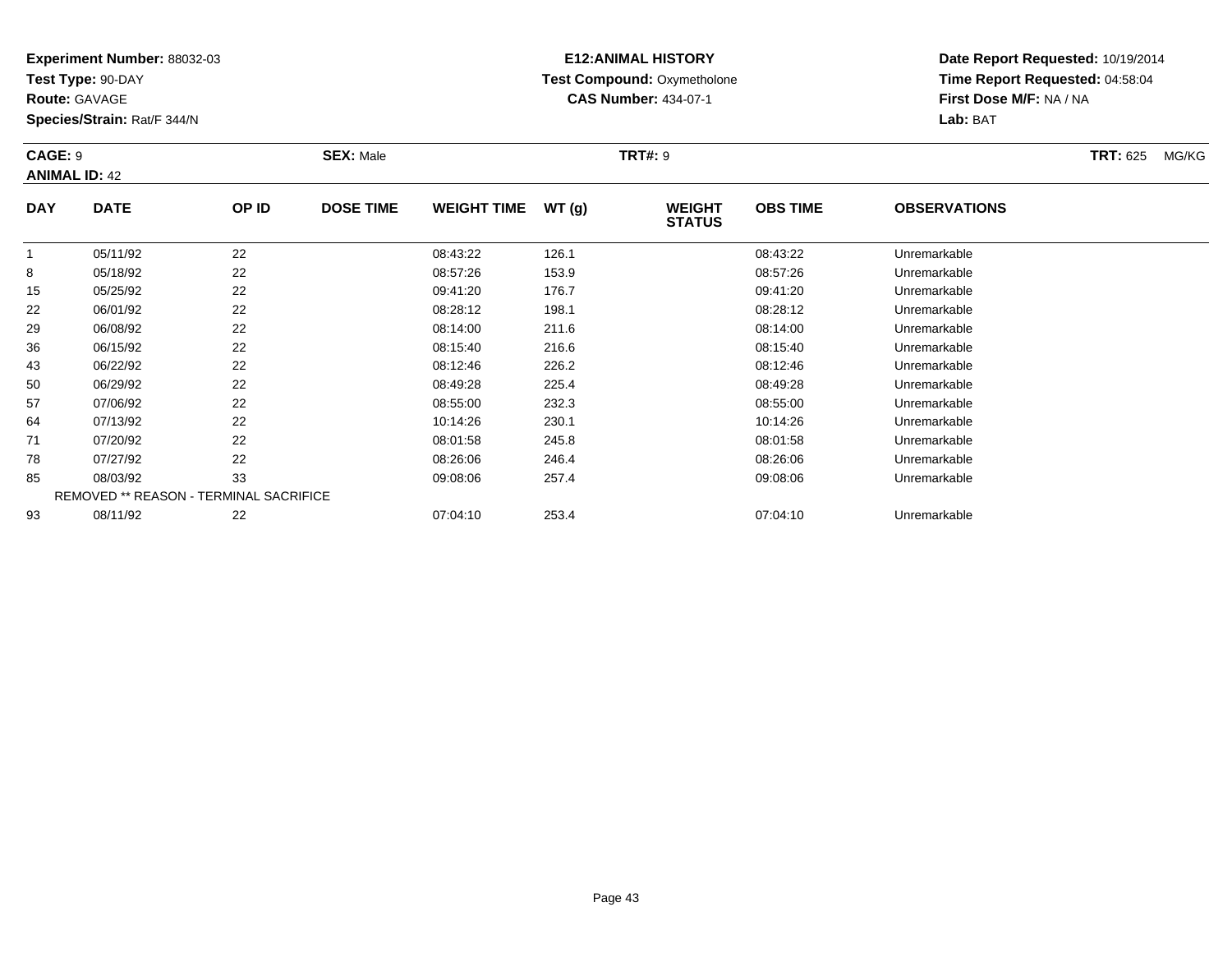**Experiment Number:** 88032-03
**Test Type:** 90-DAY
**Route:** GAVAGE
**Species/Strain:** Rat/F 344/N

**E12:ANIMAL HISTORY**
**Test Compound:** Oxymetholone
**CAS Number:** 434-07-1

**Date Report Requested:** 10/19/2014
**Time Report Requested:** 04:58:04
**First Dose M/F:** NA / NA
**Lab:** BAT

**CAGE:** 9
**ANIMAL ID:** 42
**SEX:** Male
**TRT#:** 9
**TRT:** 625 MG/KG

| DAY | DATE | OP ID | DOSE TIME | WEIGHT TIME | WT (g) | WEIGHT STATUS | OBS TIME | OBSERVATIONS |
|---|---|---|---|---|---|---|---|---|
| 1 | 05/11/92 | 22 | | 08:43:22 | 126.1 | | 08:43:22 | Unremarkable |
| 8 | 05/18/92 | 22 | | 08:57:26 | 153.9 | | 08:57:26 | Unremarkable |
| 15 | 05/25/92 | 22 | | 09:41:20 | 176.7 | | 09:41:20 | Unremarkable |
| 22 | 06/01/92 | 22 | | 08:28:12 | 198.1 | | 08:28:12 | Unremarkable |
| 29 | 06/08/92 | 22 | | 08:14:00 | 211.6 | | 08:14:00 | Unremarkable |
| 36 | 06/15/92 | 22 | | 08:15:40 | 216.6 | | 08:15:40 | Unremarkable |
| 43 | 06/22/92 | 22 | | 08:12:46 | 226.2 | | 08:12:46 | Unremarkable |
| 50 | 06/29/92 | 22 | | 08:49:28 | 225.4 | | 08:49:28 | Unremarkable |
| 57 | 07/06/92 | 22 | | 08:55:00 | 232.3 | | 08:55:00 | Unremarkable |
| 64 | 07/13/92 | 22 | | 10:14:26 | 230.1 | | 10:14:26 | Unremarkable |
| 71 | 07/20/92 | 22 | | 08:01:58 | 245.8 | | 08:01:58 | Unremarkable |
| 78 | 07/27/92 | 22 | | 08:26:06 | 246.4 | | 08:26:06 | Unremarkable |
| 85 | 08/03/92 | 33 | | 09:08:06 | 257.4 | | 09:08:06 | Unremarkable |
| REMOVED ** REASON - TERMINAL SACRIFICE | | | | | | | | |
| 93 | 08/11/92 | 22 | | 07:04:10 | 253.4 | | 07:04:10 | Unremarkable |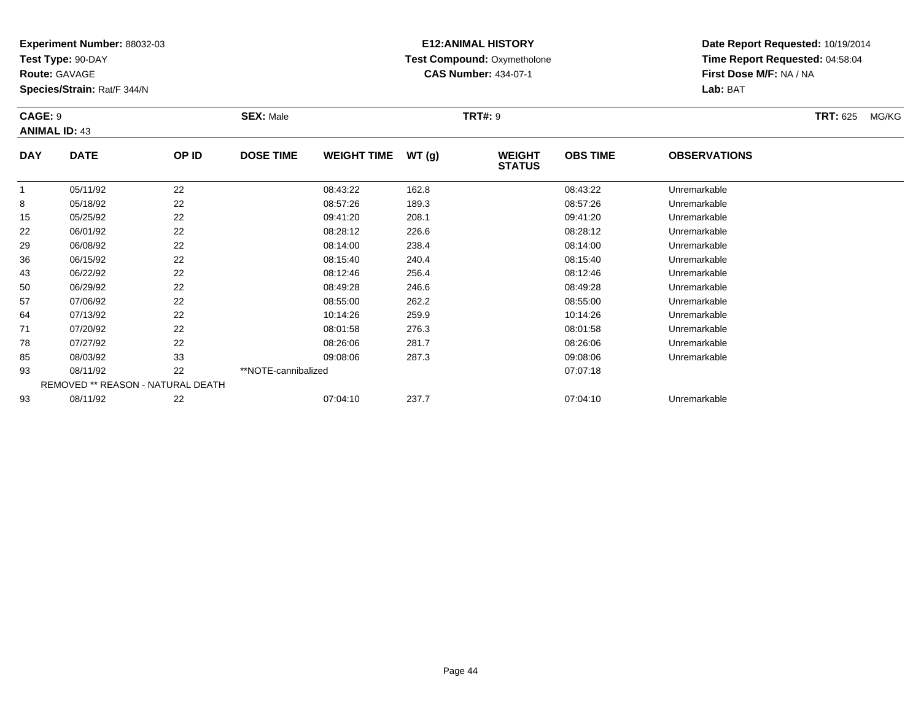**Experiment Number:** 88032-03
**Test Type:** 90-DAY
**Route:** GAVAGE
**Species/Strain:** Rat/F 344/N

**E12:ANIMAL HISTORY**
**Test Compound:** Oxymetholone
**CAS Number:** 434-07-1

**Date Report Requested:** 10/19/2014
**Time Report Requested:** 04:58:04
**First Dose M/F:** NA / NA
**Lab:** BAT

**CAGE:** 9 **SEX:** Male **TRT#:** 9 **TRT:** 625 MG/KG
**ANIMAL ID:** 43

| DAY | DATE | OP ID | DOSE TIME | WEIGHT TIME | WT (g) | WEIGHT STATUS | OBS TIME | OBSERVATIONS |
|---|---|---|---|---|---|---|---|---|
| 1 | 05/11/92 | 22 | | 08:43:22 | 162.8 | | 08:43:22 | Unremarkable |
| 8 | 05/18/92 | 22 | | 08:57:26 | 189.3 | | 08:57:26 | Unremarkable |
| 15 | 05/25/92 | 22 | | 09:41:20 | 208.1 | | 09:41:20 | Unremarkable |
| 22 | 06/01/92 | 22 | | 08:28:12 | 226.6 | | 08:28:12 | Unremarkable |
| 29 | 06/08/92 | 22 | | 08:14:00 | 238.4 | | 08:14:00 | Unremarkable |
| 36 | 06/15/92 | 22 | | 08:15:40 | 240.4 | | 08:15:40 | Unremarkable |
| 43 | 06/22/92 | 22 | | 08:12:46 | 256.4 | | 08:12:46 | Unremarkable |
| 50 | 06/29/92 | 22 | | 08:49:28 | 246.6 | | 08:49:28 | Unremarkable |
| 57 | 07/06/92 | 22 | | 08:55:00 | 262.2 | | 08:55:00 | Unremarkable |
| 64 | 07/13/92 | 22 | | 10:14:26 | 259.9 | | 10:14:26 | Unremarkable |
| 71 | 07/20/92 | 22 | | 08:01:58 | 276.3 | | 08:01:58 | Unremarkable |
| 78 | 07/27/92 | 22 | | 08:26:06 | 281.7 | | 08:26:06 | Unremarkable |
| 85 | 08/03/92 | 33 | | 09:08:06 | 287.3 | | 09:08:06 | Unremarkable |
| 93 | 08/11/92 | 22 | **NOTE-cannibalized | | | | 07:07:18 | |
| | REMOVED ** REASON - NATURAL DEATH | | | | | | | |
| 93 | 08/11/92 | 22 | | 07:04:10 | 237.7 | | 07:04:10 | Unremarkable |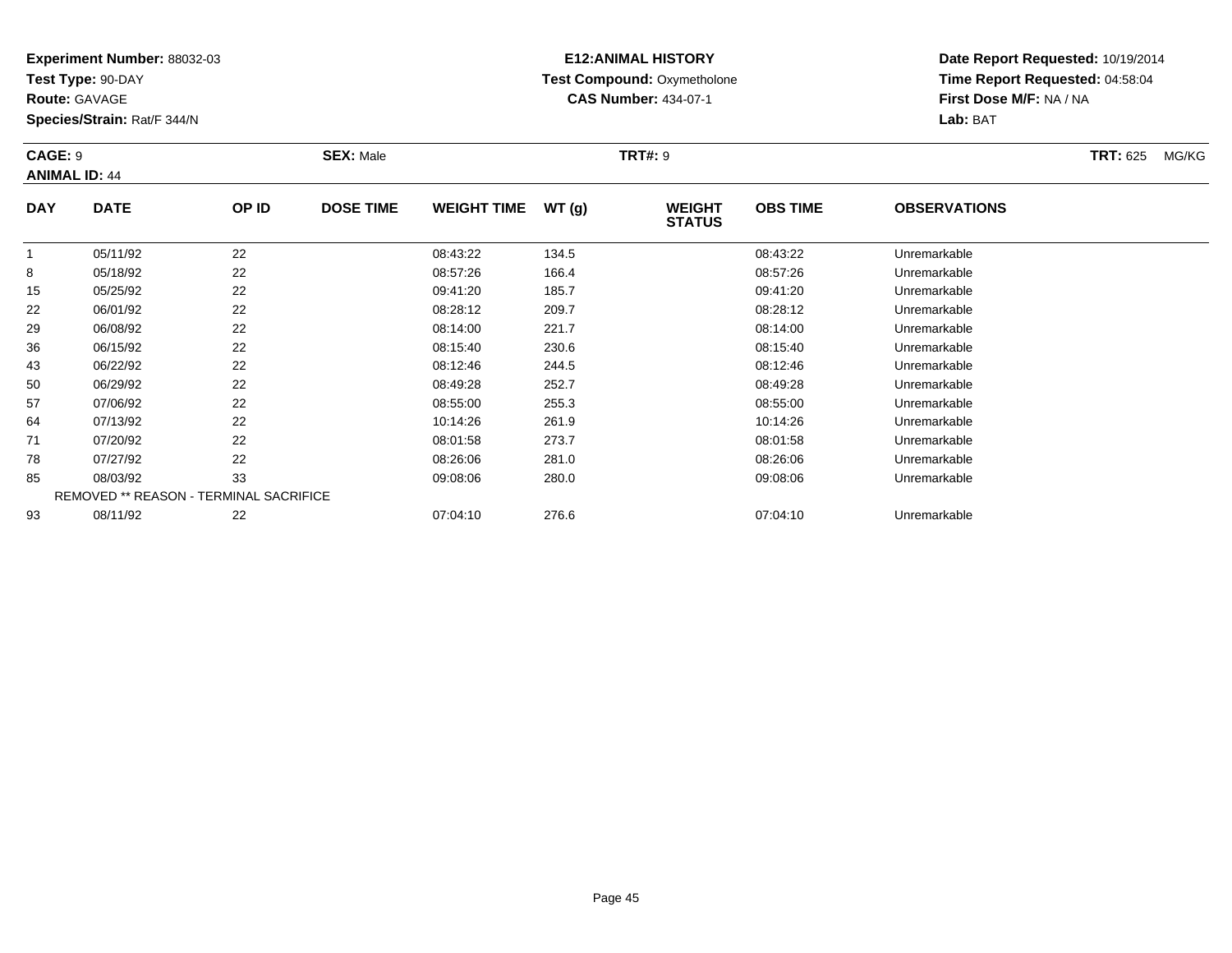**Experiment Number:** 88032-03
**Test Type:** 90-DAY
**Route:** GAVAGE
**Species/Strain:** Rat/F 344/N

**E12:ANIMAL HISTORY**
**Test Compound:** Oxymetholone
**CAS Number:** 434-07-1

**Date Report Requested:** 10/19/2014
**Time Report Requested:** 04:58:04
**First Dose M/F:** NA / NA
**Lab:** BAT

**CAGE:** 9 **SEX:** Male **TRT#:** 9 **TRT:** 625 MG/KG
**ANIMAL ID:** 44

| DAY | DATE | OP ID | DOSE TIME | WEIGHT TIME | WT (g) | WEIGHT STATUS | OBS TIME | OBSERVATIONS |
|---|---|---|---|---|---|---|---|---|
| 1 | 05/11/92 | 22 | | 08:43:22 | 134.5 | | 08:43:22 | Unremarkable |
| 8 | 05/18/92 | 22 | | 08:57:26 | 166.4 | | 08:57:26 | Unremarkable |
| 15 | 05/25/92 | 22 | | 09:41:20 | 185.7 | | 09:41:20 | Unremarkable |
| 22 | 06/01/92 | 22 | | 08:28:12 | 209.7 | | 08:28:12 | Unremarkable |
| 29 | 06/08/92 | 22 | | 08:14:00 | 221.7 | | 08:14:00 | Unremarkable |
| 36 | 06/15/92 | 22 | | 08:15:40 | 230.6 | | 08:15:40 | Unremarkable |
| 43 | 06/22/92 | 22 | | 08:12:46 | 244.5 | | 08:12:46 | Unremarkable |
| 50 | 06/29/92 | 22 | | 08:49:28 | 252.7 | | 08:49:28 | Unremarkable |
| 57 | 07/06/92 | 22 | | 08:55:00 | 255.3 | | 08:55:00 | Unremarkable |
| 64 | 07/13/92 | 22 | | 10:14:26 | 261.9 | | 10:14:26 | Unremarkable |
| 71 | 07/20/92 | 22 | | 08:01:58 | 273.7 | | 08:01:58 | Unremarkable |
| 78 | 07/27/92 | 22 | | 08:26:06 | 281.0 | | 08:26:06 | Unremarkable |
| 85 | 08/03/92 | 33 | | 09:08:06 | 280.0 | | 09:08:06 | Unremarkable |
| REMOVED ** REASON - TERMINAL SACRIFICE | | | | | | | | |
| 93 | 08/11/92 | 22 | | 07:04:10 | 276.6 | | 07:04:10 | Unremarkable |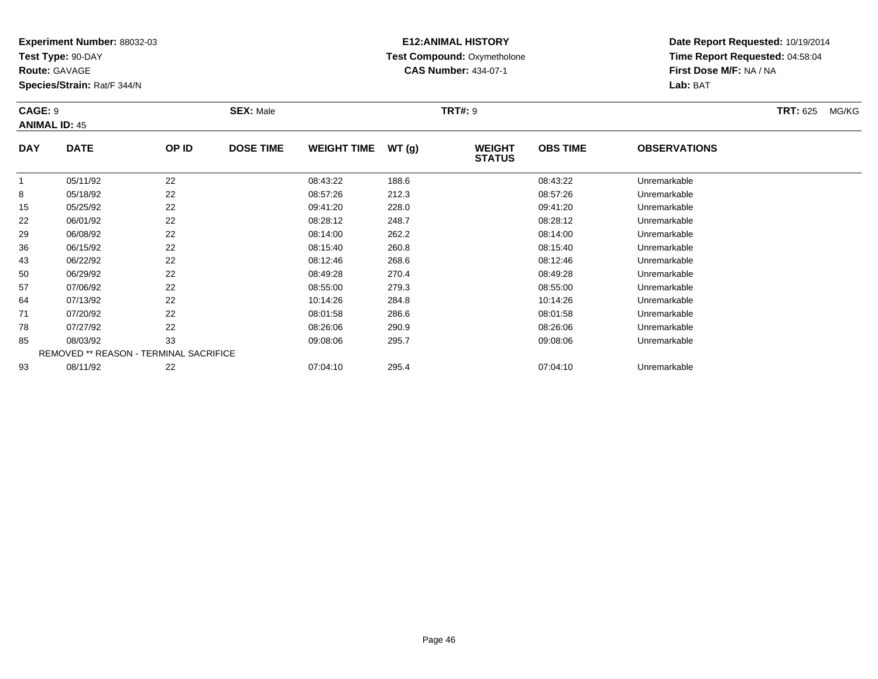**Experiment Number:** 88032-03
**Test Type:** 90-DAY
**Route:** GAVAGE
**Species/Strain:** Rat/F 344/N

**E12:ANIMAL HISTORY**
**Test Compound:** Oxymetholone
**CAS Number:** 434-07-1

**Date Report Requested:** 10/19/2014
**Time Report Requested:** 04:58:04
**First Dose M/F:** NA / NA
**Lab:** BAT

**CAGE:** 9 **SEX:** Male **TRT#:** 9 **TRT:** 625 MG/KG
**ANIMAL ID:** 45

| DAY | DATE | OP ID | DOSE TIME | WEIGHT TIME | WT (g) | WEIGHT STATUS | OBS TIME | OBSERVATIONS |
|---|---|---|---|---|---|---|---|---|
| 1 | 05/11/92 | 22 | | 08:43:22 | 188.6 | | 08:43:22 | Unremarkable |
| 8 | 05/18/92 | 22 | | 08:57:26 | 212.3 | | 08:57:26 | Unremarkable |
| 15 | 05/25/92 | 22 | | 09:41:20 | 228.0 | | 09:41:20 | Unremarkable |
| 22 | 06/01/92 | 22 | | 08:28:12 | 248.7 | | 08:28:12 | Unremarkable |
| 29 | 06/08/92 | 22 | | 08:14:00 | 262.2 | | 08:14:00 | Unremarkable |
| 36 | 06/15/92 | 22 | | 08:15:40 | 260.8 | | 08:15:40 | Unremarkable |
| 43 | 06/22/92 | 22 | | 08:12:46 | 268.6 | | 08:12:46 | Unremarkable |
| 50 | 06/29/92 | 22 | | 08:49:28 | 270.4 | | 08:49:28 | Unremarkable |
| 57 | 07/06/92 | 22 | | 08:55:00 | 279.3 | | 08:55:00 | Unremarkable |
| 64 | 07/13/92 | 22 | | 10:14:26 | 284.8 | | 10:14:26 | Unremarkable |
| 71 | 07/20/92 | 22 | | 08:01:58 | 286.6 | | 08:01:58 | Unremarkable |
| 78 | 07/27/92 | 22 | | 08:26:06 | 290.9 | | 08:26:06 | Unremarkable |
| 85 | 08/03/92 | 33 | | 09:08:06 | 295.7 | | 09:08:06 | Unremarkable |
| REMOVED ** REASON - TERMINAL SACRIFICE | | | | | | | | |
| 93 | 08/11/92 | 22 | | 07:04:10 | 295.4 | | 07:04:10 | Unremarkable |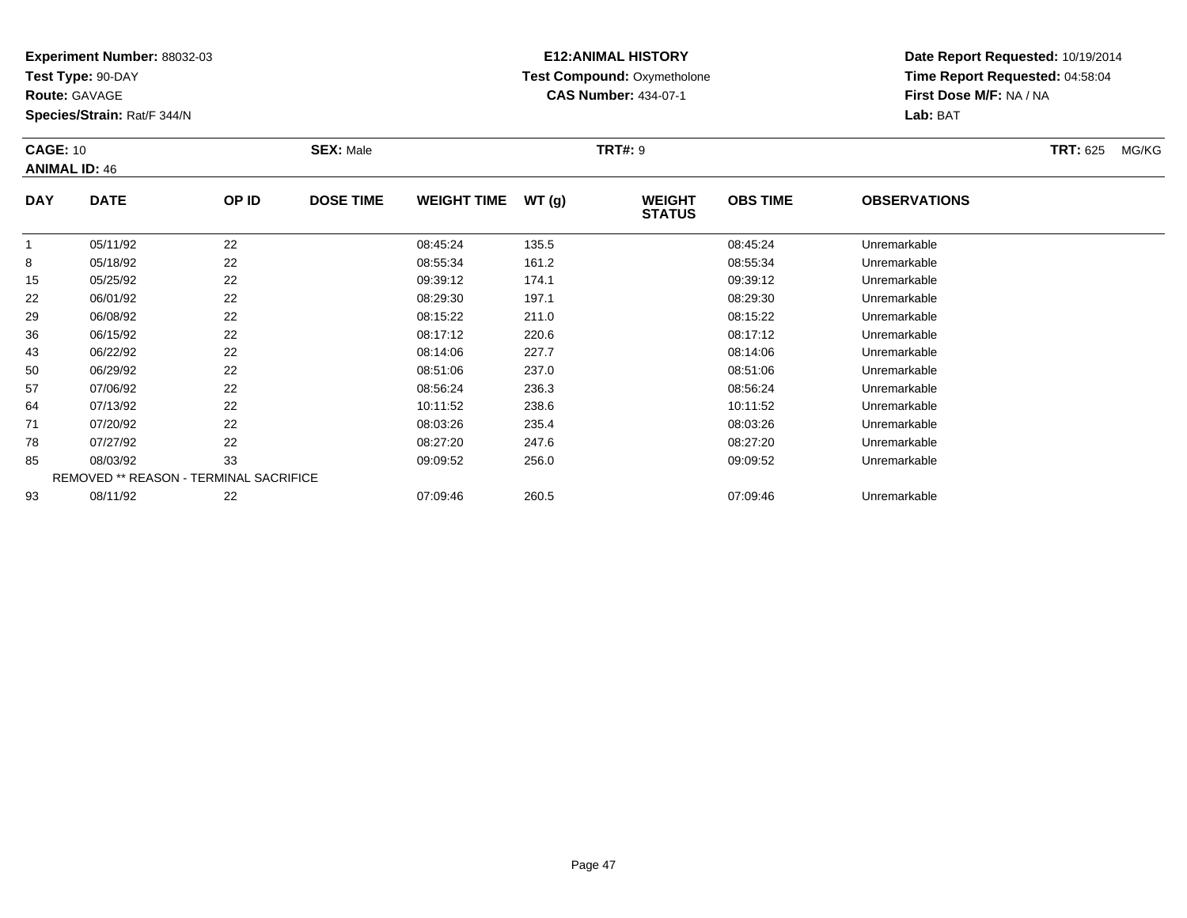**Experiment Number:** 88032-03
**Test Type:** 90-DAY
**Route:** GAVAGE
**Species/Strain:** Rat/F 344/N

**E12:ANIMAL HISTORY**
**Test Compound:** Oxymetholone
**CAS Number:** 434-07-1

**Date Report Requested:** 10/19/2014
**Time Report Requested:** 04:58:04
**First Dose M/F:** NA / NA
**Lab:** BAT

**CAGE:** 10 | **SEX:** Male | **TRT#:** 9 | **TRT:** 625 MG/KG

**ANIMAL ID:** 46

| DAY | DATE | OP ID | DOSE TIME | WEIGHT TIME | WT (g) | WEIGHT STATUS | OBS TIME | OBSERVATIONS |
|---|---|---|---|---|---|---|---|---|
| 1 | 05/11/92 | 22 | | 08:45:24 | 135.5 | | 08:45:24 | Unremarkable |
| 8 | 05/18/92 | 22 | | 08:55:34 | 161.2 | | 08:55:34 | Unremarkable |
| 15 | 05/25/92 | 22 | | 09:39:12 | 174.1 | | 09:39:12 | Unremarkable |
| 22 | 06/01/92 | 22 | | 08:29:30 | 197.1 | | 08:29:30 | Unremarkable |
| 29 | 06/08/92 | 22 | | 08:15:22 | 211.0 | | 08:15:22 | Unremarkable |
| 36 | 06/15/92 | 22 | | 08:17:12 | 220.6 | | 08:17:12 | Unremarkable |
| 43 | 06/22/92 | 22 | | 08:14:06 | 227.7 | | 08:14:06 | Unremarkable |
| 50 | 06/29/92 | 22 | | 08:51:06 | 237.0 | | 08:51:06 | Unremarkable |
| 57 | 07/06/92 | 22 | | 08:56:24 | 236.3 | | 08:56:24 | Unremarkable |
| 64 | 07/13/92 | 22 | | 10:11:52 | 238.6 | | 10:11:52 | Unremarkable |
| 71 | 07/20/92 | 22 | | 08:03:26 | 235.4 | | 08:03:26 | Unremarkable |
| 78 | 07/27/92 | 22 | | 08:27:20 | 247.6 | | 08:27:20 | Unremarkable |
| 85 | 08/03/92 | 33 | | 09:09:52 | 256.0 | | 09:09:52 | Unremarkable |
| REMOVED ** REASON - TERMINAL SACRIFICE | | | | | | | | |
| 93 | 08/11/92 | 22 | | 07:09:46 | 260.5 | | 07:09:46 | Unremarkable |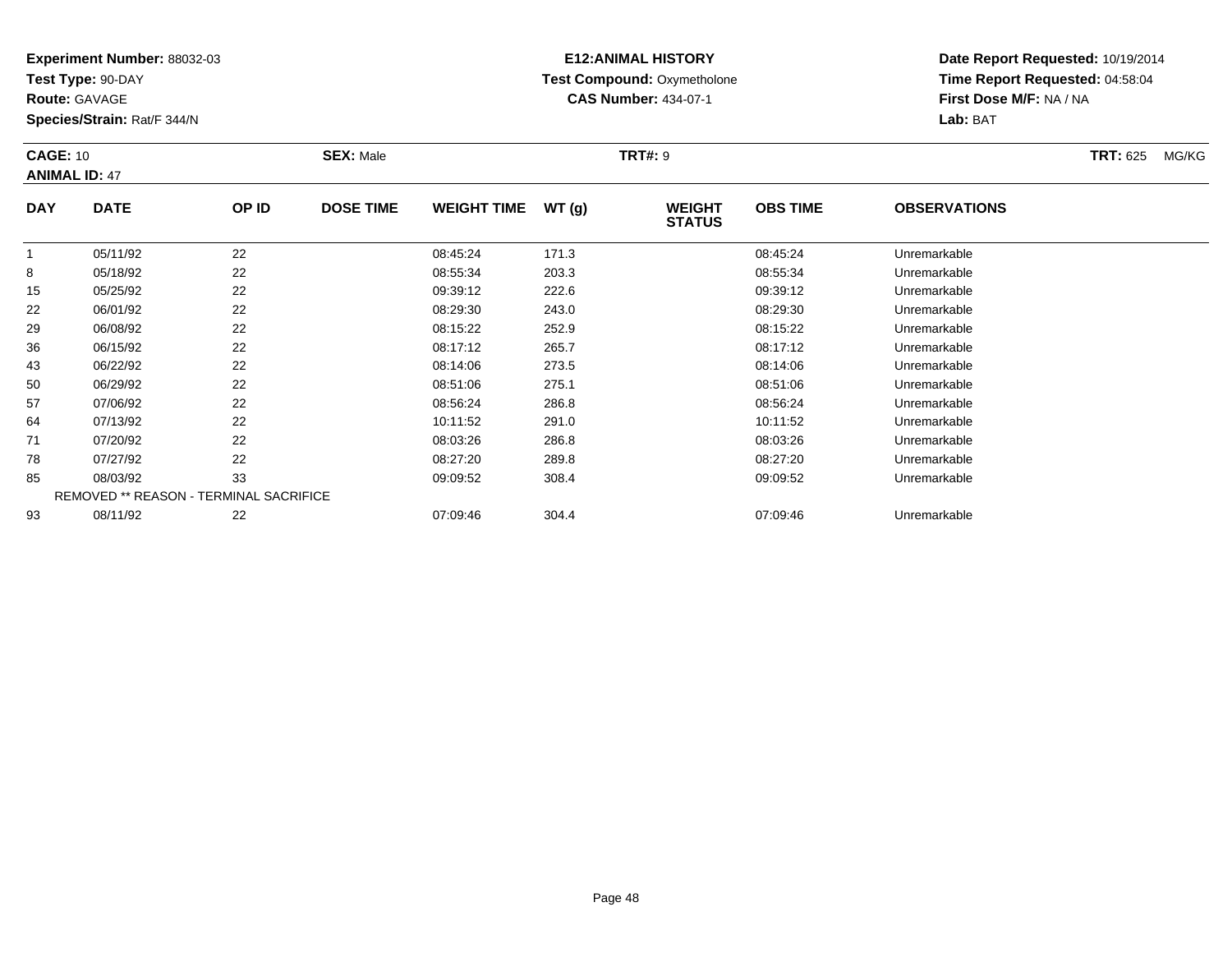**Experiment Number:** 88032-03
**Test Type:** 90-DAY
**Route:** GAVAGE
**Species/Strain:** Rat/F 344/N

**E12:ANIMAL HISTORY**
**Test Compound:** Oxymetholone
**CAS Number:** 434-07-1

**Date Report Requested:** 10/19/2014
**Time Report Requested:** 04:58:04
**First Dose M/F:** NA / NA
**Lab:** BAT

**CAGE:** 10 **SEX:** Male **TRT#:** 9 **TRT:** 625 MG/KG
**ANIMAL ID:** 47

| DAY | DATE | OP ID | DOSE TIME | WEIGHT TIME | WT (g) | WEIGHT STATUS | OBS TIME | OBSERVATIONS |
|---|---|---|---|---|---|---|---|---|
| 1 | 05/11/92 | 22 | | 08:45:24 | 171.3 | | 08:45:24 | Unremarkable |
| 8 | 05/18/92 | 22 | | 08:55:34 | 203.3 | | 08:55:34 | Unremarkable |
| 15 | 05/25/92 | 22 | | 09:39:12 | 222.6 | | 09:39:12 | Unremarkable |
| 22 | 06/01/92 | 22 | | 08:29:30 | 243.0 | | 08:29:30 | Unremarkable |
| 29 | 06/08/92 | 22 | | 08:15:22 | 252.9 | | 08:15:22 | Unremarkable |
| 36 | 06/15/92 | 22 | | 08:17:12 | 265.7 | | 08:17:12 | Unremarkable |
| 43 | 06/22/92 | 22 | | 08:14:06 | 273.5 | | 08:14:06 | Unremarkable |
| 50 | 06/29/92 | 22 | | 08:51:06 | 275.1 | | 08:51:06 | Unremarkable |
| 57 | 07/06/92 | 22 | | 08:56:24 | 286.8 | | 08:56:24 | Unremarkable |
| 64 | 07/13/92 | 22 | | 10:11:52 | 291.0 | | 10:11:52 | Unremarkable |
| 71 | 07/20/92 | 22 | | 08:03:26 | 286.8 | | 08:03:26 | Unremarkable |
| 78 | 07/27/92 | 22 | | 08:27:20 | 289.8 | | 08:27:20 | Unremarkable |
| 85 | 08/03/92 | 33 | | 09:09:52 | 308.4 | | 09:09:52 | Unremarkable |
| REMOVED ** REASON - TERMINAL SACRIFICE | | | | | | | | |
| 93 | 08/11/92 | 22 | | 07:09:46 | 304.4 | | 07:09:46 | Unremarkable |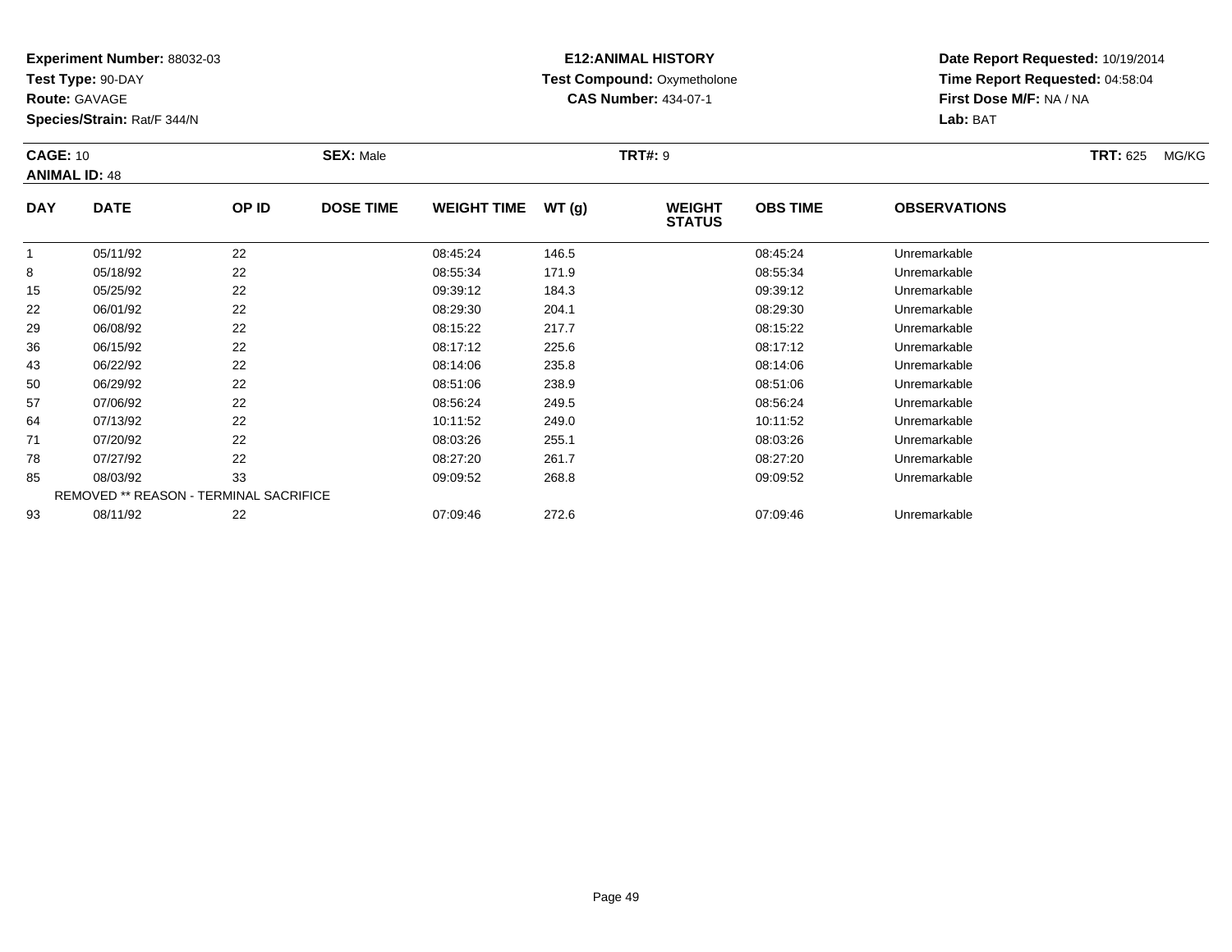**Experiment Number:** 88032-03
**Test Type:** 90-DAY
**Route:** GAVAGE
**Species/Strain:** Rat/F 344/N

**E12:ANIMAL HISTORY**
**Test Compound:** Oxymetholone
**CAS Number:** 434-07-1

**Date Report Requested:** 10/19/2014
**Time Report Requested:** 04:58:04
**First Dose M/F:** NA / NA
**Lab:** BAT

**CAGE:** 10
**ANIMAL ID:** 48
**SEX:** Male
**TRT#:** 9
**TRT:** 625 MG/KG

| DAY | DATE | OP ID | DOSE TIME | WEIGHT TIME | WT (g) | WEIGHT STATUS | OBS TIME | OBSERVATIONS |
|---|---|---|---|---|---|---|---|---|
| 1 | 05/11/92 | 22 | | 08:45:24 | 146.5 | | 08:45:24 | Unremarkable |
| 8 | 05/18/92 | 22 | | 08:55:34 | 171.9 | | 08:55:34 | Unremarkable |
| 15 | 05/25/92 | 22 | | 09:39:12 | 184.3 | | 09:39:12 | Unremarkable |
| 22 | 06/01/92 | 22 | | 08:29:30 | 204.1 | | 08:29:30 | Unremarkable |
| 29 | 06/08/92 | 22 | | 08:15:22 | 217.7 | | 08:15:22 | Unremarkable |
| 36 | 06/15/92 | 22 | | 08:17:12 | 225.6 | | 08:17:12 | Unremarkable |
| 43 | 06/22/92 | 22 | | 08:14:06 | 235.8 | | 08:14:06 | Unremarkable |
| 50 | 06/29/92 | 22 | | 08:51:06 | 238.9 | | 08:51:06 | Unremarkable |
| 57 | 07/06/92 | 22 | | 08:56:24 | 249.5 | | 08:56:24 | Unremarkable |
| 64 | 07/13/92 | 22 | | 10:11:52 | 249.0 | | 10:11:52 | Unremarkable |
| 71 | 07/20/92 | 22 | | 08:03:26 | 255.1 | | 08:03:26 | Unremarkable |
| 78 | 07/27/92 | 22 | | 08:27:20 | 261.7 | | 08:27:20 | Unremarkable |
| 85 | 08/03/92 | 33 | | 09:09:52 | 268.8 | | 09:09:52 | Unremarkable |
| REMOVED ** REASON - TERMINAL SACRIFICE | | | | | | | | |
| 93 | 08/11/92 | 22 | | 07:09:46 | 272.6 | | 07:09:46 | Unremarkable |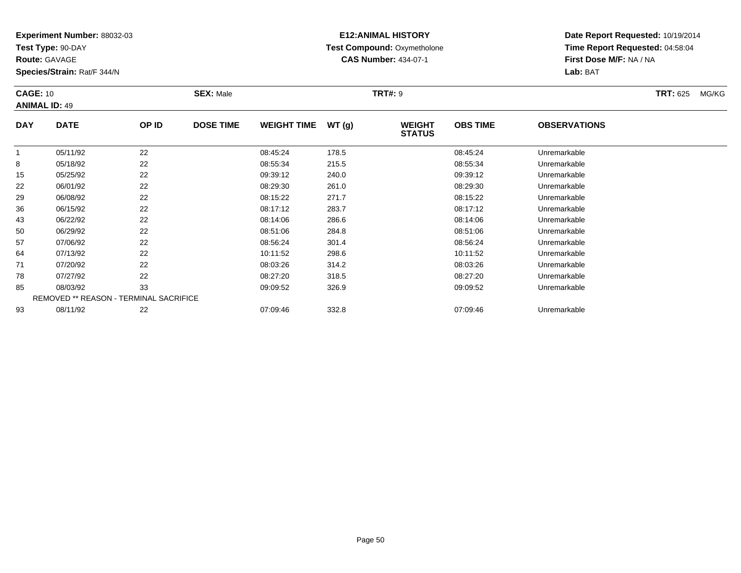**Experiment Number:** 88032-03
**Test Type:** 90-DAY
**Route:** GAVAGE
**Species/Strain:** Rat/F 344/N

**E12:ANIMAL HISTORY**
**Test Compound:** Oxymetholone
**CAS Number:** 434-07-1

**Date Report Requested:** 10/19/2014
**Time Report Requested:** 04:58:04
**First Dose M/F:** NA / NA
**Lab:** BAT

**CAGE:** 10 **SEX:** Male **TRT#:** 9 **TRT:** 625 MG/KG
**ANIMAL ID:** 49

| DAY | DATE | OP ID | DOSE TIME | WEIGHT TIME | WT (g) | WEIGHT STATUS | OBS TIME | OBSERVATIONS |
|---|---|---|---|---|---|---|---|---|
| 1 | 05/11/92 | 22 | | 08:45:24 | 178.5 | | 08:45:24 | Unremarkable |
| 8 | 05/18/92 | 22 | | 08:55:34 | 215.5 | | 08:55:34 | Unremarkable |
| 15 | 05/25/92 | 22 | | 09:39:12 | 240.0 | | 09:39:12 | Unremarkable |
| 22 | 06/01/92 | 22 | | 08:29:30 | 261.0 | | 08:29:30 | Unremarkable |
| 29 | 06/08/92 | 22 | | 08:15:22 | 271.7 | | 08:15:22 | Unremarkable |
| 36 | 06/15/92 | 22 | | 08:17:12 | 283.7 | | 08:17:12 | Unremarkable |
| 43 | 06/22/92 | 22 | | 08:14:06 | 286.6 | | 08:14:06 | Unremarkable |
| 50 | 06/29/92 | 22 | | 08:51:06 | 284.8 | | 08:51:06 | Unremarkable |
| 57 | 07/06/92 | 22 | | 08:56:24 | 301.4 | | 08:56:24 | Unremarkable |
| 64 | 07/13/92 | 22 | | 10:11:52 | 298.6 | | 10:11:52 | Unremarkable |
| 71 | 07/20/92 | 22 | | 08:03:26 | 314.2 | | 08:03:26 | Unremarkable |
| 78 | 07/27/92 | 22 | | 08:27:20 | 318.5 | | 08:27:20 | Unremarkable |
| 85 | 08/03/92 | 33 | | 09:09:52 | 326.9 | | 09:09:52 | Unremarkable |
| REMOVED ** REASON - TERMINAL SACRIFICE | | | | | | | | |
| 93 | 08/11/92 | 22 | | 07:09:46 | 332.8 | | 07:09:46 | Unremarkable |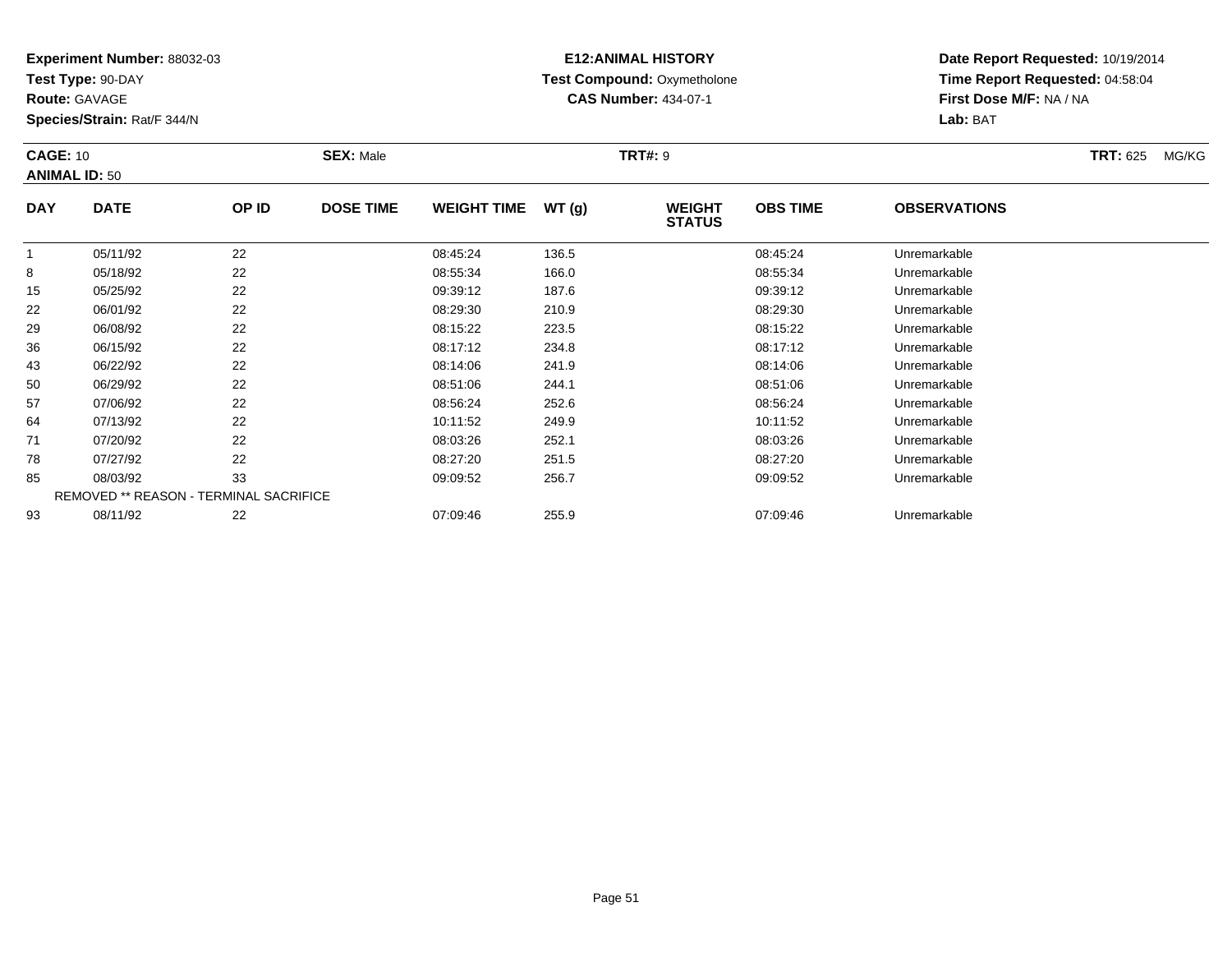**Experiment Number:** 88032-03
**Test Type:** 90-DAY
**Route:** GAVAGE
**Species/Strain:** Rat/F 344/N

**E12:ANIMAL HISTORY**
**Test Compound:** Oxymetholone
**CAS Number:** 434-07-1

**Date Report Requested:** 10/19/2014
**Time Report Requested:** 04:58:04
**First Dose M/F:** NA / NA
**Lab:** BAT

**CAGE:** 10
**ANIMAL ID:** 50
**SEX:** Male
**TRT#:** 9
**TRT:** 625 MG/KG

| DAY | DATE | OP ID | DOSE TIME | WEIGHT TIME | WT (g) | WEIGHT STATUS | OBS TIME | OBSERVATIONS |
|---|---|---|---|---|---|---|---|---|
| 1 | 05/11/92 | 22 | | 08:45:24 | 136.5 | | 08:45:24 | Unremarkable |
| 8 | 05/18/92 | 22 | | 08:55:34 | 166.0 | | 08:55:34 | Unremarkable |
| 15 | 05/25/92 | 22 | | 09:39:12 | 187.6 | | 09:39:12 | Unremarkable |
| 22 | 06/01/92 | 22 | | 08:29:30 | 210.9 | | 08:29:30 | Unremarkable |
| 29 | 06/08/92 | 22 | | 08:15:22 | 223.5 | | 08:15:22 | Unremarkable |
| 36 | 06/15/92 | 22 | | 08:17:12 | 234.8 | | 08:17:12 | Unremarkable |
| 43 | 06/22/92 | 22 | | 08:14:06 | 241.9 | | 08:14:06 | Unremarkable |
| 50 | 06/29/92 | 22 | | 08:51:06 | 244.1 | | 08:51:06 | Unremarkable |
| 57 | 07/06/92 | 22 | | 08:56:24 | 252.6 | | 08:56:24 | Unremarkable |
| 64 | 07/13/92 | 22 | | 10:11:52 | 249.9 | | 10:11:52 | Unremarkable |
| 71 | 07/20/92 | 22 | | 08:03:26 | 252.1 | | 08:03:26 | Unremarkable |
| 78 | 07/27/92 | 22 | | 08:27:20 | 251.5 | | 08:27:20 | Unremarkable |
| 85 | 08/03/92 | 33 | | 09:09:52 | 256.7 | | 09:09:52 | Unremarkable |
| REMOVED ** REASON - TERMINAL SACRIFICE | | | | | | | | |
| 93 | 08/11/92 | 22 | | 07:09:46 | 255.9 | | 07:09:46 | Unremarkable |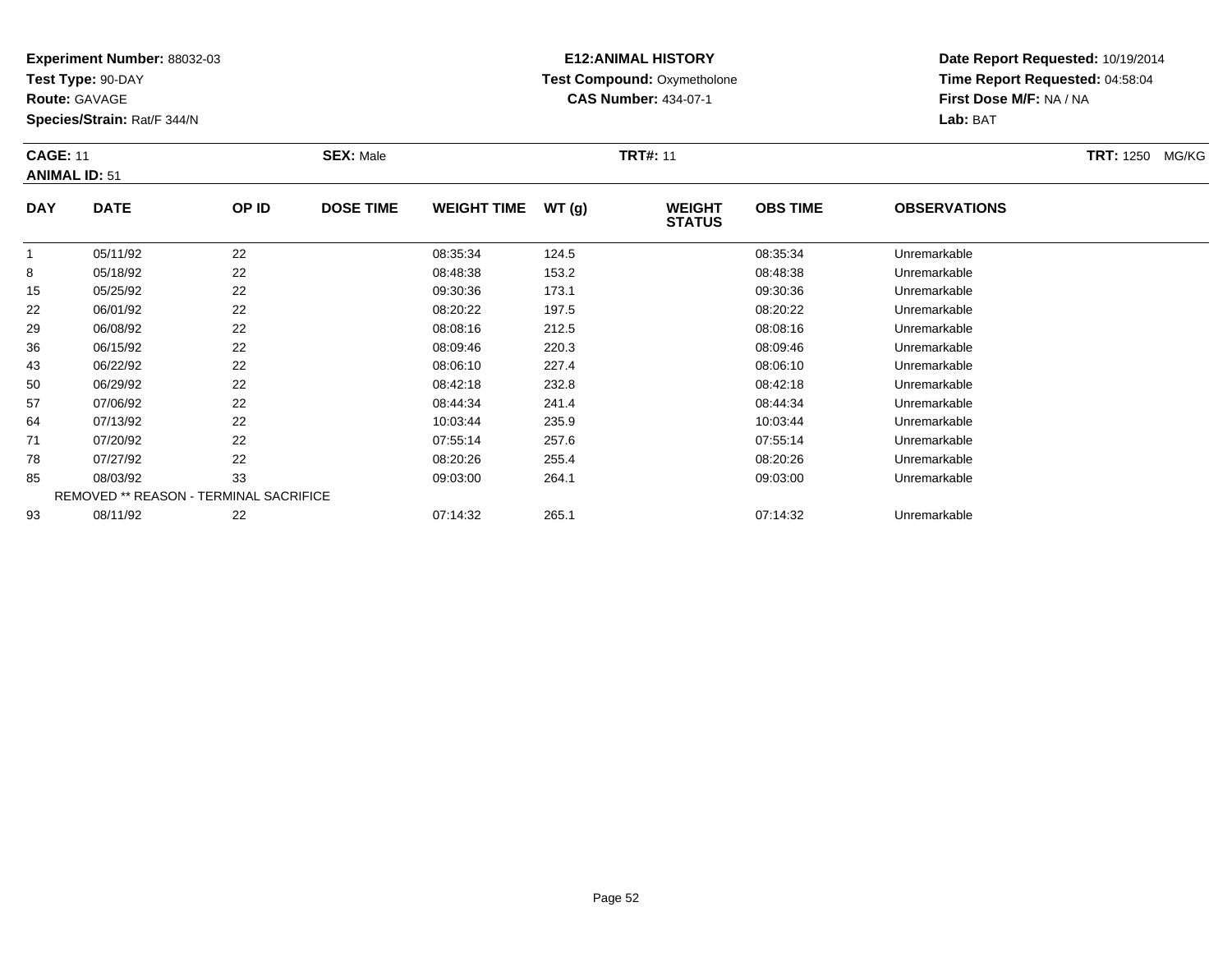**Experiment Number:** 88032-03
**Test Type:** 90-DAY
**Route:** GAVAGE
**Species/Strain:** Rat/F 344/N

**E12:ANIMAL HISTORY**
**Test Compound:** Oxymetholone
**CAS Number:** 434-07-1

**Date Report Requested:** 10/19/2014
**Time Report Requested:** 04:58:04
**First Dose M/F:** NA / NA
**Lab:** BAT

**CAGE:** 11 **SEX:** Male **TRT#:** 11 **TRT:** 1250 MG/KG
**ANIMAL ID:** 51

| DAY | DATE | OP ID | DOSE TIME | WEIGHT TIME | WT (g) | WEIGHT STATUS | OBS TIME | OBSERVATIONS |
|---|---|---|---|---|---|---|---|---|
| 1 | 05/11/92 | 22 | | 08:35:34 | 124.5 | | 08:35:34 | Unremarkable |
| 8 | 05/18/92 | 22 | | 08:48:38 | 153.2 | | 08:48:38 | Unremarkable |
| 15 | 05/25/92 | 22 | | 09:30:36 | 173.1 | | 09:30:36 | Unremarkable |
| 22 | 06/01/92 | 22 | | 08:20:22 | 197.5 | | 08:20:22 | Unremarkable |
| 29 | 06/08/92 | 22 | | 08:08:16 | 212.5 | | 08:08:16 | Unremarkable |
| 36 | 06/15/92 | 22 | | 08:09:46 | 220.3 | | 08:09:46 | Unremarkable |
| 43 | 06/22/92 | 22 | | 08:06:10 | 227.4 | | 08:06:10 | Unremarkable |
| 50 | 06/29/92 | 22 | | 08:42:18 | 232.8 | | 08:42:18 | Unremarkable |
| 57 | 07/06/92 | 22 | | 08:44:34 | 241.4 | | 08:44:34 | Unremarkable |
| 64 | 07/13/92 | 22 | | 10:03:44 | 235.9 | | 10:03:44 | Unremarkable |
| 71 | 07/20/92 | 22 | | 07:55:14 | 257.6 | | 07:55:14 | Unremarkable |
| 78 | 07/27/92 | 22 | | 08:20:26 | 255.4 | | 08:20:26 | Unremarkable |
| 85 | 08/03/92 | 33 | | 09:03:00 | 264.1 | | 09:03:00 | Unremarkable |
| REMOVED ** REASON - TERMINAL SACRIFICE | | | | | | | | |
| 93 | 08/11/92 | 22 | | 07:14:32 | 265.1 | | 07:14:32 | Unremarkable |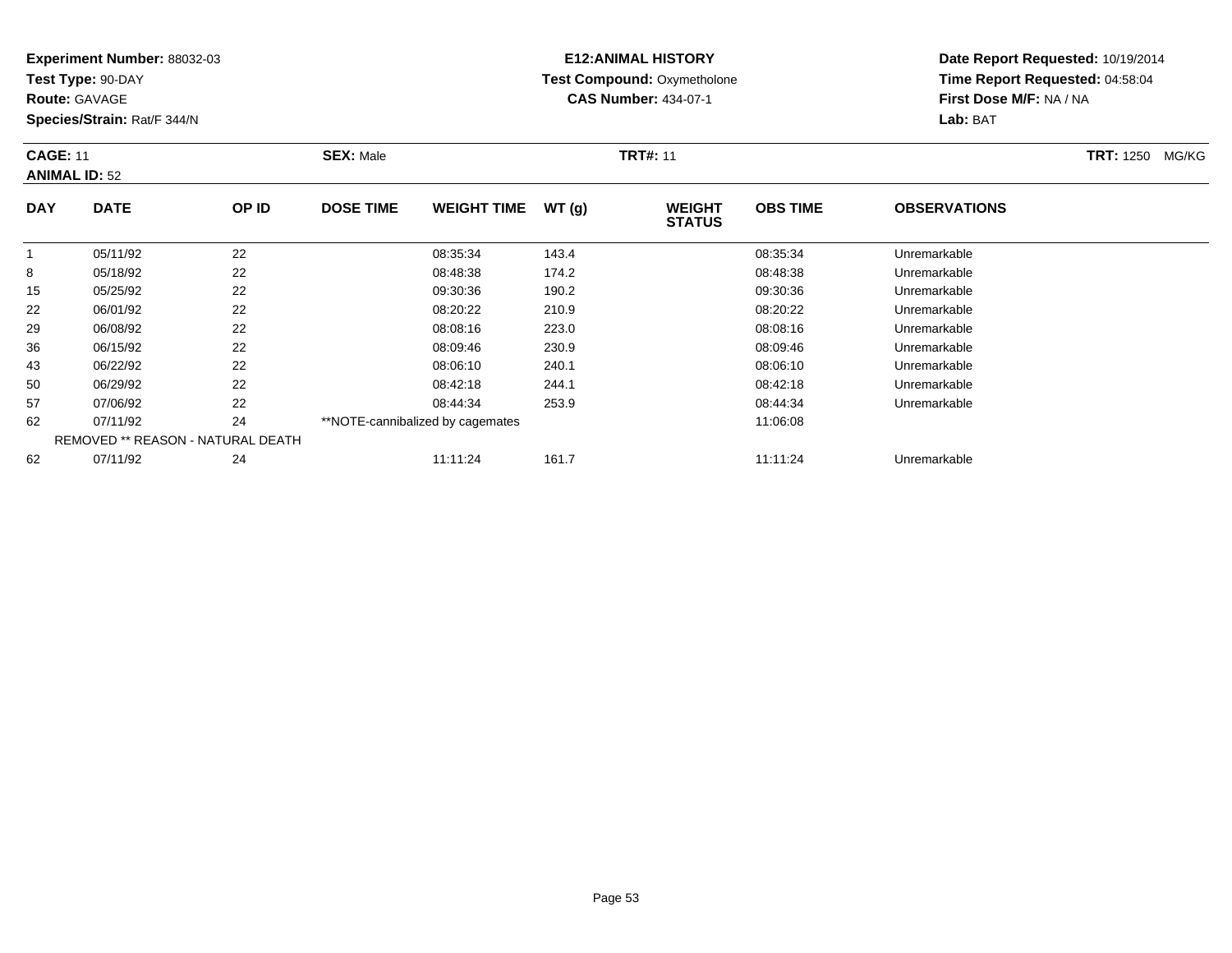**Experiment Number:** 88032-03
**Test Type:** 90-DAY
**Route:** GAVAGE
**Species/Strain:** Rat/F 344/N

**E12:ANIMAL HISTORY**
**Test Compound:** Oxymetholone
**CAS Number:** 434-07-1

**Date Report Requested:** 10/19/2014
**Time Report Requested:** 04:58:04
**First Dose M/F:** NA / NA
**Lab:** BAT

**CAGE:** 11 **SEX:** Male **TRT#:** 11 **TRT:** 1250 MG/KG
**ANIMAL ID:** 52

| DAY | DATE | OP ID | DOSE TIME | WEIGHT TIME | WT (g) | WEIGHT STATUS | OBS TIME | OBSERVATIONS |
|---|---|---|---|---|---|---|---|---|
| 1 | 05/11/92 | 22 | | 08:35:34 | 143.4 | | 08:35:34 | Unremarkable |
| 8 | 05/18/92 | 22 | | 08:48:38 | 174.2 | | 08:48:38 | Unremarkable |
| 15 | 05/25/92 | 22 | | 09:30:36 | 190.2 | | 09:30:36 | Unremarkable |
| 22 | 06/01/92 | 22 | | 08:20:22 | 210.9 | | 08:20:22 | Unremarkable |
| 29 | 06/08/92 | 22 | | 08:08:16 | 223.0 | | 08:08:16 | Unremarkable |
| 36 | 06/15/92 | 22 | | 08:09:46 | 230.9 | | 08:09:46 | Unremarkable |
| 43 | 06/22/92 | 22 | | 08:06:10 | 240.1 | | 08:06:10 | Unremarkable |
| 50 | 06/29/92 | 22 | | 08:42:18 | 244.1 | | 08:42:18 | Unremarkable |
| 57 | 07/06/92 | 22 | | 08:44:34 | 253.9 | | 08:44:34 | Unremarkable |
| 62 | 07/11/92 | 24 | **NOTE-cannibalized by cagemates | | | | 11:06:08 | |
| | REMOVED ** REASON - NATURAL DEATH | | | | | | | |
| 62 | 07/11/92 | 24 | | 11:11:24 | 161.7 | | 11:11:24 | Unremarkable |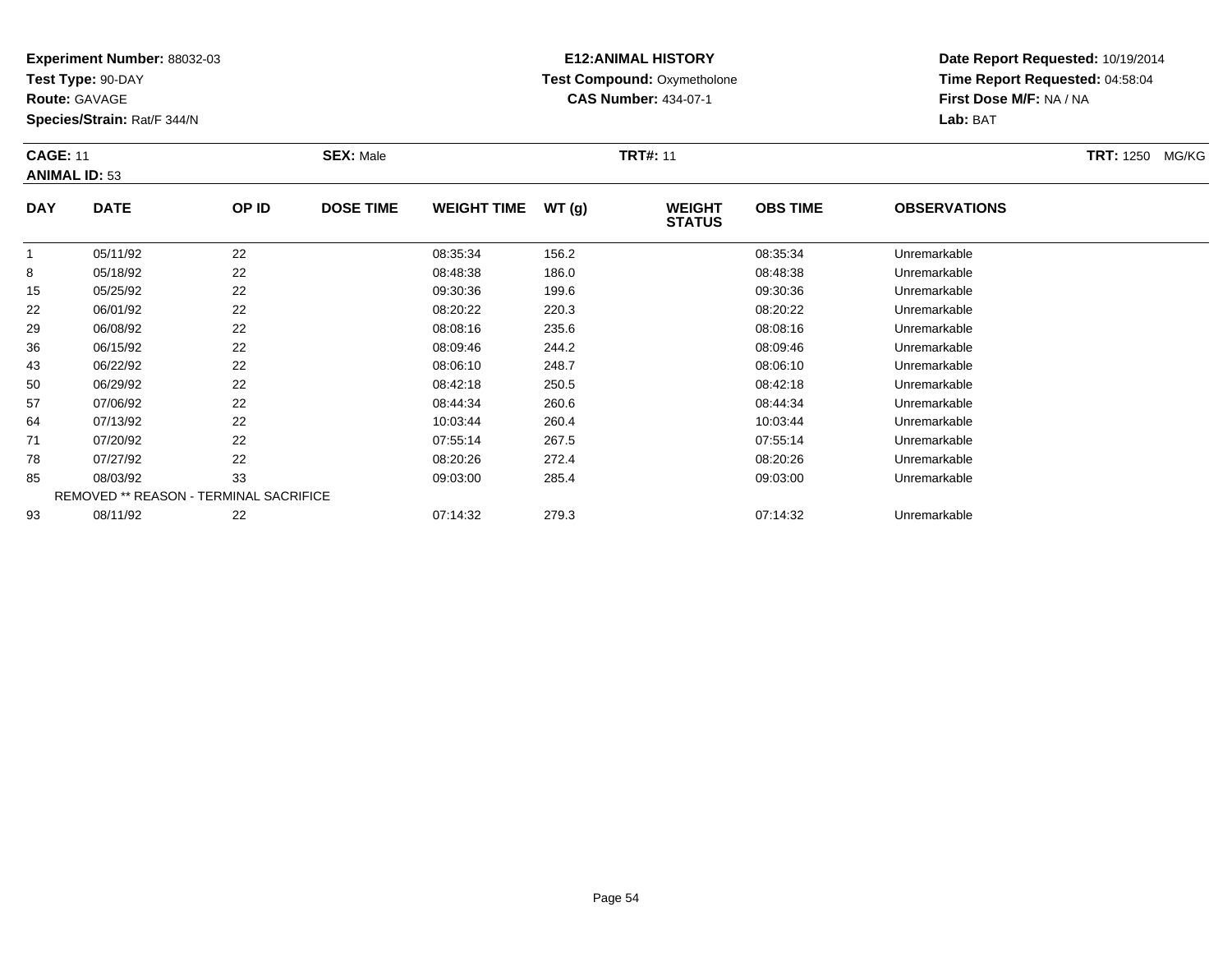**Experiment Number:** 88032-03
**Test Type:** 90-DAY
**Route:** GAVAGE
**Species/Strain:** Rat/F 344/N

**E12:ANIMAL HISTORY**
**Test Compound:** Oxymetholone
**CAS Number:** 434-07-1

**Date Report Requested:** 10/19/2014
**Time Report Requested:** 04:58:04
**First Dose M/F:** NA / NA
**Lab:** BAT

**CAGE:** 11 **SEX:** Male **TRT#:** 11 **TRT:** 1250 MG/KG
**ANIMAL ID:** 53

| DAY | DATE | OP ID | DOSE TIME | WEIGHT TIME | WT (g) | WEIGHT STATUS | OBS TIME | OBSERVATIONS |
|---|---|---|---|---|---|---|---|---|
| 1 | 05/11/92 | 22 | | 08:35:34 | 156.2 | | 08:35:34 | Unremarkable |
| 8 | 05/18/92 | 22 | | 08:48:38 | 186.0 | | 08:48:38 | Unremarkable |
| 15 | 05/25/92 | 22 | | 09:30:36 | 199.6 | | 09:30:36 | Unremarkable |
| 22 | 06/01/92 | 22 | | 08:20:22 | 220.3 | | 08:20:22 | Unremarkable |
| 29 | 06/08/92 | 22 | | 08:08:16 | 235.6 | | 08:08:16 | Unremarkable |
| 36 | 06/15/92 | 22 | | 08:09:46 | 244.2 | | 08:09:46 | Unremarkable |
| 43 | 06/22/92 | 22 | | 08:06:10 | 248.7 | | 08:06:10 | Unremarkable |
| 50 | 06/29/92 | 22 | | 08:42:18 | 250.5 | | 08:42:18 | Unremarkable |
| 57 | 07/06/92 | 22 | | 08:44:34 | 260.6 | | 08:44:34 | Unremarkable |
| 64 | 07/13/92 | 22 | | 10:03:44 | 260.4 | | 10:03:44 | Unremarkable |
| 71 | 07/20/92 | 22 | | 07:55:14 | 267.5 | | 07:55:14 | Unremarkable |
| 78 | 07/27/92 | 22 | | 08:20:26 | 272.4 | | 08:20:26 | Unremarkable |
| 85 | 08/03/92 | 33 | | 09:03:00 | 285.4 | | 09:03:00 | Unremarkable |
| REMOVED ** REASON - TERMINAL SACRIFICE | | | | | | | | |
| 93 | 08/11/92 | 22 | | 07:14:32 | 279.3 | | 07:14:32 | Unremarkable |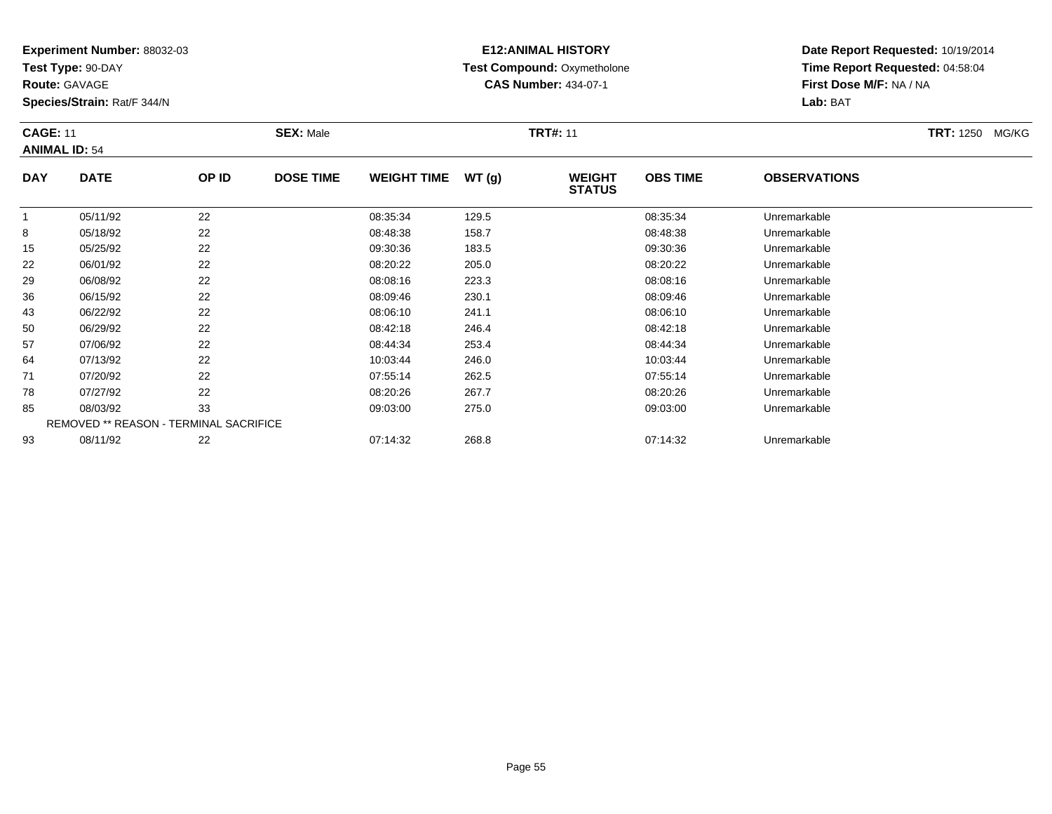**Experiment Number:** 88032-03
**Test Type:** 90-DAY
**Route:** GAVAGE
**Species/Strain:** Rat/F 344/N

**E12:ANIMAL HISTORY**
**Test Compound:** Oxymetholone
**CAS Number:** 434-07-1

**Date Report Requested:** 10/19/2014
**Time Report Requested:** 04:58:04
**First Dose M/F:** NA / NA
**Lab:** BAT

**CAGE:** 11
**ANIMAL ID:** 54
**SEX:** Male
**TRT#:** 11
**TRT:** 1250 MG/KG

| DAY | DATE | OP ID | DOSE TIME | WEIGHT TIME | WT (g) | WEIGHT STATUS | OBS TIME | OBSERVATIONS |
|---|---|---|---|---|---|---|---|---|
| 1 | 05/11/92 | 22 | | 08:35:34 | 129.5 | | 08:35:34 | Unremarkable |
| 8 | 05/18/92 | 22 | | 08:48:38 | 158.7 | | 08:48:38 | Unremarkable |
| 15 | 05/25/92 | 22 | | 09:30:36 | 183.5 | | 09:30:36 | Unremarkable |
| 22 | 06/01/92 | 22 | | 08:20:22 | 205.0 | | 08:20:22 | Unremarkable |
| 29 | 06/08/92 | 22 | | 08:08:16 | 223.3 | | 08:08:16 | Unremarkable |
| 36 | 06/15/92 | 22 | | 08:09:46 | 230.1 | | 08:09:46 | Unremarkable |
| 43 | 06/22/92 | 22 | | 08:06:10 | 241.1 | | 08:06:10 | Unremarkable |
| 50 | 06/29/92 | 22 | | 08:42:18 | 246.4 | | 08:42:18 | Unremarkable |
| 57 | 07/06/92 | 22 | | 08:44:34 | 253.4 | | 08:44:34 | Unremarkable |
| 64 | 07/13/92 | 22 | | 10:03:44 | 246.0 | | 10:03:44 | Unremarkable |
| 71 | 07/20/92 | 22 | | 07:55:14 | 262.5 | | 07:55:14 | Unremarkable |
| 78 | 07/27/92 | 22 | | 08:20:26 | 267.7 | | 08:20:26 | Unremarkable |
| 85 | 08/03/92 | 33 | | 09:03:00 | 275.0 | | 09:03:00 | Unremarkable |
| REMOVED ** REASON - TERMINAL SACRIFICE | | | | | | | | |
| 93 | 08/11/92 | 22 | | 07:14:32 | 268.8 | | 07:14:32 | Unremarkable |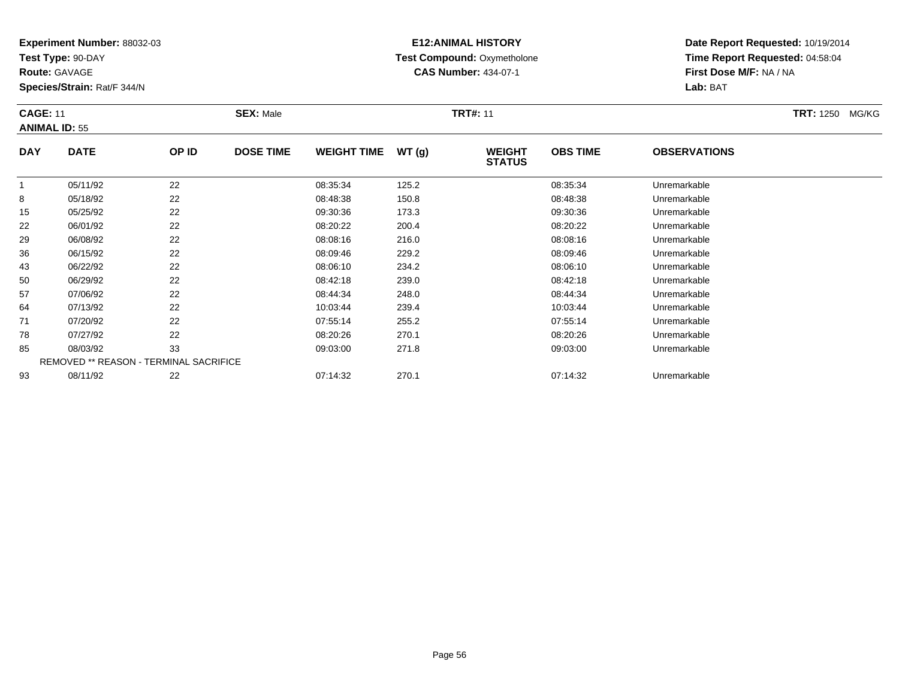**Experiment Number:** 88032-03
**Test Type:** 90-DAY
**Route:** GAVAGE
**Species/Strain:** Rat/F 344/N

**E12:ANIMAL HISTORY**
**Test Compound:** Oxymetholone
**CAS Number:** 434-07-1

**Date Report Requested:** 10/19/2014
**Time Report Requested:** 04:58:04
**First Dose M/F:** NA / NA
**Lab:** BAT

**CAGE:** 11
**ANIMAL ID:** 55
**SEX:** Male
**TRT#:** 11
**TRT:** 1250 MG/KG

| DAY | DATE | OP ID | DOSE TIME | WEIGHT TIME | WT (g) | WEIGHT STATUS | OBS TIME | OBSERVATIONS |
|---|---|---|---|---|---|---|---|---|
| 1 | 05/11/92 | 22 | | 08:35:34 | 125.2 | | 08:35:34 | Unremarkable |
| 8 | 05/18/92 | 22 | | 08:48:38 | 150.8 | | 08:48:38 | Unremarkable |
| 15 | 05/25/92 | 22 | | 09:30:36 | 173.3 | | 09:30:36 | Unremarkable |
| 22 | 06/01/92 | 22 | | 08:20:22 | 200.4 | | 08:20:22 | Unremarkable |
| 29 | 06/08/92 | 22 | | 08:08:16 | 216.0 | | 08:08:16 | Unremarkable |
| 36 | 06/15/92 | 22 | | 08:09:46 | 229.2 | | 08:09:46 | Unremarkable |
| 43 | 06/22/92 | 22 | | 08:06:10 | 234.2 | | 08:06:10 | Unremarkable |
| 50 | 06/29/92 | 22 | | 08:42:18 | 239.0 | | 08:42:18 | Unremarkable |
| 57 | 07/06/92 | 22 | | 08:44:34 | 248.0 | | 08:44:34 | Unremarkable |
| 64 | 07/13/92 | 22 | | 10:03:44 | 239.4 | | 10:03:44 | Unremarkable |
| 71 | 07/20/92 | 22 | | 07:55:14 | 255.2 | | 07:55:14 | Unremarkable |
| 78 | 07/27/92 | 22 | | 08:20:26 | 270.1 | | 08:20:26 | Unremarkable |
| 85 | 08/03/92 | 33 | | 09:03:00 | 271.8 | | 09:03:00 | Unremarkable |
| REMOVED ** REASON - TERMINAL SACRIFICE | | | | | | | | |
| 93 | 08/11/92 | 22 | | 07:14:32 | 270.1 | | 07:14:32 | Unremarkable |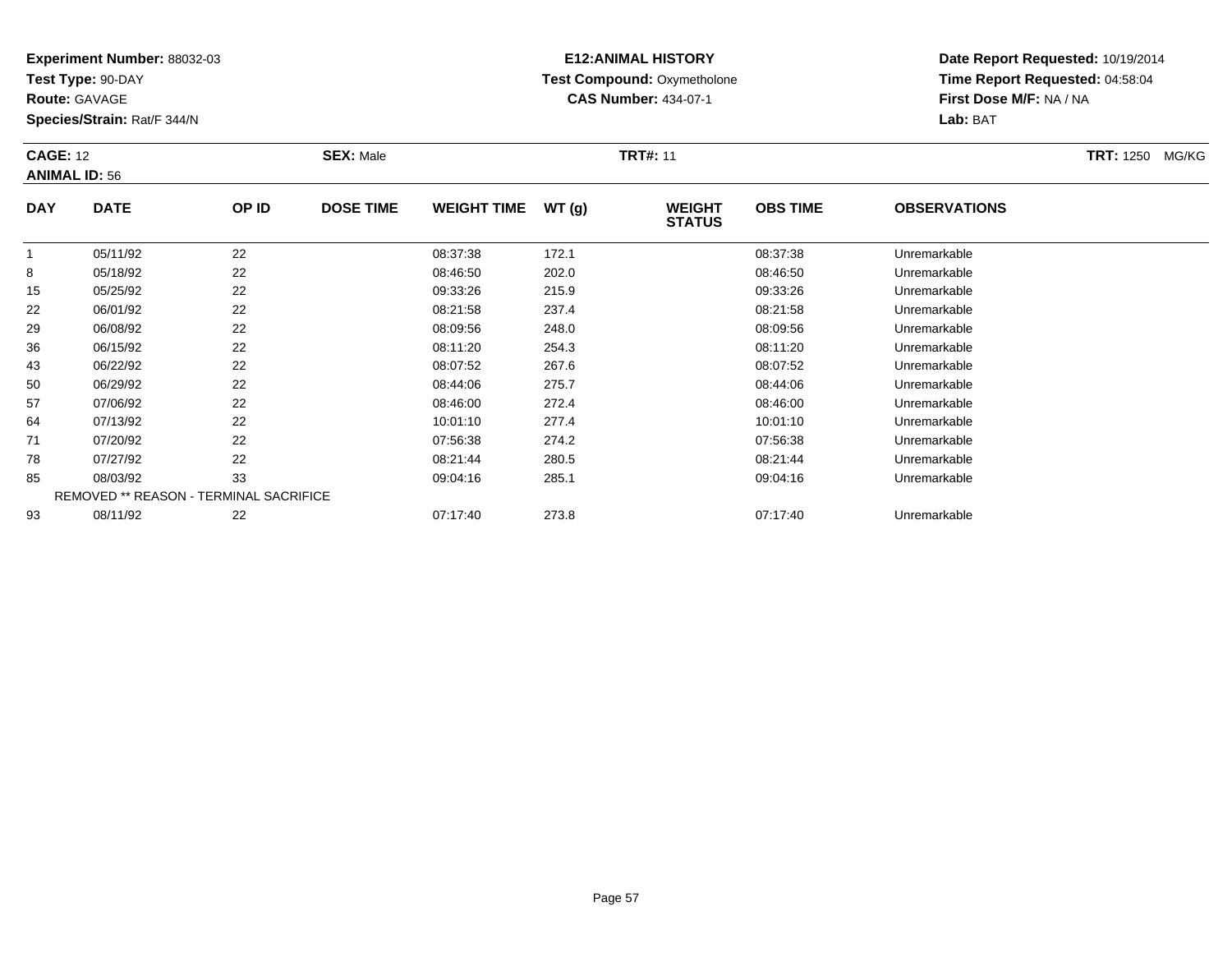**Experiment Number:** 88032-03
**Test Type:** 90-DAY
**Route:** GAVAGE
**Species/Strain:** Rat/F 344/N

**E12:ANIMAL HISTORY**
**Test Compound:** Oxymetholone
**CAS Number:** 434-07-1

**Date Report Requested:** 10/19/2014
**Time Report Requested:** 04:58:04
**First Dose M/F:** NA / NA
**Lab:** BAT

**CAGE:** 12 **SEX:** Male **TRT#:** 11 **TRT:** 1250 MG/KG
**ANIMAL ID:** 56

| DAY | DATE | OP ID | DOSE TIME | WEIGHT TIME | WT (g) | WEIGHT STATUS | OBS TIME | OBSERVATIONS |
|---|---|---|---|---|---|---|---|---|
| 1 | 05/11/92 | 22 | | 08:37:38 | 172.1 | | 08:37:38 | Unremarkable |
| 8 | 05/18/92 | 22 | | 08:46:50 | 202.0 | | 08:46:50 | Unremarkable |
| 15 | 05/25/92 | 22 | | 09:33:26 | 215.9 | | 09:33:26 | Unremarkable |
| 22 | 06/01/92 | 22 | | 08:21:58 | 237.4 | | 08:21:58 | Unremarkable |
| 29 | 06/08/92 | 22 | | 08:09:56 | 248.0 | | 08:09:56 | Unremarkable |
| 36 | 06/15/92 | 22 | | 08:11:20 | 254.3 | | 08:11:20 | Unremarkable |
| 43 | 06/22/92 | 22 | | 08:07:52 | 267.6 | | 08:07:52 | Unremarkable |
| 50 | 06/29/92 | 22 | | 08:44:06 | 275.7 | | 08:44:06 | Unremarkable |
| 57 | 07/06/92 | 22 | | 08:46:00 | 272.4 | | 08:46:00 | Unremarkable |
| 64 | 07/13/92 | 22 | | 10:01:10 | 277.4 | | 10:01:10 | Unremarkable |
| 71 | 07/20/92 | 22 | | 07:56:38 | 274.2 | | 07:56:38 | Unremarkable |
| 78 | 07/27/92 | 22 | | 08:21:44 | 280.5 | | 08:21:44 | Unremarkable |
| 85 | 08/03/92 | 33 | | 09:04:16 | 285.1 | | 09:04:16 | Unremarkable |
| REMOVED ** REASON - TERMINAL SACRIFICE | | | | | | | | |
| 93 | 08/11/92 | 22 | | 07:17:40 | 273.8 | | 07:17:40 | Unremarkable |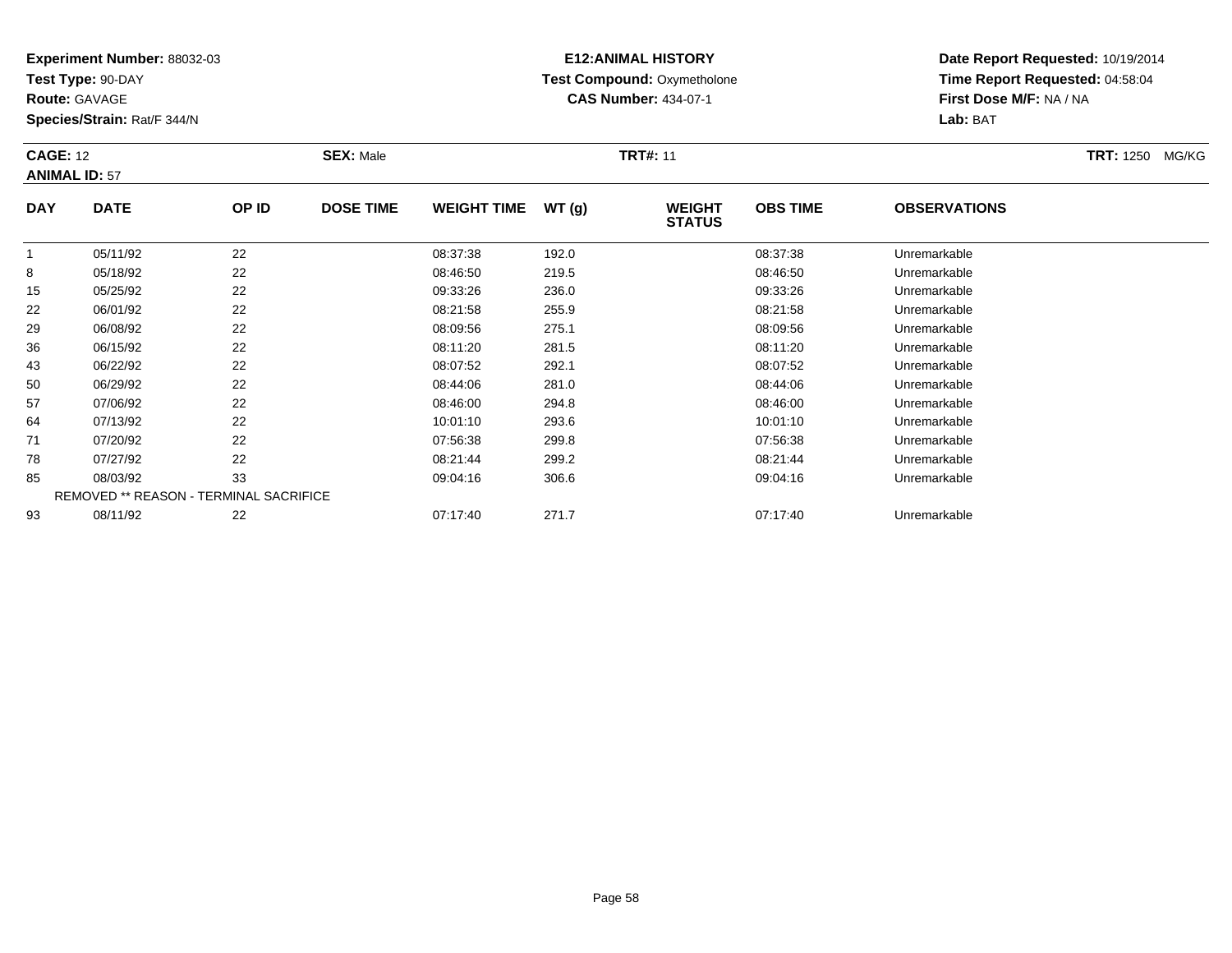**Experiment Number:** 88032-03
**Test Type:** 90-DAY
**Route:** GAVAGE
**Species/Strain:** Rat/F 344/N

**E12:ANIMAL HISTORY**
**Test Compound:** Oxymetholone
**CAS Number:** 434-07-1

**Date Report Requested:** 10/19/2014
**Time Report Requested:** 04:58:04
**First Dose M/F:** NA / NA
**Lab:** BAT

**CAGE:** 12 **SEX:** Male **TRT#:** 11 **TRT:** 1250 MG/KG
**ANIMAL ID:** 57

| DAY | DATE | OP ID | DOSE TIME | WEIGHT TIME | WT (g) | WEIGHT STATUS | OBS TIME | OBSERVATIONS |
|---|---|---|---|---|---|---|---|---|
| 1 | 05/11/92 | 22 | | 08:37:38 | 192.0 | | 08:37:38 | Unremarkable |
| 8 | 05/18/92 | 22 | | 08:46:50 | 219.5 | | 08:46:50 | Unremarkable |
| 15 | 05/25/92 | 22 | | 09:33:26 | 236.0 | | 09:33:26 | Unremarkable |
| 22 | 06/01/92 | 22 | | 08:21:58 | 255.9 | | 08:21:58 | Unremarkable |
| 29 | 06/08/92 | 22 | | 08:09:56 | 275.1 | | 08:09:56 | Unremarkable |
| 36 | 06/15/92 | 22 | | 08:11:20 | 281.5 | | 08:11:20 | Unremarkable |
| 43 | 06/22/92 | 22 | | 08:07:52 | 292.1 | | 08:07:52 | Unremarkable |
| 50 | 06/29/92 | 22 | | 08:44:06 | 281.0 | | 08:44:06 | Unremarkable |
| 57 | 07/06/92 | 22 | | 08:46:00 | 294.8 | | 08:46:00 | Unremarkable |
| 64 | 07/13/92 | 22 | | 10:01:10 | 293.6 | | 10:01:10 | Unremarkable |
| 71 | 07/20/92 | 22 | | 07:56:38 | 299.8 | | 07:56:38 | Unremarkable |
| 78 | 07/27/92 | 22 | | 08:21:44 | 299.2 | | 08:21:44 | Unremarkable |
| 85 | 08/03/92 | 33 | | 09:04:16 | 306.6 | | 09:04:16 | Unremarkable |
| REMOVED ** REASON - TERMINAL SACRIFICE | | | | | | | | |
| 93 | 08/11/92 | 22 | | 07:17:40 | 271.7 | | 07:17:40 | Unremarkable |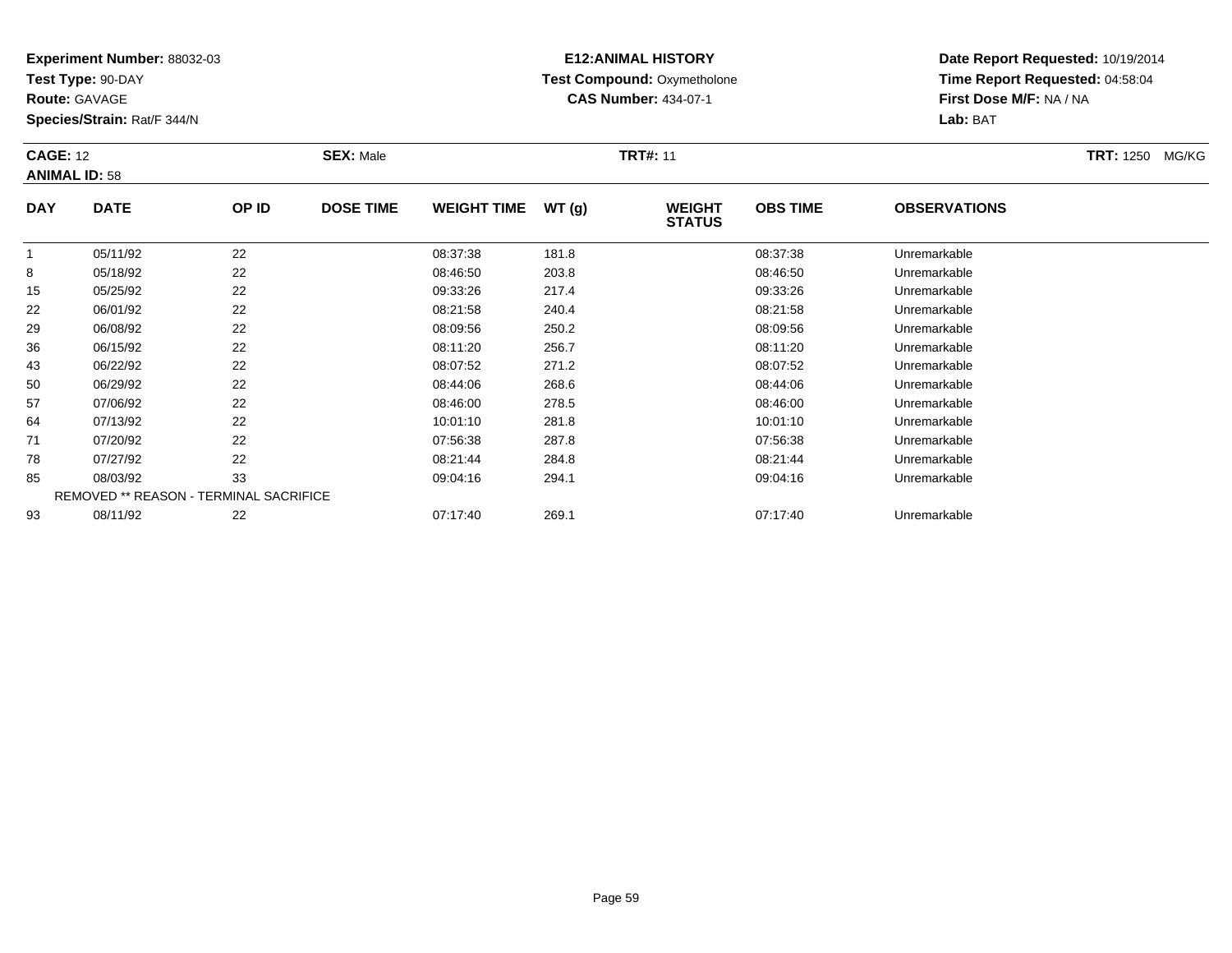**Experiment Number:** 88032-03
**Test Type:** 90-DAY
**Route:** GAVAGE
**Species/Strain:** Rat/F 344/N

**E12:ANIMAL HISTORY**
**Test Compound:** Oxymetholone
**CAS Number:** 434-07-1

**Date Report Requested:** 10/19/2014
**Time Report Requested:** 04:58:04
**First Dose M/F:** NA / NA
**Lab:** BAT

**CAGE:** 12 **SEX:** Male **TRT#:** 11 **TRT:** 1250 MG/KG
**ANIMAL ID:** 58

| DAY | DATE | OP ID | DOSE TIME | WEIGHT TIME | WT (g) | WEIGHT STATUS | OBS TIME | OBSERVATIONS |
|---|---|---|---|---|---|---|---|---|
| 1 | 05/11/92 | 22 | | 08:37:38 | 181.8 | | 08:37:38 | Unremarkable |
| 8 | 05/18/92 | 22 | | 08:46:50 | 203.8 | | 08:46:50 | Unremarkable |
| 15 | 05/25/92 | 22 | | 09:33:26 | 217.4 | | 09:33:26 | Unremarkable |
| 22 | 06/01/92 | 22 | | 08:21:58 | 240.4 | | 08:21:58 | Unremarkable |
| 29 | 06/08/92 | 22 | | 08:09:56 | 250.2 | | 08:09:56 | Unremarkable |
| 36 | 06/15/92 | 22 | | 08:11:20 | 256.7 | | 08:11:20 | Unremarkable |
| 43 | 06/22/92 | 22 | | 08:07:52 | 271.2 | | 08:07:52 | Unremarkable |
| 50 | 06/29/92 | 22 | | 08:44:06 | 268.6 | | 08:44:06 | Unremarkable |
| 57 | 07/06/92 | 22 | | 08:46:00 | 278.5 | | 08:46:00 | Unremarkable |
| 64 | 07/13/92 | 22 | | 10:01:10 | 281.8 | | 10:01:10 | Unremarkable |
| 71 | 07/20/92 | 22 | | 07:56:38 | 287.8 | | 07:56:38 | Unremarkable |
| 78 | 07/27/92 | 22 | | 08:21:44 | 284.8 | | 08:21:44 | Unremarkable |
| 85 | 08/03/92 | 33 | | 09:04:16 | 294.1 | | 09:04:16 | Unremarkable |
| REMOVED ** REASON - TERMINAL SACRIFICE | | | | | | | | |
| 93 | 08/11/92 | 22 | | 07:17:40 | 269.1 | | 07:17:40 | Unremarkable |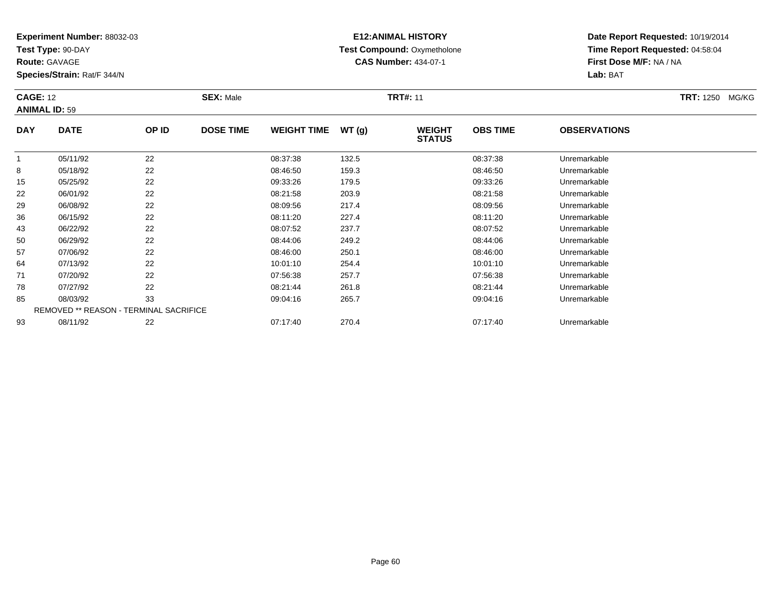**Experiment Number:** 88032-03
**Test Type:** 90-DAY
**Route:** GAVAGE
**Species/Strain:** Rat/F 344/N

**E12:ANIMAL HISTORY**
**Test Compound:** Oxymetholone
**CAS Number:** 434-07-1

**Date Report Requested:** 10/19/2014
**Time Report Requested:** 04:58:04
**First Dose M/F:** NA / NA
**Lab:** BAT

**CAGE:** 12 **SEX:** Male **TRT#:** 11 **TRT:** 1250 MG/KG
**ANIMAL ID:** 59

| DAY | DATE | OP ID | DOSE TIME | WEIGHT TIME | WT (g) | WEIGHT STATUS | OBS TIME | OBSERVATIONS |
|---|---|---|---|---|---|---|---|---|
| 1 | 05/11/92 | 22 | | 08:37:38 | 132.5 | | 08:37:38 | Unremarkable |
| 8 | 05/18/92 | 22 | | 08:46:50 | 159.3 | | 08:46:50 | Unremarkable |
| 15 | 05/25/92 | 22 | | 09:33:26 | 179.5 | | 09:33:26 | Unremarkable |
| 22 | 06/01/92 | 22 | | 08:21:58 | 203.9 | | 08:21:58 | Unremarkable |
| 29 | 06/08/92 | 22 | | 08:09:56 | 217.4 | | 08:09:56 | Unremarkable |
| 36 | 06/15/92 | 22 | | 08:11:20 | 227.4 | | 08:11:20 | Unremarkable |
| 43 | 06/22/92 | 22 | | 08:07:52 | 237.7 | | 08:07:52 | Unremarkable |
| 50 | 06/29/92 | 22 | | 08:44:06 | 249.2 | | 08:44:06 | Unremarkable |
| 57 | 07/06/92 | 22 | | 08:46:00 | 250.1 | | 08:46:00 | Unremarkable |
| 64 | 07/13/92 | 22 | | 10:01:10 | 254.4 | | 10:01:10 | Unremarkable |
| 71 | 07/20/92 | 22 | | 07:56:38 | 257.7 | | 07:56:38 | Unremarkable |
| 78 | 07/27/92 | 22 | | 08:21:44 | 261.8 | | 08:21:44 | Unremarkable |
| 85 | 08/03/92 | 33 | | 09:04:16 | 265.7 | | 09:04:16 | Unremarkable |
| REMOVED ** REASON - TERMINAL SACRIFICE | | | | | | | | |
| 93 | 08/11/92 | 22 | | 07:17:40 | 270.4 | | 07:17:40 | Unremarkable |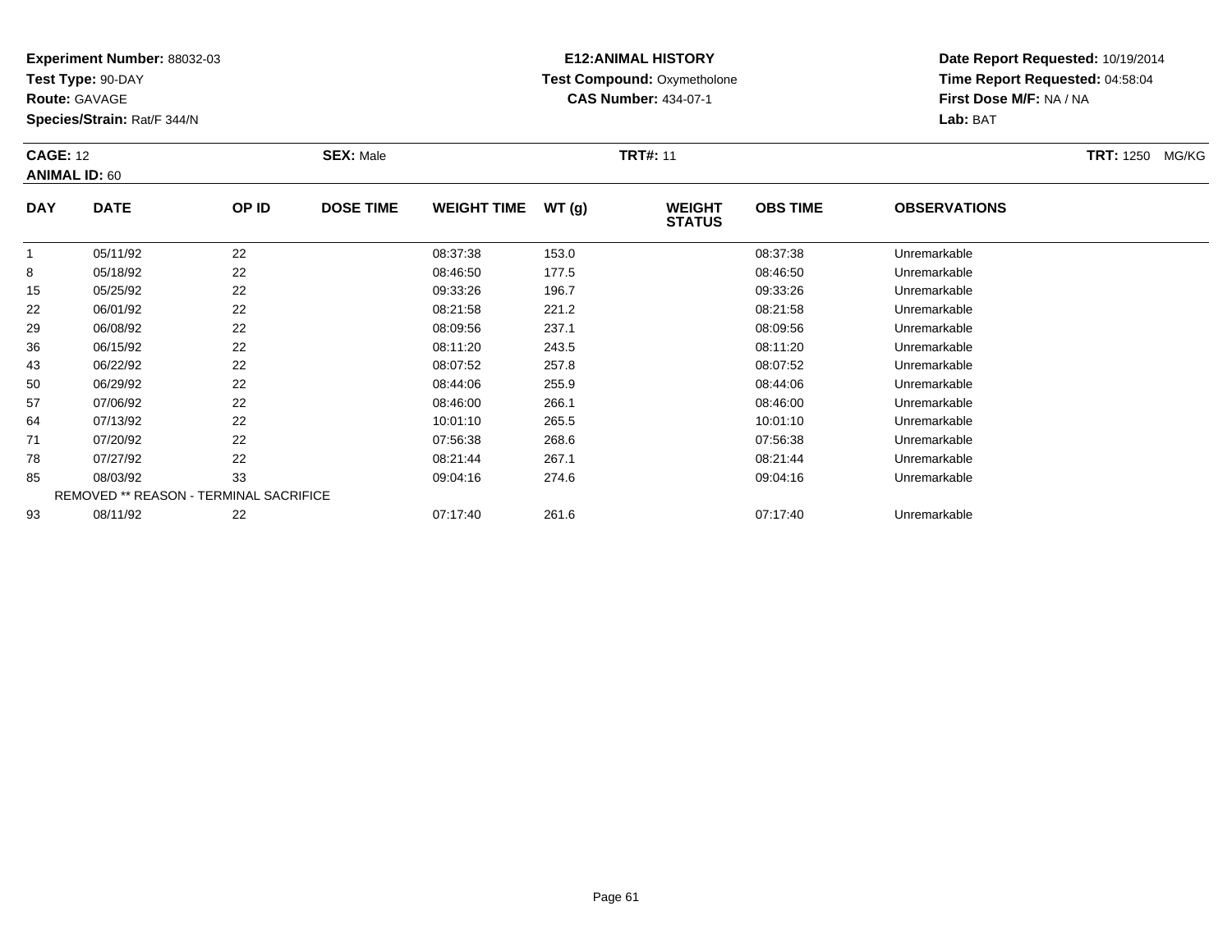**Experiment Number:** 88032-03
**Test Type:** 90-DAY
**Route:** GAVAGE
**Species/Strain:** Rat/F 344/N

**E12:ANIMAL HISTORY**
**Test Compound:** Oxymetholone
**CAS Number:** 434-07-1

**Date Report Requested:** 10/19/2014
**Time Report Requested:** 04:58:04
**First Dose M/F:** NA / NA
**Lab:** BAT

**CAGE:** 12
**ANIMAL ID:** 60
**SEX:** Male
**TRT#:** 11
**TRT:** 1250 MG/KG

| DAY | DATE | OP ID | DOSE TIME | WEIGHT TIME | WT (g) | WEIGHT STATUS | OBS TIME | OBSERVATIONS |
|---|---|---|---|---|---|---|---|---|
| 1 | 05/11/92 | 22 | | 08:37:38 | 153.0 | | 08:37:38 | Unremarkable |
| 8 | 05/18/92 | 22 | | 08:46:50 | 177.5 | | 08:46:50 | Unremarkable |
| 15 | 05/25/92 | 22 | | 09:33:26 | 196.7 | | 09:33:26 | Unremarkable |
| 22 | 06/01/92 | 22 | | 08:21:58 | 221.2 | | 08:21:58 | Unremarkable |
| 29 | 06/08/92 | 22 | | 08:09:56 | 237.1 | | 08:09:56 | Unremarkable |
| 36 | 06/15/92 | 22 | | 08:11:20 | 243.5 | | 08:11:20 | Unremarkable |
| 43 | 06/22/92 | 22 | | 08:07:52 | 257.8 | | 08:07:52 | Unremarkable |
| 50 | 06/29/92 | 22 | | 08:44:06 | 255.9 | | 08:44:06 | Unremarkable |
| 57 | 07/06/92 | 22 | | 08:46:00 | 266.1 | | 08:46:00 | Unremarkable |
| 64 | 07/13/92 | 22 | | 10:01:10 | 265.5 | | 10:01:10 | Unremarkable |
| 71 | 07/20/92 | 22 | | 07:56:38 | 268.6 | | 07:56:38 | Unremarkable |
| 78 | 07/27/92 | 22 | | 08:21:44 | 267.1 | | 08:21:44 | Unremarkable |
| 85 | 08/03/92 | 33 | | 09:04:16 | 274.6 | | 09:04:16 | Unremarkable |
| REMOVED ** REASON - TERMINAL SACRIFICE | | | | | | | | |
| 93 | 08/11/92 | 22 | | 07:17:40 | 261.6 | | 07:17:40 | Unremarkable |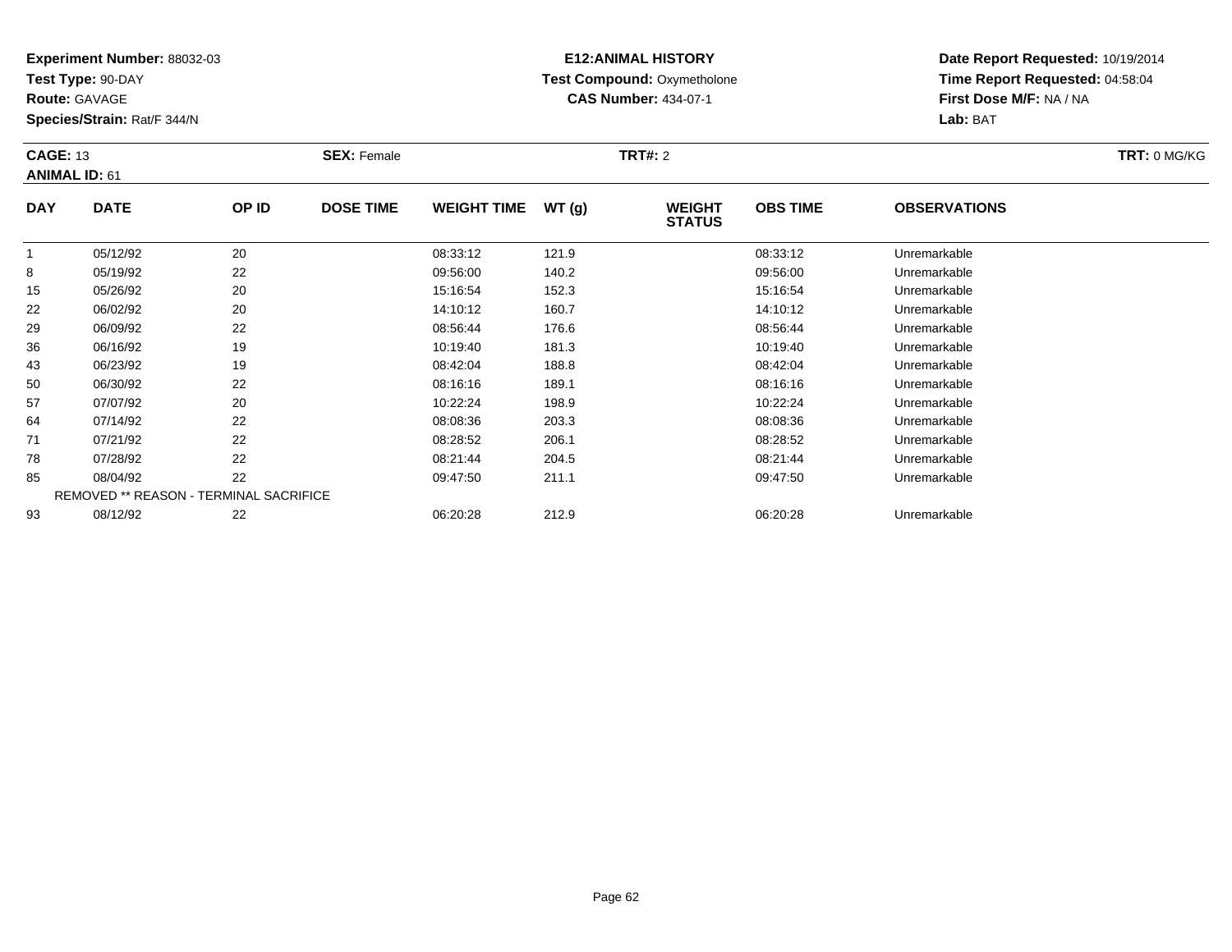**Experiment Number:** 88032-03
**Test Type:** 90-DAY
**Route:** GAVAGE
**Species/Strain:** Rat/F 344/N

**E12:ANIMAL HISTORY**
**Test Compound:** Oxymetholone
**CAS Number:** 434-07-1

**Date Report Requested:** 10/19/2014
**Time Report Requested:** 04:58:04
**First Dose M/F:** NA / NA
**Lab:** BAT

**CAGE:** 13 **SEX:** Female **TRT#:** 2 **TRT:** 0 MG/KG
**ANIMAL ID:** 61

| DAY | DATE | OP ID | DOSE TIME | WEIGHT TIME | WT (g) | WEIGHT STATUS | OBS TIME | OBSERVATIONS |
|---|---|---|---|---|---|---|---|---|
| 1 | 05/12/92 | 20 | | 08:33:12 | 121.9 | | 08:33:12 | Unremarkable |
| 8 | 05/19/92 | 22 | | 09:56:00 | 140.2 | | 09:56:00 | Unremarkable |
| 15 | 05/26/92 | 20 | | 15:16:54 | 152.3 | | 15:16:54 | Unremarkable |
| 22 | 06/02/92 | 20 | | 14:10:12 | 160.7 | | 14:10:12 | Unremarkable |
| 29 | 06/09/92 | 22 | | 08:56:44 | 176.6 | | 08:56:44 | Unremarkable |
| 36 | 06/16/92 | 19 | | 10:19:40 | 181.3 | | 10:19:40 | Unremarkable |
| 43 | 06/23/92 | 19 | | 08:42:04 | 188.8 | | 08:42:04 | Unremarkable |
| 50 | 06/30/92 | 22 | | 08:16:16 | 189.1 | | 08:16:16 | Unremarkable |
| 57 | 07/07/92 | 20 | | 10:22:24 | 198.9 | | 10:22:24 | Unremarkable |
| 64 | 07/14/92 | 22 | | 08:08:36 | 203.3 | | 08:08:36 | Unremarkable |
| 71 | 07/21/92 | 22 | | 08:28:52 | 206.1 | | 08:28:52 | Unremarkable |
| 78 | 07/28/92 | 22 | | 08:21:44 | 204.5 | | 08:21:44 | Unremarkable |
| 85 | 08/04/92 | 22 | | 09:47:50 | 211.1 | | 09:47:50 | Unremarkable |
| | REMOVED ** REASON - TERMINAL SACRIFICE | | | | | | | |
| 93 | 08/12/92 | 22 | | 06:20:28 | 212.9 | | 06:20:28 | Unremarkable |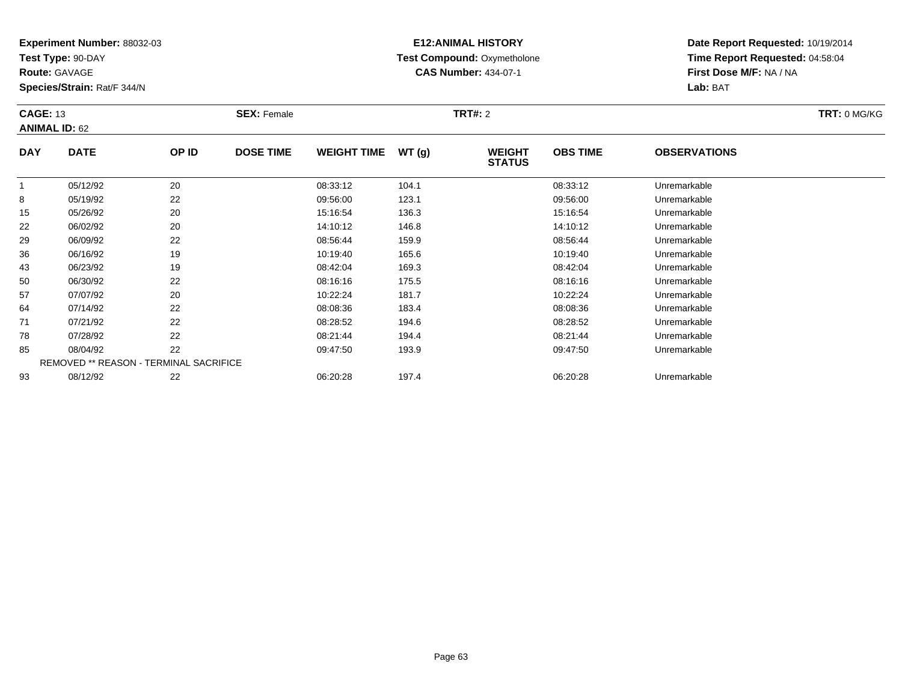**Experiment Number:** 88032-03
**Test Type:** 90-DAY
**Route:** GAVAGE
**Species/Strain:** Rat/F 344/N

**E12:ANIMAL HISTORY**
**Test Compound:** Oxymetholone
**CAS Number:** 434-07-1

**Date Report Requested:** 10/19/2014
**Time Report Requested:** 04:58:04
**First Dose M/F:** NA / NA
**Lab:** BAT

**CAGE:** 13 **SEX:** Female **TRT#:** 2 **TRT:** 0 MG/KG
**ANIMAL ID:** 62

| DAY | DATE | OP ID | DOSE TIME | WEIGHT TIME | WT (g) | WEIGHT STATUS | OBS TIME | OBSERVATIONS |
|---|---|---|---|---|---|---|---|---|
| 1 | 05/12/92 | 20 | | 08:33:12 | 104.1 | | 08:33:12 | Unremarkable |
| 8 | 05/19/92 | 22 | | 09:56:00 | 123.1 | | 09:56:00 | Unremarkable |
| 15 | 05/26/92 | 20 | | 15:16:54 | 136.3 | | 15:16:54 | Unremarkable |
| 22 | 06/02/92 | 20 | | 14:10:12 | 146.8 | | 14:10:12 | Unremarkable |
| 29 | 06/09/92 | 22 | | 08:56:44 | 159.9 | | 08:56:44 | Unremarkable |
| 36 | 06/16/92 | 19 | | 10:19:40 | 165.6 | | 10:19:40 | Unremarkable |
| 43 | 06/23/92 | 19 | | 08:42:04 | 169.3 | | 08:42:04 | Unremarkable |
| 50 | 06/30/92 | 22 | | 08:16:16 | 175.5 | | 08:16:16 | Unremarkable |
| 57 | 07/07/92 | 20 | | 10:22:24 | 181.7 | | 10:22:24 | Unremarkable |
| 64 | 07/14/92 | 22 | | 08:08:36 | 183.4 | | 08:08:36 | Unremarkable |
| 71 | 07/21/92 | 22 | | 08:28:52 | 194.6 | | 08:28:52 | Unremarkable |
| 78 | 07/28/92 | 22 | | 08:21:44 | 194.4 | | 08:21:44 | Unremarkable |
| 85 | 08/04/92 | 22 | | 09:47:50 | 193.9 | | 09:47:50 | Unremarkable |
| REMOVED ** REASON - TERMINAL SACRIFICE | | | | | | | | |
| 93 | 08/12/92 | 22 | | 06:20:28 | 197.4 | | 06:20:28 | Unremarkable |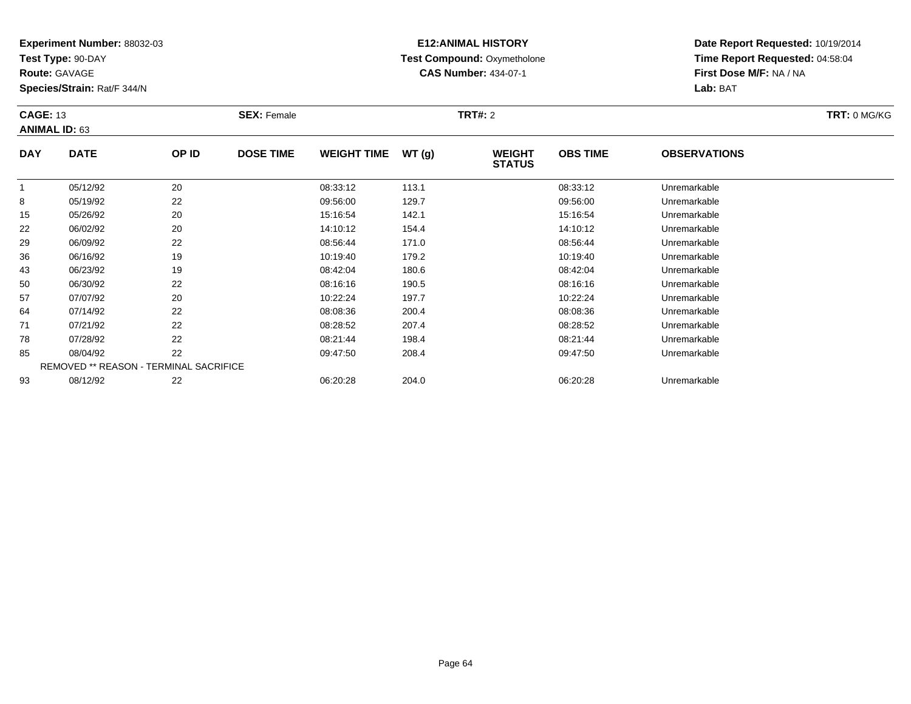**Experiment Number:** 88032-03
**Test Type:** 90-DAY
**Route:** GAVAGE
**Species/Strain:** Rat/F 344/N

**E12:ANIMAL HISTORY**
**Test Compound:** Oxymetholone
**CAS Number:** 434-07-1

**Date Report Requested:** 10/19/2014
**Time Report Requested:** 04:58:04
**First Dose M/F:** NA / NA
**Lab:** BAT

**CAGE:** 13 **SEX:** Female **TRT#:** 2 **TRT:** 0 MG/KG
**ANIMAL ID:** 63

| DAY | DATE | OP ID | DOSE TIME | WEIGHT TIME | WT (g) | WEIGHT STATUS | OBS TIME | OBSERVATIONS |
|---|---|---|---|---|---|---|---|---|
| 1 | 05/12/92 | 20 | | 08:33:12 | 113.1 | | 08:33:12 | Unremarkable |
| 8 | 05/19/92 | 22 | | 09:56:00 | 129.7 | | 09:56:00 | Unremarkable |
| 15 | 05/26/92 | 20 | | 15:16:54 | 142.1 | | 15:16:54 | Unremarkable |
| 22 | 06/02/92 | 20 | | 14:10:12 | 154.4 | | 14:10:12 | Unremarkable |
| 29 | 06/09/92 | 22 | | 08:56:44 | 171.0 | | 08:56:44 | Unremarkable |
| 36 | 06/16/92 | 19 | | 10:19:40 | 179.2 | | 10:19:40 | Unremarkable |
| 43 | 06/23/92 | 19 | | 08:42:04 | 180.6 | | 08:42:04 | Unremarkable |
| 50 | 06/30/92 | 22 | | 08:16:16 | 190.5 | | 08:16:16 | Unremarkable |
| 57 | 07/07/92 | 20 | | 10:22:24 | 197.7 | | 10:22:24 | Unremarkable |
| 64 | 07/14/92 | 22 | | 08:08:36 | 200.4 | | 08:08:36 | Unremarkable |
| 71 | 07/21/92 | 22 | | 08:28:52 | 207.4 | | 08:28:52 | Unremarkable |
| 78 | 07/28/92 | 22 | | 08:21:44 | 198.4 | | 08:21:44 | Unremarkable |
| 85 | 08/04/92 | 22 | | 09:47:50 | 208.4 | | 09:47:50 | Unremarkable |
| REMOVED ** REASON - TERMINAL SACRIFICE | | | | | | | | |
| 93 | 08/12/92 | 22 | | 06:20:28 | 204.0 | | 06:20:28 | Unremarkable |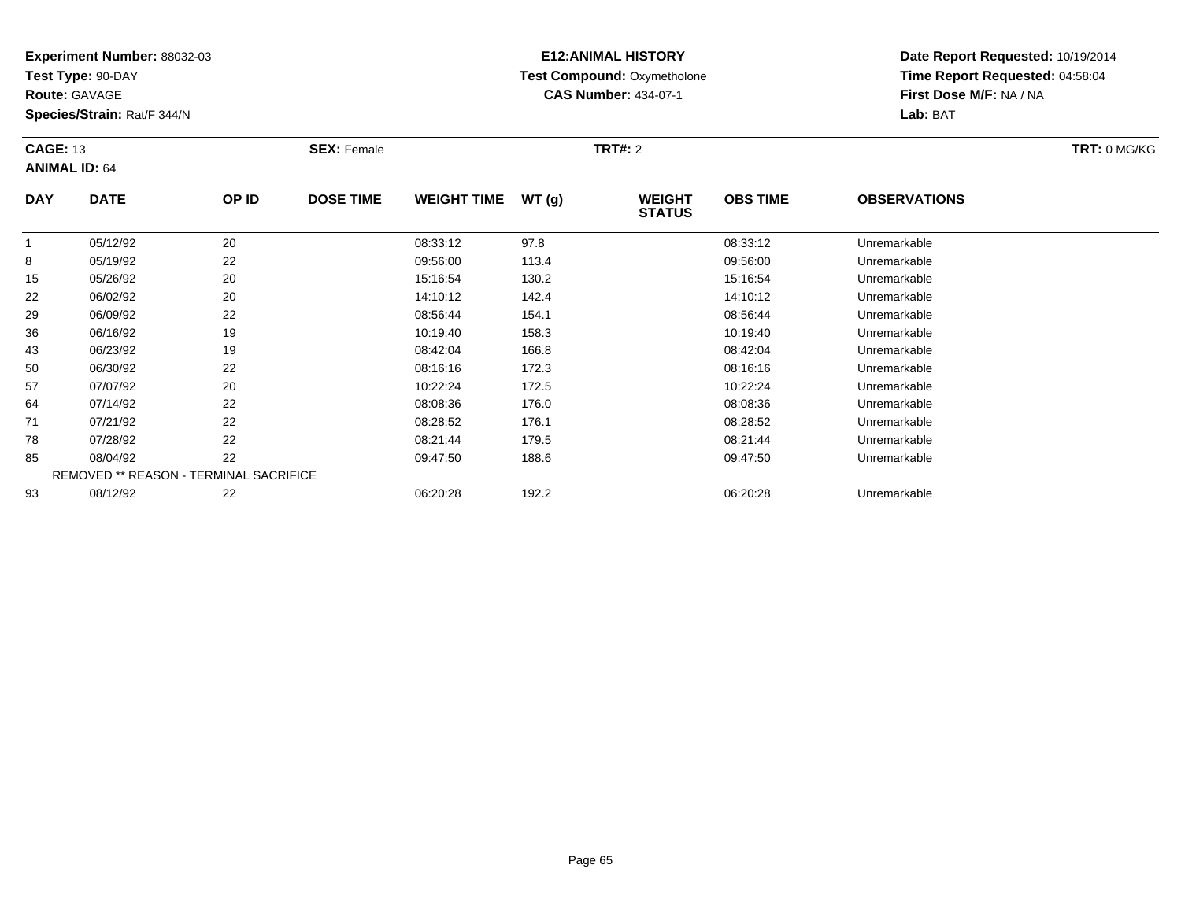**Experiment Number:** 88032-03
**Test Type:** 90-DAY
**Route:** GAVAGE
**Species/Strain:** Rat/F 344/N

**E12:ANIMAL HISTORY**
**Test Compound:** Oxymetholone
**CAS Number:** 434-07-1

**Date Report Requested:** 10/19/2014
**Time Report Requested:** 04:58:04
**First Dose M/F:** NA / NA
**Lab:** BAT

**CAGE:** 13
**ANIMAL ID:** 64

**SEX:** Female

**TRT#:** 2

**TRT:** 0 MG/KG

| DAY | DATE | OP ID | DOSE TIME | WEIGHT TIME | WT (g) | WEIGHT STATUS | OBS TIME | OBSERVATIONS |
|---|---|---|---|---|---|---|---|---|
| 1 | 05/12/92 | 20 | | 08:33:12 | 97.8 | | 08:33:12 | Unremarkable |
| 8 | 05/19/92 | 22 | | 09:56:00 | 113.4 | | 09:56:00 | Unremarkable |
| 15 | 05/26/92 | 20 | | 15:16:54 | 130.2 | | 15:16:54 | Unremarkable |
| 22 | 06/02/92 | 20 | | 14:10:12 | 142.4 | | 14:10:12 | Unremarkable |
| 29 | 06/09/92 | 22 | | 08:56:44 | 154.1 | | 08:56:44 | Unremarkable |
| 36 | 06/16/92 | 19 | | 10:19:40 | 158.3 | | 10:19:40 | Unremarkable |
| 43 | 06/23/92 | 19 | | 08:42:04 | 166.8 | | 08:42:04 | Unremarkable |
| 50 | 06/30/92 | 22 | | 08:16:16 | 172.3 | | 08:16:16 | Unremarkable |
| 57 | 07/07/92 | 20 | | 10:22:24 | 172.5 | | 10:22:24 | Unremarkable |
| 64 | 07/14/92 | 22 | | 08:08:36 | 176.0 | | 08:08:36 | Unremarkable |
| 71 | 07/21/92 | 22 | | 08:28:52 | 176.1 | | 08:28:52 | Unremarkable |
| 78 | 07/28/92 | 22 | | 08:21:44 | 179.5 | | 08:21:44 | Unremarkable |
| 85 | 08/04/92 | 22 | | 09:47:50 | 188.6 | | 09:47:50 | Unremarkable |
| REMOVED ** REASON - TERMINAL SACRIFICE | | | | | | | | |
| 93 | 08/12/92 | 22 | | 06:20:28 | 192.2 | | 06:20:28 | Unremarkable |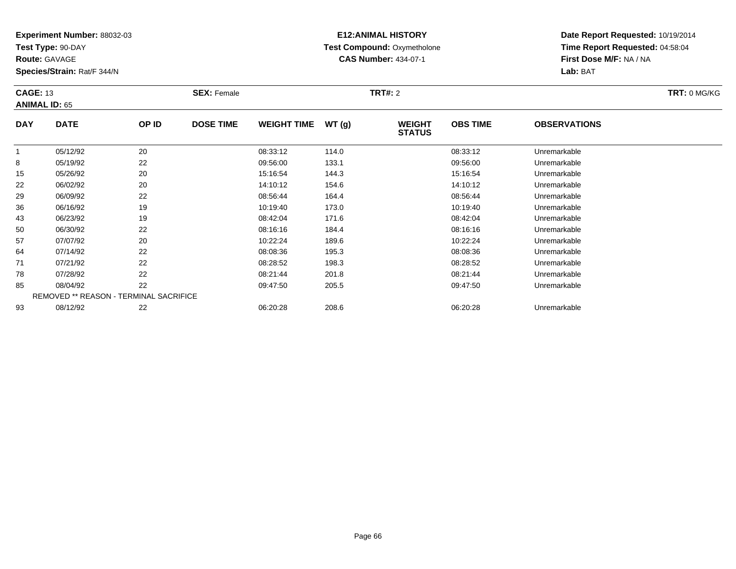**Experiment Number:** 88032-03
**Test Type:** 90-DAY
**Route:** GAVAGE
**Species/Strain:** Rat/F 344/N

**E12:ANIMAL HISTORY**
**Test Compound:** Oxymetholone
**CAS Number:** 434-07-1

**Date Report Requested:** 10/19/2014
**Time Report Requested:** 04:58:04
**First Dose M/F:** NA / NA
**Lab:** BAT

**CAGE:** 13
**ANIMAL ID:** 65
**SEX:** Female
**TRT#:** 2
**TRT:** 0 MG/KG

| DAY | DATE | OP ID | DOSE TIME | WEIGHT TIME | WT (g) | WEIGHT STATUS | OBS TIME | OBSERVATIONS |
|---|---|---|---|---|---|---|---|---|
| 1 | 05/12/92 | 20 | | 08:33:12 | 114.0 | | 08:33:12 | Unremarkable |
| 8 | 05/19/92 | 22 | | 09:56:00 | 133.1 | | 09:56:00 | Unremarkable |
| 15 | 05/26/92 | 20 | | 15:16:54 | 144.3 | | 15:16:54 | Unremarkable |
| 22 | 06/02/92 | 20 | | 14:10:12 | 154.6 | | 14:10:12 | Unremarkable |
| 29 | 06/09/92 | 22 | | 08:56:44 | 164.4 | | 08:56:44 | Unremarkable |
| 36 | 06/16/92 | 19 | | 10:19:40 | 173.0 | | 10:19:40 | Unremarkable |
| 43 | 06/23/92 | 19 | | 08:42:04 | 171.6 | | 08:42:04 | Unremarkable |
| 50 | 06/30/92 | 22 | | 08:16:16 | 184.4 | | 08:16:16 | Unremarkable |
| 57 | 07/07/92 | 20 | | 10:22:24 | 189.6 | | 10:22:24 | Unremarkable |
| 64 | 07/14/92 | 22 | | 08:08:36 | 195.3 | | 08:08:36 | Unremarkable |
| 71 | 07/21/92 | 22 | | 08:28:52 | 198.3 | | 08:28:52 | Unremarkable |
| 78 | 07/28/92 | 22 | | 08:21:44 | 201.8 | | 08:21:44 | Unremarkable |
| 85 | 08/04/92 | 22 | | 09:47:50 | 205.5 | | 09:47:50 | Unremarkable |
| REMOVED ** REASON - TERMINAL SACRIFICE | | | | | | | | |
| 93 | 08/12/92 | 22 | | 06:20:28 | 208.6 | | 06:20:28 | Unremarkable |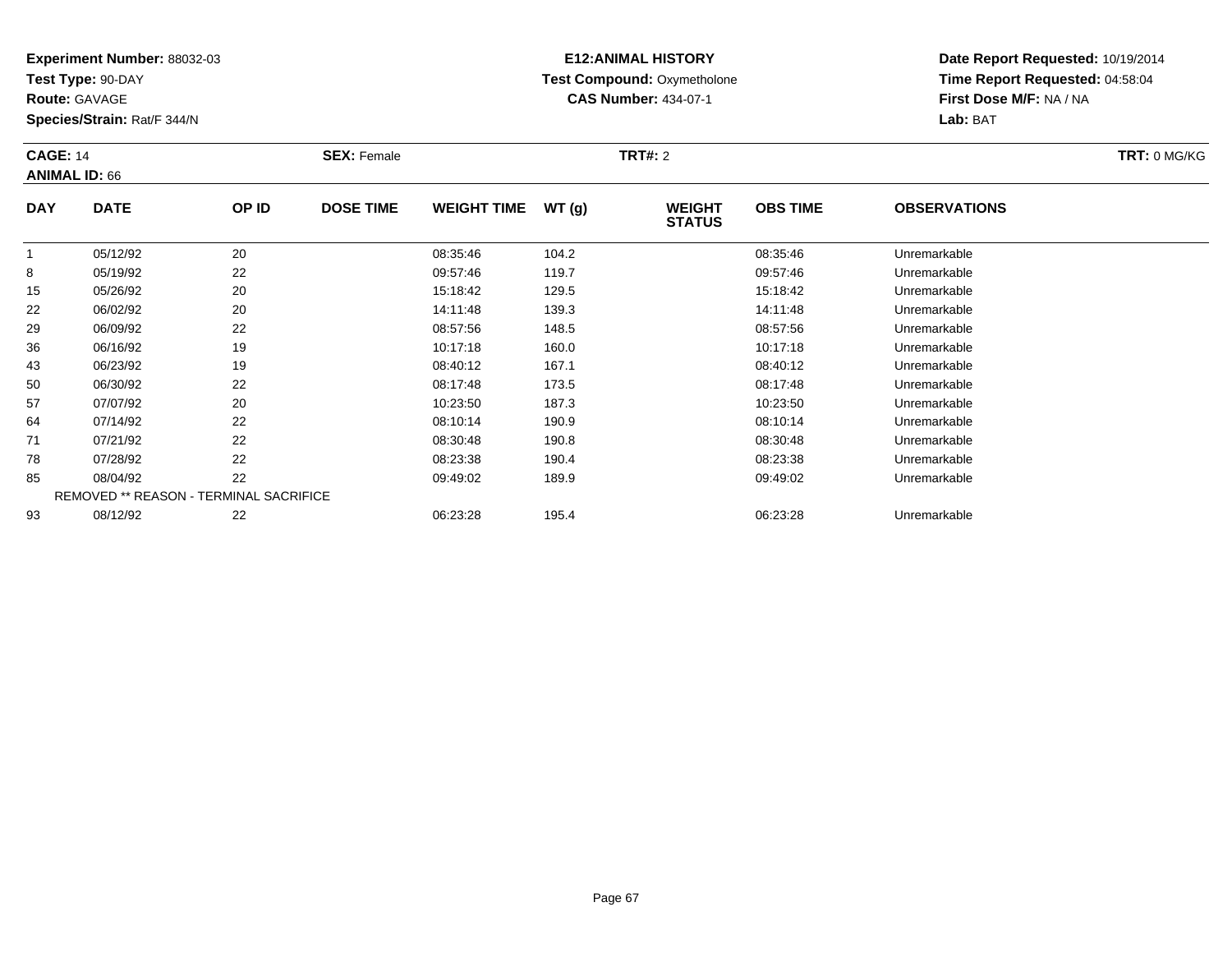**Experiment Number:** 88032-03
**Test Type:** 90-DAY
**Route:** GAVAGE
**Species/Strain:** Rat/F 344/N

**E12:ANIMAL HISTORY**
**Test Compound:** Oxymetholone
**CAS Number:** 434-07-1

**Date Report Requested:** 10/19/2014
**Time Report Requested:** 04:58:04
**First Dose M/F:** NA / NA
**Lab:** BAT

**CAGE:** 14 **SEX:** Female **TRT#:** 2 **TRT:** 0 MG/KG
**ANIMAL ID:** 66

| DAY | DATE | OP ID | DOSE TIME | WEIGHT TIME | WT (g) | WEIGHT STATUS | OBS TIME | OBSERVATIONS |
|---|---|---|---|---|---|---|---|---|
| 1 | 05/12/92 | 20 | | 08:35:46 | 104.2 | | 08:35:46 | Unremarkable |
| 8 | 05/19/92 | 22 | | 09:57:46 | 119.7 | | 09:57:46 | Unremarkable |
| 15 | 05/26/92 | 20 | | 15:18:42 | 129.5 | | 15:18:42 | Unremarkable |
| 22 | 06/02/92 | 20 | | 14:11:48 | 139.3 | | 14:11:48 | Unremarkable |
| 29 | 06/09/92 | 22 | | 08:57:56 | 148.5 | | 08:57:56 | Unremarkable |
| 36 | 06/16/92 | 19 | | 10:17:18 | 160.0 | | 10:17:18 | Unremarkable |
| 43 | 06/23/92 | 19 | | 08:40:12 | 167.1 | | 08:40:12 | Unremarkable |
| 50 | 06/30/92 | 22 | | 08:17:48 | 173.5 | | 08:17:48 | Unremarkable |
| 57 | 07/07/92 | 20 | | 10:23:50 | 187.3 | | 10:23:50 | Unremarkable |
| 64 | 07/14/92 | 22 | | 08:10:14 | 190.9 | | 08:10:14 | Unremarkable |
| 71 | 07/21/92 | 22 | | 08:30:48 | 190.8 | | 08:30:48 | Unremarkable |
| 78 | 07/28/92 | 22 | | 08:23:38 | 190.4 | | 08:23:38 | Unremarkable |
| 85 | 08/04/92 | 22 | | 09:49:02 | 189.9 | | 09:49:02 | Unremarkable |
| REMOVED ** REASON - TERMINAL SACRIFICE | | | | | | | | |
| 93 | 08/12/92 | 22 | | 06:23:28 | 195.4 | | 06:23:28 | Unremarkable |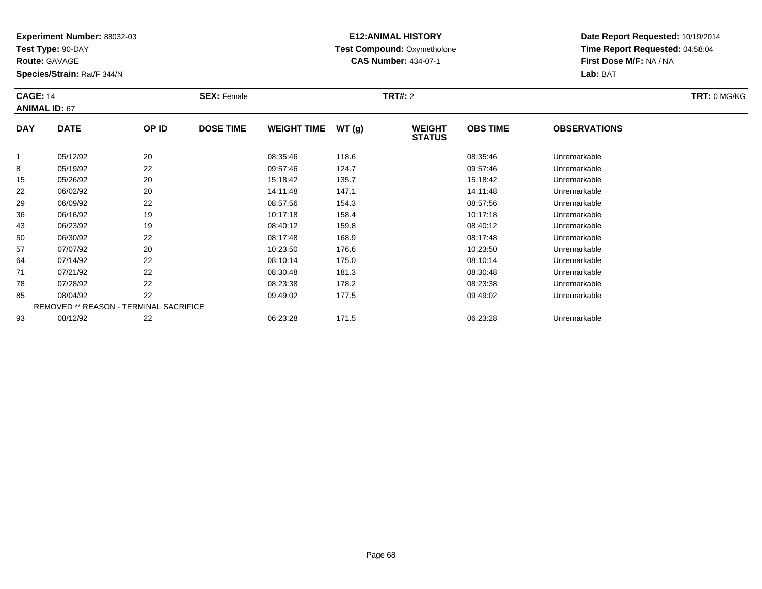**Experiment Number:** 88032-03
**Test Type:** 90-DAY
**Route:** GAVAGE
**Species/Strain:** Rat/F 344/N

**E12:ANIMAL HISTORY**
**Test Compound:** Oxymetholone
**CAS Number:** 434-07-1

**Date Report Requested:** 10/19/2014
**Time Report Requested:** 04:58:04
**First Dose M/F:** NA / NA
**Lab:** BAT

**CAGE:** 14 **SEX:** Female **TRT#:** 2 **TRT:** 0 MG/KG
**ANIMAL ID:** 67

| DAY | DATE | OP ID | DOSE TIME | WEIGHT TIME | WT (g) | WEIGHT STATUS | OBS TIME | OBSERVATIONS |
|---|---|---|---|---|---|---|---|---|
| 1 | 05/12/92 | 20 | | 08:35:46 | 118.6 | | 08:35:46 | Unremarkable |
| 8 | 05/19/92 | 22 | | 09:57:46 | 124.7 | | 09:57:46 | Unremarkable |
| 15 | 05/26/92 | 20 | | 15:18:42 | 135.7 | | 15:18:42 | Unremarkable |
| 22 | 06/02/92 | 20 | | 14:11:48 | 147.1 | | 14:11:48 | Unremarkable |
| 29 | 06/09/92 | 22 | | 08:57:56 | 154.3 | | 08:57:56 | Unremarkable |
| 36 | 06/16/92 | 19 | | 10:17:18 | 158.4 | | 10:17:18 | Unremarkable |
| 43 | 06/23/92 | 19 | | 08:40:12 | 159.8 | | 08:40:12 | Unremarkable |
| 50 | 06/30/92 | 22 | | 08:17:48 | 168.9 | | 08:17:48 | Unremarkable |
| 57 | 07/07/92 | 20 | | 10:23:50 | 176.6 | | 10:23:50 | Unremarkable |
| 64 | 07/14/92 | 22 | | 08:10:14 | 175.0 | | 08:10:14 | Unremarkable |
| 71 | 07/21/92 | 22 | | 08:30:48 | 181.3 | | 08:30:48 | Unremarkable |
| 78 | 07/28/92 | 22 | | 08:23:38 | 178.2 | | 08:23:38 | Unremarkable |
| 85 | 08/04/92 | 22 | | 09:49:02 | 177.5 | | 09:49:02 | Unremarkable |
| REMOVED ** REASON - TERMINAL SACRIFICE | | | | | | | | |
| 93 | 08/12/92 | 22 | | 06:23:28 | 171.5 | | 06:23:28 | Unremarkable |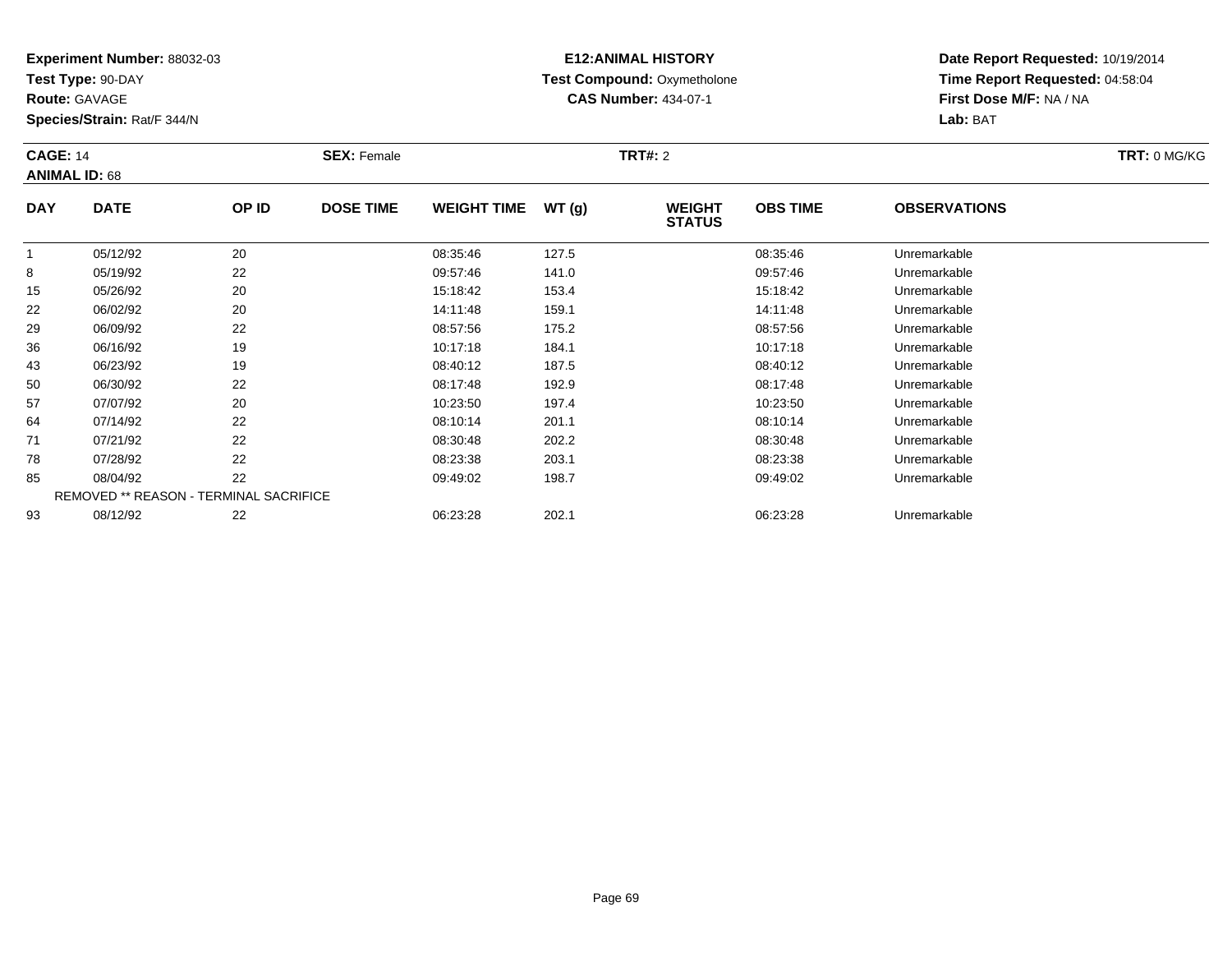**Experiment Number:** 88032-03
**Test Type:** 90-DAY
**Route:** GAVAGE
**Species/Strain:** Rat/F 344/N

**E12:ANIMAL HISTORY**
**Test Compound:** Oxymetholone
**CAS Number:** 434-07-1

**Date Report Requested:** 10/19/2014
**Time Report Requested:** 04:58:04
**First Dose M/F:** NA / NA
**Lab:** BAT

**CAGE:** 14
**ANIMAL ID:** 68
**SEX:** Female
**TRT#:** 2
**TRT:** 0 MG/KG

| DAY | DATE | OP ID | DOSE TIME | WEIGHT TIME | WT (g) | WEIGHT STATUS | OBS TIME | OBSERVATIONS |
|---|---|---|---|---|---|---|---|---|
| 1 | 05/12/92 | 20 | | 08:35:46 | 127.5 | | 08:35:46 | Unremarkable |
| 8 | 05/19/92 | 22 | | 09:57:46 | 141.0 | | 09:57:46 | Unremarkable |
| 15 | 05/26/92 | 20 | | 15:18:42 | 153.4 | | 15:18:42 | Unremarkable |
| 22 | 06/02/92 | 20 | | 14:11:48 | 159.1 | | 14:11:48 | Unremarkable |
| 29 | 06/09/92 | 22 | | 08:57:56 | 175.2 | | 08:57:56 | Unremarkable |
| 36 | 06/16/92 | 19 | | 10:17:18 | 184.1 | | 10:17:18 | Unremarkable |
| 43 | 06/23/92 | 19 | | 08:40:12 | 187.5 | | 08:40:12 | Unremarkable |
| 50 | 06/30/92 | 22 | | 08:17:48 | 192.9 | | 08:17:48 | Unremarkable |
| 57 | 07/07/92 | 20 | | 10:23:50 | 197.4 | | 10:23:50 | Unremarkable |
| 64 | 07/14/92 | 22 | | 08:10:14 | 201.1 | | 08:10:14 | Unremarkable |
| 71 | 07/21/92 | 22 | | 08:30:48 | 202.2 | | 08:30:48 | Unremarkable |
| 78 | 07/28/92 | 22 | | 08:23:38 | 203.1 | | 08:23:38 | Unremarkable |
| 85 | 08/04/92 | 22 | | 09:49:02 | 198.7 | | 09:49:02 | Unremarkable |
| REMOVED ** REASON - TERMINAL SACRIFICE | | | | | | | | |
| 93 | 08/12/92 | 22 | | 06:23:28 | 202.1 | | 06:23:28 | Unremarkable |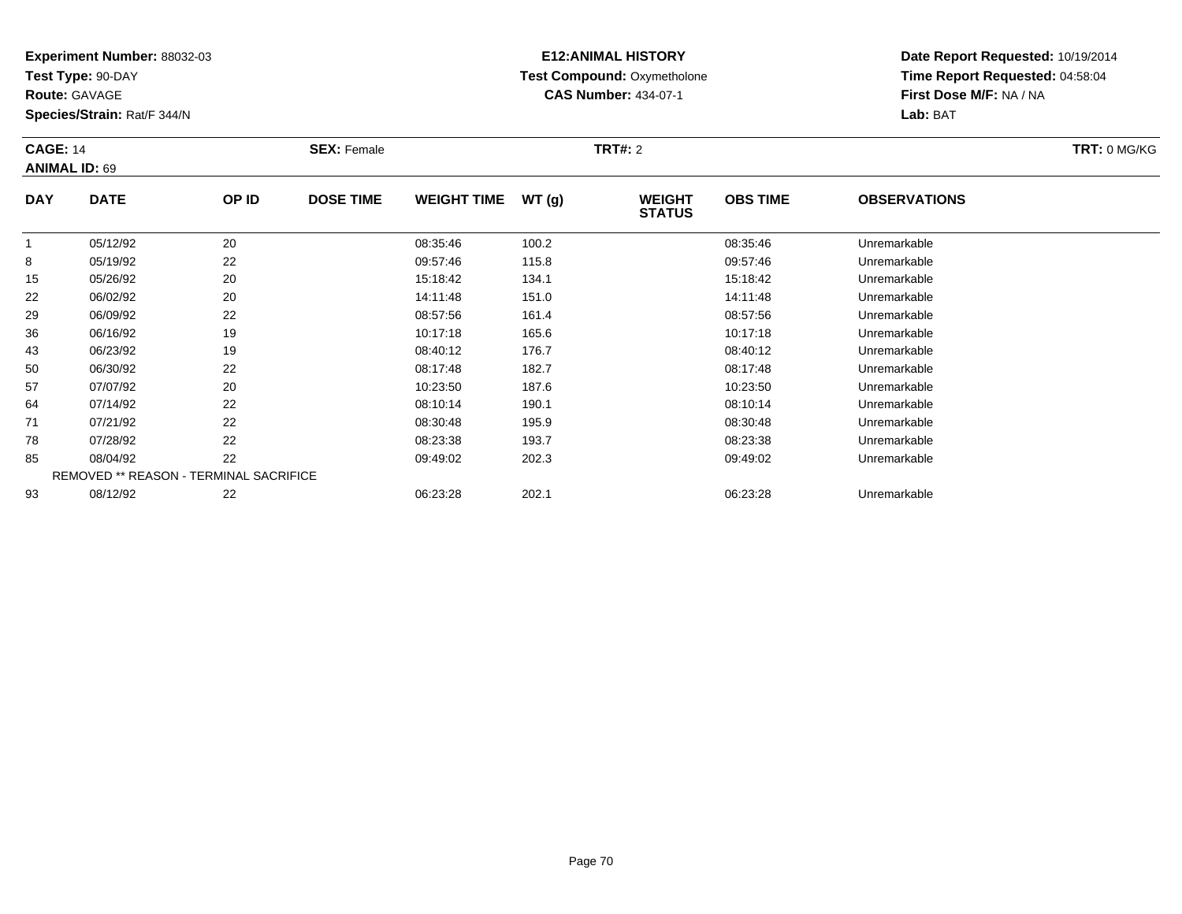**Experiment Number:** 88032-03
**Test Type:** 90-DAY
**Route:** GAVAGE
**Species/Strain:** Rat/F 344/N

**E12:ANIMAL HISTORY**
**Test Compound:** Oxymetholone
**CAS Number:** 434-07-1

**Date Report Requested:** 10/19/2014
**Time Report Requested:** 04:58:04
**First Dose M/F:** NA / NA
**Lab:** BAT

**CAGE:** 14 **SEX:** Female **TRT#:** 2 **TRT:** 0 MG/KG
**ANIMAL ID:** 69

| DAY | DATE | OP ID | DOSE TIME | WEIGHT TIME | WT (g) | WEIGHT STATUS | OBS TIME | OBSERVATIONS |
|---|---|---|---|---|---|---|---|---|
| 1 | 05/12/92 | 20 | | 08:35:46 | 100.2 | | 08:35:46 | Unremarkable |
| 8 | 05/19/92 | 22 | | 09:57:46 | 115.8 | | 09:57:46 | Unremarkable |
| 15 | 05/26/92 | 20 | | 15:18:42 | 134.1 | | 15:18:42 | Unremarkable |
| 22 | 06/02/92 | 20 | | 14:11:48 | 151.0 | | 14:11:48 | Unremarkable |
| 29 | 06/09/92 | 22 | | 08:57:56 | 161.4 | | 08:57:56 | Unremarkable |
| 36 | 06/16/92 | 19 | | 10:17:18 | 165.6 | | 10:17:18 | Unremarkable |
| 43 | 06/23/92 | 19 | | 08:40:12 | 176.7 | | 08:40:12 | Unremarkable |
| 50 | 06/30/92 | 22 | | 08:17:48 | 182.7 | | 08:17:48 | Unremarkable |
| 57 | 07/07/92 | 20 | | 10:23:50 | 187.6 | | 10:23:50 | Unremarkable |
| 64 | 07/14/92 | 22 | | 08:10:14 | 190.1 | | 08:10:14 | Unremarkable |
| 71 | 07/21/92 | 22 | | 08:30:48 | 195.9 | | 08:30:48 | Unremarkable |
| 78 | 07/28/92 | 22 | | 08:23:38 | 193.7 | | 08:23:38 | Unremarkable |
| 85 | 08/04/92 | 22 | | 09:49:02 | 202.3 | | 09:49:02 | Unremarkable |
| REMOVED ** REASON - TERMINAL SACRIFICE | | | | | | | | |
| 93 | 08/12/92 | 22 | | 06:23:28 | 202.1 | | 06:23:28 | Unremarkable |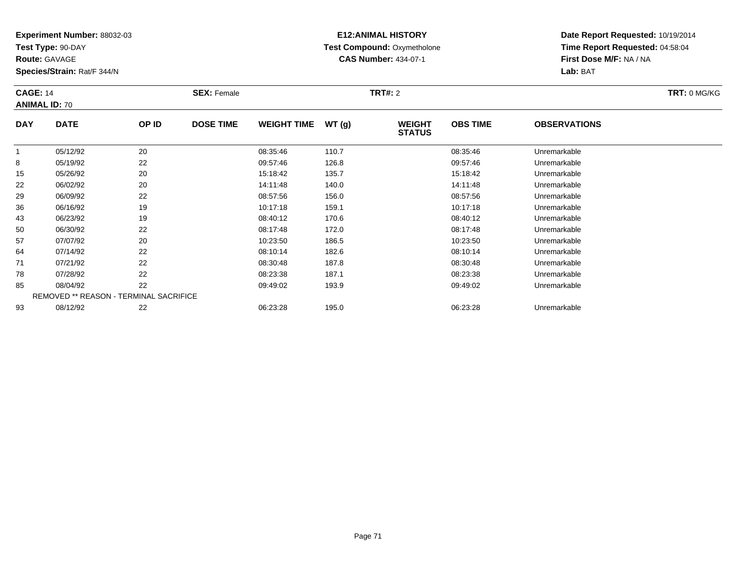**Experiment Number:** 88032-03
**Test Type:** 90-DAY
**Route:** GAVAGE
**Species/Strain:** Rat/F 344/N

**E12:ANIMAL HISTORY**
**Test Compound:** Oxymetholone
**CAS Number:** 434-07-1

**Date Report Requested:** 10/19/2014
**Time Report Requested:** 04:58:04
**First Dose M/F:** NA / NA
**Lab:** BAT

**CAGE:** 14 **SEX:** Female **TRT#:** 2 **TRT:** 0 MG/KG
**ANIMAL ID:** 70

| DAY | DATE | OP ID | DOSE TIME | WEIGHT TIME | WT (g) | WEIGHT STATUS | OBS TIME | OBSERVATIONS |
|---|---|---|---|---|---|---|---|---|
| 1 | 05/12/92 | 20 | | 08:35:46 | 110.7 | | 08:35:46 | Unremarkable |
| 8 | 05/19/92 | 22 | | 09:57:46 | 126.8 | | 09:57:46 | Unremarkable |
| 15 | 05/26/92 | 20 | | 15:18:42 | 135.7 | | 15:18:42 | Unremarkable |
| 22 | 06/02/92 | 20 | | 14:11:48 | 140.0 | | 14:11:48 | Unremarkable |
| 29 | 06/09/92 | 22 | | 08:57:56 | 156.0 | | 08:57:56 | Unremarkable |
| 36 | 06/16/92 | 19 | | 10:17:18 | 159.1 | | 10:17:18 | Unremarkable |
| 43 | 06/23/92 | 19 | | 08:40:12 | 170.6 | | 08:40:12 | Unremarkable |
| 50 | 06/30/92 | 22 | | 08:17:48 | 172.0 | | 08:17:48 | Unremarkable |
| 57 | 07/07/92 | 20 | | 10:23:50 | 186.5 | | 10:23:50 | Unremarkable |
| 64 | 07/14/92 | 22 | | 08:10:14 | 182.6 | | 08:10:14 | Unremarkable |
| 71 | 07/21/92 | 22 | | 08:30:48 | 187.8 | | 08:30:48 | Unremarkable |
| 78 | 07/28/92 | 22 | | 08:23:38 | 187.1 | | 08:23:38 | Unremarkable |
| 85 | 08/04/92 | 22 | | 09:49:02 | 193.9 | | 09:49:02 | Unremarkable |
| REMOVED ** REASON - TERMINAL SACRIFICE | | | | | | | | |
| 93 | 08/12/92 | 22 | | 06:23:28 | 195.0 | | 06:23:28 | Unremarkable |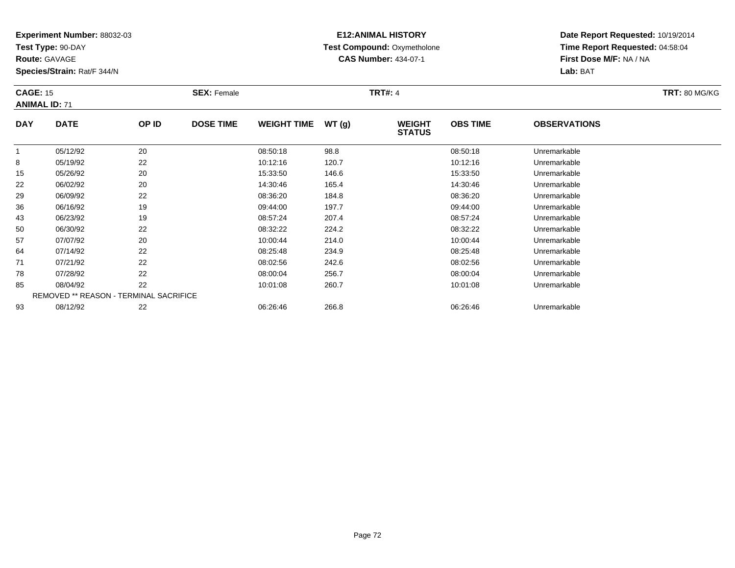**Experiment Number:** 88032-03
**Test Type:** 90-DAY
**Route:** GAVAGE
**Species/Strain:** Rat/F 344/N

**E12:ANIMAL HISTORY**
**Test Compound:** Oxymetholone
**CAS Number:** 434-07-1

**Date Report Requested:** 10/19/2014
**Time Report Requested:** 04:58:04
**First Dose M/F:** NA / NA
**Lab:** BAT

**CAGE:** 15
**ANIMAL ID:** 71
**SEX:** Female
**TRT#:** 4
**TRT:** 80 MG/KG

| DAY | DATE | OP ID | DOSE TIME | WEIGHT TIME | WT (g) | WEIGHT STATUS | OBS TIME | OBSERVATIONS |
|---|---|---|---|---|---|---|---|---|
| 1 | 05/12/92 | 20 | | 08:50:18 | 98.8 | | 08:50:18 | Unremarkable |
| 8 | 05/19/92 | 22 | | 10:12:16 | 120.7 | | 10:12:16 | Unremarkable |
| 15 | 05/26/92 | 20 | | 15:33:50 | 146.6 | | 15:33:50 | Unremarkable |
| 22 | 06/02/92 | 20 | | 14:30:46 | 165.4 | | 14:30:46 | Unremarkable |
| 29 | 06/09/92 | 22 | | 08:36:20 | 184.8 | | 08:36:20 | Unremarkable |
| 36 | 06/16/92 | 19 | | 09:44:00 | 197.7 | | 09:44:00 | Unremarkable |
| 43 | 06/23/92 | 19 | | 08:57:24 | 207.4 | | 08:57:24 | Unremarkable |
| 50 | 06/30/92 | 22 | | 08:32:22 | 224.2 | | 08:32:22 | Unremarkable |
| 57 | 07/07/92 | 20 | | 10:00:44 | 214.0 | | 10:00:44 | Unremarkable |
| 64 | 07/14/92 | 22 | | 08:25:48 | 234.9 | | 08:25:48 | Unremarkable |
| 71 | 07/21/92 | 22 | | 08:02:56 | 242.6 | | 08:02:56 | Unremarkable |
| 78 | 07/28/92 | 22 | | 08:00:04 | 256.7 | | 08:00:04 | Unremarkable |
| 85 | 08/04/92 | 22 | | 10:01:08 | 260.7 | | 10:01:08 | Unremarkable |
| REMOVED ** REASON - TERMINAL SACRIFICE | | | | | | | | |
| 93 | 08/12/92 | 22 | | 06:26:46 | 266.8 | | 06:26:46 | Unremarkable |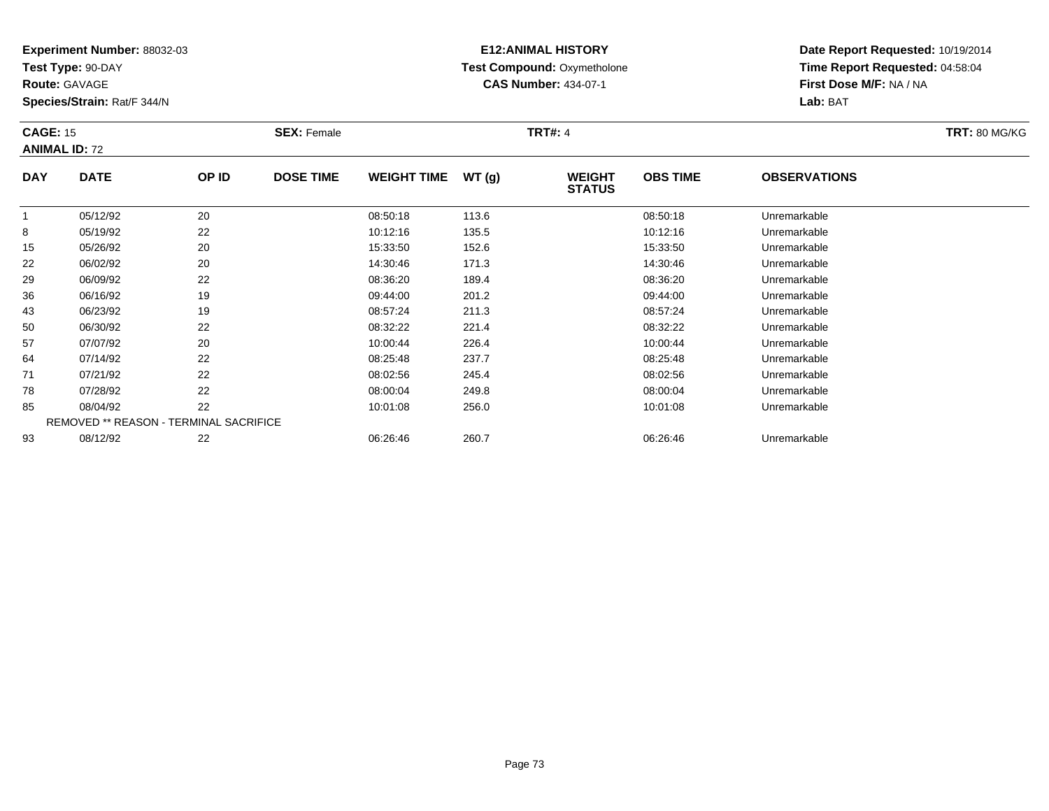**Experiment Number:** 88032-03
**Test Type:** 90-DAY
**Route:** GAVAGE
**Species/Strain:** Rat/F 344/N

**E12:ANIMAL HISTORY**
**Test Compound:** Oxymetholone
**CAS Number:** 434-07-1

**Date Report Requested:** 10/19/2014
**Time Report Requested:** 04:58:04
**First Dose M/F:** NA / NA
**Lab:** BAT

**CAGE:** 15 **SEX:** Female **TRT#:** 4 **TRT:** 80 MG/KG
**ANIMAL ID:** 72

| DAY | DATE | OP ID | DOSE TIME | WEIGHT TIME | WT (g) | WEIGHT STATUS | OBS TIME | OBSERVATIONS |
|---|---|---|---|---|---|---|---|---|
| 1 | 05/12/92 | 20 | | 08:50:18 | 113.6 | | 08:50:18 | Unremarkable |
| 8 | 05/19/92 | 22 | | 10:12:16 | 135.5 | | 10:12:16 | Unremarkable |
| 15 | 05/26/92 | 20 | | 15:33:50 | 152.6 | | 15:33:50 | Unremarkable |
| 22 | 06/02/92 | 20 | | 14:30:46 | 171.3 | | 14:30:46 | Unremarkable |
| 29 | 06/09/92 | 22 | | 08:36:20 | 189.4 | | 08:36:20 | Unremarkable |
| 36 | 06/16/92 | 19 | | 09:44:00 | 201.2 | | 09:44:00 | Unremarkable |
| 43 | 06/23/92 | 19 | | 08:57:24 | 211.3 | | 08:57:24 | Unremarkable |
| 50 | 06/30/92 | 22 | | 08:32:22 | 221.4 | | 08:32:22 | Unremarkable |
| 57 | 07/07/92 | 20 | | 10:00:44 | 226.4 | | 10:00:44 | Unremarkable |
| 64 | 07/14/92 | 22 | | 08:25:48 | 237.7 | | 08:25:48 | Unremarkable |
| 71 | 07/21/92 | 22 | | 08:02:56 | 245.4 | | 08:02:56 | Unremarkable |
| 78 | 07/28/92 | 22 | | 08:00:04 | 249.8 | | 08:00:04 | Unremarkable |
| 85 | 08/04/92 | 22 | | 10:01:08 | 256.0 | | 10:01:08 | Unremarkable |
| REMOVED ** REASON - TERMINAL SACRIFICE | | | | | | | | |
| 93 | 08/12/92 | 22 | | 06:26:46 | 260.7 | | 06:26:46 | Unremarkable |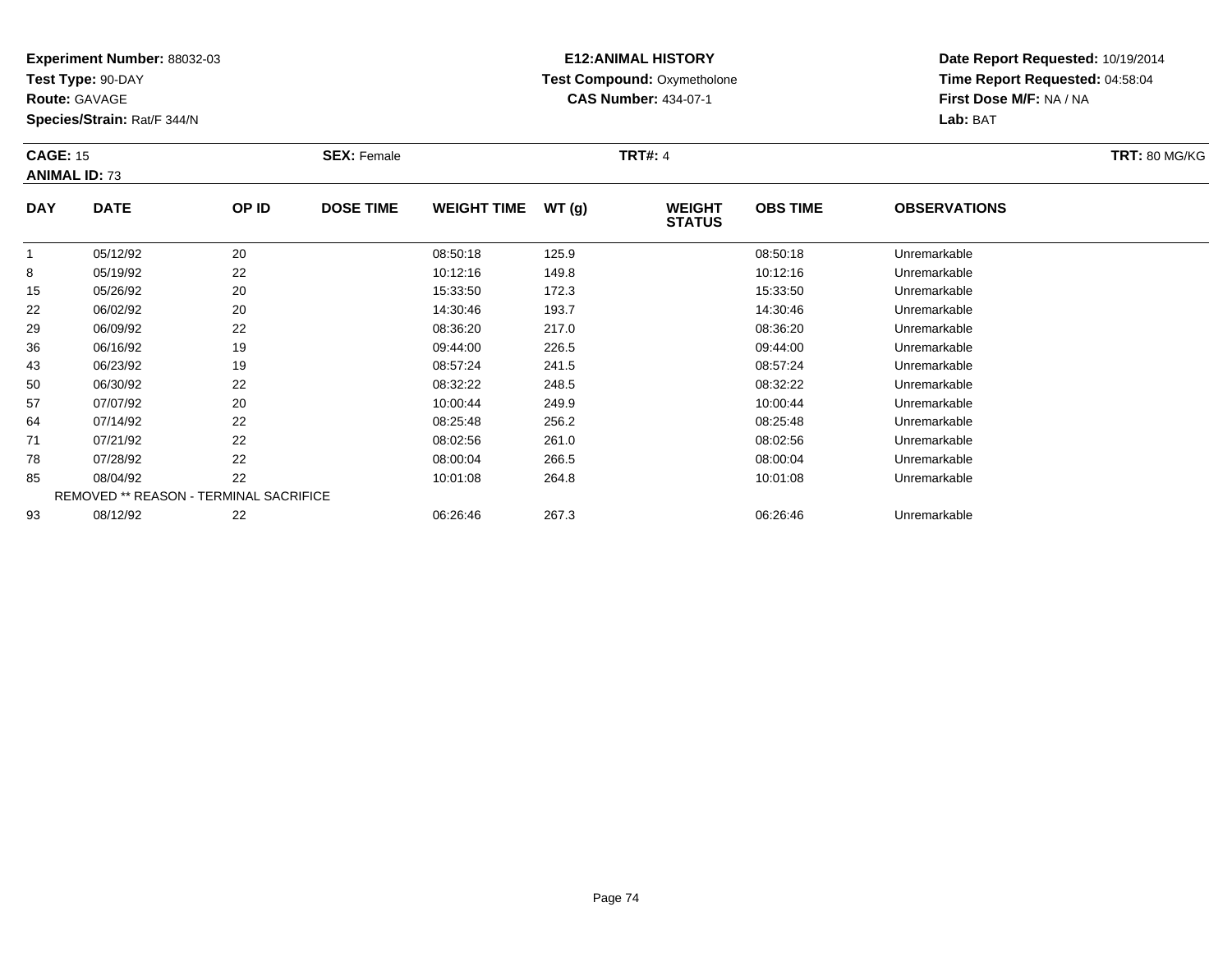**Experiment Number:** 88032-03
**Test Type:** 90-DAY
**Route:** GAVAGE
**Species/Strain:** Rat/F 344/N

**E12:ANIMAL HISTORY**
**Test Compound:** Oxymetholone
**CAS Number:** 434-07-1

**Date Report Requested:** 10/19/2014
**Time Report Requested:** 04:58:04
**First Dose M/F:** NA / NA
**Lab:** BAT

**CAGE:** 15 **SEX:** Female **TRT#:** 4 **TRT:** 80 MG/KG
**ANIMAL ID:** 73

| DAY | DATE | OP ID | DOSE TIME | WEIGHT TIME | WT (g) | WEIGHT STATUS | OBS TIME | OBSERVATIONS |
|---|---|---|---|---|---|---|---|---|
| 1 | 05/12/92 | 20 | | 08:50:18 | 125.9 | | 08:50:18 | Unremarkable |
| 8 | 05/19/92 | 22 | | 10:12:16 | 149.8 | | 10:12:16 | Unremarkable |
| 15 | 05/26/92 | 20 | | 15:33:50 | 172.3 | | 15:33:50 | Unremarkable |
| 22 | 06/02/92 | 20 | | 14:30:46 | 193.7 | | 14:30:46 | Unremarkable |
| 29 | 06/09/92 | 22 | | 08:36:20 | 217.0 | | 08:36:20 | Unremarkable |
| 36 | 06/16/92 | 19 | | 09:44:00 | 226.5 | | 09:44:00 | Unremarkable |
| 43 | 06/23/92 | 19 | | 08:57:24 | 241.5 | | 08:57:24 | Unremarkable |
| 50 | 06/30/92 | 22 | | 08:32:22 | 248.5 | | 08:32:22 | Unremarkable |
| 57 | 07/07/92 | 20 | | 10:00:44 | 249.9 | | 10:00:44 | Unremarkable |
| 64 | 07/14/92 | 22 | | 08:25:48 | 256.2 | | 08:25:48 | Unremarkable |
| 71 | 07/21/92 | 22 | | 08:02:56 | 261.0 | | 08:02:56 | Unremarkable |
| 78 | 07/28/92 | 22 | | 08:00:04 | 266.5 | | 08:00:04 | Unremarkable |
| 85 | 08/04/92 | 22 | | 10:01:08 | 264.8 | | 10:01:08 | Unremarkable |
| REMOVED ** REASON - TERMINAL SACRIFICE | | | | | | | | |
| 93 | 08/12/92 | 22 | | 06:26:46 | 267.3 | | 06:26:46 | Unremarkable |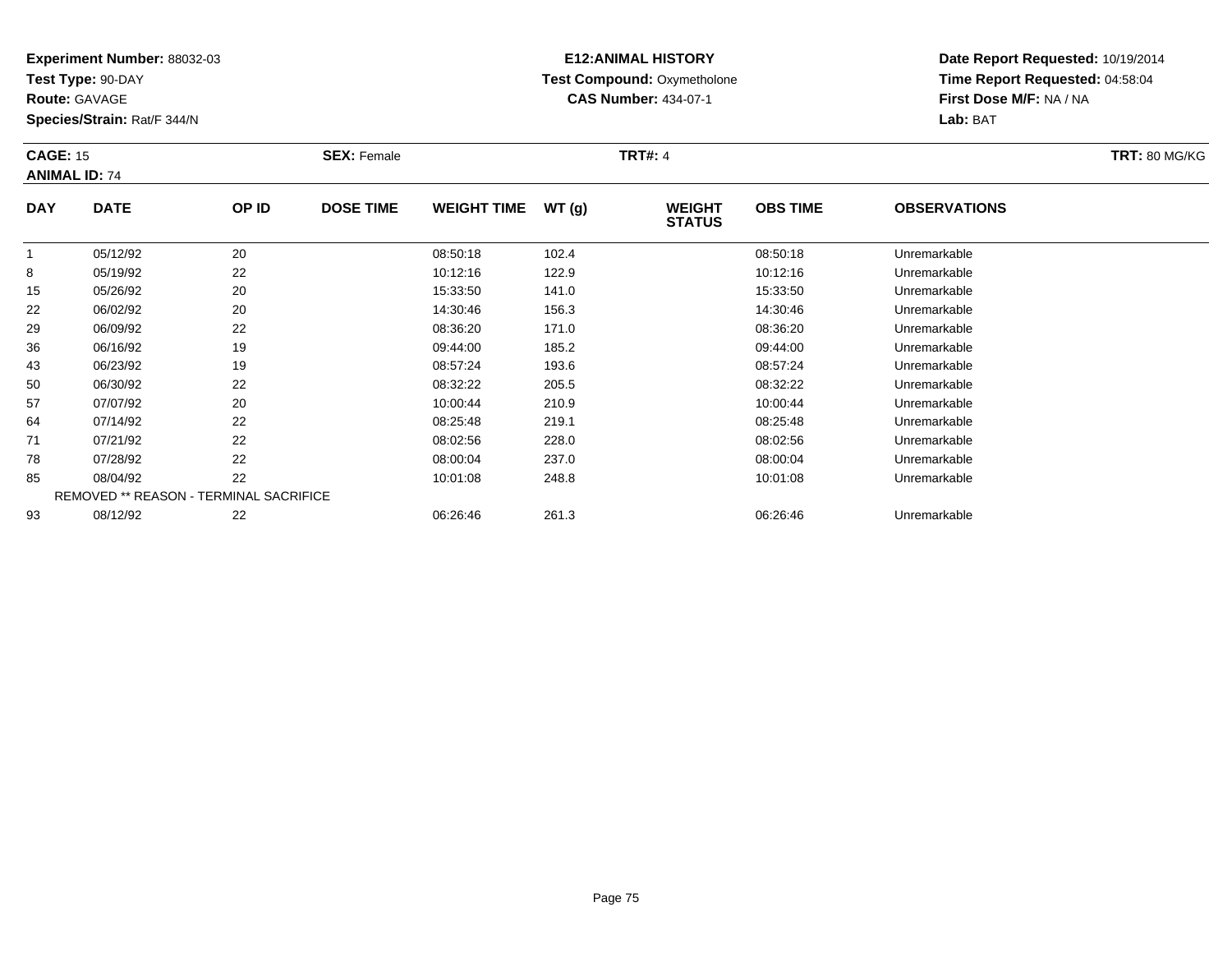**Experiment Number:** 88032-03
**Test Type:** 90-DAY
**Route:** GAVAGE
**Species/Strain:** Rat/F 344/N

**E12:ANIMAL HISTORY**
**Test Compound:** Oxymetholone
**CAS Number:** 434-07-1

**Date Report Requested:** 10/19/2014
**Time Report Requested:** 04:58:04
**First Dose M/F:** NA / NA
**Lab:** BAT

**CAGE:** 15
**ANIMAL ID:** 74
**SEX:** Female
**TRT#:** 4
**TRT:** 80 MG/KG

| DAY | DATE | OP ID | DOSE TIME | WEIGHT TIME | WT (g) | WEIGHT STATUS | OBS TIME | OBSERVATIONS |
|---|---|---|---|---|---|---|---|---|
| 1 | 05/12/92 | 20 | | 08:50:18 | 102.4 | | 08:50:18 | Unremarkable |
| 8 | 05/19/92 | 22 | | 10:12:16 | 122.9 | | 10:12:16 | Unremarkable |
| 15 | 05/26/92 | 20 | | 15:33:50 | 141.0 | | 15:33:50 | Unremarkable |
| 22 | 06/02/92 | 20 | | 14:30:46 | 156.3 | | 14:30:46 | Unremarkable |
| 29 | 06/09/92 | 22 | | 08:36:20 | 171.0 | | 08:36:20 | Unremarkable |
| 36 | 06/16/92 | 19 | | 09:44:00 | 185.2 | | 09:44:00 | Unremarkable |
| 43 | 06/23/92 | 19 | | 08:57:24 | 193.6 | | 08:57:24 | Unremarkable |
| 50 | 06/30/92 | 22 | | 08:32:22 | 205.5 | | 08:32:22 | Unremarkable |
| 57 | 07/07/92 | 20 | | 10:00:44 | 210.9 | | 10:00:44 | Unremarkable |
| 64 | 07/14/92 | 22 | | 08:25:48 | 219.1 | | 08:25:48 | Unremarkable |
| 71 | 07/21/92 | 22 | | 08:02:56 | 228.0 | | 08:02:56 | Unremarkable |
| 78 | 07/28/92 | 22 | | 08:00:04 | 237.0 | | 08:00:04 | Unremarkable |
| 85 | 08/04/92 | 22 | | 10:01:08 | 248.8 | | 10:01:08 | Unremarkable |
| REMOVED ** REASON - TERMINAL SACRIFICE | | | | | | | | |
| 93 | 08/12/92 | 22 | | 06:26:46 | 261.3 | | 06:26:46 | Unremarkable |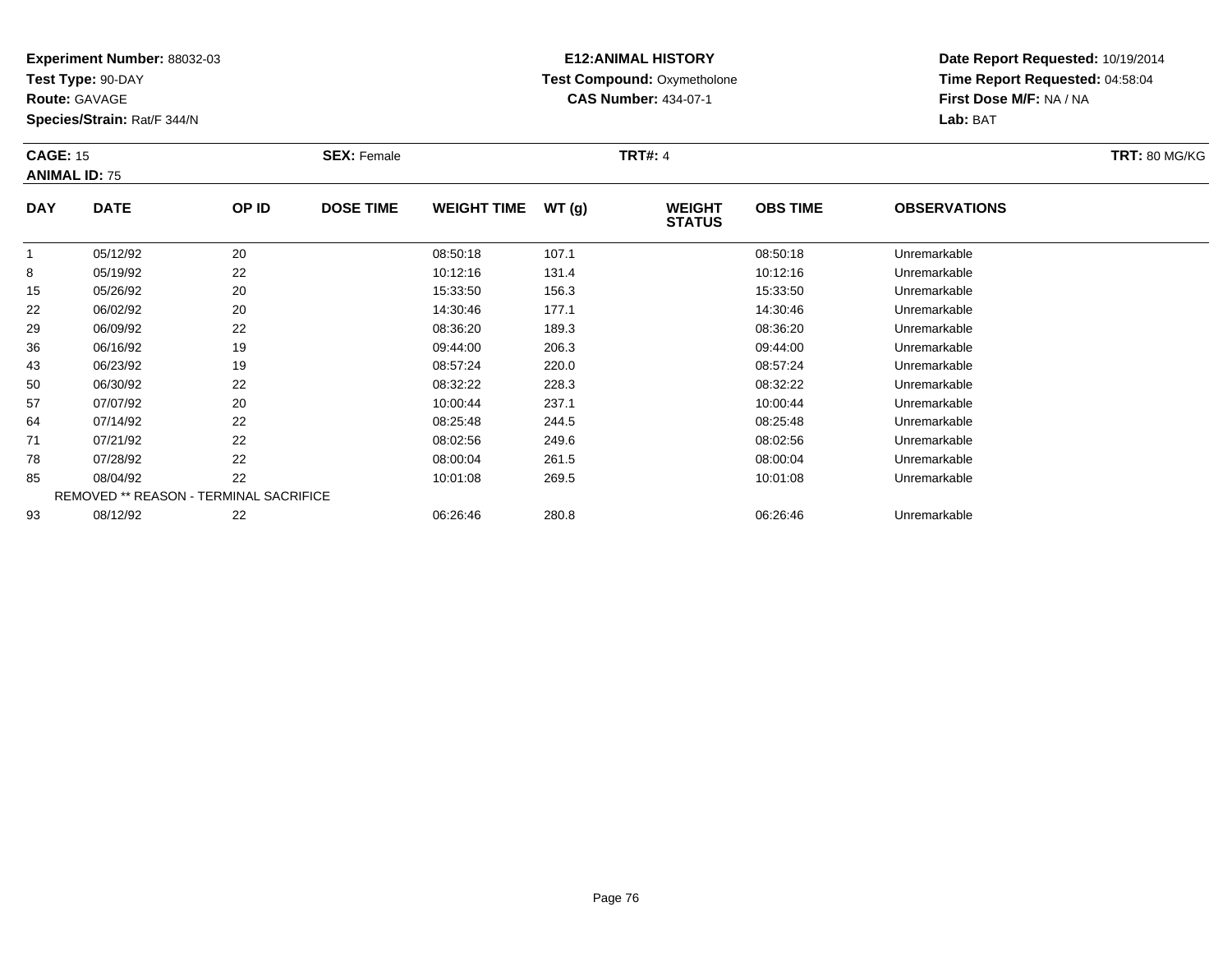**Experiment Number:** 88032-03
**Test Type:** 90-DAY
**Route:** GAVAGE
**Species/Strain:** Rat/F 344/N

**E12:ANIMAL HISTORY**
**Test Compound:** Oxymetholone
**CAS Number:** 434-07-1

**Date Report Requested:** 10/19/2014
**Time Report Requested:** 04:58:04
**First Dose M/F:** NA / NA
**Lab:** BAT

**CAGE:** 15
**ANIMAL ID:** 75
**SEX:** Female
**TRT#:** 4
**TRT:** 80 MG/KG

| DAY | DATE | OP ID | DOSE TIME | WEIGHT TIME | WT (g) | WEIGHT STATUS | OBS TIME | OBSERVATIONS |
|---|---|---|---|---|---|---|---|---|
| 1 | 05/12/92 | 20 | | 08:50:18 | 107.1 | | 08:50:18 | Unremarkable |
| 8 | 05/19/92 | 22 | | 10:12:16 | 131.4 | | 10:12:16 | Unremarkable |
| 15 | 05/26/92 | 20 | | 15:33:50 | 156.3 | | 15:33:50 | Unremarkable |
| 22 | 06/02/92 | 20 | | 14:30:46 | 177.1 | | 14:30:46 | Unremarkable |
| 29 | 06/09/92 | 22 | | 08:36:20 | 189.3 | | 08:36:20 | Unremarkable |
| 36 | 06/16/92 | 19 | | 09:44:00 | 206.3 | | 09:44:00 | Unremarkable |
| 43 | 06/23/92 | 19 | | 08:57:24 | 220.0 | | 08:57:24 | Unremarkable |
| 50 | 06/30/92 | 22 | | 08:32:22 | 228.3 | | 08:32:22 | Unremarkable |
| 57 | 07/07/92 | 20 | | 10:00:44 | 237.1 | | 10:00:44 | Unremarkable |
| 64 | 07/14/92 | 22 | | 08:25:48 | 244.5 | | 08:25:48 | Unremarkable |
| 71 | 07/21/92 | 22 | | 08:02:56 | 249.6 | | 08:02:56 | Unremarkable |
| 78 | 07/28/92 | 22 | | 08:00:04 | 261.5 | | 08:00:04 | Unremarkable |
| 85 | 08/04/92 | 22 | | 10:01:08 | 269.5 | | 10:01:08 | Unremarkable |
| | REMOVED ** REASON - TERMINAL SACRIFICE | | | | | | | |
| 93 | 08/12/92 | 22 | | 06:26:46 | 280.8 | | 06:26:46 | Unremarkable |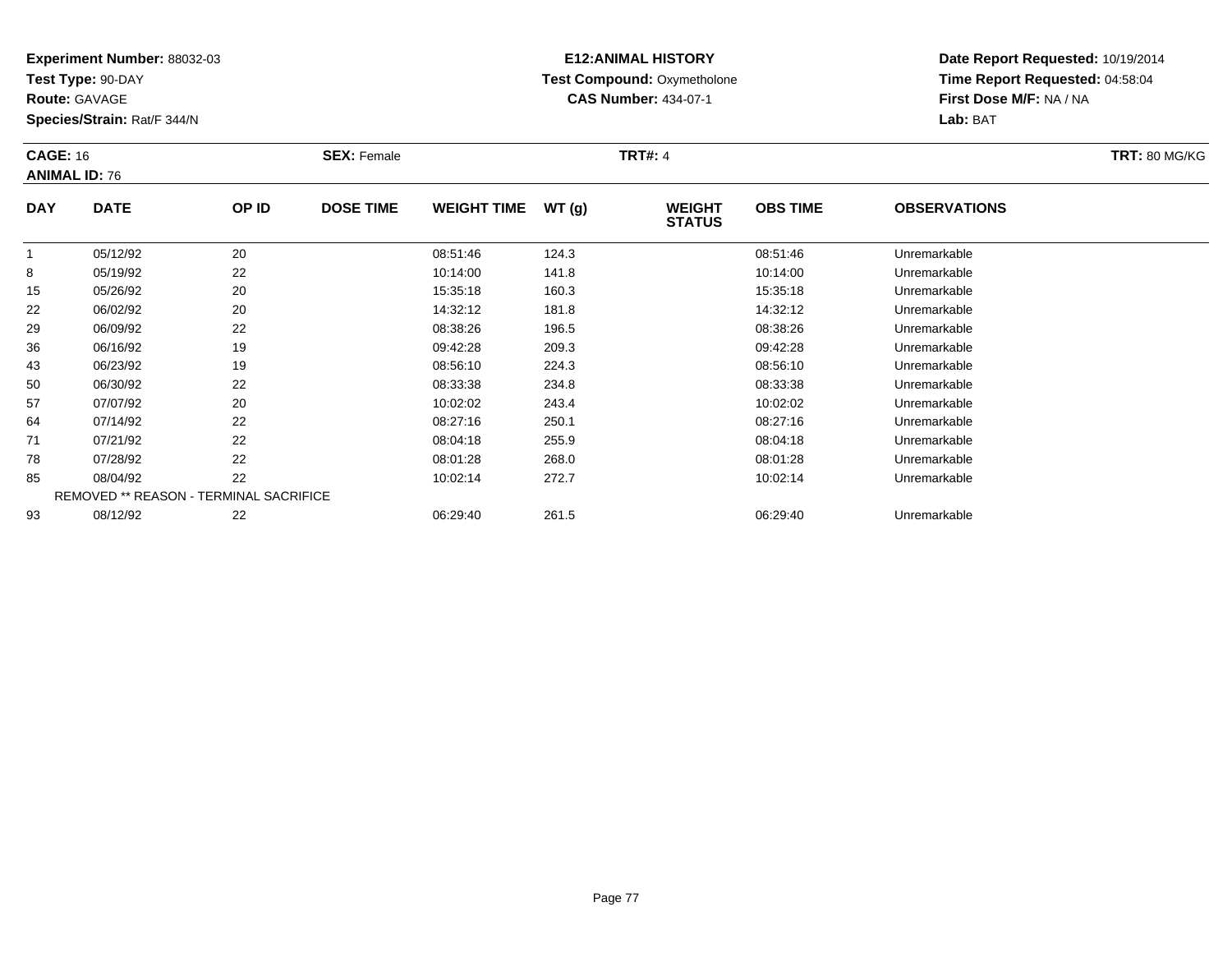**Experiment Number:** 88032-03
**Test Type:** 90-DAY
**Route:** GAVAGE
**Species/Strain:** Rat/F 344/N

**E12:ANIMAL HISTORY**
**Test Compound:** Oxymetholone
**CAS Number:** 434-07-1

**Date Report Requested:** 10/19/2014
**Time Report Requested:** 04:58:04
**First Dose M/F:** NA / NA
**Lab:** BAT

**CAGE:** 16
**ANIMAL ID:** 76
**SEX:** Female
**TRT#:** 4
**TRT:** 80 MG/KG

| DAY | DATE | OP ID | DOSE TIME | WEIGHT TIME | WT (g) | WEIGHT STATUS | OBS TIME | OBSERVATIONS |
|---|---|---|---|---|---|---|---|---|
| 1 | 05/12/92 | 20 | | 08:51:46 | 124.3 | | 08:51:46 | Unremarkable |
| 8 | 05/19/92 | 22 | | 10:14:00 | 141.8 | | 10:14:00 | Unremarkable |
| 15 | 05/26/92 | 20 | | 15:35:18 | 160.3 | | 15:35:18 | Unremarkable |
| 22 | 06/02/92 | 20 | | 14:32:12 | 181.8 | | 14:32:12 | Unremarkable |
| 29 | 06/09/92 | 22 | | 08:38:26 | 196.5 | | 08:38:26 | Unremarkable |
| 36 | 06/16/92 | 19 | | 09:42:28 | 209.3 | | 09:42:28 | Unremarkable |
| 43 | 06/23/92 | 19 | | 08:56:10 | 224.3 | | 08:56:10 | Unremarkable |
| 50 | 06/30/92 | 22 | | 08:33:38 | 234.8 | | 08:33:38 | Unremarkable |
| 57 | 07/07/92 | 20 | | 10:02:02 | 243.4 | | 10:02:02 | Unremarkable |
| 64 | 07/14/92 | 22 | | 08:27:16 | 250.1 | | 08:27:16 | Unremarkable |
| 71 | 07/21/92 | 22 | | 08:04:18 | 255.9 | | 08:04:18 | Unremarkable |
| 78 | 07/28/92 | 22 | | 08:01:28 | 268.0 | | 08:01:28 | Unremarkable |
| 85 | 08/04/92 | 22 | | 10:02:14 | 272.7 | | 10:02:14 | Unremarkable |
| REMOVED ** REASON - TERMINAL SACRIFICE | | | | | | | | |
| 93 | 08/12/92 | 22 | | 06:29:40 | 261.5 | | 06:29:40 | Unremarkable |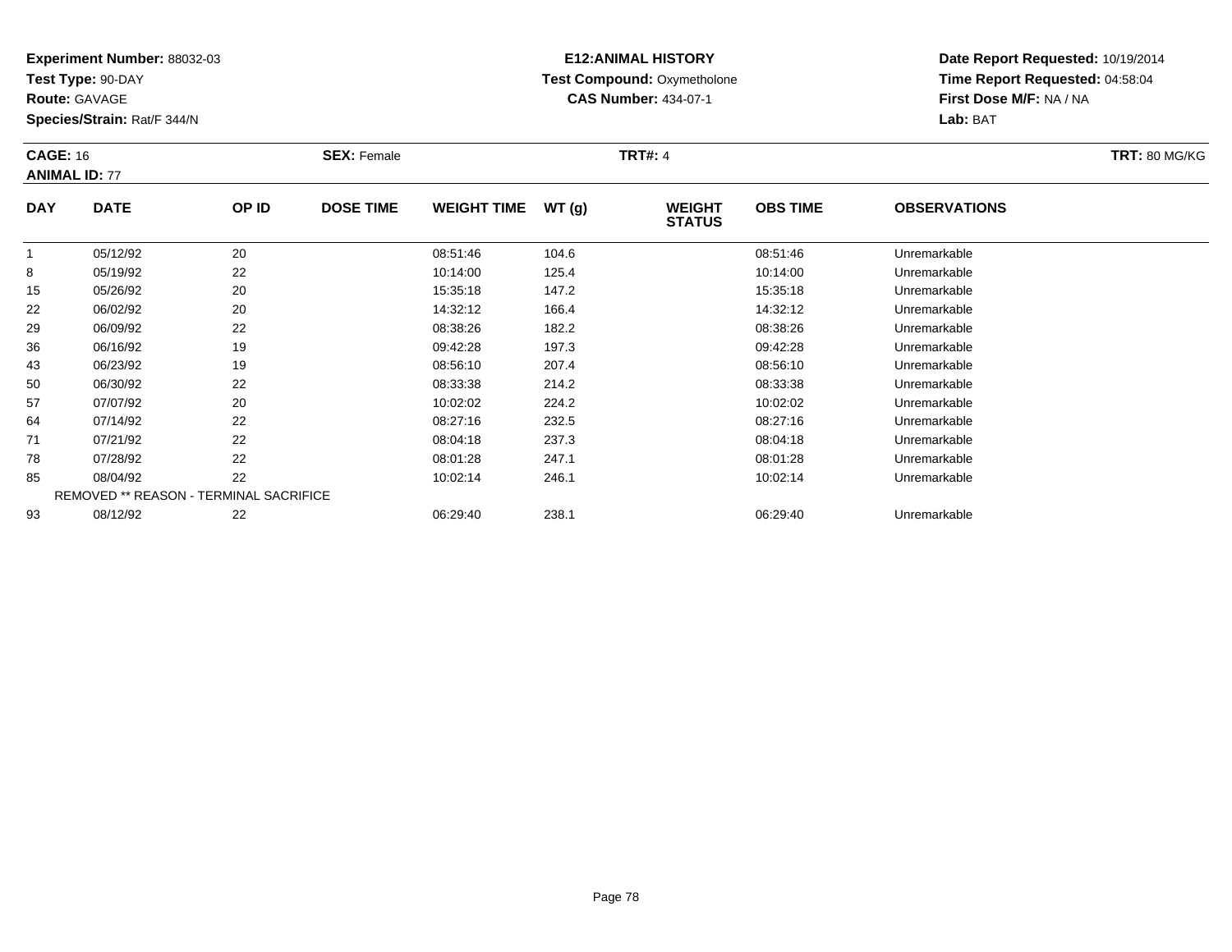**Experiment Number:** 88032-03
**Test Type:** 90-DAY
**Route:** GAVAGE
**Species/Strain:** Rat/F 344/N

**E12:ANIMAL HISTORY**
**Test Compound:** Oxymetholone
**CAS Number:** 434-07-1

**Date Report Requested:** 10/19/2014
**Time Report Requested:** 04:58:04
**First Dose M/F:** NA / NA
**Lab:** BAT

**CAGE:** 16 **SEX:** Female **TRT#:** 4 **TRT:** 80 MG/KG
**ANIMAL ID:** 77

| DAY | DATE | OP ID | DOSE TIME | WEIGHT TIME | WT (g) | WEIGHT STATUS | OBS TIME | OBSERVATIONS |
|---|---|---|---|---|---|---|---|---|
| 1 | 05/12/92 | 20 | | 08:51:46 | 104.6 | | 08:51:46 | Unremarkable |
| 8 | 05/19/92 | 22 | | 10:14:00 | 125.4 | | 10:14:00 | Unremarkable |
| 15 | 05/26/92 | 20 | | 15:35:18 | 147.2 | | 15:35:18 | Unremarkable |
| 22 | 06/02/92 | 20 | | 14:32:12 | 166.4 | | 14:32:12 | Unremarkable |
| 29 | 06/09/92 | 22 | | 08:38:26 | 182.2 | | 08:38:26 | Unremarkable |
| 36 | 06/16/92 | 19 | | 09:42:28 | 197.3 | | 09:42:28 | Unremarkable |
| 43 | 06/23/92 | 19 | | 08:56:10 | 207.4 | | 08:56:10 | Unremarkable |
| 50 | 06/30/92 | 22 | | 08:33:38 | 214.2 | | 08:33:38 | Unremarkable |
| 57 | 07/07/92 | 20 | | 10:02:02 | 224.2 | | 10:02:02 | Unremarkable |
| 64 | 07/14/92 | 22 | | 08:27:16 | 232.5 | | 08:27:16 | Unremarkable |
| 71 | 07/21/92 | 22 | | 08:04:18 | 237.3 | | 08:04:18 | Unremarkable |
| 78 | 07/28/92 | 22 | | 08:01:28 | 247.1 | | 08:01:28 | Unremarkable |
| 85 | 08/04/92 | 22 | | 10:02:14 | 246.1 | | 10:02:14 | Unremarkable |
| REMOVED ** REASON - TERMINAL SACRIFICE | | | | | | | | |
| 93 | 08/12/92 | 22 | | 06:29:40 | 238.1 | | 06:29:40 | Unremarkable |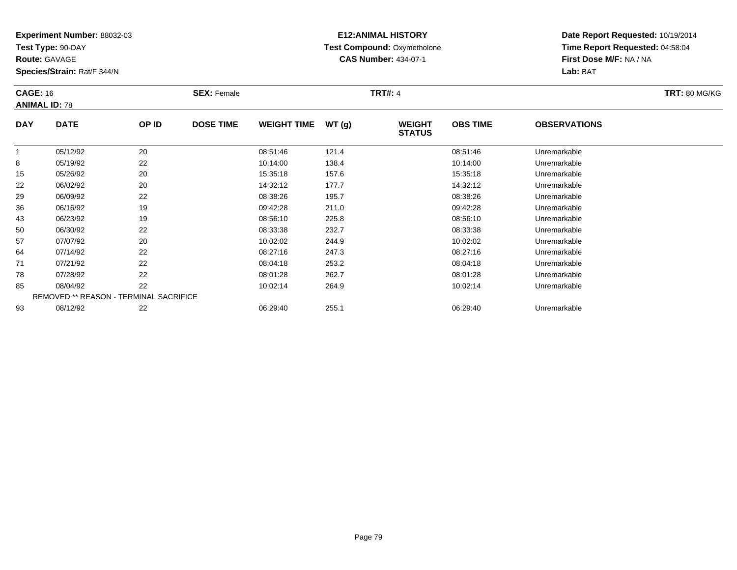**Experiment Number:** 88032-03
**Test Type:** 90-DAY
**Route:** GAVAGE
**Species/Strain:** Rat/F 344/N

**E12:ANIMAL HISTORY**
**Test Compound:** Oxymetholone
**CAS Number:** 434-07-1

**Date Report Requested:** 10/19/2014
**Time Report Requested:** 04:58:04
**First Dose M/F:** NA / NA
**Lab:** BAT

**CAGE:** 16 **SEX:** Female **TRT#:** 4 **TRT:** 80 MG/KG
**ANIMAL ID:** 78

| DAY | DATE | OP ID | DOSE TIME | WEIGHT TIME | WT (g) | WEIGHT STATUS | OBS TIME | OBSERVATIONS |
|---|---|---|---|---|---|---|---|---|
| 1 | 05/12/92 | 20 | | 08:51:46 | 121.4 | | 08:51:46 | Unremarkable |
| 8 | 05/19/92 | 22 | | 10:14:00 | 138.4 | | 10:14:00 | Unremarkable |
| 15 | 05/26/92 | 20 | | 15:35:18 | 157.6 | | 15:35:18 | Unremarkable |
| 22 | 06/02/92 | 20 | | 14:32:12 | 177.7 | | 14:32:12 | Unremarkable |
| 29 | 06/09/92 | 22 | | 08:38:26 | 195.7 | | 08:38:26 | Unremarkable |
| 36 | 06/16/92 | 19 | | 09:42:28 | 211.0 | | 09:42:28 | Unremarkable |
| 43 | 06/23/92 | 19 | | 08:56:10 | 225.8 | | 08:56:10 | Unremarkable |
| 50 | 06/30/92 | 22 | | 08:33:38 | 232.7 | | 08:33:38 | Unremarkable |
| 57 | 07/07/92 | 20 | | 10:02:02 | 244.9 | | 10:02:02 | Unremarkable |
| 64 | 07/14/92 | 22 | | 08:27:16 | 247.3 | | 08:27:16 | Unremarkable |
| 71 | 07/21/92 | 22 | | 08:04:18 | 253.2 | | 08:04:18 | Unremarkable |
| 78 | 07/28/92 | 22 | | 08:01:28 | 262.7 | | 08:01:28 | Unremarkable |
| 85 | 08/04/92 | 22 | | 10:02:14 | 264.9 | | 10:02:14 | Unremarkable |
| REMOVED ** REASON - TERMINAL SACRIFICE | | | | | | | | |
| 93 | 08/12/92 | 22 | | 06:29:40 | 255.1 | | 06:29:40 | Unremarkable |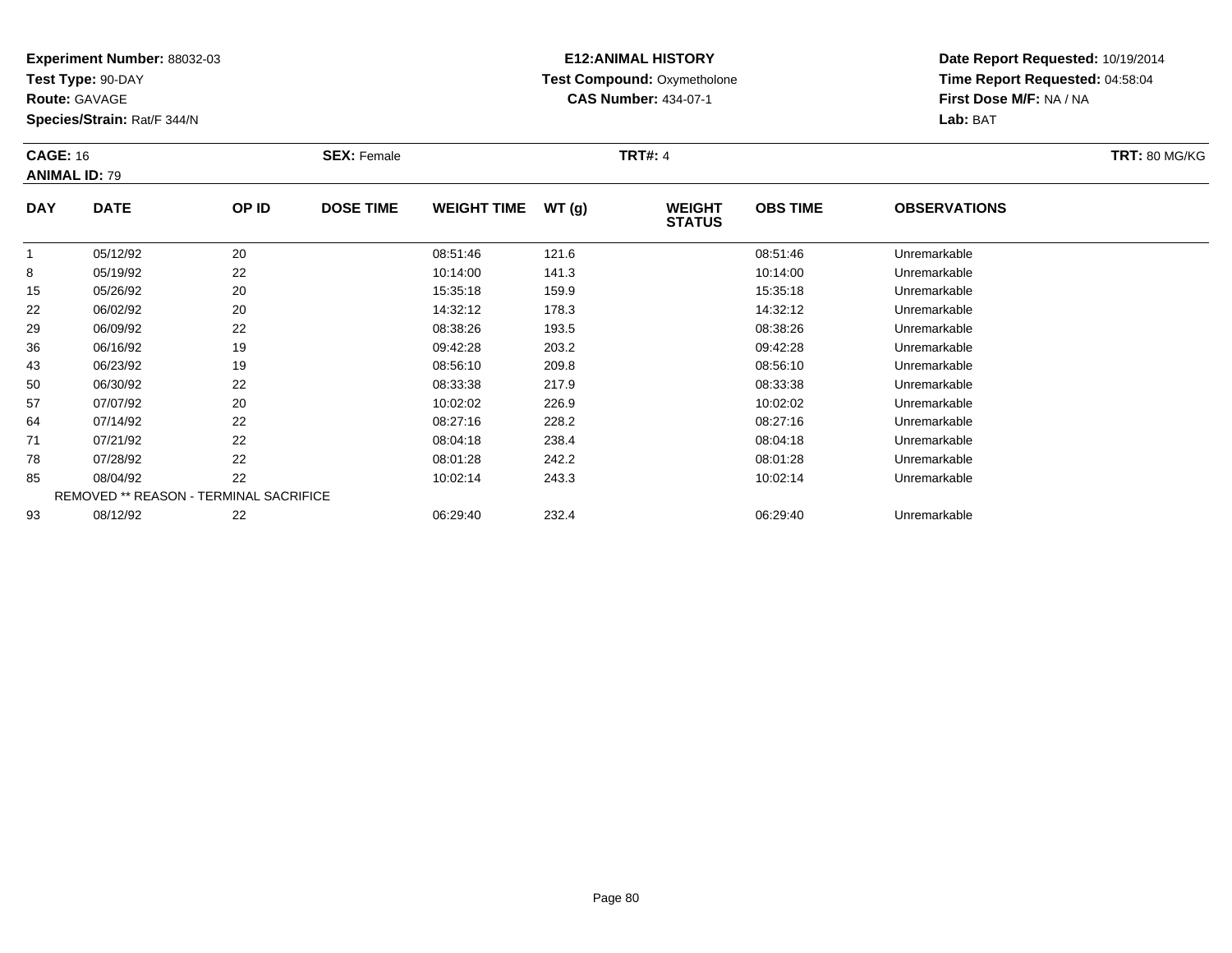**Experiment Number:** 88032-03
**Test Type:** 90-DAY
**Route:** GAVAGE
**Species/Strain:** Rat/F 344/N

**E12:ANIMAL HISTORY**
**Test Compound:** Oxymetholone
**CAS Number:** 434-07-1

**Date Report Requested:** 10/19/2014
**Time Report Requested:** 04:58:04
**First Dose M/F:** NA / NA
**Lab:** BAT

**CAGE:** 16 **SEX:** Female **TRT#:** 4 **TRT:** 80 MG/KG
**ANIMAL ID:** 79

| DAY | DATE | OP ID | DOSE TIME | WEIGHT TIME | WT (g) | WEIGHT STATUS | OBS TIME | OBSERVATIONS |
|---|---|---|---|---|---|---|---|---|
| 1 | 05/12/92 | 20 | | 08:51:46 | 121.6 | | 08:51:46 | Unremarkable |
| 8 | 05/19/92 | 22 | | 10:14:00 | 141.3 | | 10:14:00 | Unremarkable |
| 15 | 05/26/92 | 20 | | 15:35:18 | 159.9 | | 15:35:18 | Unremarkable |
| 22 | 06/02/92 | 20 | | 14:32:12 | 178.3 | | 14:32:12 | Unremarkable |
| 29 | 06/09/92 | 22 | | 08:38:26 | 193.5 | | 08:38:26 | Unremarkable |
| 36 | 06/16/92 | 19 | | 09:42:28 | 203.2 | | 09:42:28 | Unremarkable |
| 43 | 06/23/92 | 19 | | 08:56:10 | 209.8 | | 08:56:10 | Unremarkable |
| 50 | 06/30/92 | 22 | | 08:33:38 | 217.9 | | 08:33:38 | Unremarkable |
| 57 | 07/07/92 | 20 | | 10:02:02 | 226.9 | | 10:02:02 | Unremarkable |
| 64 | 07/14/92 | 22 | | 08:27:16 | 228.2 | | 08:27:16 | Unremarkable |
| 71 | 07/21/92 | 22 | | 08:04:18 | 238.4 | | 08:04:18 | Unremarkable |
| 78 | 07/28/92 | 22 | | 08:01:28 | 242.2 | | 08:01:28 | Unremarkable |
| 85 | 08/04/92 | 22 | | 10:02:14 | 243.3 | | 10:02:14 | Unremarkable |
| REMOVED ** REASON - TERMINAL SACRIFICE | | | | | | | | |
| 93 | 08/12/92 | 22 | | 06:29:40 | 232.4 | | 06:29:40 | Unremarkable |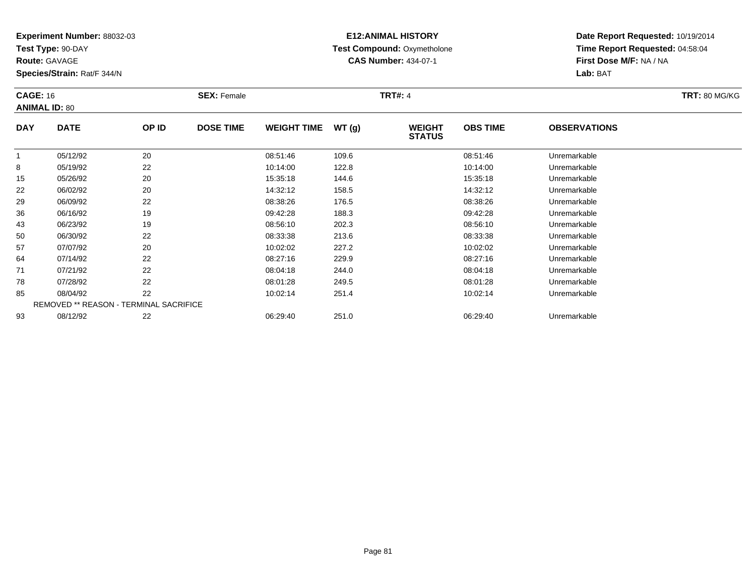**Experiment Number:** 88032-03
**Test Type:** 90-DAY
**Route:** GAVAGE
**Species/Strain:** Rat/F 344/N

**E12:ANIMAL HISTORY**
**Test Compound:** Oxymetholone
**CAS Number:** 434-07-1

**Date Report Requested:** 10/19/2014
**Time Report Requested:** 04:58:04
**First Dose M/F:** NA / NA
**Lab:** BAT

**CAGE:** 16 **SEX:** Female **TRT#:** 4 **TRT:** 80 MG/KG
**ANIMAL ID:** 80

| DAY | DATE | OP ID | DOSE TIME | WEIGHT TIME | WT (g) | WEIGHT STATUS | OBS TIME | OBSERVATIONS |
|---|---|---|---|---|---|---|---|---|
| 1 | 05/12/92 | 20 | | 08:51:46 | 109.6 | | 08:51:46 | Unremarkable |
| 8 | 05/19/92 | 22 | | 10:14:00 | 122.8 | | 10:14:00 | Unremarkable |
| 15 | 05/26/92 | 20 | | 15:35:18 | 144.6 | | 15:35:18 | Unremarkable |
| 22 | 06/02/92 | 20 | | 14:32:12 | 158.5 | | 14:32:12 | Unremarkable |
| 29 | 06/09/92 | 22 | | 08:38:26 | 176.5 | | 08:38:26 | Unremarkable |
| 36 | 06/16/92 | 19 | | 09:42:28 | 188.3 | | 09:42:28 | Unremarkable |
| 43 | 06/23/92 | 19 | | 08:56:10 | 202.3 | | 08:56:10 | Unremarkable |
| 50 | 06/30/92 | 22 | | 08:33:38 | 213.6 | | 08:33:38 | Unremarkable |
| 57 | 07/07/92 | 20 | | 10:02:02 | 227.2 | | 10:02:02 | Unremarkable |
| 64 | 07/14/92 | 22 | | 08:27:16 | 229.9 | | 08:27:16 | Unremarkable |
| 71 | 07/21/92 | 22 | | 08:04:18 | 244.0 | | 08:04:18 | Unremarkable |
| 78 | 07/28/92 | 22 | | 08:01:28 | 249.5 | | 08:01:28 | Unremarkable |
| 85 | 08/04/92 | 22 | | 10:02:14 | 251.4 | | 10:02:14 | Unremarkable |
| REMOVED ** REASON - TERMINAL SACRIFICE | | | | | | | | |
| 93 | 08/12/92 | 22 | | 06:29:40 | 251.0 | | 06:29:40 | Unremarkable |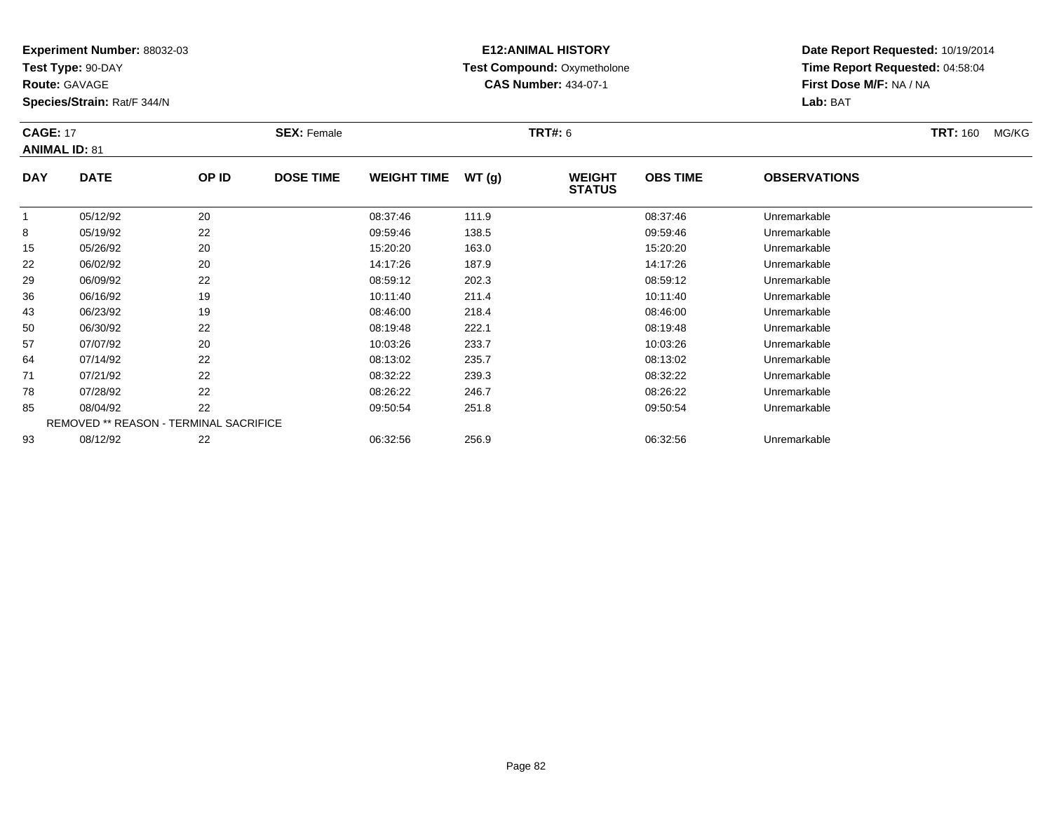**Experiment Number:** 88032-03
**Test Type:** 90-DAY
**Route:** GAVAGE
**Species/Strain:** Rat/F 344/N

**E12:ANIMAL HISTORY**
**Test Compound:** Oxymetholone
**CAS Number:** 434-07-1

**Date Report Requested:** 10/19/2014
**Time Report Requested:** 04:58:04
**First Dose M/F:** NA / NA
**Lab:** BAT

**CAGE:** 17 **SEX:** Female **TRT#:** 6 **TRT:** 160 MG/KG
**ANIMAL ID:** 81

| DAY | DATE | OP ID | DOSE TIME | WEIGHT TIME | WT (g) | WEIGHT STATUS | OBS TIME | OBSERVATIONS |
|---|---|---|---|---|---|---|---|---|
| 1 | 05/12/92 | 20 | | 08:37:46 | 111.9 | | 08:37:46 | Unremarkable |
| 8 | 05/19/92 | 22 | | 09:59:46 | 138.5 | | 09:59:46 | Unremarkable |
| 15 | 05/26/92 | 20 | | 15:20:20 | 163.0 | | 15:20:20 | Unremarkable |
| 22 | 06/02/92 | 20 | | 14:17:26 | 187.9 | | 14:17:26 | Unremarkable |
| 29 | 06/09/92 | 22 | | 08:59:12 | 202.3 | | 08:59:12 | Unremarkable |
| 36 | 06/16/92 | 19 | | 10:11:40 | 211.4 | | 10:11:40 | Unremarkable |
| 43 | 06/23/92 | 19 | | 08:46:00 | 218.4 | | 08:46:00 | Unremarkable |
| 50 | 06/30/92 | 22 | | 08:19:48 | 222.1 | | 08:19:48 | Unremarkable |
| 57 | 07/07/92 | 20 | | 10:03:26 | 233.7 | | 10:03:26 | Unremarkable |
| 64 | 07/14/92 | 22 | | 08:13:02 | 235.7 | | 08:13:02 | Unremarkable |
| 71 | 07/21/92 | 22 | | 08:32:22 | 239.3 | | 08:32:22 | Unremarkable |
| 78 | 07/28/92 | 22 | | 08:26:22 | 246.7 | | 08:26:22 | Unremarkable |
| 85 | 08/04/92 | 22 | | 09:50:54 | 251.8 | | 09:50:54 | Unremarkable |
| REMOVED ** REASON - TERMINAL SACRIFICE | | | | | | | | |
| 93 | 08/12/92 | 22 | | 06:32:56 | 256.9 | | 06:32:56 | Unremarkable |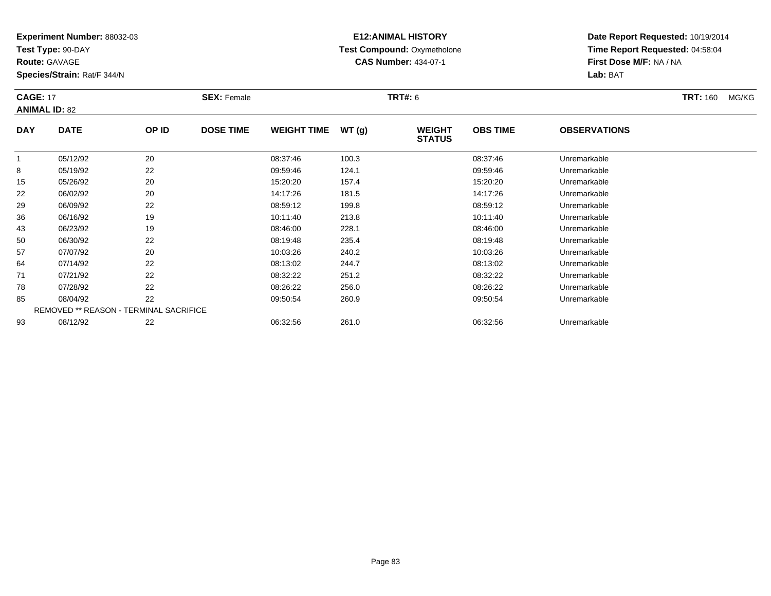**Experiment Number:** 88032-03
**Test Type:** 90-DAY
**Route:** GAVAGE
**Species/Strain:** Rat/F 344/N

**E12:ANIMAL HISTORY**
**Test Compound:** Oxymetholone
**CAS Number:** 434-07-1

**Date Report Requested:** 10/19/2014
**Time Report Requested:** 04:58:04
**First Dose M/F:** NA / NA
**Lab:** BAT

**CAGE:** 17 **SEX:** Female **TRT#:** 6 **TRT:** 160 MG/KG
**ANIMAL ID:** 82

| DAY | DATE | OP ID | DOSE TIME | WEIGHT TIME | WT (g) | WEIGHT STATUS | OBS TIME | OBSERVATIONS |
|---|---|---|---|---|---|---|---|---|
| 1 | 05/12/92 | 20 | | 08:37:46 | 100.3 | | 08:37:46 | Unremarkable |
| 8 | 05/19/92 | 22 | | 09:59:46 | 124.1 | | 09:59:46 | Unremarkable |
| 15 | 05/26/92 | 20 | | 15:20:20 | 157.4 | | 15:20:20 | Unremarkable |
| 22 | 06/02/92 | 20 | | 14:17:26 | 181.5 | | 14:17:26 | Unremarkable |
| 29 | 06/09/92 | 22 | | 08:59:12 | 199.8 | | 08:59:12 | Unremarkable |
| 36 | 06/16/92 | 19 | | 10:11:40 | 213.8 | | 10:11:40 | Unremarkable |
| 43 | 06/23/92 | 19 | | 08:46:00 | 228.1 | | 08:46:00 | Unremarkable |
| 50 | 06/30/92 | 22 | | 08:19:48 | 235.4 | | 08:19:48 | Unremarkable |
| 57 | 07/07/92 | 20 | | 10:03:26 | 240.2 | | 10:03:26 | Unremarkable |
| 64 | 07/14/92 | 22 | | 08:13:02 | 244.7 | | 08:13:02 | Unremarkable |
| 71 | 07/21/92 | 22 | | 08:32:22 | 251.2 | | 08:32:22 | Unremarkable |
| 78 | 07/28/92 | 22 | | 08:26:22 | 256.0 | | 08:26:22 | Unremarkable |
| 85 | 08/04/92 | 22 | | 09:50:54 | 260.9 | | 09:50:54 | Unremarkable |
| REMOVED ** REASON - TERMINAL SACRIFICE | | | | | | | | |
| 93 | 08/12/92 | 22 | | 06:32:56 | 261.0 | | 06:32:56 | Unremarkable |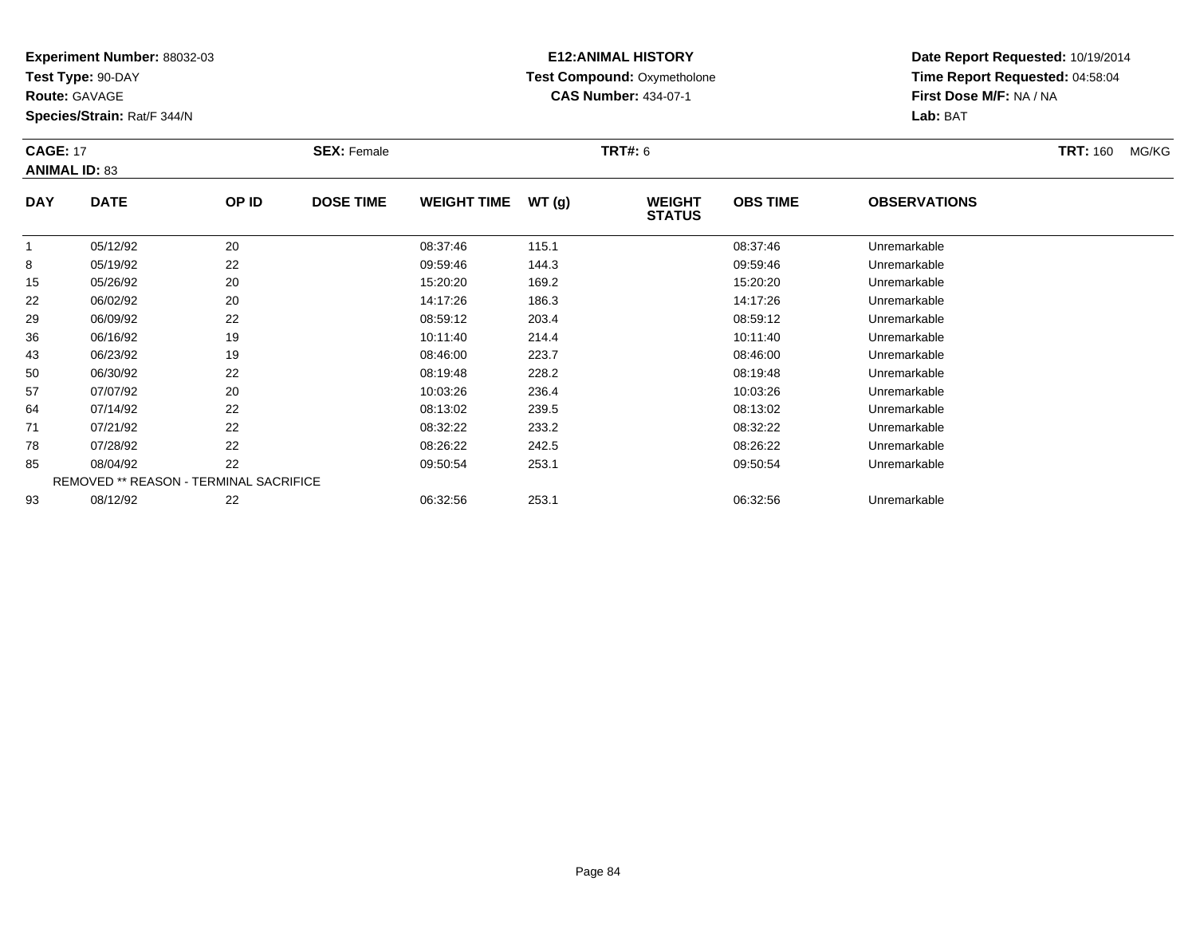**Experiment Number:** 88032-03
**Test Type:** 90-DAY
**Route:** GAVAGE
**Species/Strain:** Rat/F 344/N

**E12:ANIMAL HISTORY**
**Test Compound:** Oxymetholone
**CAS Number:** 434-07-1

**Date Report Requested:** 10/19/2014
**Time Report Requested:** 04:58:04
**First Dose M/F:** NA / NA
**Lab:** BAT

**CAGE:** 17 **SEX:** Female **TRT#:** 6 **TRT:** 160 MG/KG
**ANIMAL ID:** 83

| DAY | DATE | OP ID | DOSE TIME | WEIGHT TIME | WT (g) | WEIGHT STATUS | OBS TIME | OBSERVATIONS |
|---|---|---|---|---|---|---|---|---|
| 1 | 05/12/92 | 20 | | 08:37:46 | 115.1 | | 08:37:46 | Unremarkable |
| 8 | 05/19/92 | 22 | | 09:59:46 | 144.3 | | 09:59:46 | Unremarkable |
| 15 | 05/26/92 | 20 | | 15:20:20 | 169.2 | | 15:20:20 | Unremarkable |
| 22 | 06/02/92 | 20 | | 14:17:26 | 186.3 | | 14:17:26 | Unremarkable |
| 29 | 06/09/92 | 22 | | 08:59:12 | 203.4 | | 08:59:12 | Unremarkable |
| 36 | 06/16/92 | 19 | | 10:11:40 | 214.4 | | 10:11:40 | Unremarkable |
| 43 | 06/23/92 | 19 | | 08:46:00 | 223.7 | | 08:46:00 | Unremarkable |
| 50 | 06/30/92 | 22 | | 08:19:48 | 228.2 | | 08:19:48 | Unremarkable |
| 57 | 07/07/92 | 20 | | 10:03:26 | 236.4 | | 10:03:26 | Unremarkable |
| 64 | 07/14/92 | 22 | | 08:13:02 | 239.5 | | 08:13:02 | Unremarkable |
| 71 | 07/21/92 | 22 | | 08:32:22 | 233.2 | | 08:32:22 | Unremarkable |
| 78 | 07/28/92 | 22 | | 08:26:22 | 242.5 | | 08:26:22 | Unremarkable |
| 85 | 08/04/92 | 22 | | 09:50:54 | 253.1 | | 09:50:54 | Unremarkable |
| REMOVED ** REASON - TERMINAL SACRIFICE | | | | | | | | |
| 93 | 08/12/92 | 22 | | 06:32:56 | 253.1 | | 06:32:56 | Unremarkable |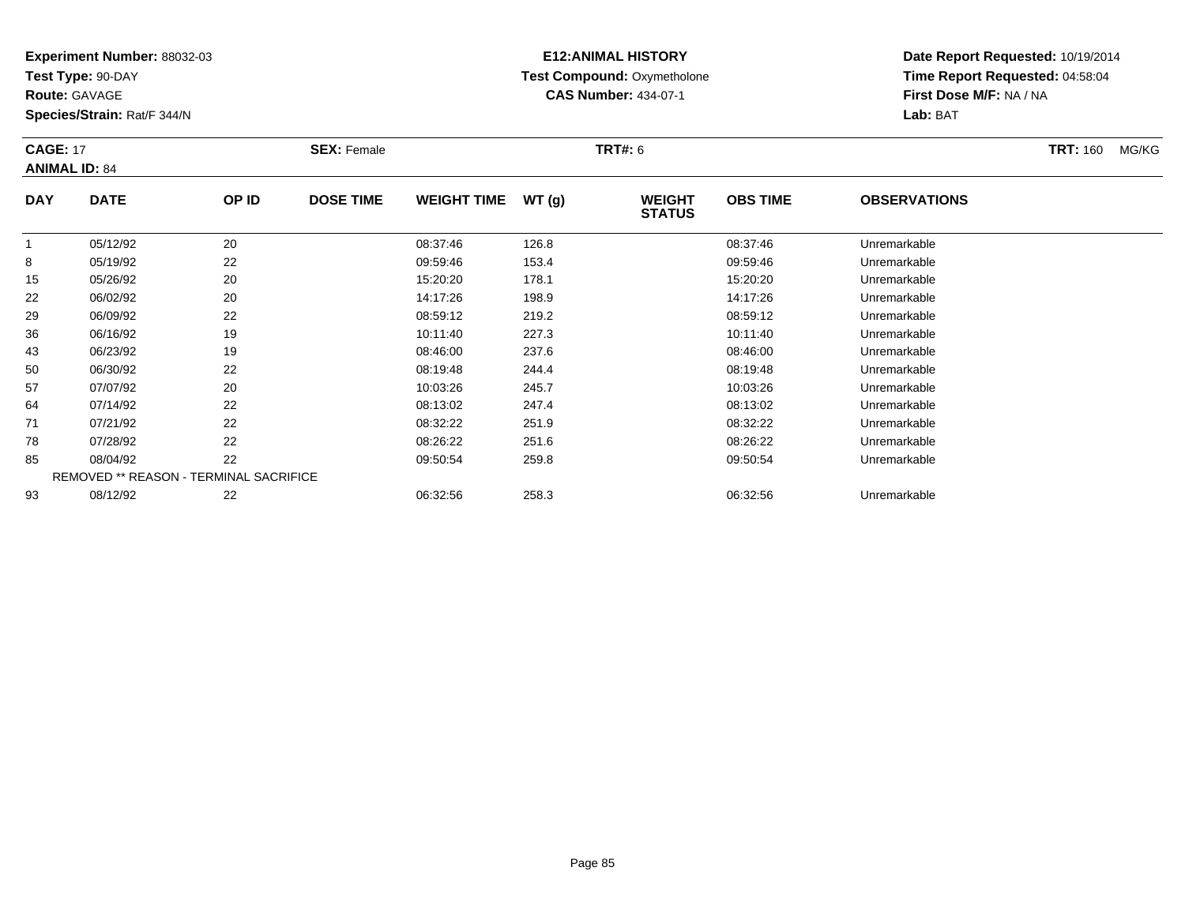**Experiment Number:** 88032-03
**Test Type:** 90-DAY
**Route:** GAVAGE
**Species/Strain:** Rat/F 344/N

**E12:ANIMAL HISTORY**
**Test Compound:** Oxymetholone
**CAS Number:** 434-07-1

**Date Report Requested:** 10/19/2014
**Time Report Requested:** 04:58:04
**First Dose M/F:** NA / NA
**Lab:** BAT

**CAGE:** 17
**ANIMAL ID:** 84
**SEX:** Female
**TRT#:** 6
**TRT:** 160 MG/KG

| DAY | DATE | OP ID | DOSE TIME | WEIGHT TIME | WT (g) | WEIGHT STATUS | OBS TIME | OBSERVATIONS |
|---|---|---|---|---|---|---|---|---|
| 1 | 05/12/92 | 20 | | 08:37:46 | 126.8 | | 08:37:46 | Unremarkable |
| 8 | 05/19/92 | 22 | | 09:59:46 | 153.4 | | 09:59:46 | Unremarkable |
| 15 | 05/26/92 | 20 | | 15:20:20 | 178.1 | | 15:20:20 | Unremarkable |
| 22 | 06/02/92 | 20 | | 14:17:26 | 198.9 | | 14:17:26 | Unremarkable |
| 29 | 06/09/92 | 22 | | 08:59:12 | 219.2 | | 08:59:12 | Unremarkable |
| 36 | 06/16/92 | 19 | | 10:11:40 | 227.3 | | 10:11:40 | Unremarkable |
| 43 | 06/23/92 | 19 | | 08:46:00 | 237.6 | | 08:46:00 | Unremarkable |
| 50 | 06/30/92 | 22 | | 08:19:48 | 244.4 | | 08:19:48 | Unremarkable |
| 57 | 07/07/92 | 20 | | 10:03:26 | 245.7 | | 10:03:26 | Unremarkable |
| 64 | 07/14/92 | 22 | | 08:13:02 | 247.4 | | 08:13:02 | Unremarkable |
| 71 | 07/21/92 | 22 | | 08:32:22 | 251.9 | | 08:32:22 | Unremarkable |
| 78 | 07/28/92 | 22 | | 08:26:22 | 251.6 | | 08:26:22 | Unremarkable |
| 85 | 08/04/92 | 22 | | 09:50:54 | 259.8 | | 09:50:54 | Unremarkable |
| REMOVED ** REASON - TERMINAL SACRIFICE | | | | | | | | |
| 93 | 08/12/92 | 22 | | 06:32:56 | 258.3 | | 06:32:56 | Unremarkable |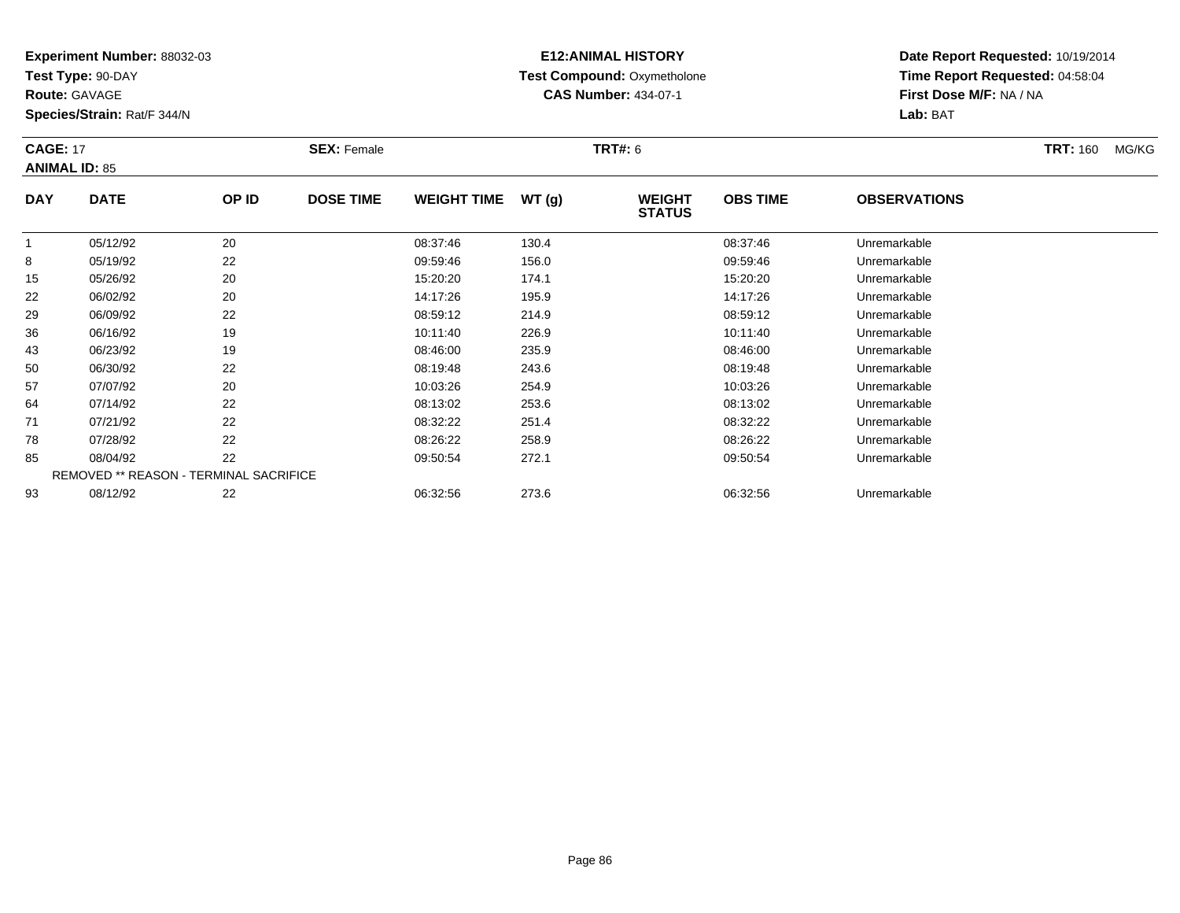**Experiment Number:** 88032-03
**Test Type:** 90-DAY
**Route:** GAVAGE
**Species/Strain:** Rat/F 344/N

**E12:ANIMAL HISTORY**
**Test Compound:** Oxymetholone
**CAS Number:** 434-07-1

**Date Report Requested:** 10/19/2014
**Time Report Requested:** 04:58:04
**First Dose M/F:** NA / NA
**Lab:** BAT

**CAGE:** 17 **SEX:** Female **TRT#:** 6 **TRT:** 160 MG/KG
**ANIMAL ID:** 85

| DAY | DATE | OP ID | DOSE TIME | WEIGHT TIME | WT (g) | WEIGHT STATUS | OBS TIME | OBSERVATIONS |
|---|---|---|---|---|---|---|---|---|
| 1 | 05/12/92 | 20 | | 08:37:46 | 130.4 | | 08:37:46 | Unremarkable |
| 8 | 05/19/92 | 22 | | 09:59:46 | 156.0 | | 09:59:46 | Unremarkable |
| 15 | 05/26/92 | 20 | | 15:20:20 | 174.1 | | 15:20:20 | Unremarkable |
| 22 | 06/02/92 | 20 | | 14:17:26 | 195.9 | | 14:17:26 | Unremarkable |
| 29 | 06/09/92 | 22 | | 08:59:12 | 214.9 | | 08:59:12 | Unremarkable |
| 36 | 06/16/92 | 19 | | 10:11:40 | 226.9 | | 10:11:40 | Unremarkable |
| 43 | 06/23/92 | 19 | | 08:46:00 | 235.9 | | 08:46:00 | Unremarkable |
| 50 | 06/30/92 | 22 | | 08:19:48 | 243.6 | | 08:19:48 | Unremarkable |
| 57 | 07/07/92 | 20 | | 10:03:26 | 254.9 | | 10:03:26 | Unremarkable |
| 64 | 07/14/92 | 22 | | 08:13:02 | 253.6 | | 08:13:02 | Unremarkable |
| 71 | 07/21/92 | 22 | | 08:32:22 | 251.4 | | 08:32:22 | Unremarkable |
| 78 | 07/28/92 | 22 | | 08:26:22 | 258.9 | | 08:26:22 | Unremarkable |
| 85 | 08/04/92 | 22 | | 09:50:54 | 272.1 | | 09:50:54 | Unremarkable |
| REMOVED ** REASON - TERMINAL SACRIFICE | | | | | | | | |
| 93 | 08/12/92 | 22 | | 06:32:56 | 273.6 | | 06:32:56 | Unremarkable |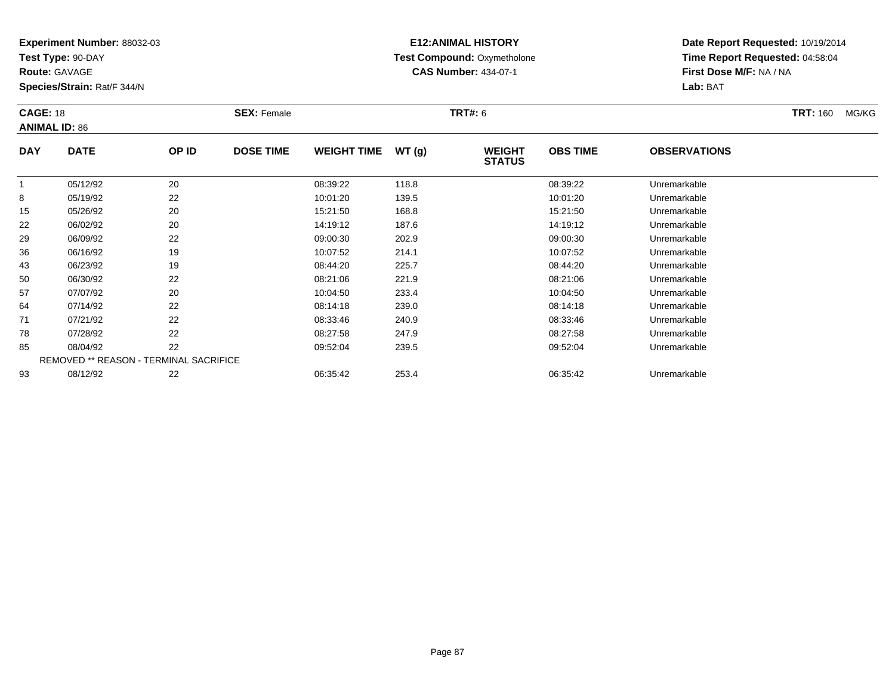**Experiment Number:** 88032-03
**Test Type:** 90-DAY
**Route:** GAVAGE
**Species/Strain:** Rat/F 344/N

**E12:ANIMAL HISTORY**
**Test Compound:** Oxymetholone
**CAS Number:** 434-07-1

**Date Report Requested:** 10/19/2014
**Time Report Requested:** 04:58:04
**First Dose M/F:** NA / NA
**Lab:** BAT

**CAGE:** 18 **SEX:** Female **TRT#:** 6 **TRT:** 160 MG/KG
**ANIMAL ID:** 86

| DAY | DATE | OP ID | DOSE TIME | WEIGHT TIME | WT (g) | WEIGHT STATUS | OBS TIME | OBSERVATIONS |
|---|---|---|---|---|---|---|---|---|
| 1 | 05/12/92 | 20 | | 08:39:22 | 118.8 | | 08:39:22 | Unremarkable |
| 8 | 05/19/92 | 22 | | 10:01:20 | 139.5 | | 10:01:20 | Unremarkable |
| 15 | 05/26/92 | 20 | | 15:21:50 | 168.8 | | 15:21:50 | Unremarkable |
| 22 | 06/02/92 | 20 | | 14:19:12 | 187.6 | | 14:19:12 | Unremarkable |
| 29 | 06/09/92 | 22 | | 09:00:30 | 202.9 | | 09:00:30 | Unremarkable |
| 36 | 06/16/92 | 19 | | 10:07:52 | 214.1 | | 10:07:52 | Unremarkable |
| 43 | 06/23/92 | 19 | | 08:44:20 | 225.7 | | 08:44:20 | Unremarkable |
| 50 | 06/30/92 | 22 | | 08:21:06 | 221.9 | | 08:21:06 | Unremarkable |
| 57 | 07/07/92 | 20 | | 10:04:50 | 233.4 | | 10:04:50 | Unremarkable |
| 64 | 07/14/92 | 22 | | 08:14:18 | 239.0 | | 08:14:18 | Unremarkable |
| 71 | 07/21/92 | 22 | | 08:33:46 | 240.9 | | 08:33:46 | Unremarkable |
| 78 | 07/28/92 | 22 | | 08:27:58 | 247.9 | | 08:27:58 | Unremarkable |
| 85 | 08/04/92 | 22 | | 09:52:04 | 239.5 | | 09:52:04 | Unremarkable |
| REMOVED ** REASON - TERMINAL SACRIFICE | | | | | | | | |
| 93 | 08/12/92 | 22 | | 06:35:42 | 253.4 | | 06:35:42 | Unremarkable |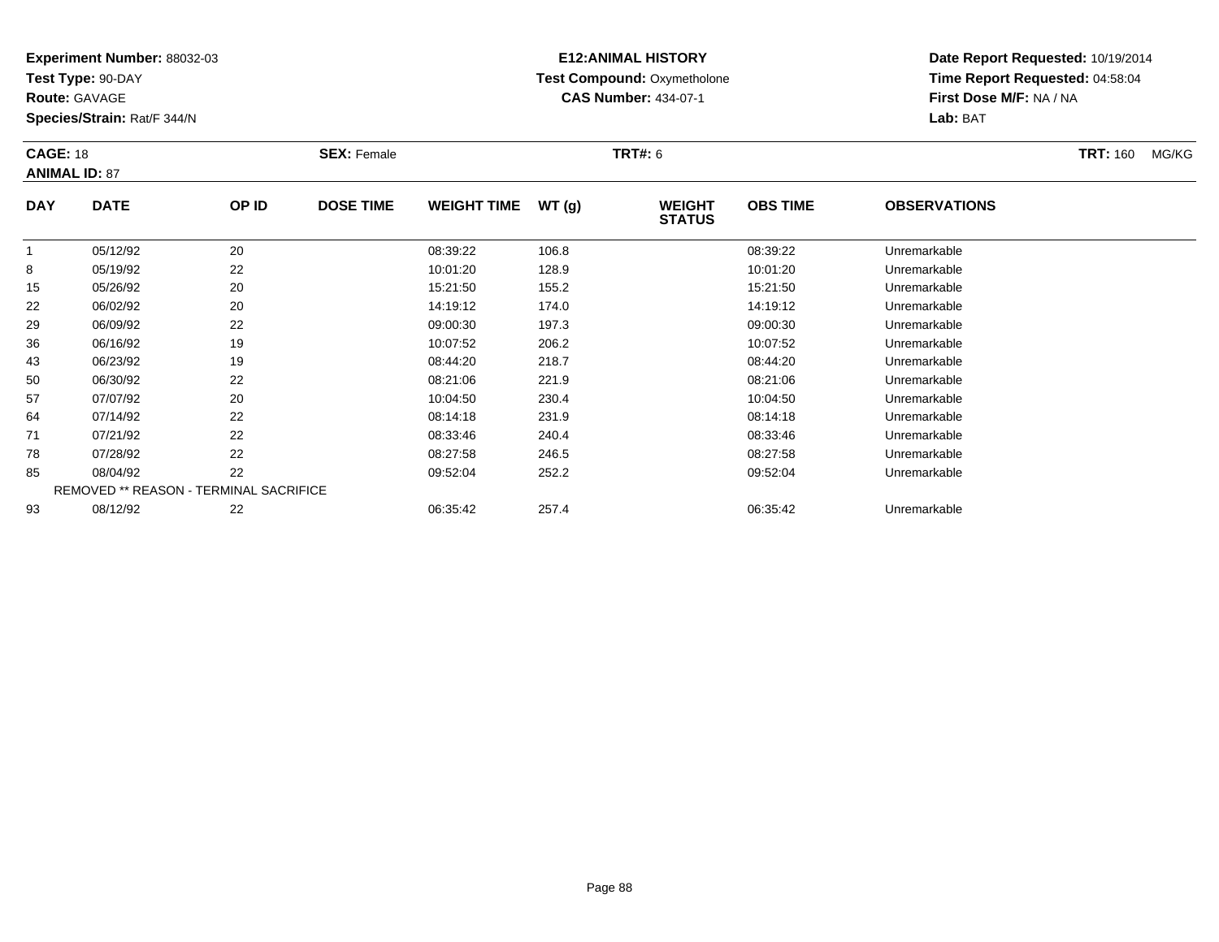**Experiment Number:** 88032-03
**Test Type:** 90-DAY
**Route:** GAVAGE
**Species/Strain:** Rat/F 344/N

**E12:ANIMAL HISTORY**
**Test Compound:** Oxymetholone
**CAS Number:** 434-07-1

**Date Report Requested:** 10/19/2014
**Time Report Requested:** 04:58:04
**First Dose M/F:** NA / NA
**Lab:** BAT

**CAGE:** 18 **SEX:** Female **TRT#:** 6 **TRT:** 160 MG/KG
**ANIMAL ID:** 87

| DAY | DATE | OP ID | DOSE TIME | WEIGHT TIME | WT (g) | WEIGHT STATUS | OBS TIME | OBSERVATIONS |
|---|---|---|---|---|---|---|---|---|
| 1 | 05/12/92 | 20 | | 08:39:22 | 106.8 | | 08:39:22 | Unremarkable |
| 8 | 05/19/92 | 22 | | 10:01:20 | 128.9 | | 10:01:20 | Unremarkable |
| 15 | 05/26/92 | 20 | | 15:21:50 | 155.2 | | 15:21:50 | Unremarkable |
| 22 | 06/02/92 | 20 | | 14:19:12 | 174.0 | | 14:19:12 | Unremarkable |
| 29 | 06/09/92 | 22 | | 09:00:30 | 197.3 | | 09:00:30 | Unremarkable |
| 36 | 06/16/92 | 19 | | 10:07:52 | 206.2 | | 10:07:52 | Unremarkable |
| 43 | 06/23/92 | 19 | | 08:44:20 | 218.7 | | 08:44:20 | Unremarkable |
| 50 | 06/30/92 | 22 | | 08:21:06 | 221.9 | | 08:21:06 | Unremarkable |
| 57 | 07/07/92 | 20 | | 10:04:50 | 230.4 | | 10:04:50 | Unremarkable |
| 64 | 07/14/92 | 22 | | 08:14:18 | 231.9 | | 08:14:18 | Unremarkable |
| 71 | 07/21/92 | 22 | | 08:33:46 | 240.4 | | 08:33:46 | Unremarkable |
| 78 | 07/28/92 | 22 | | 08:27:58 | 246.5 | | 08:27:58 | Unremarkable |
| 85 | 08/04/92 | 22 | | 09:52:04 | 252.2 | | 09:52:04 | Unremarkable |
| REMOVED ** REASON - TERMINAL SACRIFICE | | | | | | | | |
| 93 | 08/12/92 | 22 | | 06:35:42 | 257.4 | | 06:35:42 | Unremarkable |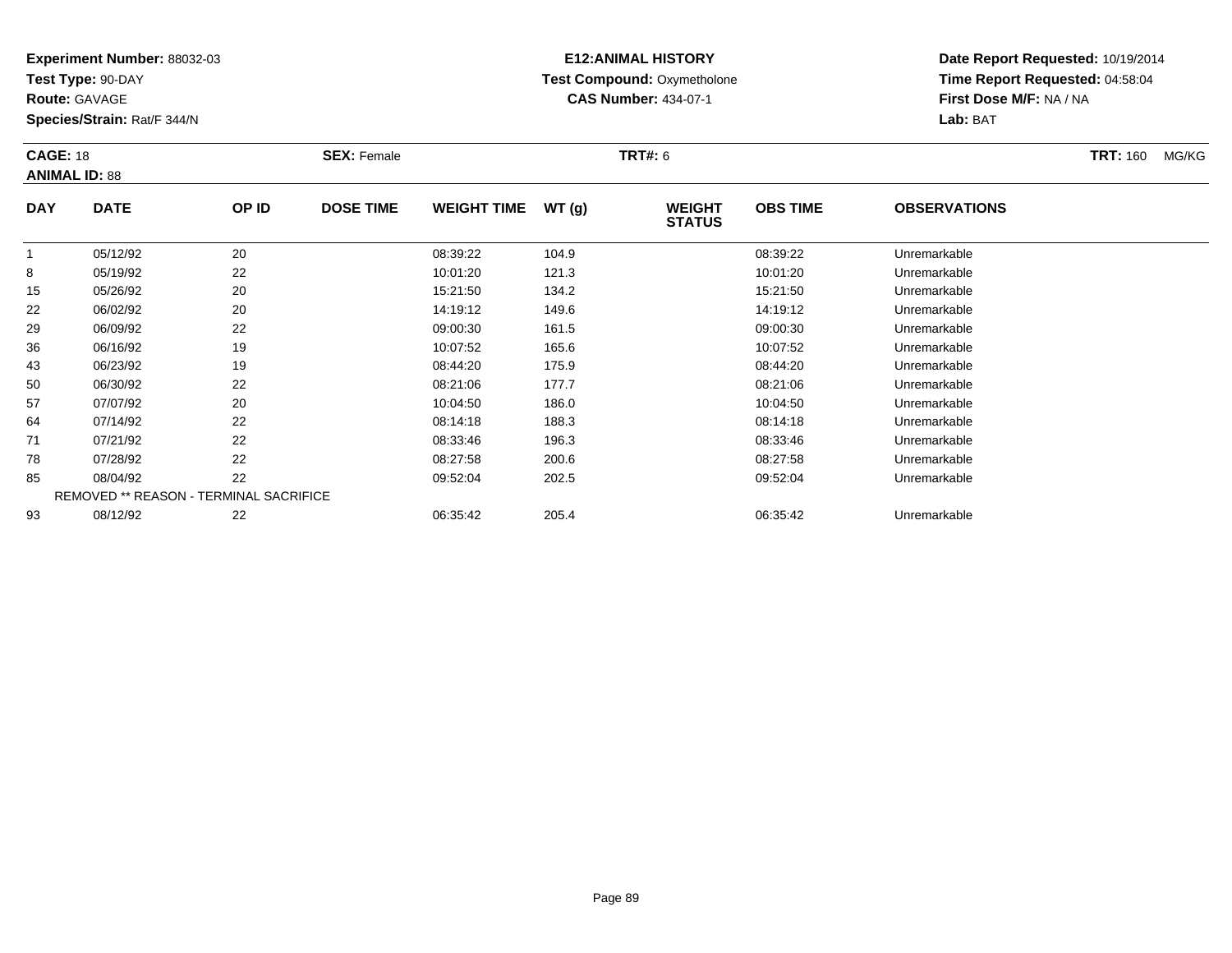**Experiment Number:** 88032-03
**Test Type:** 90-DAY
**Route:** GAVAGE
**Species/Strain:** Rat/F 344/N

**E12:ANIMAL HISTORY**
**Test Compound:** Oxymetholone
**CAS Number:** 434-07-1

**Date Report Requested:** 10/19/2014
**Time Report Requested:** 04:58:04
**First Dose M/F:** NA / NA
**Lab:** BAT

**CAGE:** 18 **SEX:** Female **TRT#:** 6 **TRT:** 160 MG/KG
**ANIMAL ID:** 88

| DAY | DATE | OP ID | DOSE TIME | WEIGHT TIME | WT (g) | WEIGHT STATUS | OBS TIME | OBSERVATIONS |
|---|---|---|---|---|---|---|---|---|
| 1 | 05/12/92 | 20 | | 08:39:22 | 104.9 | | 08:39:22 | Unremarkable |
| 8 | 05/19/92 | 22 | | 10:01:20 | 121.3 | | 10:01:20 | Unremarkable |
| 15 | 05/26/92 | 20 | | 15:21:50 | 134.2 | | 15:21:50 | Unremarkable |
| 22 | 06/02/92 | 20 | | 14:19:12 | 149.6 | | 14:19:12 | Unremarkable |
| 29 | 06/09/92 | 22 | | 09:00:30 | 161.5 | | 09:00:30 | Unremarkable |
| 36 | 06/16/92 | 19 | | 10:07:52 | 165.6 | | 10:07:52 | Unremarkable |
| 43 | 06/23/92 | 19 | | 08:44:20 | 175.9 | | 08:44:20 | Unremarkable |
| 50 | 06/30/92 | 22 | | 08:21:06 | 177.7 | | 08:21:06 | Unremarkable |
| 57 | 07/07/92 | 20 | | 10:04:50 | 186.0 | | 10:04:50 | Unremarkable |
| 64 | 07/14/92 | 22 | | 08:14:18 | 188.3 | | 08:14:18 | Unremarkable |
| 71 | 07/21/92 | 22 | | 08:33:46 | 196.3 | | 08:33:46 | Unremarkable |
| 78 | 07/28/92 | 22 | | 08:27:58 | 200.6 | | 08:27:58 | Unremarkable |
| 85 | 08/04/92 | 22 | | 09:52:04 | 202.5 | | 09:52:04 | Unremarkable |
| REMOVED ** REASON - TERMINAL SACRIFICE | | | | | | | | |
| 93 | 08/12/92 | 22 | | 06:35:42 | 205.4 | | 06:35:42 | Unremarkable |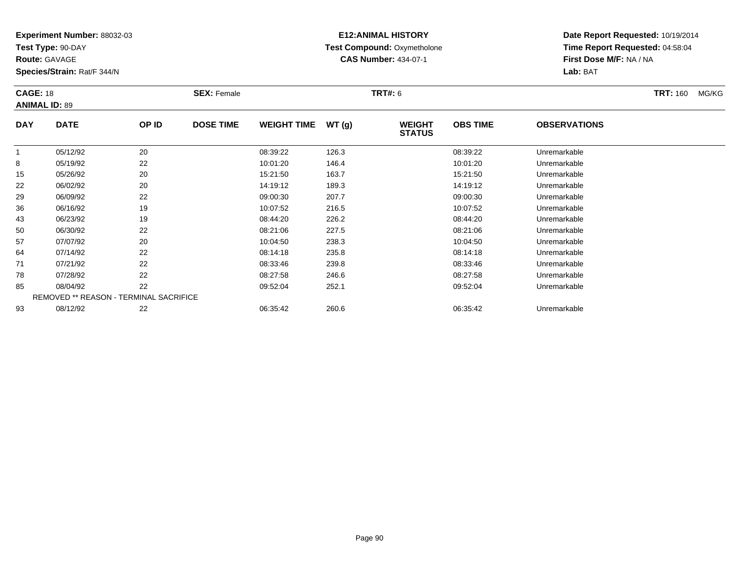**Experiment Number:** 88032-03
**Test Type:** 90-DAY
**Route:** GAVAGE
**Species/Strain:** Rat/F 344/N

**E12:ANIMAL HISTORY**
**Test Compound:** Oxymetholone
**CAS Number:** 434-07-1

**Date Report Requested:** 10/19/2014
**Time Report Requested:** 04:58:04
**First Dose M/F:** NA / NA
**Lab:** BAT

**CAGE:** 18 **SEX:** Female **TRT#:** 6 **TRT:** 160 MG/KG
**ANIMAL ID:** 89

| DAY | DATE | OP ID | DOSE TIME | WEIGHT TIME | WT (g) | WEIGHT STATUS | OBS TIME | OBSERVATIONS |
|---|---|---|---|---|---|---|---|---|
| 1 | 05/12/92 | 20 | | 08:39:22 | 126.3 | | 08:39:22 | Unremarkable |
| 8 | 05/19/92 | 22 | | 10:01:20 | 146.4 | | 10:01:20 | Unremarkable |
| 15 | 05/26/92 | 20 | | 15:21:50 | 163.7 | | 15:21:50 | Unremarkable |
| 22 | 06/02/92 | 20 | | 14:19:12 | 189.3 | | 14:19:12 | Unremarkable |
| 29 | 06/09/92 | 22 | | 09:00:30 | 207.7 | | 09:00:30 | Unremarkable |
| 36 | 06/16/92 | 19 | | 10:07:52 | 216.5 | | 10:07:52 | Unremarkable |
| 43 | 06/23/92 | 19 | | 08:44:20 | 226.2 | | 08:44:20 | Unremarkable |
| 50 | 06/30/92 | 22 | | 08:21:06 | 227.5 | | 08:21:06 | Unremarkable |
| 57 | 07/07/92 | 20 | | 10:04:50 | 238.3 | | 10:04:50 | Unremarkable |
| 64 | 07/14/92 | 22 | | 08:14:18 | 235.8 | | 08:14:18 | Unremarkable |
| 71 | 07/21/92 | 22 | | 08:33:46 | 239.8 | | 08:33:46 | Unremarkable |
| 78 | 07/28/92 | 22 | | 08:27:58 | 246.6 | | 08:27:58 | Unremarkable |
| 85 | 08/04/92 | 22 | | 09:52:04 | 252.1 | | 09:52:04 | Unremarkable |
| REMOVED ** REASON - TERMINAL SACRIFICE | | | | | | | | |
| 93 | 08/12/92 | 22 | | 06:35:42 | 260.6 | | 06:35:42 | Unremarkable |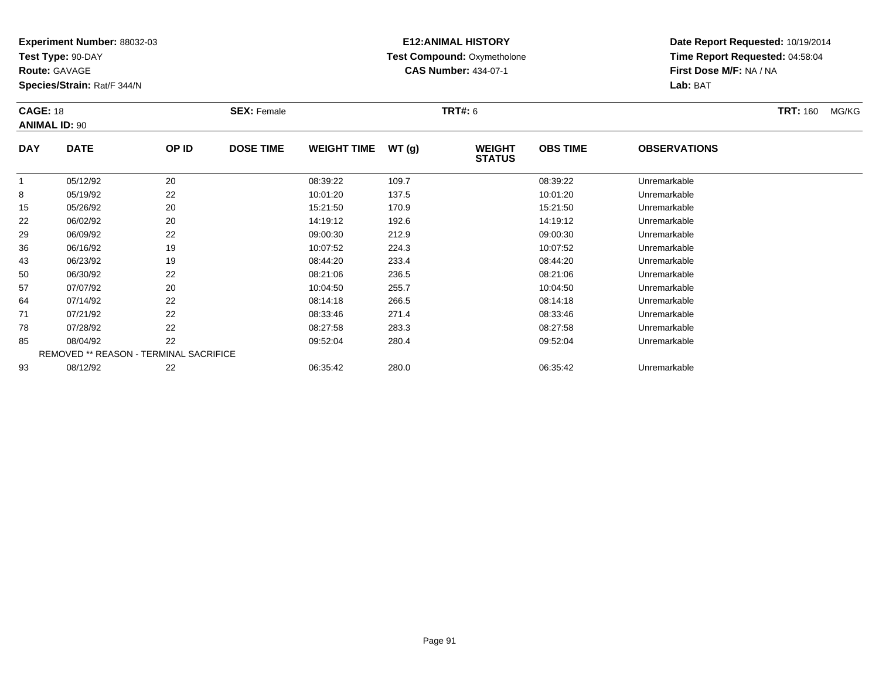**Experiment Number:** 88032-03
**Test Type:** 90-DAY
**Route:** GAVAGE
**Species/Strain:** Rat/F 344/N

**E12:ANIMAL HISTORY**
**Test Compound:** Oxymetholone
**CAS Number:** 434-07-1

**Date Report Requested:** 10/19/2014
**Time Report Requested:** 04:58:04
**First Dose M/F:** NA / NA
**Lab:** BAT

**CAGE:** 18 **SEX:** Female **TRT#:** 6 **TRT:** 160 MG/KG
**ANIMAL ID:** 90

| DAY | DATE | OP ID | DOSE TIME | WEIGHT TIME | WT (g) | WEIGHT STATUS | OBS TIME | OBSERVATIONS |
|---|---|---|---|---|---|---|---|---|
| 1 | 05/12/92 | 20 | | 08:39:22 | 109.7 | | 08:39:22 | Unremarkable |
| 8 | 05/19/92 | 22 | | 10:01:20 | 137.5 | | 10:01:20 | Unremarkable |
| 15 | 05/26/92 | 20 | | 15:21:50 | 170.9 | | 15:21:50 | Unremarkable |
| 22 | 06/02/92 | 20 | | 14:19:12 | 192.6 | | 14:19:12 | Unremarkable |
| 29 | 06/09/92 | 22 | | 09:00:30 | 212.9 | | 09:00:30 | Unremarkable |
| 36 | 06/16/92 | 19 | | 10:07:52 | 224.3 | | 10:07:52 | Unremarkable |
| 43 | 06/23/92 | 19 | | 08:44:20 | 233.4 | | 08:44:20 | Unremarkable |
| 50 | 06/30/92 | 22 | | 08:21:06 | 236.5 | | 08:21:06 | Unremarkable |
| 57 | 07/07/92 | 20 | | 10:04:50 | 255.7 | | 10:04:50 | Unremarkable |
| 64 | 07/14/92 | 22 | | 08:14:18 | 266.5 | | 08:14:18 | Unremarkable |
| 71 | 07/21/92 | 22 | | 08:33:46 | 271.4 | | 08:33:46 | Unremarkable |
| 78 | 07/28/92 | 22 | | 08:27:58 | 283.3 | | 08:27:58 | Unremarkable |
| 85 | 08/04/92 | 22 | | 09:52:04 | 280.4 | | 09:52:04 | Unremarkable |
| REMOVED ** REASON - TERMINAL SACRIFICE | | | | | | | | |
| 93 | 08/12/92 | 22 | | 06:35:42 | 280.0 | | 06:35:42 | Unremarkable |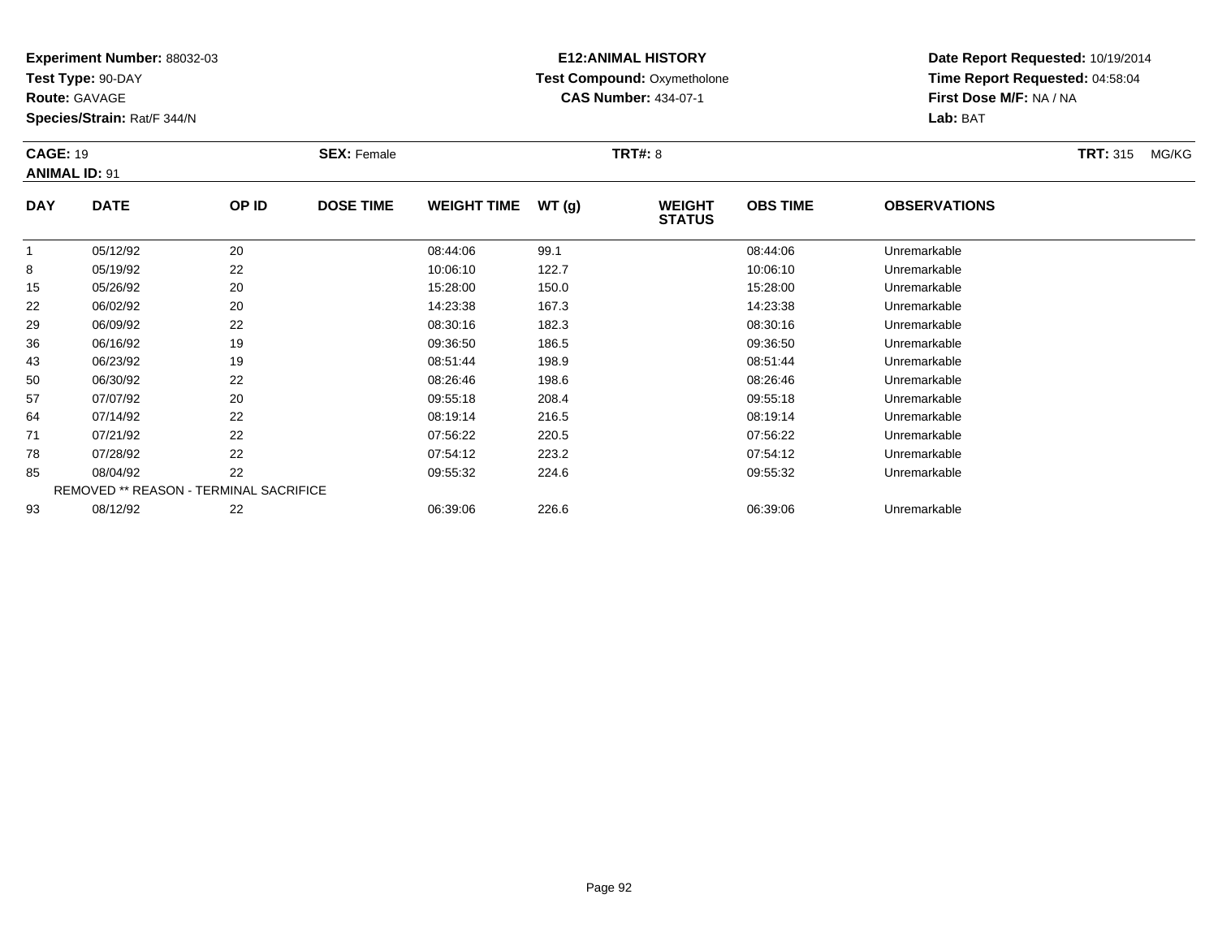**Experiment Number:** 88032-03
**Test Type:** 90-DAY
**Route:** GAVAGE
**Species/Strain:** Rat/F 344/N

**E12:ANIMAL HISTORY**
**Test Compound:** Oxymetholone
**CAS Number:** 434-07-1

**Date Report Requested:** 10/19/2014
**Time Report Requested:** 04:58:04
**First Dose M/F:** NA / NA
**Lab:** BAT

**CAGE:** 19 **SEX:** Female **TRT#:** 8 **TRT:** 315 MG/KG
**ANIMAL ID:** 91

| DAY | DATE | OP ID | DOSE TIME | WEIGHT TIME | WT (g) | WEIGHT STATUS | OBS TIME | OBSERVATIONS |
|---|---|---|---|---|---|---|---|---|
| 1 | 05/12/92 | 20 | | 08:44:06 | 99.1 | | 08:44:06 | Unremarkable |
| 8 | 05/19/92 | 22 | | 10:06:10 | 122.7 | | 10:06:10 | Unremarkable |
| 15 | 05/26/92 | 20 | | 15:28:00 | 150.0 | | 15:28:00 | Unremarkable |
| 22 | 06/02/92 | 20 | | 14:23:38 | 167.3 | | 14:23:38 | Unremarkable |
| 29 | 06/09/92 | 22 | | 08:30:16 | 182.3 | | 08:30:16 | Unremarkable |
| 36 | 06/16/92 | 19 | | 09:36:50 | 186.5 | | 09:36:50 | Unremarkable |
| 43 | 06/23/92 | 19 | | 08:51:44 | 198.9 | | 08:51:44 | Unremarkable |
| 50 | 06/30/92 | 22 | | 08:26:46 | 198.6 | | 08:26:46 | Unremarkable |
| 57 | 07/07/92 | 20 | | 09:55:18 | 208.4 | | 09:55:18 | Unremarkable |
| 64 | 07/14/92 | 22 | | 08:19:14 | 216.5 | | 08:19:14 | Unremarkable |
| 71 | 07/21/92 | 22 | | 07:56:22 | 220.5 | | 07:56:22 | Unremarkable |
| 78 | 07/28/92 | 22 | | 07:54:12 | 223.2 | | 07:54:12 | Unremarkable |
| 85 | 08/04/92 | 22 | | 09:55:32 | 224.6 | | 09:55:32 | Unremarkable |
| REMOVED ** REASON - TERMINAL SACRIFICE | | | | | | | | |
| 93 | 08/12/92 | 22 | | 06:39:06 | 226.6 | | 06:39:06 | Unremarkable |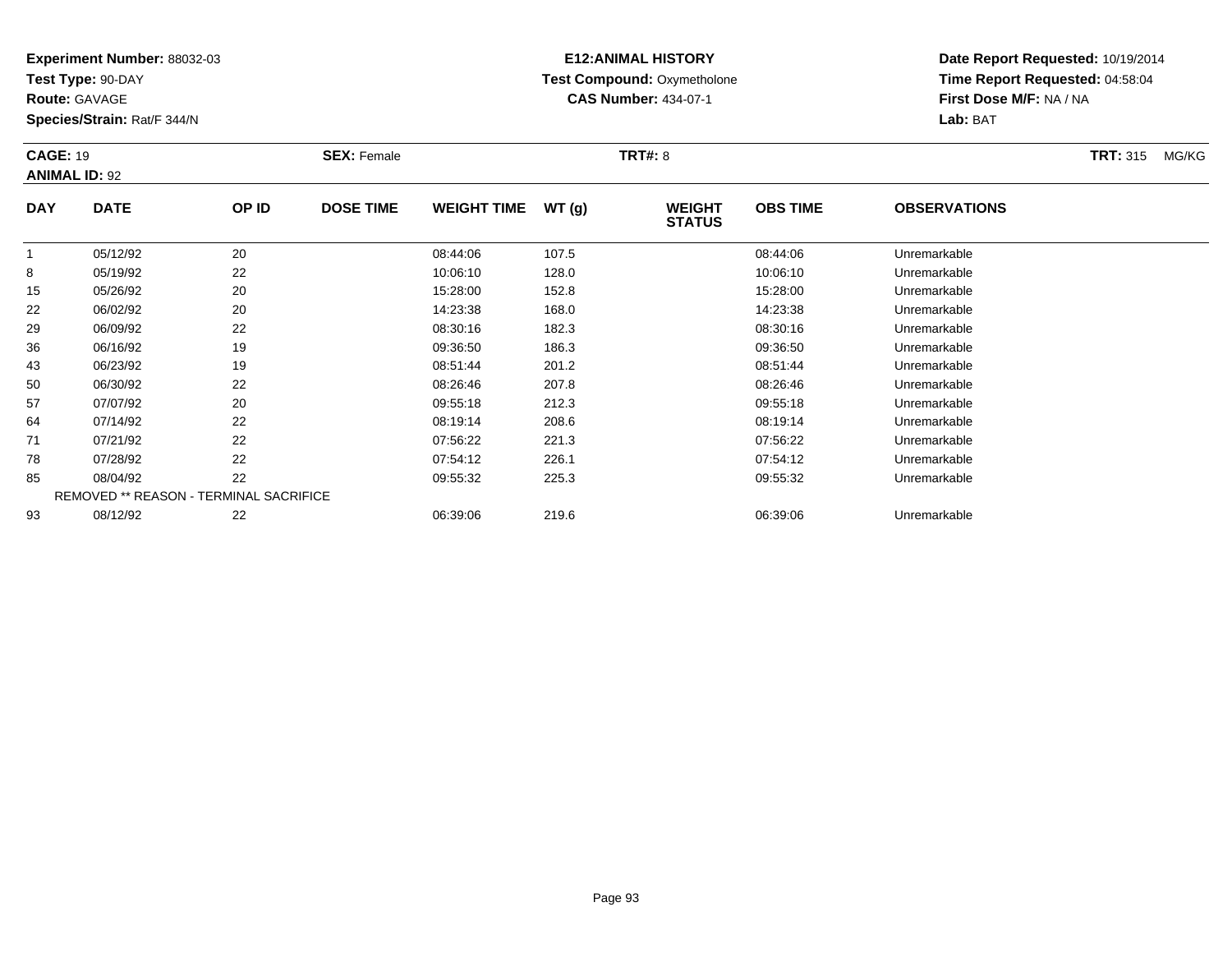**Experiment Number:** 88032-03
**Test Type:** 90-DAY
**Route:** GAVAGE
**Species/Strain:** Rat/F 344/N

**E12:ANIMAL HISTORY**
**Test Compound:** Oxymetholone
**CAS Number:** 434-07-1

**Date Report Requested:** 10/19/2014
**Time Report Requested:** 04:58:04
**First Dose M/F:** NA / NA
**Lab:** BAT

**CAGE:** 19 **SEX:** Female **TRT#:** 8 **TRT:** 315 MG/KG
**ANIMAL ID:** 92

| DAY | DATE | OP ID | DOSE TIME | WEIGHT TIME | WT (g) | WEIGHT STATUS | OBS TIME | OBSERVATIONS |
|---|---|---|---|---|---|---|---|---|
| 1 | 05/12/92 | 20 | | 08:44:06 | 107.5 | | 08:44:06 | Unremarkable |
| 8 | 05/19/92 | 22 | | 10:06:10 | 128.0 | | 10:06:10 | Unremarkable |
| 15 | 05/26/92 | 20 | | 15:28:00 | 152.8 | | 15:28:00 | Unremarkable |
| 22 | 06/02/92 | 20 | | 14:23:38 | 168.0 | | 14:23:38 | Unremarkable |
| 29 | 06/09/92 | 22 | | 08:30:16 | 182.3 | | 08:30:16 | Unremarkable |
| 36 | 06/16/92 | 19 | | 09:36:50 | 186.3 | | 09:36:50 | Unremarkable |
| 43 | 06/23/92 | 19 | | 08:51:44 | 201.2 | | 08:51:44 | Unremarkable |
| 50 | 06/30/92 | 22 | | 08:26:46 | 207.8 | | 08:26:46 | Unremarkable |
| 57 | 07/07/92 | 20 | | 09:55:18 | 212.3 | | 09:55:18 | Unremarkable |
| 64 | 07/14/92 | 22 | | 08:19:14 | 208.6 | | 08:19:14 | Unremarkable |
| 71 | 07/21/92 | 22 | | 07:56:22 | 221.3 | | 07:56:22 | Unremarkable |
| 78 | 07/28/92 | 22 | | 07:54:12 | 226.1 | | 07:54:12 | Unremarkable |
| 85 | 08/04/92 | 22 | | 09:55:32 | 225.3 | | 09:55:32 | Unremarkable |
| REMOVED ** REASON - TERMINAL SACRIFICE | | | | | | | | |
| 93 | 08/12/92 | 22 | | 06:39:06 | 219.6 | | 06:39:06 | Unremarkable |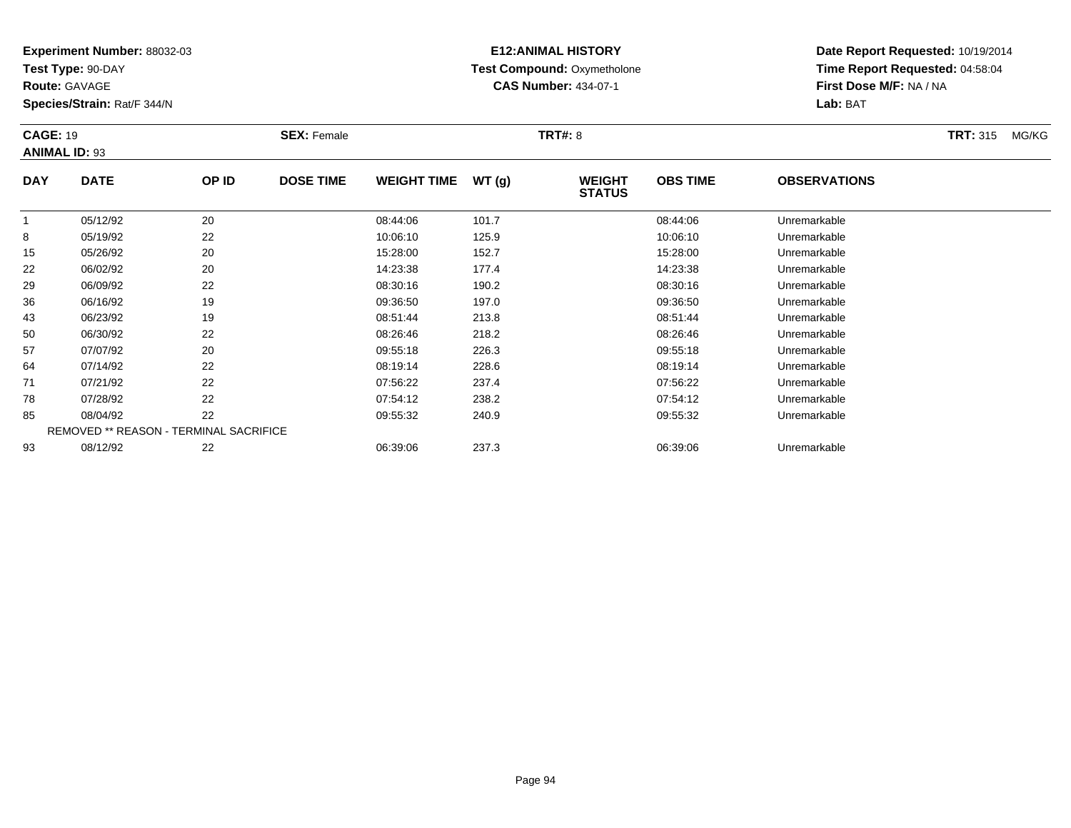**Experiment Number:** 88032-03
**Test Type:** 90-DAY
**Route:** GAVAGE
**Species/Strain:** Rat/F 344/N

**E12:ANIMAL HISTORY**
**Test Compound:** Oxymetholone
**CAS Number:** 434-07-1

**Date Report Requested:** 10/19/2014
**Time Report Requested:** 04:58:04
**First Dose M/F:** NA / NA
**Lab:** BAT

**CAGE:** 19 **SEX:** Female **TRT#:** 8 **TRT:** 315 MG/KG
**ANIMAL ID:** 93

| DAY | DATE | OP ID | DOSE TIME | WEIGHT TIME | WT (g) | WEIGHT STATUS | OBS TIME | OBSERVATIONS |
|---|---|---|---|---|---|---|---|---|
| 1 | 05/12/92 | 20 | | 08:44:06 | 101.7 | | 08:44:06 | Unremarkable |
| 8 | 05/19/92 | 22 | | 10:06:10 | 125.9 | | 10:06:10 | Unremarkable |
| 15 | 05/26/92 | 20 | | 15:28:00 | 152.7 | | 15:28:00 | Unremarkable |
| 22 | 06/02/92 | 20 | | 14:23:38 | 177.4 | | 14:23:38 | Unremarkable |
| 29 | 06/09/92 | 22 | | 08:30:16 | 190.2 | | 08:30:16 | Unremarkable |
| 36 | 06/16/92 | 19 | | 09:36:50 | 197.0 | | 09:36:50 | Unremarkable |
| 43 | 06/23/92 | 19 | | 08:51:44 | 213.8 | | 08:51:44 | Unremarkable |
| 50 | 06/30/92 | 22 | | 08:26:46 | 218.2 | | 08:26:46 | Unremarkable |
| 57 | 07/07/92 | 20 | | 09:55:18 | 226.3 | | 09:55:18 | Unremarkable |
| 64 | 07/14/92 | 22 | | 08:19:14 | 228.6 | | 08:19:14 | Unremarkable |
| 71 | 07/21/92 | 22 | | 07:56:22 | 237.4 | | 07:56:22 | Unremarkable |
| 78 | 07/28/92 | 22 | | 07:54:12 | 238.2 | | 07:54:12 | Unremarkable |
| 85 | 08/04/92 | 22 | | 09:55:32 | 240.9 | | 09:55:32 | Unremarkable |
| REMOVED ** REASON - TERMINAL SACRIFICE | | | | | | | | |
| 93 | 08/12/92 | 22 | | 06:39:06 | 237.3 | | 06:39:06 | Unremarkable |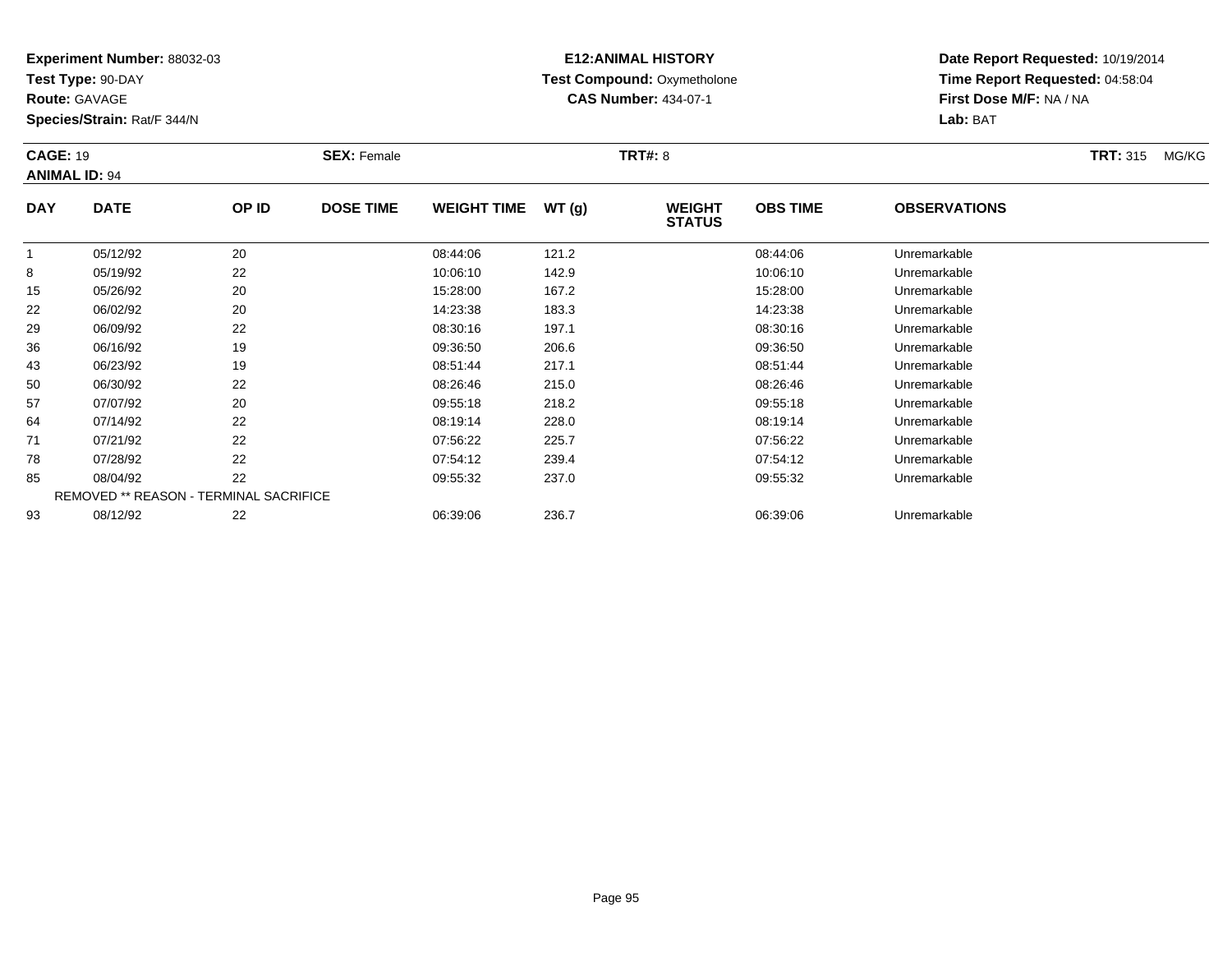**Experiment Number:** 88032-03
**Test Type:** 90-DAY
**Route:** GAVAGE
**Species/Strain:** Rat/F 344/N

**E12:ANIMAL HISTORY**
**Test Compound:** Oxymetholone
**CAS Number:** 434-07-1

**Date Report Requested:** 10/19/2014
**Time Report Requested:** 04:58:04
**First Dose M/F:** NA / NA
**Lab:** BAT

**CAGE:** 19
**ANIMAL ID:** 94
**SEX:** Female
**TRT#:** 8
**TRT:** 315 MG/KG

| DAY | DATE | OP ID | DOSE TIME | WEIGHT TIME | WT (g) | WEIGHT STATUS | OBS TIME | OBSERVATIONS |
|---|---|---|---|---|---|---|---|---|
| 1 | 05/12/92 | 20 | | 08:44:06 | 121.2 | | 08:44:06 | Unremarkable |
| 8 | 05/19/92 | 22 | | 10:06:10 | 142.9 | | 10:06:10 | Unremarkable |
| 15 | 05/26/92 | 20 | | 15:28:00 | 167.2 | | 15:28:00 | Unremarkable |
| 22 | 06/02/92 | 20 | | 14:23:38 | 183.3 | | 14:23:38 | Unremarkable |
| 29 | 06/09/92 | 22 | | 08:30:16 | 197.1 | | 08:30:16 | Unremarkable |
| 36 | 06/16/92 | 19 | | 09:36:50 | 206.6 | | 09:36:50 | Unremarkable |
| 43 | 06/23/92 | 19 | | 08:51:44 | 217.1 | | 08:51:44 | Unremarkable |
| 50 | 06/30/92 | 22 | | 08:26:46 | 215.0 | | 08:26:46 | Unremarkable |
| 57 | 07/07/92 | 20 | | 09:55:18 | 218.2 | | 09:55:18 | Unremarkable |
| 64 | 07/14/92 | 22 | | 08:19:14 | 228.0 | | 08:19:14 | Unremarkable |
| 71 | 07/21/92 | 22 | | 07:56:22 | 225.7 | | 07:56:22 | Unremarkable |
| 78 | 07/28/92 | 22 | | 07:54:12 | 239.4 | | 07:54:12 | Unremarkable |
| 85 | 08/04/92 | 22 | | 09:55:32 | 237.0 | | 09:55:32 | Unremarkable |
| REMOVED ** REASON - TERMINAL SACRIFICE | | | | | | | | |
| 93 | 08/12/92 | 22 | | 06:39:06 | 236.7 | | 06:39:06 | Unremarkable |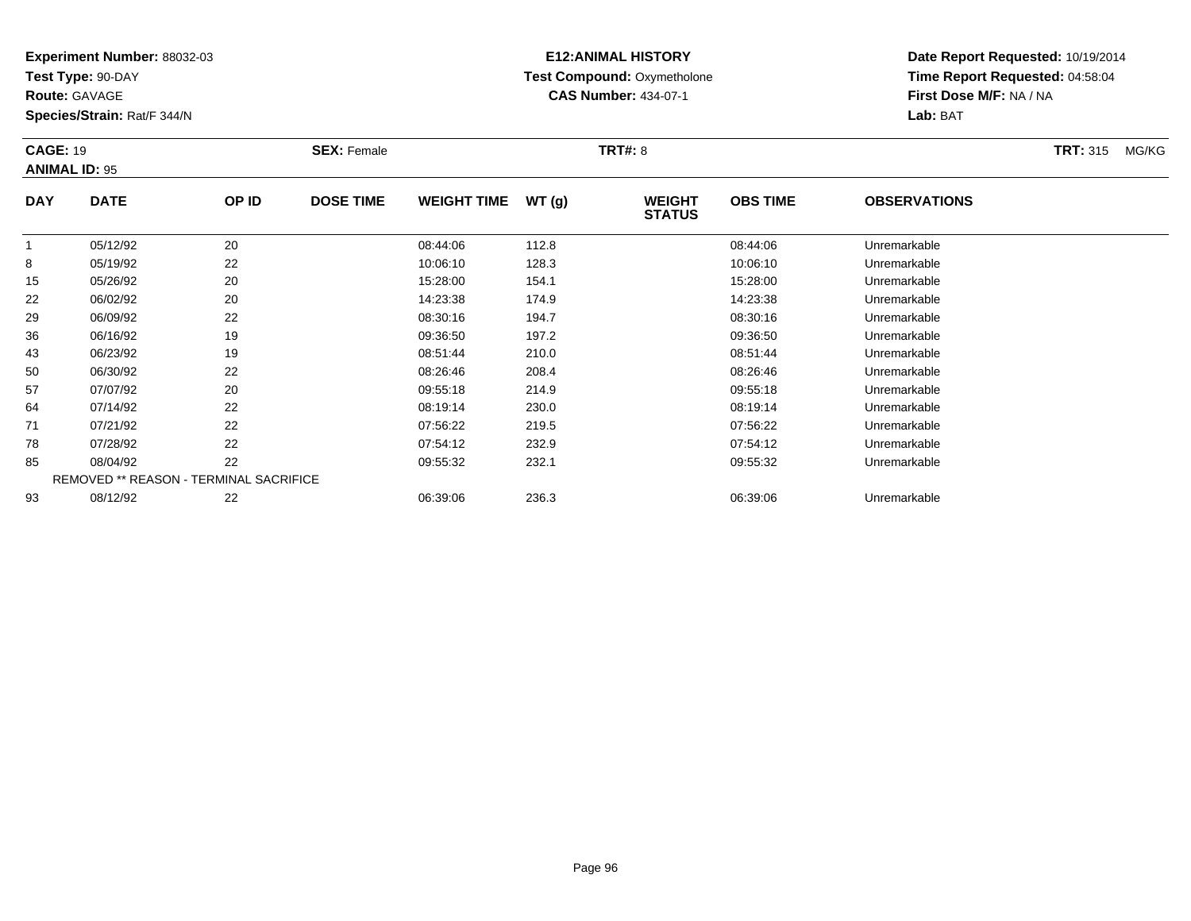**Experiment Number:** 88032-03
**Test Type:** 90-DAY
**Route:** GAVAGE
**Species/Strain:** Rat/F 344/N

**E12:ANIMAL HISTORY**
**Test Compound:** Oxymetholone
**CAS Number:** 434-07-1

**Date Report Requested:** 10/19/2014
**Time Report Requested:** 04:58:04
**First Dose M/F:** NA / NA
**Lab:** BAT

**CAGE:** 19 **SEX:** Female **TRT#:** 8 **TRT:** 315 MG/KG
**ANIMAL ID:** 95

| DAY | DATE | OP ID | DOSE TIME | WEIGHT TIME | WT (g) | WEIGHT STATUS | OBS TIME | OBSERVATIONS |
|---|---|---|---|---|---|---|---|---|
| 1 | 05/12/92 | 20 | | 08:44:06 | 112.8 | | 08:44:06 | Unremarkable |
| 8 | 05/19/92 | 22 | | 10:06:10 | 128.3 | | 10:06:10 | Unremarkable |
| 15 | 05/26/92 | 20 | | 15:28:00 | 154.1 | | 15:28:00 | Unremarkable |
| 22 | 06/02/92 | 20 | | 14:23:38 | 174.9 | | 14:23:38 | Unremarkable |
| 29 | 06/09/92 | 22 | | 08:30:16 | 194.7 | | 08:30:16 | Unremarkable |
| 36 | 06/16/92 | 19 | | 09:36:50 | 197.2 | | 09:36:50 | Unremarkable |
| 43 | 06/23/92 | 19 | | 08:51:44 | 210.0 | | 08:51:44 | Unremarkable |
| 50 | 06/30/92 | 22 | | 08:26:46 | 208.4 | | 08:26:46 | Unremarkable |
| 57 | 07/07/92 | 20 | | 09:55:18 | 214.9 | | 09:55:18 | Unremarkable |
| 64 | 07/14/92 | 22 | | 08:19:14 | 230.0 | | 08:19:14 | Unremarkable |
| 71 | 07/21/92 | 22 | | 07:56:22 | 219.5 | | 07:56:22 | Unremarkable |
| 78 | 07/28/92 | 22 | | 07:54:12 | 232.9 | | 07:54:12 | Unremarkable |
| 85 | 08/04/92 | 22 | | 09:55:32 | 232.1 | | 09:55:32 | Unremarkable |
| REMOVED ** REASON - TERMINAL SACRIFICE | | | | | | | | |
| 93 | 08/12/92 | 22 | | 06:39:06 | 236.3 | | 06:39:06 | Unremarkable |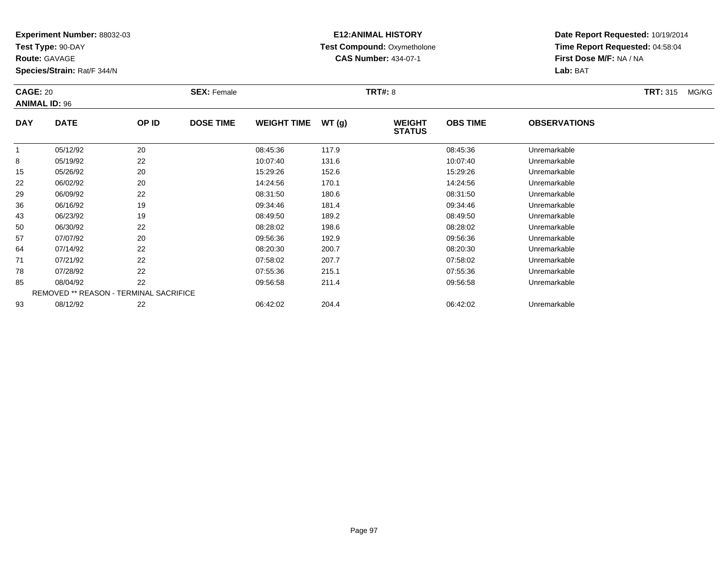**Experiment Number:** 88032-03
**Test Type:** 90-DAY
**Route:** GAVAGE
**Species/Strain:** Rat/F 344/N

**E12:ANIMAL HISTORY**
**Test Compound:** Oxymetholone
**CAS Number:** 434-07-1

**Date Report Requested:** 10/19/2014
**Time Report Requested:** 04:58:04
**First Dose M/F:** NA / NA
**Lab:** BAT

**CAGE:** 20 **SEX:** Female **TRT#:** 8 **TRT:** 315 MG/KG
**ANIMAL ID:** 96

| DAY | DATE | OP ID | DOSE TIME | WEIGHT TIME | WT (g) | WEIGHT STATUS | OBS TIME | OBSERVATIONS |
|---|---|---|---|---|---|---|---|---|
| 1 | 05/12/92 | 20 | | 08:45:36 | 117.9 | | 08:45:36 | Unremarkable |
| 8 | 05/19/92 | 22 | | 10:07:40 | 131.6 | | 10:07:40 | Unremarkable |
| 15 | 05/26/92 | 20 | | 15:29:26 | 152.6 | | 15:29:26 | Unremarkable |
| 22 | 06/02/92 | 20 | | 14:24:56 | 170.1 | | 14:24:56 | Unremarkable |
| 29 | 06/09/92 | 22 | | 08:31:50 | 180.6 | | 08:31:50 | Unremarkable |
| 36 | 06/16/92 | 19 | | 09:34:46 | 181.4 | | 09:34:46 | Unremarkable |
| 43 | 06/23/92 | 19 | | 08:49:50 | 189.2 | | 08:49:50 | Unremarkable |
| 50 | 06/30/92 | 22 | | 08:28:02 | 198.6 | | 08:28:02 | Unremarkable |
| 57 | 07/07/92 | 20 | | 09:56:36 | 192.9 | | 09:56:36 | Unremarkable |
| 64 | 07/14/92 | 22 | | 08:20:30 | 200.7 | | 08:20:30 | Unremarkable |
| 71 | 07/21/92 | 22 | | 07:58:02 | 207.7 | | 07:58:02 | Unremarkable |
| 78 | 07/28/92 | 22 | | 07:55:36 | 215.1 | | 07:55:36 | Unremarkable |
| 85 | 08/04/92 | 22 | | 09:56:58 | 211.4 | | 09:56:58 | Unremarkable |
| | REMOVED ** REASON - TERMINAL SACRIFICE | | | | | | | |
| 93 | 08/12/92 | 22 | | 06:42:02 | 204.4 | | 06:42:02 | Unremarkable |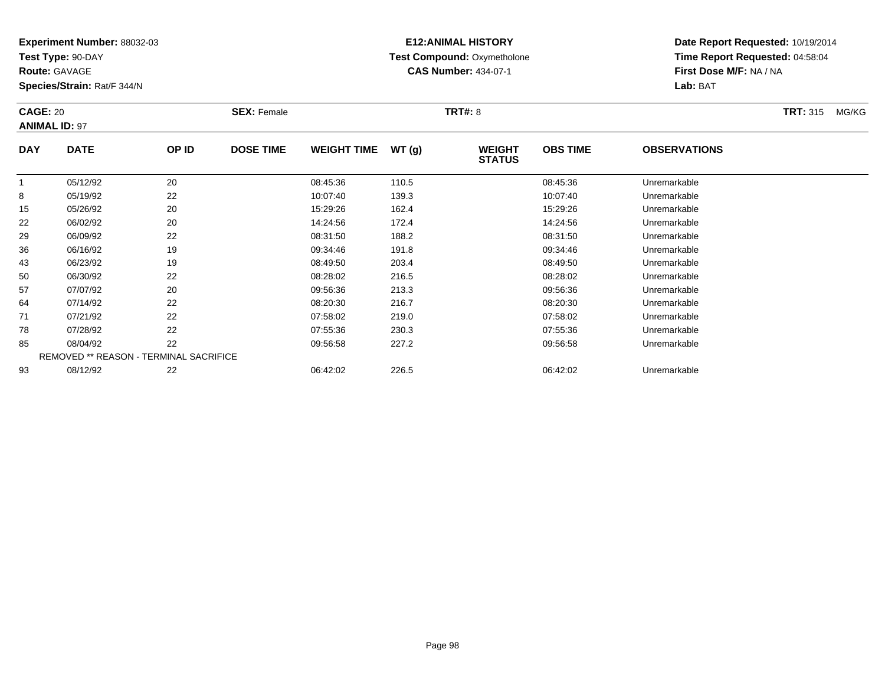**Experiment Number:** 88032-03
**Test Type:** 90-DAY
**Route:** GAVAGE
**Species/Strain:** Rat/F 344/N

**E12:ANIMAL HISTORY**
**Test Compound:** Oxymetholone
**CAS Number:** 434-07-1

**Date Report Requested:** 10/19/2014
**Time Report Requested:** 04:58:04
**First Dose M/F:** NA / NA
**Lab:** BAT

**CAGE:** 20 **SEX:** Female **TRT#:** 8 **TRT:** 315 MG/KG
**ANIMAL ID:** 97

| DAY | DATE | OP ID | DOSE TIME | WEIGHT TIME | WT (g) | WEIGHT STATUS | OBS TIME | OBSERVATIONS |
|---|---|---|---|---|---|---|---|---|
| 1 | 05/12/92 | 20 | | 08:45:36 | 110.5 | | 08:45:36 | Unremarkable |
| 8 | 05/19/92 | 22 | | 10:07:40 | 139.3 | | 10:07:40 | Unremarkable |
| 15 | 05/26/92 | 20 | | 15:29:26 | 162.4 | | 15:29:26 | Unremarkable |
| 22 | 06/02/92 | 20 | | 14:24:56 | 172.4 | | 14:24:56 | Unremarkable |
| 29 | 06/09/92 | 22 | | 08:31:50 | 188.2 | | 08:31:50 | Unremarkable |
| 36 | 06/16/92 | 19 | | 09:34:46 | 191.8 | | 09:34:46 | Unremarkable |
| 43 | 06/23/92 | 19 | | 08:49:50 | 203.4 | | 08:49:50 | Unremarkable |
| 50 | 06/30/92 | 22 | | 08:28:02 | 216.5 | | 08:28:02 | Unremarkable |
| 57 | 07/07/92 | 20 | | 09:56:36 | 213.3 | | 09:56:36 | Unremarkable |
| 64 | 07/14/92 | 22 | | 08:20:30 | 216.7 | | 08:20:30 | Unremarkable |
| 71 | 07/21/92 | 22 | | 07:58:02 | 219.0 | | 07:58:02 | Unremarkable |
| 78 | 07/28/92 | 22 | | 07:55:36 | 230.3 | | 07:55:36 | Unremarkable |
| 85 | 08/04/92 | 22 | | 09:56:58 | 227.2 | | 09:56:58 | Unremarkable |
| REMOVED ** REASON - TERMINAL SACRIFICE | | | | | | | | |
| 93 | 08/12/92 | 22 | | 06:42:02 | 226.5 | | 06:42:02 | Unremarkable |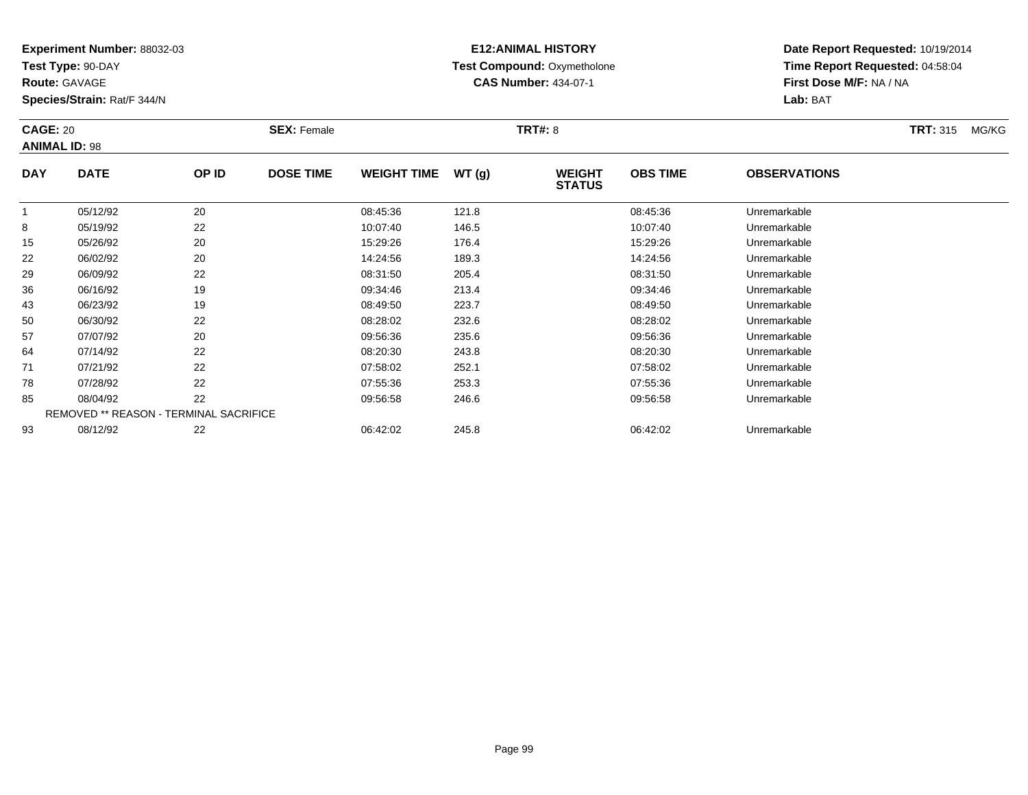**Experiment Number:** 88032-03
**Test Type:** 90-DAY
**Route:** GAVAGE
**Species/Strain:** Rat/F 344/N

**E12:ANIMAL HISTORY**
**Test Compound:** Oxymetholone
**CAS Number:** 434-07-1

**Date Report Requested:** 10/19/2014
**Time Report Requested:** 04:58:04
**First Dose M/F:** NA / NA
**Lab:** BAT

**CAGE:** 20
**ANIMAL ID:** 98
**SEX:** Female
**TRT#:** 8
**TRT:** 315 MG/KG

| DAY | DATE | OP ID | DOSE TIME | WEIGHT TIME | WT (g) | WEIGHT STATUS | OBS TIME | OBSERVATIONS |
|---|---|---|---|---|---|---|---|---|
| 1 | 05/12/92 | 20 | | 08:45:36 | 121.8 | | 08:45:36 | Unremarkable |
| 8 | 05/19/92 | 22 | | 10:07:40 | 146.5 | | 10:07:40 | Unremarkable |
| 15 | 05/26/92 | 20 | | 15:29:26 | 176.4 | | 15:29:26 | Unremarkable |
| 22 | 06/02/92 | 20 | | 14:24:56 | 189.3 | | 14:24:56 | Unremarkable |
| 29 | 06/09/92 | 22 | | 08:31:50 | 205.4 | | 08:31:50 | Unremarkable |
| 36 | 06/16/92 | 19 | | 09:34:46 | 213.4 | | 09:34:46 | Unremarkable |
| 43 | 06/23/92 | 19 | | 08:49:50 | 223.7 | | 08:49:50 | Unremarkable |
| 50 | 06/30/92 | 22 | | 08:28:02 | 232.6 | | 08:28:02 | Unremarkable |
| 57 | 07/07/92 | 20 | | 09:56:36 | 235.6 | | 09:56:36 | Unremarkable |
| 64 | 07/14/92 | 22 | | 08:20:30 | 243.8 | | 08:20:30 | Unremarkable |
| 71 | 07/21/92 | 22 | | 07:58:02 | 252.1 | | 07:58:02 | Unremarkable |
| 78 | 07/28/92 | 22 | | 07:55:36 | 253.3 | | 07:55:36 | Unremarkable |
| 85 | 08/04/92 | 22 | | 09:56:58 | 246.6 | | 09:56:58 | Unremarkable |
| REMOVED ** REASON - TERMINAL SACRIFICE | | | | | | | | |
| 93 | 08/12/92 | 22 | | 06:42:02 | 245.8 | | 06:42:02 | Unremarkable |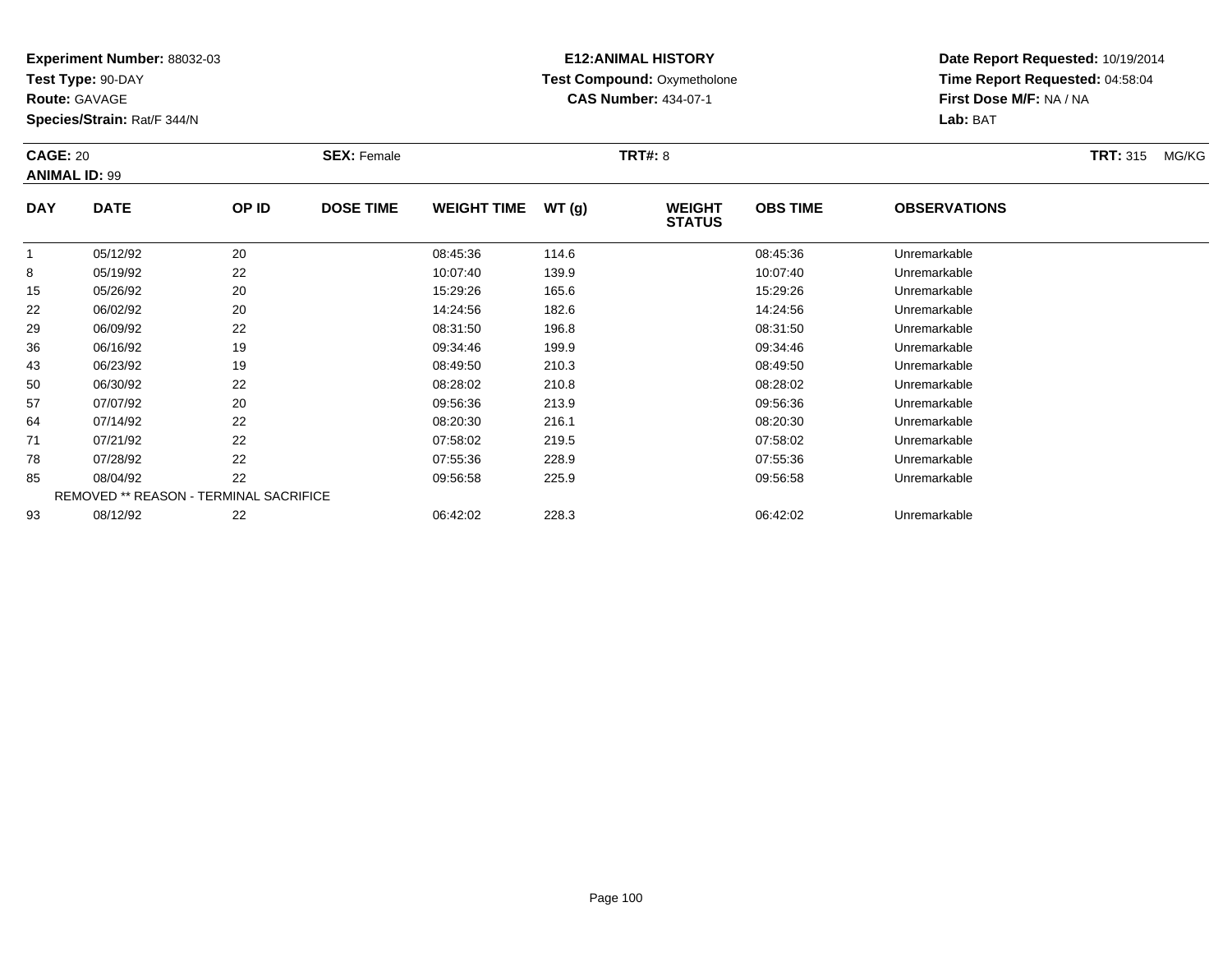**Experiment Number:** 88032-03
**Test Type:** 90-DAY
**Route:** GAVAGE
**Species/Strain:** Rat/F 344/N

**E12:ANIMAL HISTORY**
**Test Compound:** Oxymetholone
**CAS Number:** 434-07-1

**Date Report Requested:** 10/19/2014
**Time Report Requested:** 04:58:04
**First Dose M/F:** NA / NA
**Lab:** BAT

**CAGE:** 20 **SEX:** Female **TRT#:** 8 **TRT:** 315 MG/KG
**ANIMAL ID:** 99

| DAY | DATE | OP ID | DOSE TIME | WEIGHT TIME | WT (g) | WEIGHT STATUS | OBS TIME | OBSERVATIONS |
|---|---|---|---|---|---|---|---|---|
| 1 | 05/12/92 | 20 | | 08:45:36 | 114.6 | | 08:45:36 | Unremarkable |
| 8 | 05/19/92 | 22 | | 10:07:40 | 139.9 | | 10:07:40 | Unremarkable |
| 15 | 05/26/92 | 20 | | 15:29:26 | 165.6 | | 15:29:26 | Unremarkable |
| 22 | 06/02/92 | 20 | | 14:24:56 | 182.6 | | 14:24:56 | Unremarkable |
| 29 | 06/09/92 | 22 | | 08:31:50 | 196.8 | | 08:31:50 | Unremarkable |
| 36 | 06/16/92 | 19 | | 09:34:46 | 199.9 | | 09:34:46 | Unremarkable |
| 43 | 06/23/92 | 19 | | 08:49:50 | 210.3 | | 08:49:50 | Unremarkable |
| 50 | 06/30/92 | 22 | | 08:28:02 | 210.8 | | 08:28:02 | Unremarkable |
| 57 | 07/07/92 | 20 | | 09:56:36 | 213.9 | | 09:56:36 | Unremarkable |
| 64 | 07/14/92 | 22 | | 08:20:30 | 216.1 | | 08:20:30 | Unremarkable |
| 71 | 07/21/92 | 22 | | 07:58:02 | 219.5 | | 07:58:02 | Unremarkable |
| 78 | 07/28/92 | 22 | | 07:55:36 | 228.9 | | 07:55:36 | Unremarkable |
| 85 | 08/04/92 | 22 | | 09:56:58 | 225.9 | | 09:56:58 | Unremarkable |
| | REMOVED ** REASON - TERMINAL SACRIFICE | | | | | | | |
| 93 | 08/12/92 | 22 | | 06:42:02 | 228.3 | | 06:42:02 | Unremarkable |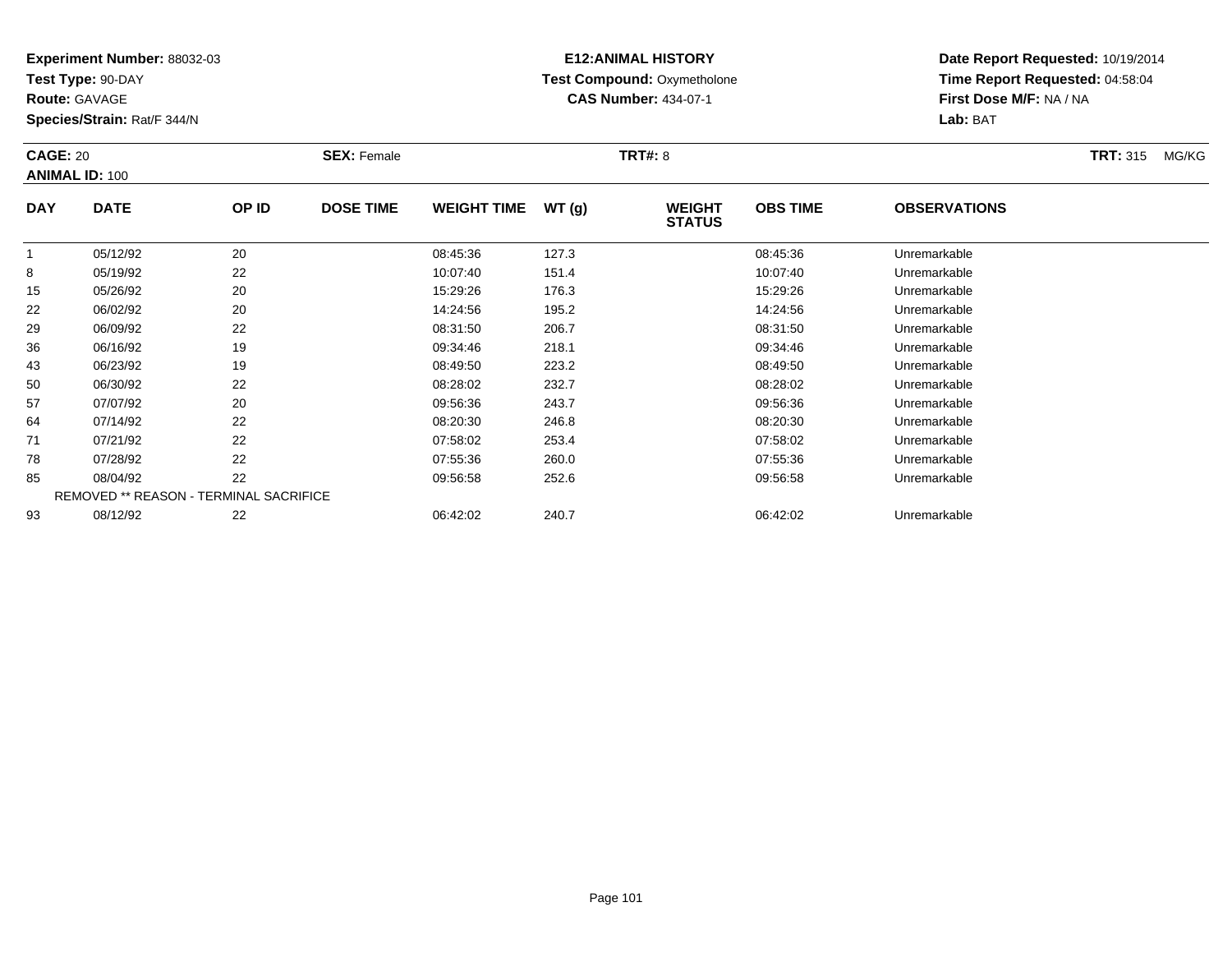**Experiment Number:** 88032-03
**Test Type:** 90-DAY
**Route:** GAVAGE
**Species/Strain:** Rat/F 344/N

**E12:ANIMAL HISTORY**
**Test Compound:** Oxymetholone
**CAS Number:** 434-07-1

**Date Report Requested:** 10/19/2014
**Time Report Requested:** 04:58:04
**First Dose M/F:** NA / NA
**Lab:** BAT

**CAGE:** 20
**ANIMAL ID:** 100
**SEX:** Female
**TRT#:** 8
**TRT:** 315 MG/KG

| DAY | DATE | OP ID | DOSE TIME | WEIGHT TIME | WT (g) | WEIGHT STATUS | OBS TIME | OBSERVATIONS |
|---|---|---|---|---|---|---|---|---|
| 1 | 05/12/92 | 20 | | 08:45:36 | 127.3 | | 08:45:36 | Unremarkable |
| 8 | 05/19/92 | 22 | | 10:07:40 | 151.4 | | 10:07:40 | Unremarkable |
| 15 | 05/26/92 | 20 | | 15:29:26 | 176.3 | | 15:29:26 | Unremarkable |
| 22 | 06/02/92 | 20 | | 14:24:56 | 195.2 | | 14:24:56 | Unremarkable |
| 29 | 06/09/92 | 22 | | 08:31:50 | 206.7 | | 08:31:50 | Unremarkable |
| 36 | 06/16/92 | 19 | | 09:34:46 | 218.1 | | 09:34:46 | Unremarkable |
| 43 | 06/23/92 | 19 | | 08:49:50 | 223.2 | | 08:49:50 | Unremarkable |
| 50 | 06/30/92 | 22 | | 08:28:02 | 232.7 | | 08:28:02 | Unremarkable |
| 57 | 07/07/92 | 20 | | 09:56:36 | 243.7 | | 09:56:36 | Unremarkable |
| 64 | 07/14/92 | 22 | | 08:20:30 | 246.8 | | 08:20:30 | Unremarkable |
| 71 | 07/21/92 | 22 | | 07:58:02 | 253.4 | | 07:58:02 | Unremarkable |
| 78 | 07/28/92 | 22 | | 07:55:36 | 260.0 | | 07:55:36 | Unremarkable |
| 85 | 08/04/92 | 22 | | 09:56:58 | 252.6 | | 09:56:58 | Unremarkable |
| REMOVED ** REASON - TERMINAL SACRIFICE | | | | | | | | |
| 93 | 08/12/92 | 22 | | 06:42:02 | 240.7 | | 06:42:02 | Unremarkable |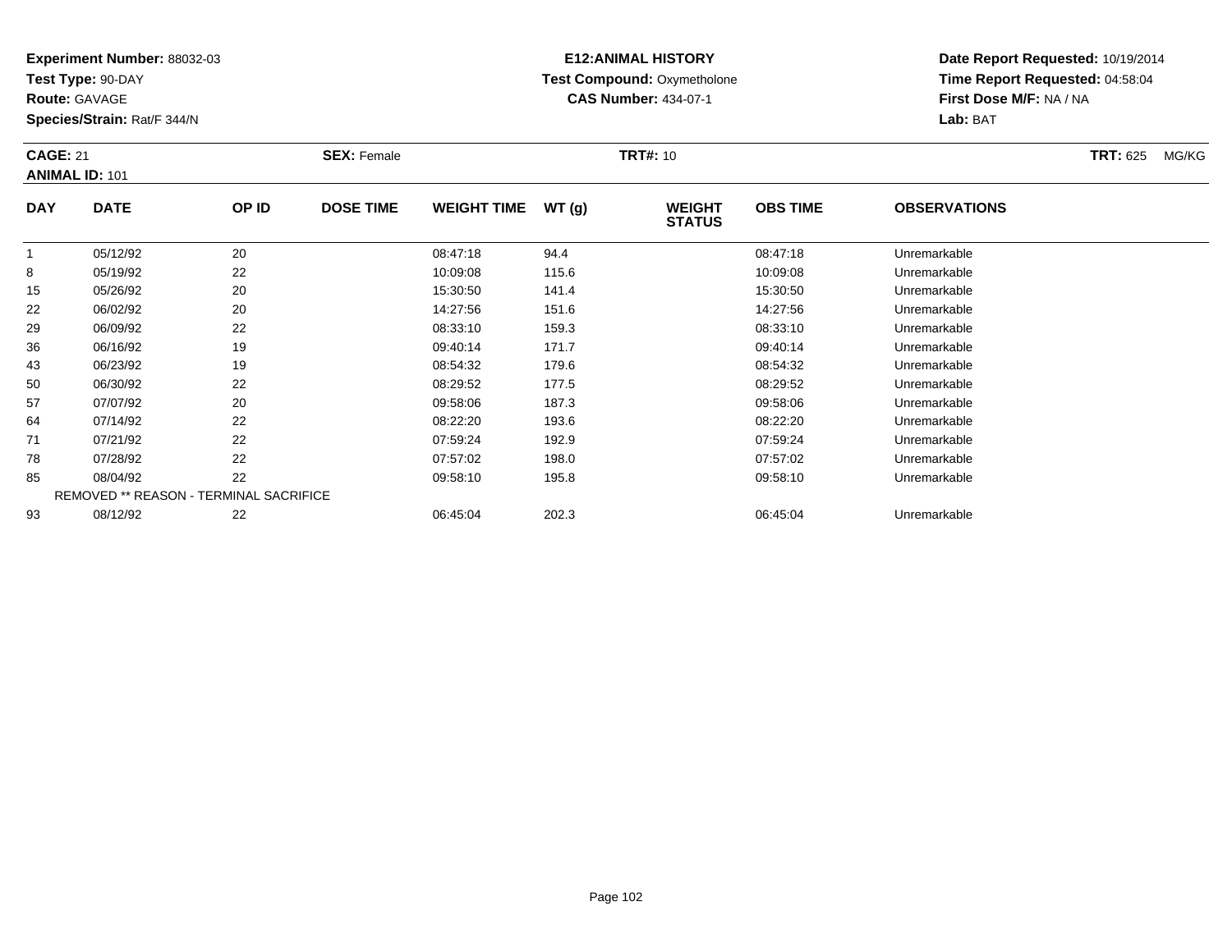**Experiment Number:** 88032-03
**Test Type:** 90-DAY
**Route:** GAVAGE
**Species/Strain:** Rat/F 344/N

**E12:ANIMAL HISTORY**
**Test Compound:** Oxymetholone
**CAS Number:** 434-07-1

**Date Report Requested:** 10/19/2014
**Time Report Requested:** 04:58:04
**First Dose M/F:** NA / NA
**Lab:** BAT

**CAGE:** 21 **SEX:** Female **TRT#:** 10 **TRT:** 625 MG/KG
**ANIMAL ID:** 101

| DAY | DATE | OP ID | DOSE TIME | WEIGHT TIME | WT (g) | WEIGHT STATUS | OBS TIME | OBSERVATIONS |
|---|---|---|---|---|---|---|---|---|
| 1 | 05/12/92 | 20 | | 08:47:18 | 94.4 | | 08:47:18 | Unremarkable |
| 8 | 05/19/92 | 22 | | 10:09:08 | 115.6 | | 10:09:08 | Unremarkable |
| 15 | 05/26/92 | 20 | | 15:30:50 | 141.4 | | 15:30:50 | Unremarkable |
| 22 | 06/02/92 | 20 | | 14:27:56 | 151.6 | | 14:27:56 | Unremarkable |
| 29 | 06/09/92 | 22 | | 08:33:10 | 159.3 | | 08:33:10 | Unremarkable |
| 36 | 06/16/92 | 19 | | 09:40:14 | 171.7 | | 09:40:14 | Unremarkable |
| 43 | 06/23/92 | 19 | | 08:54:32 | 179.6 | | 08:54:32 | Unremarkable |
| 50 | 06/30/92 | 22 | | 08:29:52 | 177.5 | | 08:29:52 | Unremarkable |
| 57 | 07/07/92 | 20 | | 09:58:06 | 187.3 | | 09:58:06 | Unremarkable |
| 64 | 07/14/92 | 22 | | 08:22:20 | 193.6 | | 08:22:20 | Unremarkable |
| 71 | 07/21/92 | 22 | | 07:59:24 | 192.9 | | 07:59:24 | Unremarkable |
| 78 | 07/28/92 | 22 | | 07:57:02 | 198.0 | | 07:57:02 | Unremarkable |
| 85 | 08/04/92 | 22 | | 09:58:10 | 195.8 | | 09:58:10 | Unremarkable |
| REMOVED ** REASON - TERMINAL SACRIFICE | | | | | | | | |
| 93 | 08/12/92 | 22 | | 06:45:04 | 202.3 | | 06:45:04 | Unremarkable |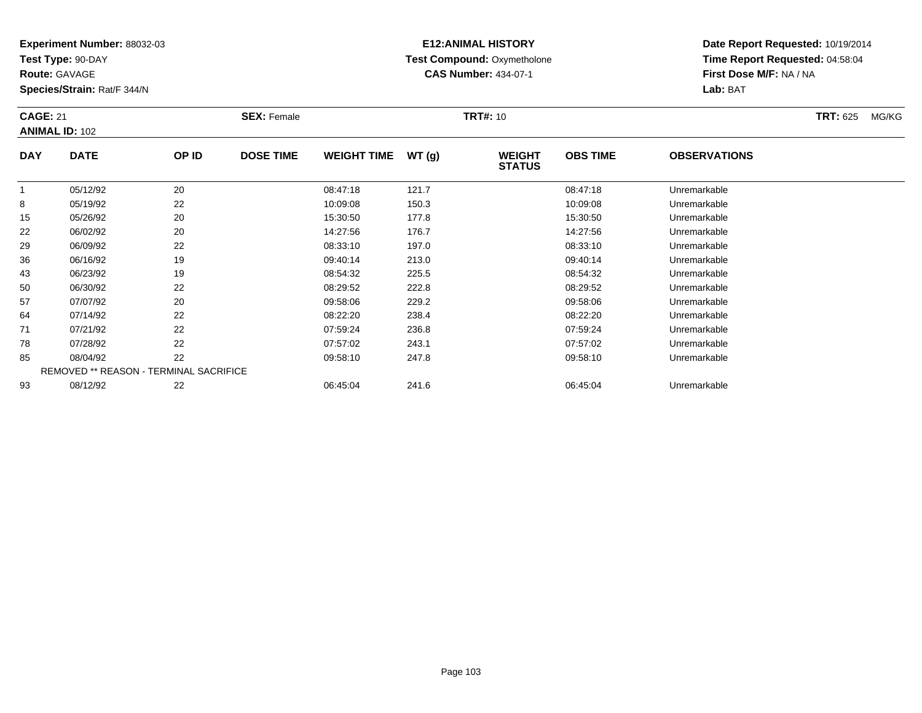**Experiment Number:** 88032-03
**Test Type:** 90-DAY
**Route:** GAVAGE
**Species/Strain:** Rat/F 344/N

**E12:ANIMAL HISTORY**
**Test Compound:** Oxymetholone
**CAS Number:** 434-07-1

**Date Report Requested:** 10/19/2014
**Time Report Requested:** 04:58:04
**First Dose M/F:** NA / NA
**Lab:** BAT

**CAGE:** 21 **SEX:** Female **TRT#:** 10 **TRT:** 625 MG/KG
**ANIMAL ID:** 102

| DAY | DATE | OP ID | DOSE TIME | WEIGHT TIME | WT (g) | WEIGHT STATUS | OBS TIME | OBSERVATIONS |
|---|---|---|---|---|---|---|---|---|
| 1 | 05/12/92 | 20 | | 08:47:18 | 121.7 | | 08:47:18 | Unremarkable |
| 8 | 05/19/92 | 22 | | 10:09:08 | 150.3 | | 10:09:08 | Unremarkable |
| 15 | 05/26/92 | 20 | | 15:30:50 | 177.8 | | 15:30:50 | Unremarkable |
| 22 | 06/02/92 | 20 | | 14:27:56 | 176.7 | | 14:27:56 | Unremarkable |
| 29 | 06/09/92 | 22 | | 08:33:10 | 197.0 | | 08:33:10 | Unremarkable |
| 36 | 06/16/92 | 19 | | 09:40:14 | 213.0 | | 09:40:14 | Unremarkable |
| 43 | 06/23/92 | 19 | | 08:54:32 | 225.5 | | 08:54:32 | Unremarkable |
| 50 | 06/30/92 | 22 | | 08:29:52 | 222.8 | | 08:29:52 | Unremarkable |
| 57 | 07/07/92 | 20 | | 09:58:06 | 229.2 | | 09:58:06 | Unremarkable |
| 64 | 07/14/92 | 22 | | 08:22:20 | 238.4 | | 08:22:20 | Unremarkable |
| 71 | 07/21/92 | 22 | | 07:59:24 | 236.8 | | 07:59:24 | Unremarkable |
| 78 | 07/28/92 | 22 | | 07:57:02 | 243.1 | | 07:57:02 | Unremarkable |
| 85 | 08/04/92 | 22 | | 09:58:10 | 247.8 | | 09:58:10 | Unremarkable |
| REMOVED ** REASON - TERMINAL SACRIFICE | | | | | | | | |
| 93 | 08/12/92 | 22 | | 06:45:04 | 241.6 | | 06:45:04 | Unremarkable |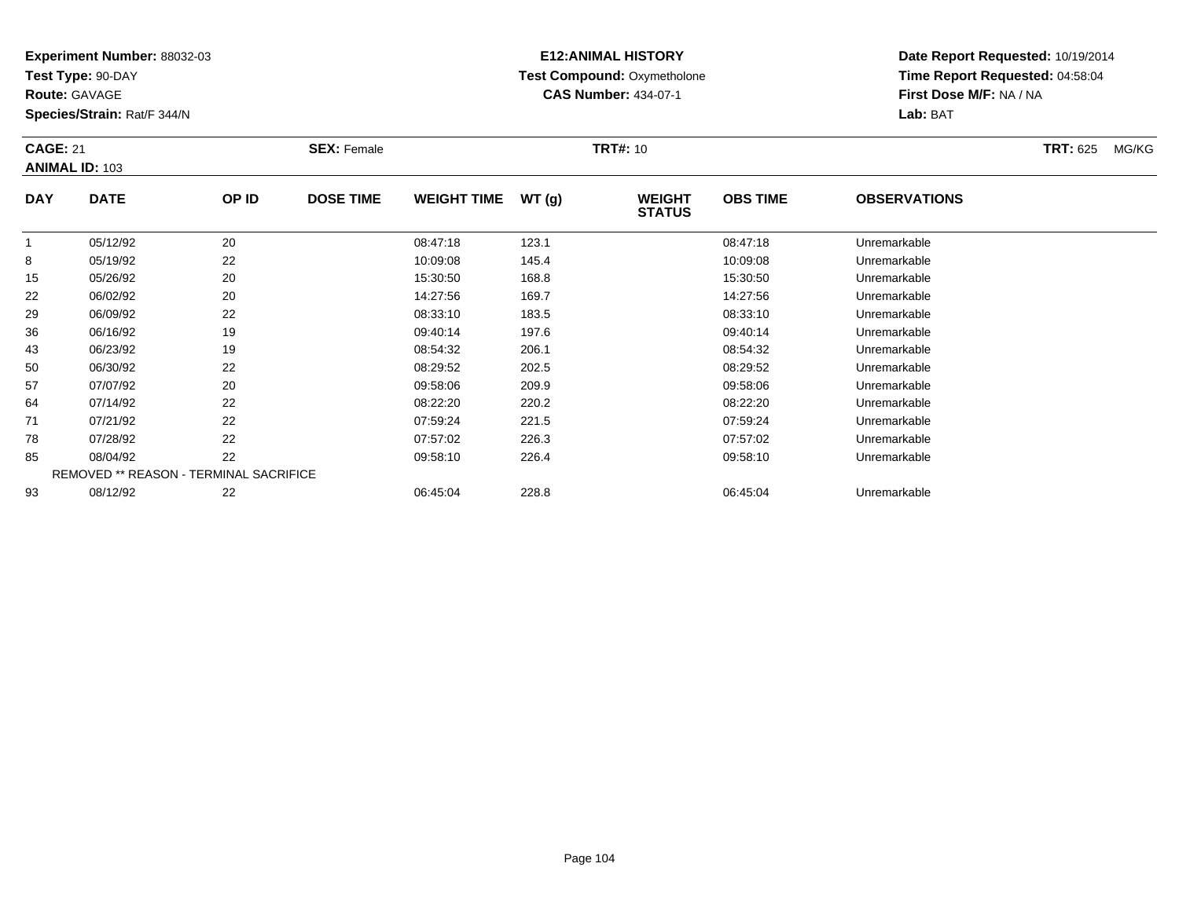**Experiment Number:** 88032-03
**Test Type:** 90-DAY
**Route:** GAVAGE
**Species/Strain:** Rat/F 344/N

**E12:ANIMAL HISTORY**
**Test Compound:** Oxymetholone
**CAS Number:** 434-07-1

**Date Report Requested:** 10/19/2014
**Time Report Requested:** 04:58:04
**First Dose M/F:** NA / NA
**Lab:** BAT

**CAGE:** 21 **SEX:** Female **TRT#:** 10 **TRT:** 625 MG/KG
**ANIMAL ID:** 103

| DAY | DATE | OP ID | DOSE TIME | WEIGHT TIME | WT (g) | WEIGHT STATUS | OBS TIME | OBSERVATIONS |
|---|---|---|---|---|---|---|---|---|
| 1 | 05/12/92 | 20 | | 08:47:18 | 123.1 | | 08:47:18 | Unremarkable |
| 8 | 05/19/92 | 22 | | 10:09:08 | 145.4 | | 10:09:08 | Unremarkable |
| 15 | 05/26/92 | 20 | | 15:30:50 | 168.8 | | 15:30:50 | Unremarkable |
| 22 | 06/02/92 | 20 | | 14:27:56 | 169.7 | | 14:27:56 | Unremarkable |
| 29 | 06/09/92 | 22 | | 08:33:10 | 183.5 | | 08:33:10 | Unremarkable |
| 36 | 06/16/92 | 19 | | 09:40:14 | 197.6 | | 09:40:14 | Unremarkable |
| 43 | 06/23/92 | 19 | | 08:54:32 | 206.1 | | 08:54:32 | Unremarkable |
| 50 | 06/30/92 | 22 | | 08:29:52 | 202.5 | | 08:29:52 | Unremarkable |
| 57 | 07/07/92 | 20 | | 09:58:06 | 209.9 | | 09:58:06 | Unremarkable |
| 64 | 07/14/92 | 22 | | 08:22:20 | 220.2 | | 08:22:20 | Unremarkable |
| 71 | 07/21/92 | 22 | | 07:59:24 | 221.5 | | 07:59:24 | Unremarkable |
| 78 | 07/28/92 | 22 | | 07:57:02 | 226.3 | | 07:57:02 | Unremarkable |
| 85 | 08/04/92 | 22 | | 09:58:10 | 226.4 | | 09:58:10 | Unremarkable |
| REMOVED ** REASON - TERMINAL SACRIFICE | | | | | | | | |
| 93 | 08/12/92 | 22 | | 06:45:04 | 228.8 | | 06:45:04 | Unremarkable |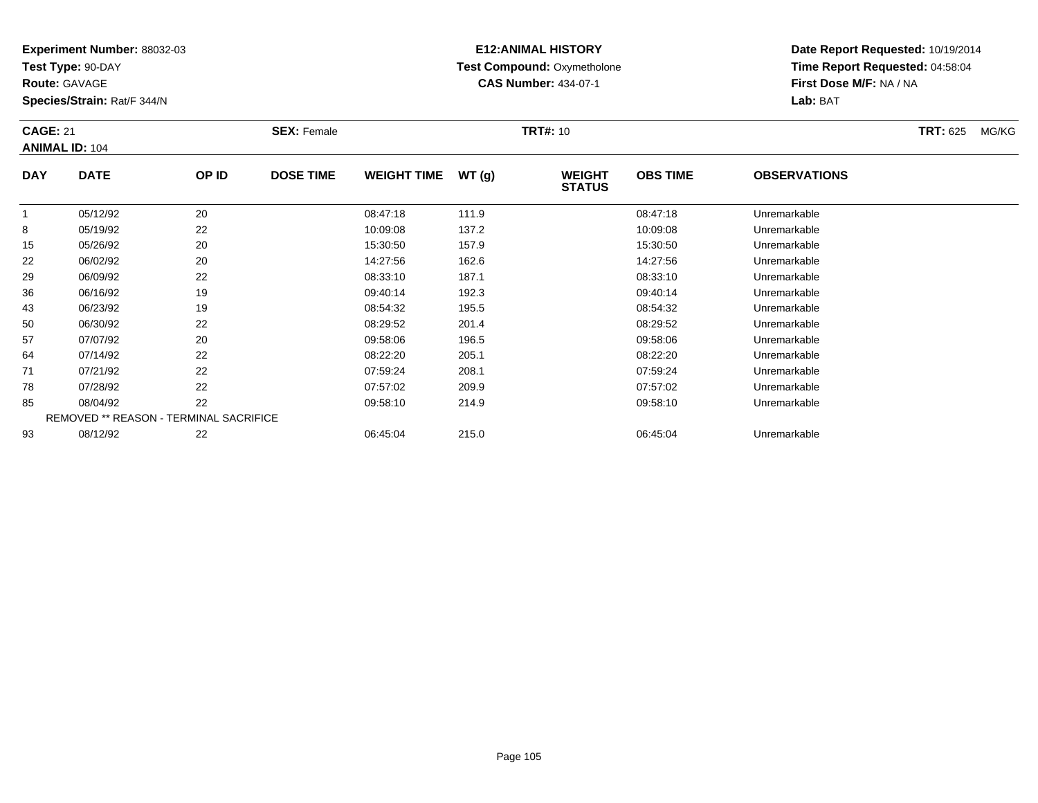**Experiment Number:** 88032-03
**Test Type:** 90-DAY
**Route:** GAVAGE
**Species/Strain:** Rat/F 344/N

**E12:ANIMAL HISTORY**
**Test Compound:** Oxymetholone
**CAS Number:** 434-07-1

**Date Report Requested:** 10/19/2014
**Time Report Requested:** 04:58:04
**First Dose M/F:** NA / NA
**Lab:** BAT

**CAGE:** 21 **SEX:** Female **TRT#:** 10 **TRT:** 625 MG/KG
**ANIMAL ID:** 104

| DAY | DATE | OP ID | DOSE TIME | WEIGHT TIME | WT (g) | WEIGHT STATUS | OBS TIME | OBSERVATIONS |
|---|---|---|---|---|---|---|---|---|
| 1 | 05/12/92 | 20 | | 08:47:18 | 111.9 | | 08:47:18 | Unremarkable |
| 8 | 05/19/92 | 22 | | 10:09:08 | 137.2 | | 10:09:08 | Unremarkable |
| 15 | 05/26/92 | 20 | | 15:30:50 | 157.9 | | 15:30:50 | Unremarkable |
| 22 | 06/02/92 | 20 | | 14:27:56 | 162.6 | | 14:27:56 | Unremarkable |
| 29 | 06/09/92 | 22 | | 08:33:10 | 187.1 | | 08:33:10 | Unremarkable |
| 36 | 06/16/92 | 19 | | 09:40:14 | 192.3 | | 09:40:14 | Unremarkable |
| 43 | 06/23/92 | 19 | | 08:54:32 | 195.5 | | 08:54:32 | Unremarkable |
| 50 | 06/30/92 | 22 | | 08:29:52 | 201.4 | | 08:29:52 | Unremarkable |
| 57 | 07/07/92 | 20 | | 09:58:06 | 196.5 | | 09:58:06 | Unremarkable |
| 64 | 07/14/92 | 22 | | 08:22:20 | 205.1 | | 08:22:20 | Unremarkable |
| 71 | 07/21/92 | 22 | | 07:59:24 | 208.1 | | 07:59:24 | Unremarkable |
| 78 | 07/28/92 | 22 | | 07:57:02 | 209.9 | | 07:57:02 | Unremarkable |
| 85 | 08/04/92 | 22 | | 09:58:10 | 214.9 | | 09:58:10 | Unremarkable |
| REMOVED ** REASON - TERMINAL SACRIFICE | | | | | | | | |
| 93 | 08/12/92 | 22 | | 06:45:04 | 215.0 | | 06:45:04 | Unremarkable |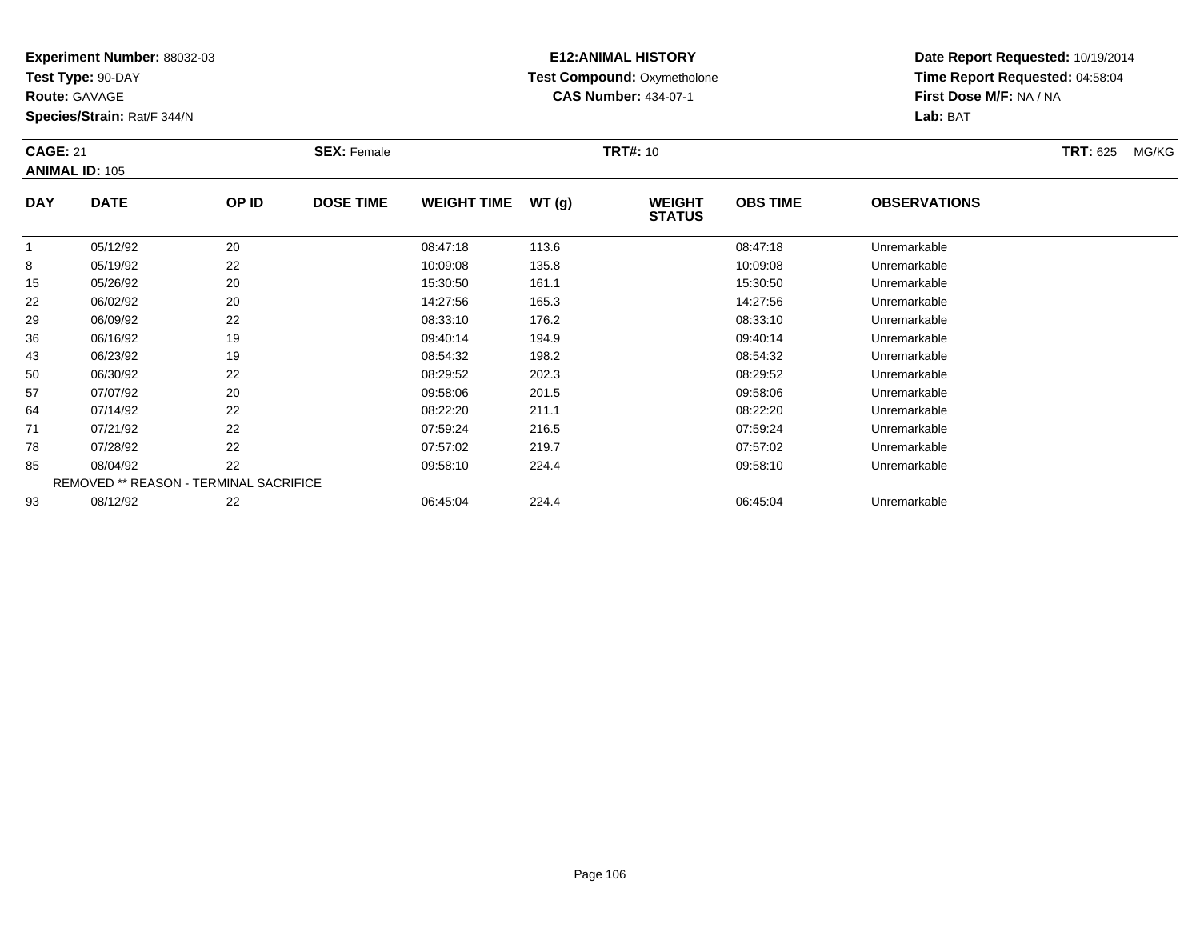**Experiment Number:** 88032-03
**Test Type:** 90-DAY
**Route:** GAVAGE
**Species/Strain:** Rat/F 344/N

**E12:ANIMAL HISTORY**
**Test Compound:** Oxymetholone
**CAS Number:** 434-07-1

**Date Report Requested:** 10/19/2014
**Time Report Requested:** 04:58:04
**First Dose M/F:** NA / NA
**Lab:** BAT

**CAGE:** 21 **SEX:** Female **TRT#:** 10 **TRT:** 625 MG/KG
**ANIMAL ID:** 105

| DAY | DATE | OP ID | DOSE TIME | WEIGHT TIME | WT (g) | WEIGHT STATUS | OBS TIME | OBSERVATIONS |
|---|---|---|---|---|---|---|---|---|
| 1 | 05/12/92 | 20 | | 08:47:18 | 113.6 | | 08:47:18 | Unremarkable |
| 8 | 05/19/92 | 22 | | 10:09:08 | 135.8 | | 10:09:08 | Unremarkable |
| 15 | 05/26/92 | 20 | | 15:30:50 | 161.1 | | 15:30:50 | Unremarkable |
| 22 | 06/02/92 | 20 | | 14:27:56 | 165.3 | | 14:27:56 | Unremarkable |
| 29 | 06/09/92 | 22 | | 08:33:10 | 176.2 | | 08:33:10 | Unremarkable |
| 36 | 06/16/92 | 19 | | 09:40:14 | 194.9 | | 09:40:14 | Unremarkable |
| 43 | 06/23/92 | 19 | | 08:54:32 | 198.2 | | 08:54:32 | Unremarkable |
| 50 | 06/30/92 | 22 | | 08:29:52 | 202.3 | | 08:29:52 | Unremarkable |
| 57 | 07/07/92 | 20 | | 09:58:06 | 201.5 | | 09:58:06 | Unremarkable |
| 64 | 07/14/92 | 22 | | 08:22:20 | 211.1 | | 08:22:20 | Unremarkable |
| 71 | 07/21/92 | 22 | | 07:59:24 | 216.5 | | 07:59:24 | Unremarkable |
| 78 | 07/28/92 | 22 | | 07:57:02 | 219.7 | | 07:57:02 | Unremarkable |
| 85 | 08/04/92 | 22 | | 09:58:10 | 224.4 | | 09:58:10 | Unremarkable |
| REMOVED ** REASON - TERMINAL SACRIFICE | | | | | | | | |
| 93 | 08/12/92 | 22 | | 06:45:04 | 224.4 | | 06:45:04 | Unremarkable |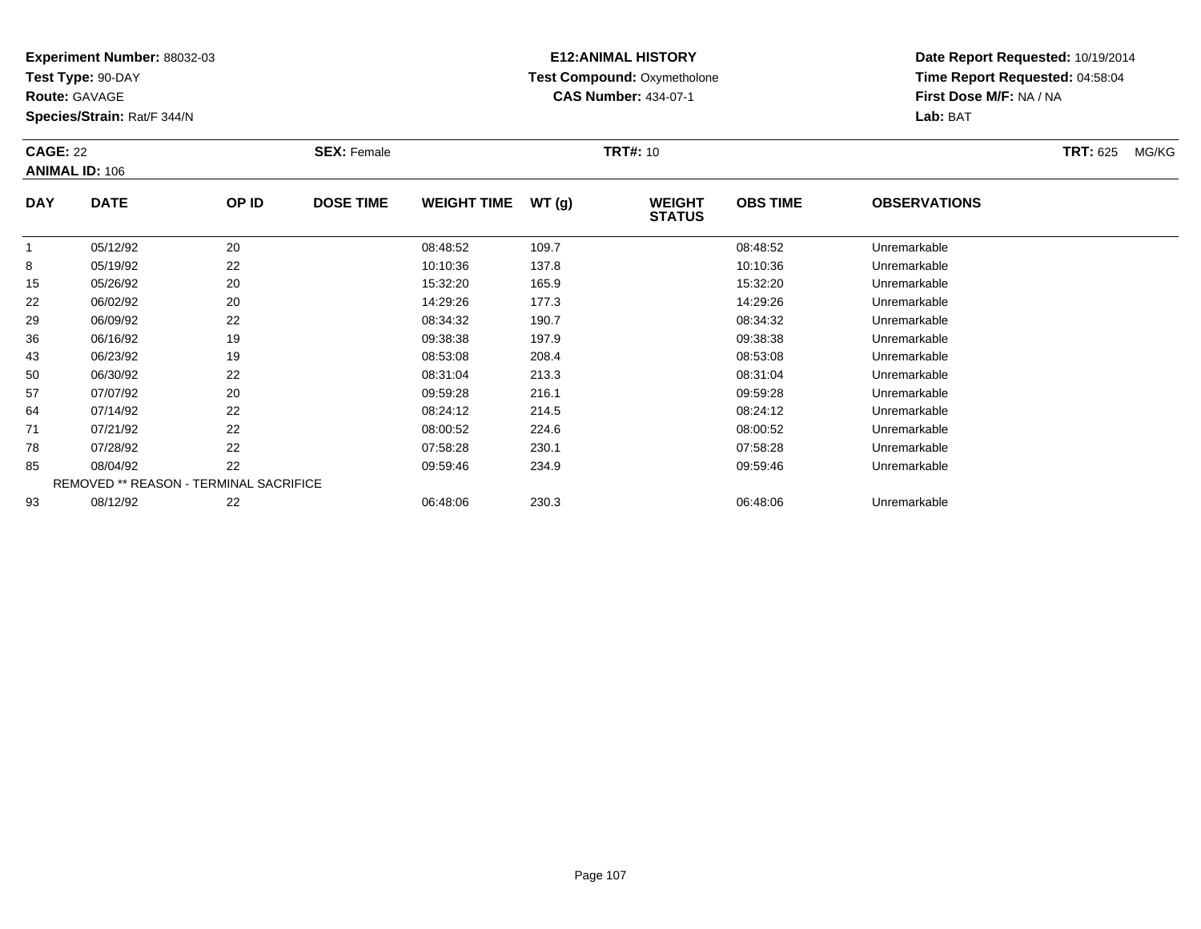**Experiment Number:** 88032-03
**Test Type:** 90-DAY
**Route:** GAVAGE
**Species/Strain:** Rat/F 344/N

**E12:ANIMAL HISTORY**
**Test Compound:** Oxymetholone
**CAS Number:** 434-07-1

**Date Report Requested:** 10/19/2014
**Time Report Requested:** 04:58:04
**First Dose M/F:** NA / NA
**Lab:** BAT

**CAGE:** 22 **SEX:** Female **TRT#:** 10 **TRT:** 625 MG/KG
**ANIMAL ID:** 106

| DAY | DATE | OP ID | DOSE TIME | WEIGHT TIME | WT (g) | WEIGHT STATUS | OBS TIME | OBSERVATIONS |
|---|---|---|---|---|---|---|---|---|
| 1 | 05/12/92 | 20 | | 08:48:52 | 109.7 | | 08:48:52 | Unremarkable |
| 8 | 05/19/92 | 22 | | 10:10:36 | 137.8 | | 10:10:36 | Unremarkable |
| 15 | 05/26/92 | 20 | | 15:32:20 | 165.9 | | 15:32:20 | Unremarkable |
| 22 | 06/02/92 | 20 | | 14:29:26 | 177.3 | | 14:29:26 | Unremarkable |
| 29 | 06/09/92 | 22 | | 08:34:32 | 190.7 | | 08:34:32 | Unremarkable |
| 36 | 06/16/92 | 19 | | 09:38:38 | 197.9 | | 09:38:38 | Unremarkable |
| 43 | 06/23/92 | 19 | | 08:53:08 | 208.4 | | 08:53:08 | Unremarkable |
| 50 | 06/30/92 | 22 | | 08:31:04 | 213.3 | | 08:31:04 | Unremarkable |
| 57 | 07/07/92 | 20 | | 09:59:28 | 216.1 | | 09:59:28 | Unremarkable |
| 64 | 07/14/92 | 22 | | 08:24:12 | 214.5 | | 08:24:12 | Unremarkable |
| 71 | 07/21/92 | 22 | | 08:00:52 | 224.6 | | 08:00:52 | Unremarkable |
| 78 | 07/28/92 | 22 | | 07:58:28 | 230.1 | | 07:58:28 | Unremarkable |
| 85 | 08/04/92 | 22 | | 09:59:46 | 234.9 | | 09:59:46 | Unremarkable |
| REMOVED ** REASON - TERMINAL SACRIFICE | | | | | | | | |
| 93 | 08/12/92 | 22 | | 06:48:06 | 230.3 | | 06:48:06 | Unremarkable |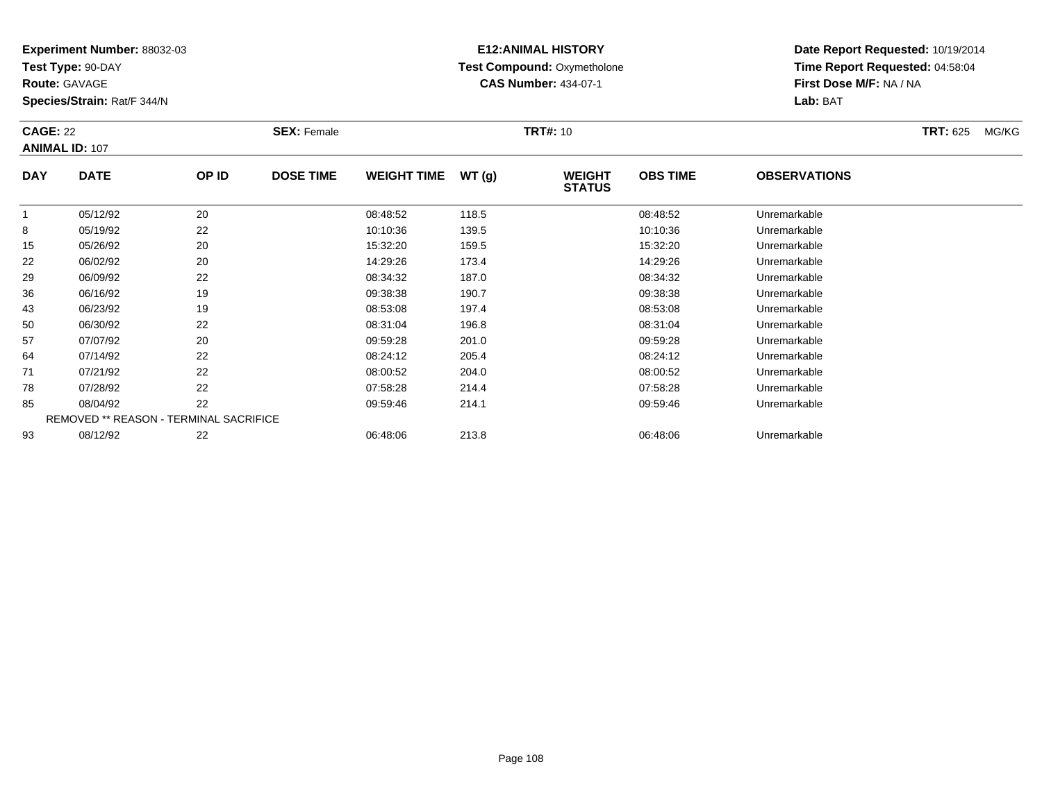**Experiment Number:** 88032-03
**Test Type:** 90-DAY
**Route:** GAVAGE
**Species/Strain:** Rat/F 344/N

**E12:ANIMAL HISTORY**
**Test Compound:** Oxymetholone
**CAS Number:** 434-07-1

**Date Report Requested:** 10/19/2014
**Time Report Requested:** 04:58:04
**First Dose M/F:** NA / NA
**Lab:** BAT

**CAGE:** 22 **SEX:** Female **TRT#:** 10 **TRT:** 625 MG/KG
**ANIMAL ID:** 107

| DAY | DATE | OP ID | DOSE TIME | WEIGHT TIME | WT (g) | WEIGHT STATUS | OBS TIME | OBSERVATIONS |
|---|---|---|---|---|---|---|---|---|
| 1 | 05/12/92 | 20 | | 08:48:52 | 118.5 | | 08:48:52 | Unremarkable |
| 8 | 05/19/92 | 22 | | 10:10:36 | 139.5 | | 10:10:36 | Unremarkable |
| 15 | 05/26/92 | 20 | | 15:32:20 | 159.5 | | 15:32:20 | Unremarkable |
| 22 | 06/02/92 | 20 | | 14:29:26 | 173.4 | | 14:29:26 | Unremarkable |
| 29 | 06/09/92 | 22 | | 08:34:32 | 187.0 | | 08:34:32 | Unremarkable |
| 36 | 06/16/92 | 19 | | 09:38:38 | 190.7 | | 09:38:38 | Unremarkable |
| 43 | 06/23/92 | 19 | | 08:53:08 | 197.4 | | 08:53:08 | Unremarkable |
| 50 | 06/30/92 | 22 | | 08:31:04 | 196.8 | | 08:31:04 | Unremarkable |
| 57 | 07/07/92 | 20 | | 09:59:28 | 201.0 | | 09:59:28 | Unremarkable |
| 64 | 07/14/92 | 22 | | 08:24:12 | 205.4 | | 08:24:12 | Unremarkable |
| 71 | 07/21/92 | 22 | | 08:00:52 | 204.0 | | 08:00:52 | Unremarkable |
| 78 | 07/28/92 | 22 | | 07:58:28 | 214.4 | | 07:58:28 | Unremarkable |
| 85 | 08/04/92 | 22 | | 09:59:46 | 214.1 | | 09:59:46 | Unremarkable |
| REMOVED ** REASON - TERMINAL SACRIFICE | | | | | | | | |
| 93 | 08/12/92 | 22 | | 06:48:06 | 213.8 | | 06:48:06 | Unremarkable |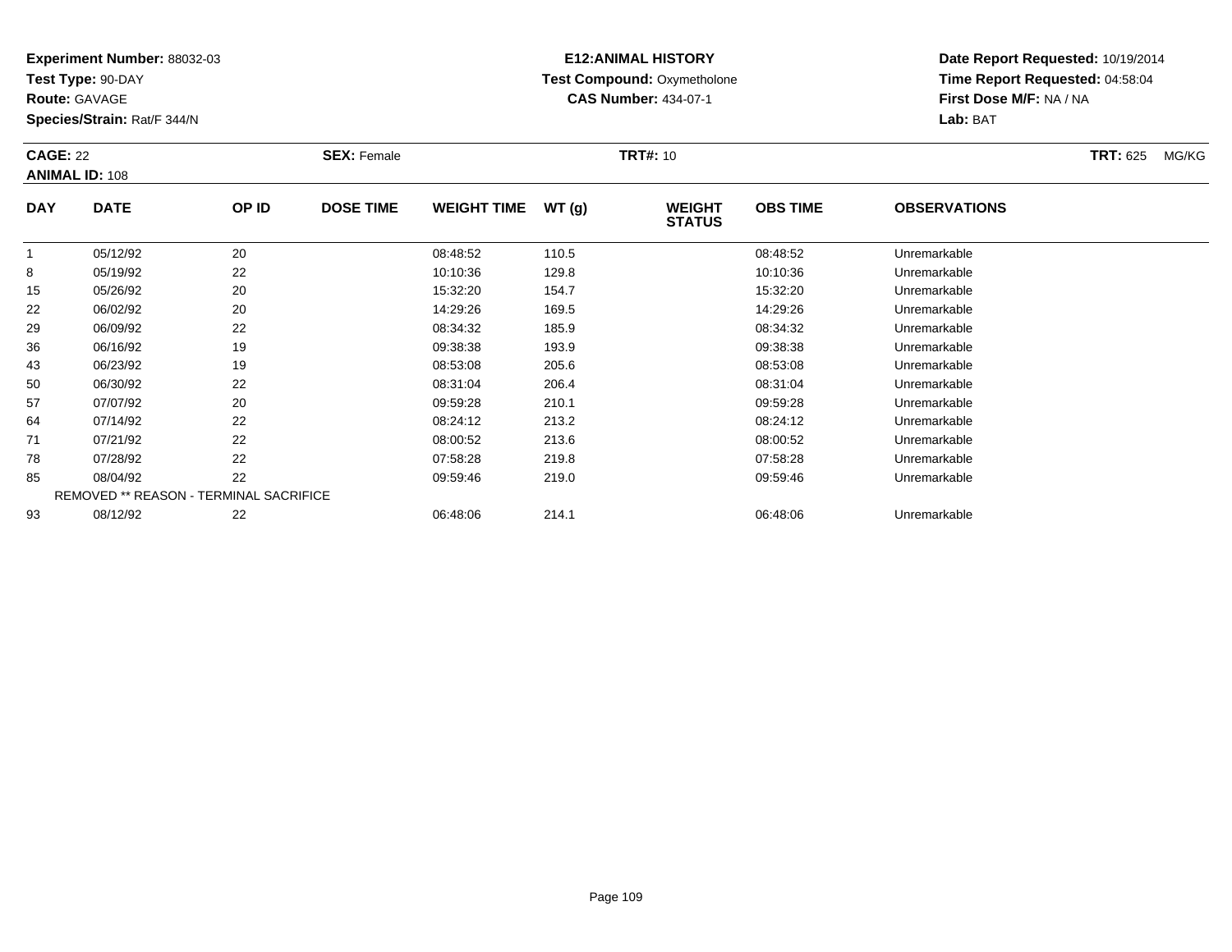**Experiment Number:** 88032-03
**Test Type:** 90-DAY
**Route:** GAVAGE
**Species/Strain:** Rat/F 344/N

**E12:ANIMAL HISTORY**
**Test Compound:** Oxymetholone
**CAS Number:** 434-07-1

**Date Report Requested:** 10/19/2014
**Time Report Requested:** 04:58:04
**First Dose M/F:** NA / NA
**Lab:** BAT

**CAGE:** 22 **SEX:** Female **TRT#:** 10 **TRT:** 625 MG/KG
**ANIMAL ID:** 108

| DAY | DATE | OP ID | DOSE TIME | WEIGHT TIME | WT (g) | WEIGHT STATUS | OBS TIME | OBSERVATIONS |
|---|---|---|---|---|---|---|---|---|
| 1 | 05/12/92 | 20 | | 08:48:52 | 110.5 | | 08:48:52 | Unremarkable |
| 8 | 05/19/92 | 22 | | 10:10:36 | 129.8 | | 10:10:36 | Unremarkable |
| 15 | 05/26/92 | 20 | | 15:32:20 | 154.7 | | 15:32:20 | Unremarkable |
| 22 | 06/02/92 | 20 | | 14:29:26 | 169.5 | | 14:29:26 | Unremarkable |
| 29 | 06/09/92 | 22 | | 08:34:32 | 185.9 | | 08:34:32 | Unremarkable |
| 36 | 06/16/92 | 19 | | 09:38:38 | 193.9 | | 09:38:38 | Unremarkable |
| 43 | 06/23/92 | 19 | | 08:53:08 | 205.6 | | 08:53:08 | Unremarkable |
| 50 | 06/30/92 | 22 | | 08:31:04 | 206.4 | | 08:31:04 | Unremarkable |
| 57 | 07/07/92 | 20 | | 09:59:28 | 210.1 | | 09:59:28 | Unremarkable |
| 64 | 07/14/92 | 22 | | 08:24:12 | 213.2 | | 08:24:12 | Unremarkable |
| 71 | 07/21/92 | 22 | | 08:00:52 | 213.6 | | 08:00:52 | Unremarkable |
| 78 | 07/28/92 | 22 | | 07:58:28 | 219.8 | | 07:58:28 | Unremarkable |
| 85 | 08/04/92 | 22 | | 09:59:46 | 219.0 | | 09:59:46 | Unremarkable |
| REMOVED ** REASON - TERMINAL SACRIFICE | | | | | | | | |
| 93 | 08/12/92 | 22 | | 06:48:06 | 214.1 | | 06:48:06 | Unremarkable |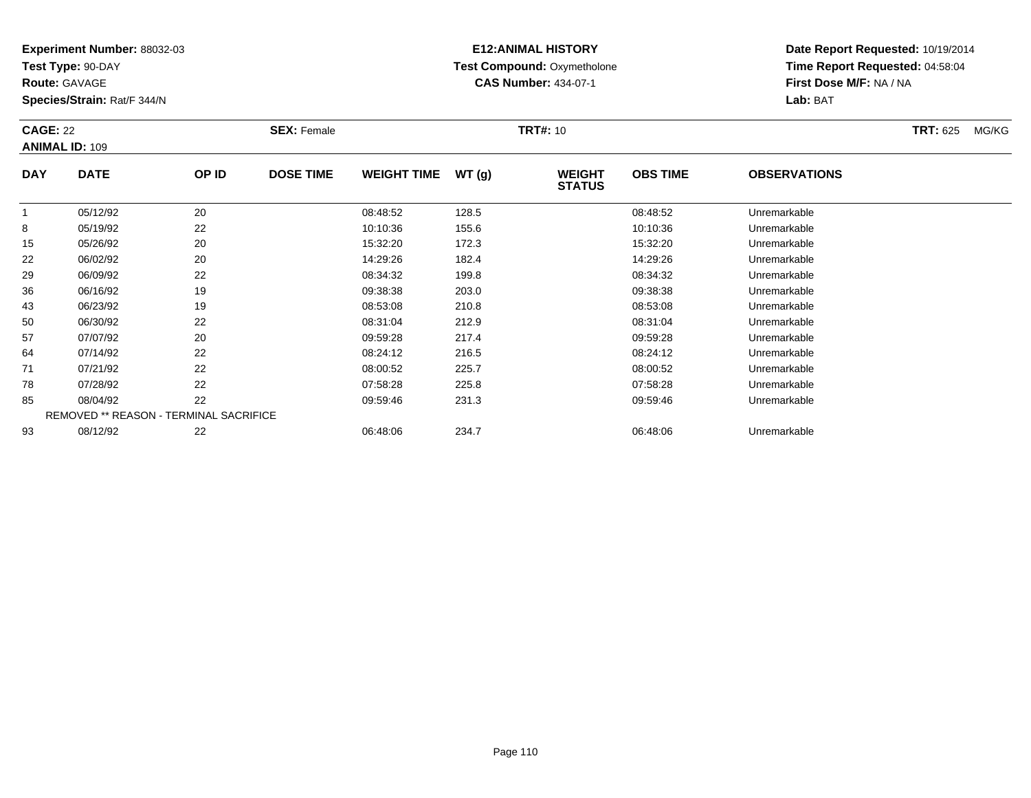**Experiment Number:** 88032-03
**Test Type:** 90-DAY
**Route:** GAVAGE
**Species/Strain:** Rat/F 344/N

**E12:ANIMAL HISTORY**
**Test Compound:** Oxymetholone
**CAS Number:** 434-07-1

**Date Report Requested:** 10/19/2014
**Time Report Requested:** 04:58:04
**First Dose M/F:** NA / NA
**Lab:** BAT

**CAGE:** 22 **SEX:** Female **TRT#:** 10 **TRT:** 625 MG/KG
**ANIMAL ID:** 109

| DAY | DATE | OP ID | DOSE TIME | WEIGHT TIME | WT (g) | WEIGHT STATUS | OBS TIME | OBSERVATIONS |
|---|---|---|---|---|---|---|---|---|
| 1 | 05/12/92 | 20 | | 08:48:52 | 128.5 | | 08:48:52 | Unremarkable |
| 8 | 05/19/92 | 22 | | 10:10:36 | 155.6 | | 10:10:36 | Unremarkable |
| 15 | 05/26/92 | 20 | | 15:32:20 | 172.3 | | 15:32:20 | Unremarkable |
| 22 | 06/02/92 | 20 | | 14:29:26 | 182.4 | | 14:29:26 | Unremarkable |
| 29 | 06/09/92 | 22 | | 08:34:32 | 199.8 | | 08:34:32 | Unremarkable |
| 36 | 06/16/92 | 19 | | 09:38:38 | 203.0 | | 09:38:38 | Unremarkable |
| 43 | 06/23/92 | 19 | | 08:53:08 | 210.8 | | 08:53:08 | Unremarkable |
| 50 | 06/30/92 | 22 | | 08:31:04 | 212.9 | | 08:31:04 | Unremarkable |
| 57 | 07/07/92 | 20 | | 09:59:28 | 217.4 | | 09:59:28 | Unremarkable |
| 64 | 07/14/92 | 22 | | 08:24:12 | 216.5 | | 08:24:12 | Unremarkable |
| 71 | 07/21/92 | 22 | | 08:00:52 | 225.7 | | 08:00:52 | Unremarkable |
| 78 | 07/28/92 | 22 | | 07:58:28 | 225.8 | | 07:58:28 | Unremarkable |
| 85 | 08/04/92 | 22 | | 09:59:46 | 231.3 | | 09:59:46 | Unremarkable |
| REMOVED ** REASON - TERMINAL SACRIFICE | | | | | | | | |
| 93 | 08/12/92 | 22 | | 06:48:06 | 234.7 | | 06:48:06 | Unremarkable |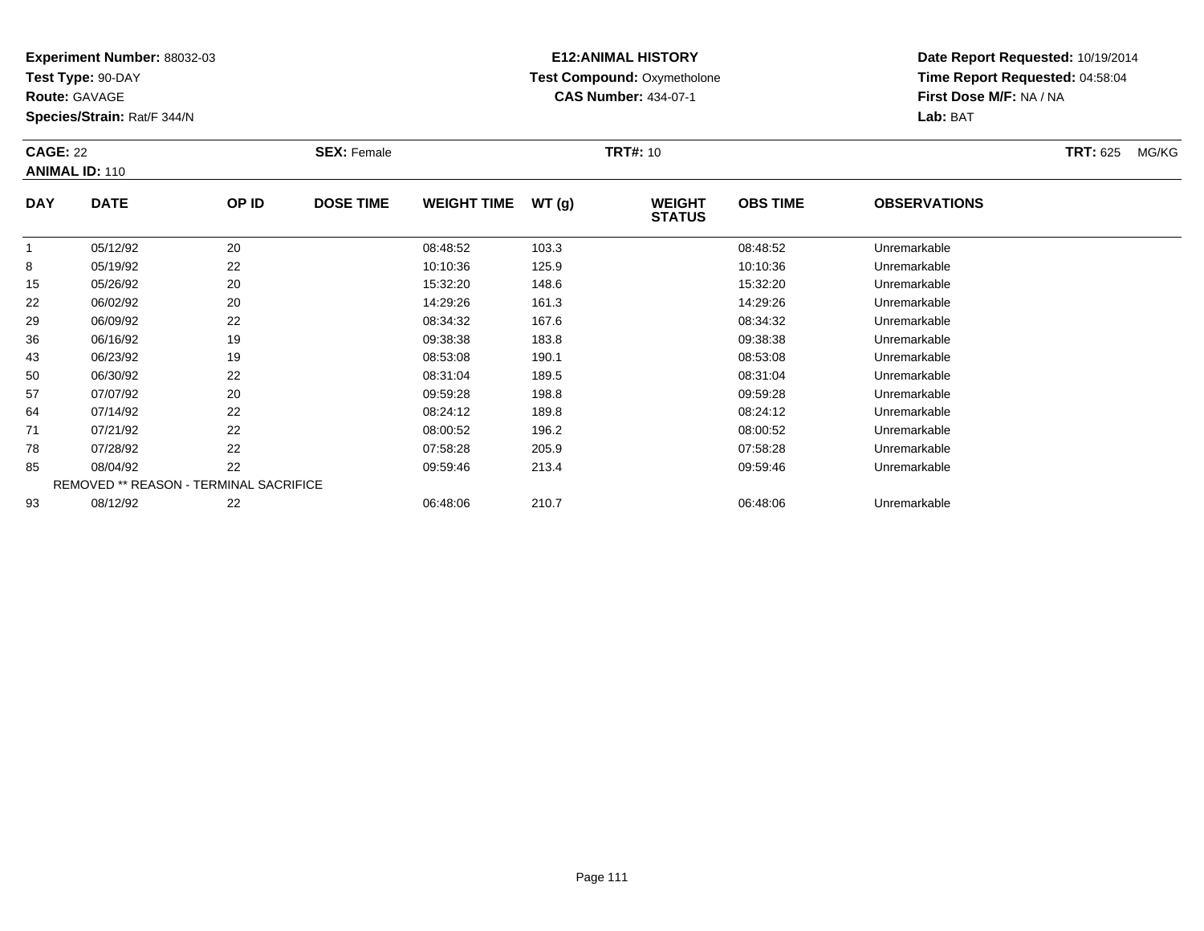**Experiment Number:** 88032-03
**Test Type:** 90-DAY
**Route:** GAVAGE
**Species/Strain:** Rat/F 344/N

**E12:ANIMAL HISTORY**
**Test Compound:** Oxymetholone
**CAS Number:** 434-07-1

**Date Report Requested:** 10/19/2014
**Time Report Requested:** 04:58:04
**First Dose M/F:** NA / NA
**Lab:** BAT

**CAGE:** 22 **SEX:** Female **TRT#:** 10 **TRT:** 625 MG/KG
**ANIMAL ID:** 110

| DAY | DATE | OP ID | DOSE TIME | WEIGHT TIME | WT (g) | WEIGHT STATUS | OBS TIME | OBSERVATIONS |
|---|---|---|---|---|---|---|---|---|
| 1 | 05/12/92 | 20 | | 08:48:52 | 103.3 | | 08:48:52 | Unremarkable |
| 8 | 05/19/92 | 22 | | 10:10:36 | 125.9 | | 10:10:36 | Unremarkable |
| 15 | 05/26/92 | 20 | | 15:32:20 | 148.6 | | 15:32:20 | Unremarkable |
| 22 | 06/02/92 | 20 | | 14:29:26 | 161.3 | | 14:29:26 | Unremarkable |
| 29 | 06/09/92 | 22 | | 08:34:32 | 167.6 | | 08:34:32 | Unremarkable |
| 36 | 06/16/92 | 19 | | 09:38:38 | 183.8 | | 09:38:38 | Unremarkable |
| 43 | 06/23/92 | 19 | | 08:53:08 | 190.1 | | 08:53:08 | Unremarkable |
| 50 | 06/30/92 | 22 | | 08:31:04 | 189.5 | | 08:31:04 | Unremarkable |
| 57 | 07/07/92 | 20 | | 09:59:28 | 198.8 | | 09:59:28 | Unremarkable |
| 64 | 07/14/92 | 22 | | 08:24:12 | 189.8 | | 08:24:12 | Unremarkable |
| 71 | 07/21/92 | 22 | | 08:00:52 | 196.2 | | 08:00:52 | Unremarkable |
| 78 | 07/28/92 | 22 | | 07:58:28 | 205.9 | | 07:58:28 | Unremarkable |
| 85 | 08/04/92 | 22 | | 09:59:46 | 213.4 | | 09:59:46 | Unremarkable |
| REMOVED ** REASON - TERMINAL SACRIFICE | | | | | | | | |
| 93 | 08/12/92 | 22 | | 06:48:06 | 210.7 | | 06:48:06 | Unremarkable |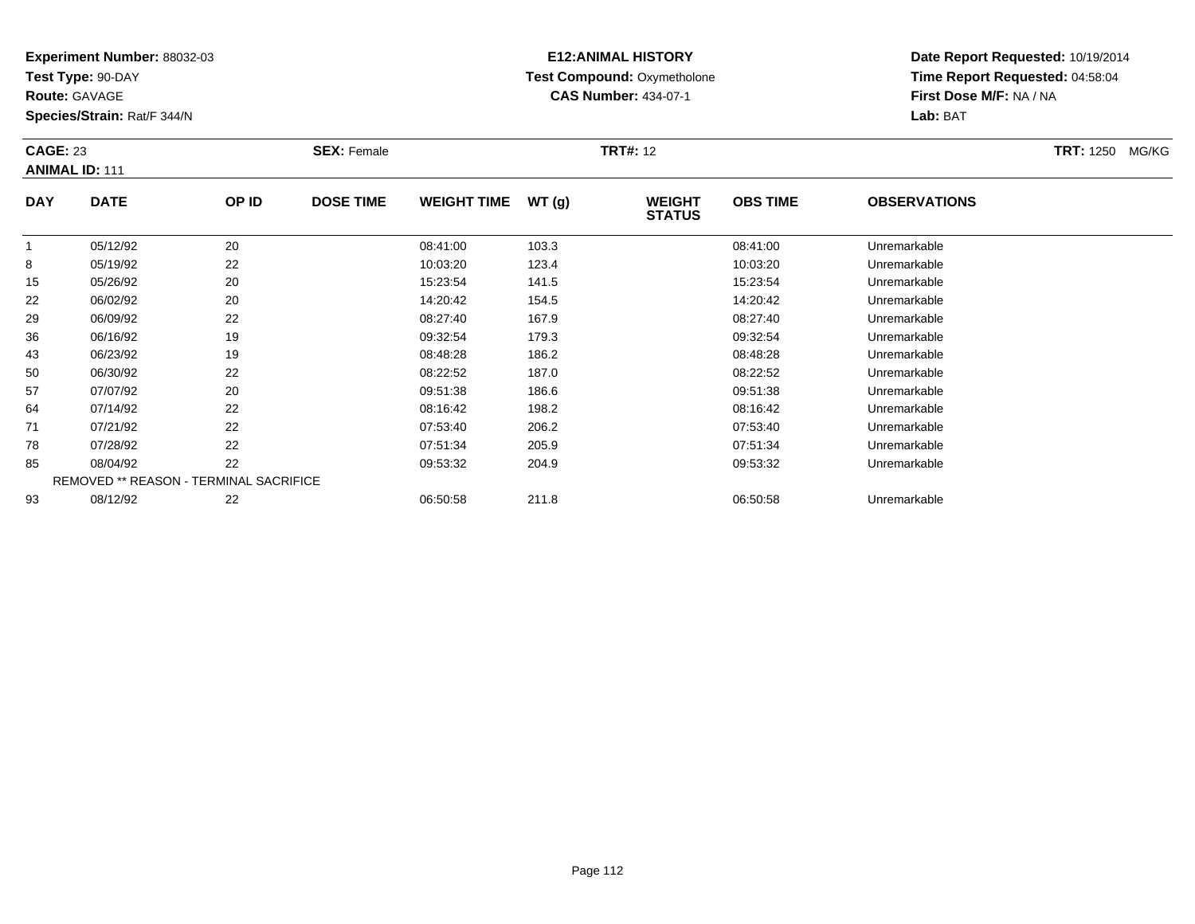**Experiment Number:** 88032-03
**Test Type:** 90-DAY
**Route:** GAVAGE
**Species/Strain:** Rat/F 344/N

**E12:ANIMAL HISTORY**
**Test Compound:** Oxymetholone
**CAS Number:** 434-07-1

**Date Report Requested:** 10/19/2014
**Time Report Requested:** 04:58:04
**First Dose M/F:** NA / NA
**Lab:** BAT

**CAGE:** 23 **SEX:** Female **TRT#:** 12 **TRT:** 1250 MG/KG
**ANIMAL ID:** 111

| DAY | DATE | OP ID | DOSE TIME | WEIGHT TIME | WT (g) | WEIGHT STATUS | OBS TIME | OBSERVATIONS |
|---|---|---|---|---|---|---|---|---|
| 1 | 05/12/92 | 20 | | 08:41:00 | 103.3 | | 08:41:00 | Unremarkable |
| 8 | 05/19/92 | 22 | | 10:03:20 | 123.4 | | 10:03:20 | Unremarkable |
| 15 | 05/26/92 | 20 | | 15:23:54 | 141.5 | | 15:23:54 | Unremarkable |
| 22 | 06/02/92 | 20 | | 14:20:42 | 154.5 | | 14:20:42 | Unremarkable |
| 29 | 06/09/92 | 22 | | 08:27:40 | 167.9 | | 08:27:40 | Unremarkable |
| 36 | 06/16/92 | 19 | | 09:32:54 | 179.3 | | 09:32:54 | Unremarkable |
| 43 | 06/23/92 | 19 | | 08:48:28 | 186.2 | | 08:48:28 | Unremarkable |
| 50 | 06/30/92 | 22 | | 08:22:52 | 187.0 | | 08:22:52 | Unremarkable |
| 57 | 07/07/92 | 20 | | 09:51:38 | 186.6 | | 09:51:38 | Unremarkable |
| 64 | 07/14/92 | 22 | | 08:16:42 | 198.2 | | 08:16:42 | Unremarkable |
| 71 | 07/21/92 | 22 | | 07:53:40 | 206.2 | | 07:53:40 | Unremarkable |
| 78 | 07/28/92 | 22 | | 07:51:34 | 205.9 | | 07:51:34 | Unremarkable |
| 85 | 08/04/92 | 22 | | 09:53:32 | 204.9 | | 09:53:32 | Unremarkable |
| REMOVED ** REASON - TERMINAL SACRIFICE | | | | | | | | |
| 93 | 08/12/92 | 22 | | 06:50:58 | 211.8 | | 06:50:58 | Unremarkable |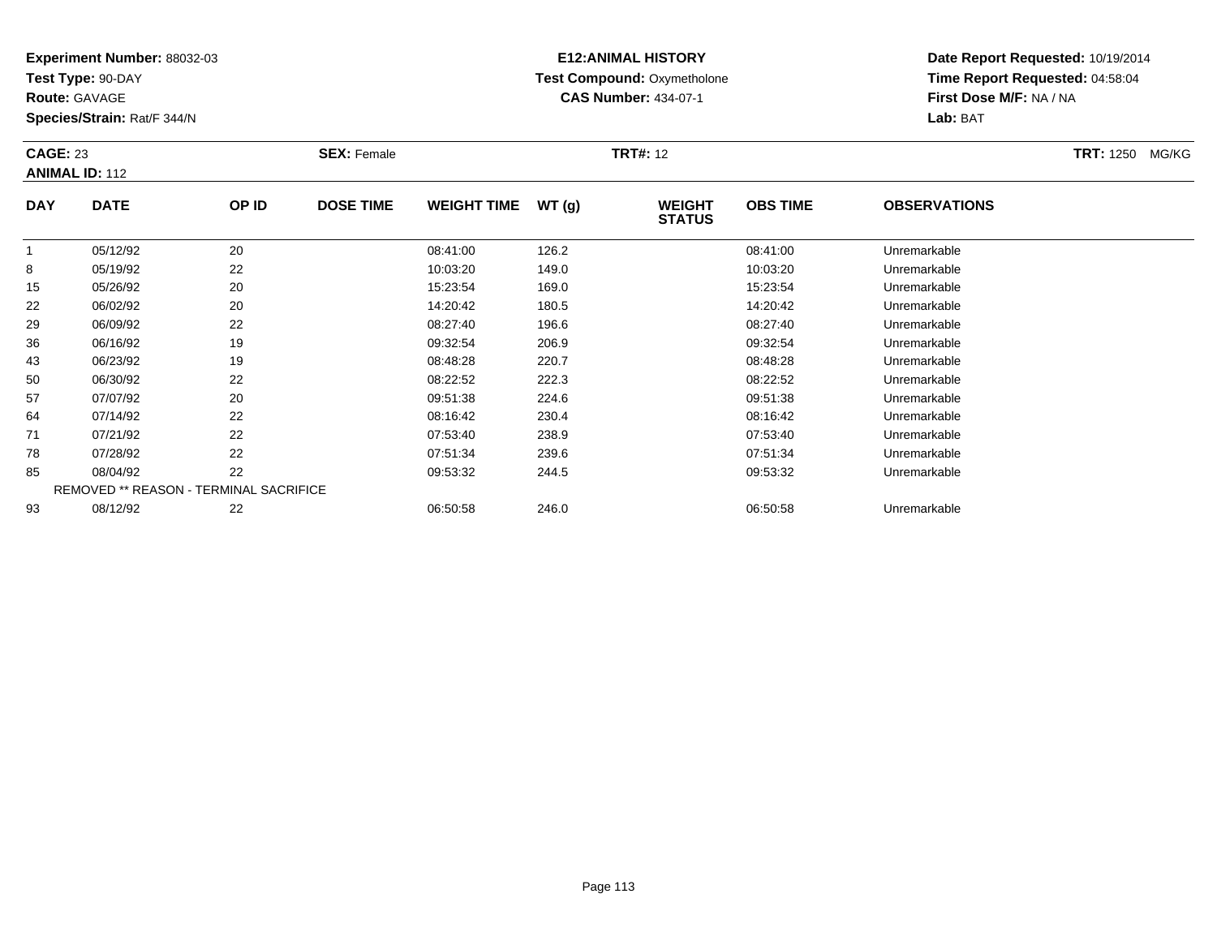**Experiment Number:** 88032-03
**Test Type:** 90-DAY
**Route:** GAVAGE
**Species/Strain:** Rat/F 344/N

**E12:ANIMAL HISTORY**
**Test Compound:** Oxymetholone
**CAS Number:** 434-07-1

**Date Report Requested:** 10/19/2014
**Time Report Requested:** 04:58:04
**First Dose M/F:** NA / NA
**Lab:** BAT

**CAGE:** 23 **SEX:** Female **TRT#:** 12 **TRT:** 1250 MG/KG
**ANIMAL ID:** 112

| DAY | DATE | OP ID | DOSE TIME | WEIGHT TIME | WT (g) | WEIGHT STATUS | OBS TIME | OBSERVATIONS |
|---|---|---|---|---|---|---|---|---|
| 1 | 05/12/92 | 20 | | 08:41:00 | 126.2 | | 08:41:00 | Unremarkable |
| 8 | 05/19/92 | 22 | | 10:03:20 | 149.0 | | 10:03:20 | Unremarkable |
| 15 | 05/26/92 | 20 | | 15:23:54 | 169.0 | | 15:23:54 | Unremarkable |
| 22 | 06/02/92 | 20 | | 14:20:42 | 180.5 | | 14:20:42 | Unremarkable |
| 29 | 06/09/92 | 22 | | 08:27:40 | 196.6 | | 08:27:40 | Unremarkable |
| 36 | 06/16/92 | 19 | | 09:32:54 | 206.9 | | 09:32:54 | Unremarkable |
| 43 | 06/23/92 | 19 | | 08:48:28 | 220.7 | | 08:48:28 | Unremarkable |
| 50 | 06/30/92 | 22 | | 08:22:52 | 222.3 | | 08:22:52 | Unremarkable |
| 57 | 07/07/92 | 20 | | 09:51:38 | 224.6 | | 09:51:38 | Unremarkable |
| 64 | 07/14/92 | 22 | | 08:16:42 | 230.4 | | 08:16:42 | Unremarkable |
| 71 | 07/21/92 | 22 | | 07:53:40 | 238.9 | | 07:53:40 | Unremarkable |
| 78 | 07/28/92 | 22 | | 07:51:34 | 239.6 | | 07:51:34 | Unremarkable |
| 85 | 08/04/92 | 22 | | 09:53:32 | 244.5 | | 09:53:32 | Unremarkable |
| REMOVED ** REASON - TERMINAL SACRIFICE | | | | | | | | |
| 93 | 08/12/92 | 22 | | 06:50:58 | 246.0 | | 06:50:58 | Unremarkable |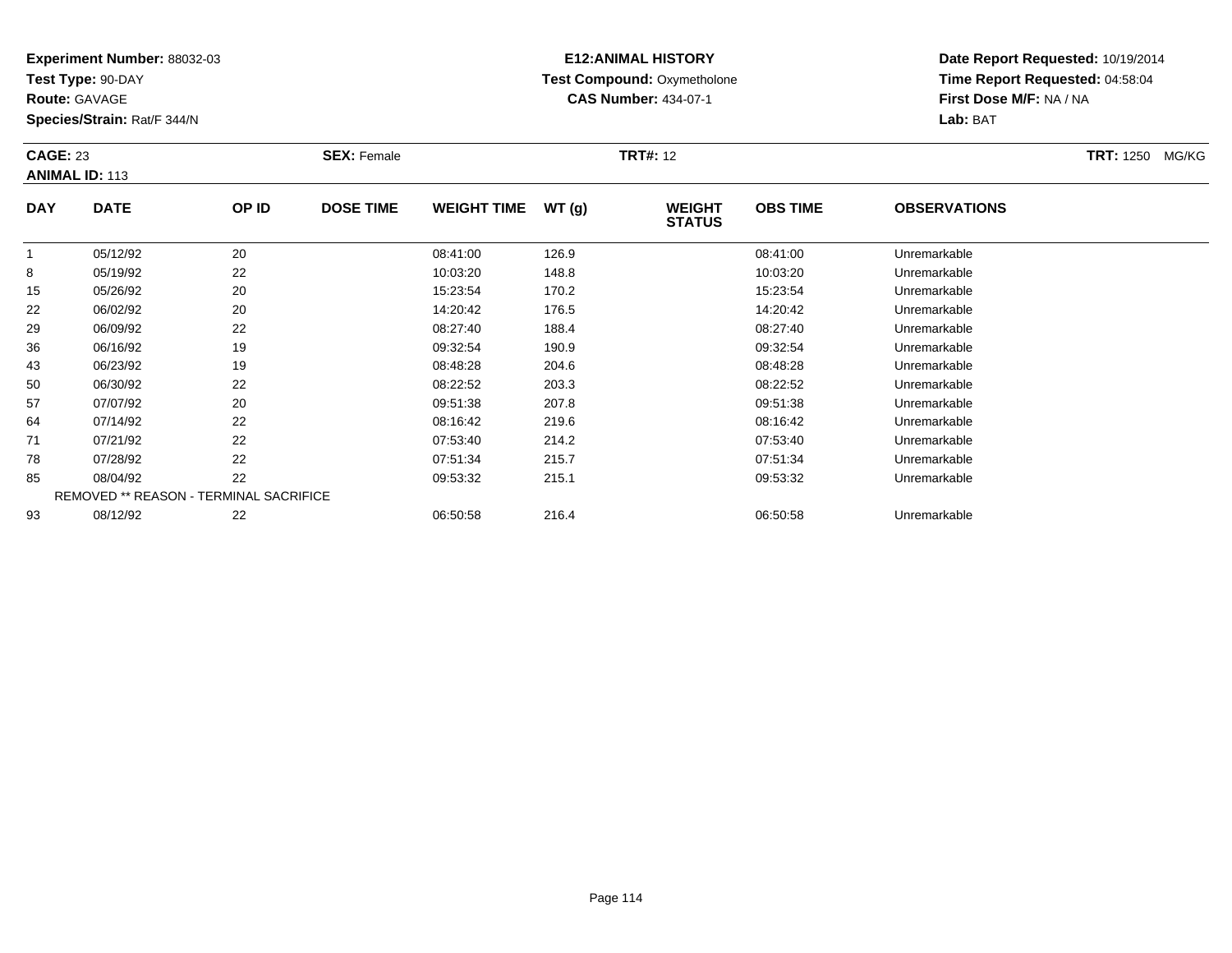**Experiment Number:** 88032-03
**Test Type:** 90-DAY
**Route:** GAVAGE
**Species/Strain:** Rat/F 344/N

**E12:ANIMAL HISTORY**
**Test Compound:** Oxymetholone
**CAS Number:** 434-07-1

**Date Report Requested:** 10/19/2014
**Time Report Requested:** 04:58:04
**First Dose M/F:** NA / NA
**Lab:** BAT

**CAGE:** 23 **SEX:** Female **TRT#:** 12 **TRT:** 1250 MG/KG
**ANIMAL ID:** 113

| DAY | DATE | OP ID | DOSE TIME | WEIGHT TIME | WT (g) | WEIGHT STATUS | OBS TIME | OBSERVATIONS |
|---|---|---|---|---|---|---|---|---|
| 1 | 05/12/92 | 20 | | 08:41:00 | 126.9 | | 08:41:00 | Unremarkable |
| 8 | 05/19/92 | 22 | | 10:03:20 | 148.8 | | 10:03:20 | Unremarkable |
| 15 | 05/26/92 | 20 | | 15:23:54 | 170.2 | | 15:23:54 | Unremarkable |
| 22 | 06/02/92 | 20 | | 14:20:42 | 176.5 | | 14:20:42 | Unremarkable |
| 29 | 06/09/92 | 22 | | 08:27:40 | 188.4 | | 08:27:40 | Unremarkable |
| 36 | 06/16/92 | 19 | | 09:32:54 | 190.9 | | 09:32:54 | Unremarkable |
| 43 | 06/23/92 | 19 | | 08:48:28 | 204.6 | | 08:48:28 | Unremarkable |
| 50 | 06/30/92 | 22 | | 08:22:52 | 203.3 | | 08:22:52 | Unremarkable |
| 57 | 07/07/92 | 20 | | 09:51:38 | 207.8 | | 09:51:38 | Unremarkable |
| 64 | 07/14/92 | 22 | | 08:16:42 | 219.6 | | 08:16:42 | Unremarkable |
| 71 | 07/21/92 | 22 | | 07:53:40 | 214.2 | | 07:53:40 | Unremarkable |
| 78 | 07/28/92 | 22 | | 07:51:34 | 215.7 | | 07:51:34 | Unremarkable |
| 85 | 08/04/92 | 22 | | 09:53:32 | 215.1 | | 09:53:32 | Unremarkable |
| REMOVED ** REASON - TERMINAL SACRIFICE | | | | | | | | |
| 93 | 08/12/92 | 22 | | 06:50:58 | 216.4 | | 06:50:58 | Unremarkable |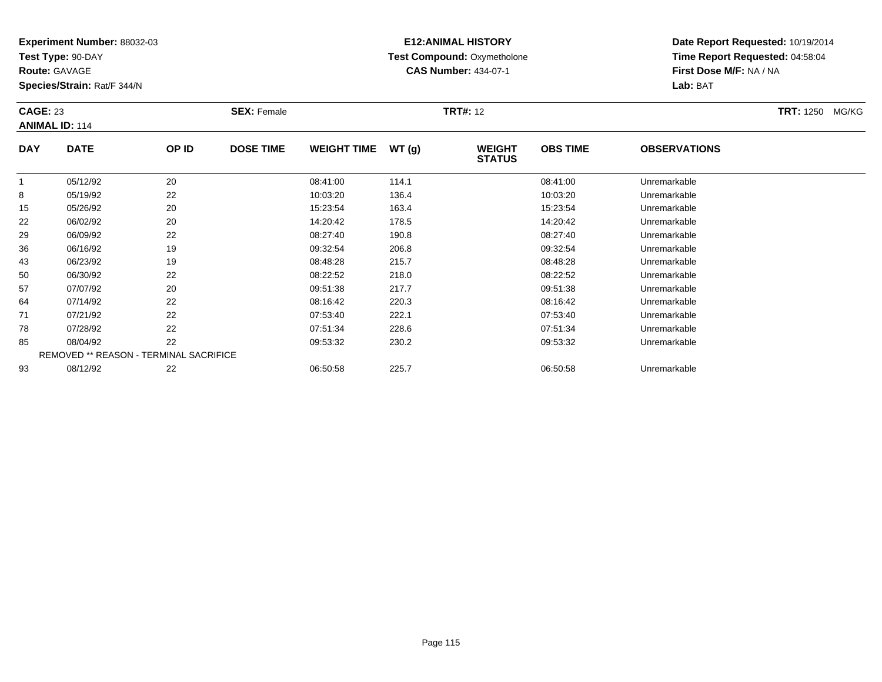**Experiment Number:** 88032-03
**Test Type:** 90-DAY
**Route:** GAVAGE
**Species/Strain:** Rat/F 344/N

**E12:ANIMAL HISTORY**
**Test Compound:** Oxymetholone
**CAS Number:** 434-07-1

**Date Report Requested:** 10/19/2014
**Time Report Requested:** 04:58:04
**First Dose M/F:** NA / NA
**Lab:** BAT

**CAGE:** 23 **SEX:** Female **TRT#:** 12 **TRT:** 1250 MG/KG
**ANIMAL ID:** 114

| DAY | DATE | OP ID | DOSE TIME | WEIGHT TIME | WT (g) | WEIGHT STATUS | OBS TIME | OBSERVATIONS |
|---|---|---|---|---|---|---|---|---|
| 1 | 05/12/92 | 20 | | 08:41:00 | 114.1 | | 08:41:00 | Unremarkable |
| 8 | 05/19/92 | 22 | | 10:03:20 | 136.4 | | 10:03:20 | Unremarkable |
| 15 | 05/26/92 | 20 | | 15:23:54 | 163.4 | | 15:23:54 | Unremarkable |
| 22 | 06/02/92 | 20 | | 14:20:42 | 178.5 | | 14:20:42 | Unremarkable |
| 29 | 06/09/92 | 22 | | 08:27:40 | 190.8 | | 08:27:40 | Unremarkable |
| 36 | 06/16/92 | 19 | | 09:32:54 | 206.8 | | 09:32:54 | Unremarkable |
| 43 | 06/23/92 | 19 | | 08:48:28 | 215.7 | | 08:48:28 | Unremarkable |
| 50 | 06/30/92 | 22 | | 08:22:52 | 218.0 | | 08:22:52 | Unremarkable |
| 57 | 07/07/92 | 20 | | 09:51:38 | 217.7 | | 09:51:38 | Unremarkable |
| 64 | 07/14/92 | 22 | | 08:16:42 | 220.3 | | 08:16:42 | Unremarkable |
| 71 | 07/21/92 | 22 | | 07:53:40 | 222.1 | | 07:53:40 | Unremarkable |
| 78 | 07/28/92 | 22 | | 07:51:34 | 228.6 | | 07:51:34 | Unremarkable |
| 85 | 08/04/92 | 22 | | 09:53:32 | 230.2 | | 09:53:32 | Unremarkable |
| REMOVED ** REASON - TERMINAL SACRIFICE | | | | | | | | |
| 93 | 08/12/92 | 22 | | 06:50:58 | 225.7 | | 06:50:58 | Unremarkable |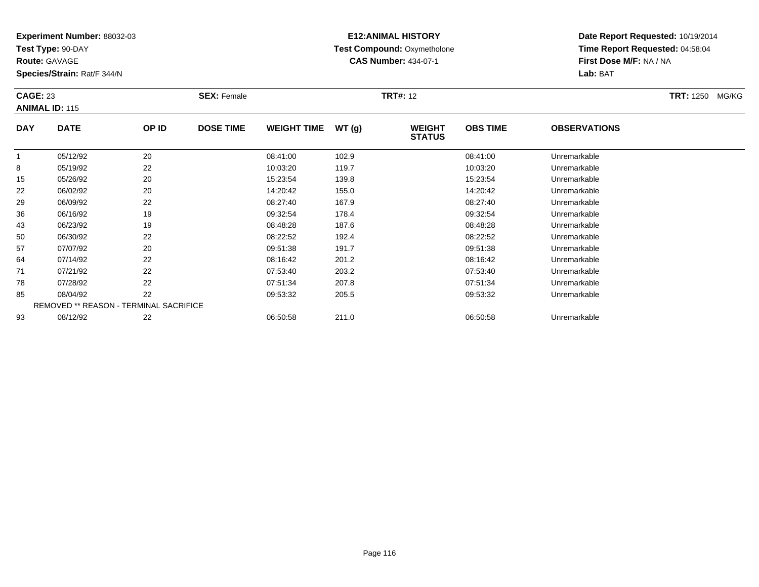**Experiment Number:** 88032-03
**Test Type:** 90-DAY
**Route:** GAVAGE
**Species/Strain:** Rat/F 344/N

**E12:ANIMAL HISTORY**
**Test Compound:** Oxymetholone
**CAS Number:** 434-07-1

**Date Report Requested:** 10/19/2014
**Time Report Requested:** 04:58:04
**First Dose M/F:** NA / NA
**Lab:** BAT

**CAGE:** 23 **SEX:** Female **TRT#:** 12 **TRT:** 1250 MG/KG
**ANIMAL ID:** 115

| DAY | DATE | OP ID | DOSE TIME | WEIGHT TIME | WT (g) | WEIGHT STATUS | OBS TIME | OBSERVATIONS |
|---|---|---|---|---|---|---|---|---|
| 1 | 05/12/92 | 20 | | 08:41:00 | 102.9 | | 08:41:00 | Unremarkable |
| 8 | 05/19/92 | 22 | | 10:03:20 | 119.7 | | 10:03:20 | Unremarkable |
| 15 | 05/26/92 | 20 | | 15:23:54 | 139.8 | | 15:23:54 | Unremarkable |
| 22 | 06/02/92 | 20 | | 14:20:42 | 155.0 | | 14:20:42 | Unremarkable |
| 29 | 06/09/92 | 22 | | 08:27:40 | 167.9 | | 08:27:40 | Unremarkable |
| 36 | 06/16/92 | 19 | | 09:32:54 | 178.4 | | 09:32:54 | Unremarkable |
| 43 | 06/23/92 | 19 | | 08:48:28 | 187.6 | | 08:48:28 | Unremarkable |
| 50 | 06/30/92 | 22 | | 08:22:52 | 192.4 | | 08:22:52 | Unremarkable |
| 57 | 07/07/92 | 20 | | 09:51:38 | 191.7 | | 09:51:38 | Unremarkable |
| 64 | 07/14/92 | 22 | | 08:16:42 | 201.2 | | 08:16:42 | Unremarkable |
| 71 | 07/21/92 | 22 | | 07:53:40 | 203.2 | | 07:53:40 | Unremarkable |
| 78 | 07/28/92 | 22 | | 07:51:34 | 207.8 | | 07:51:34 | Unremarkable |
| 85 | 08/04/92 | 22 | | 09:53:32 | 205.5 | | 09:53:32 | Unremarkable |
| REMOVED ** REASON - TERMINAL SACRIFICE | | | | | | | | |
| 93 | 08/12/92 | 22 | | 06:50:58 | 211.0 | | 06:50:58 | Unremarkable |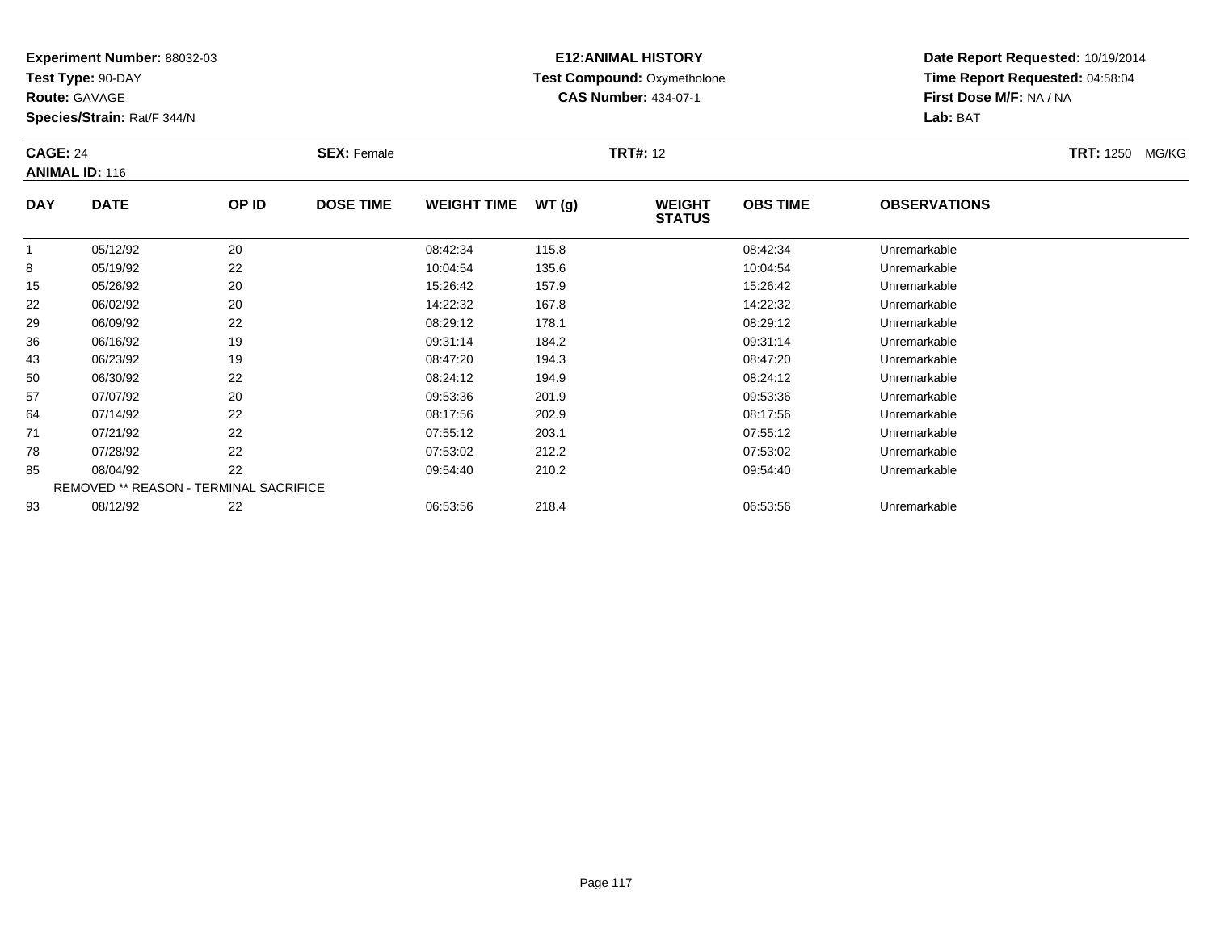**Experiment Number:** 88032-03
**Test Type:** 90-DAY
**Route:** GAVAGE
**Species/Strain:** Rat/F 344/N

**E12:ANIMAL HISTORY**
**Test Compound:** Oxymetholone
**CAS Number:** 434-07-1

**Date Report Requested:** 10/19/2014
**Time Report Requested:** 04:58:04
**First Dose M/F:** NA / NA
**Lab:** BAT

**CAGE:** 24 **SEX:** Female **TRT#:** 12 **TRT:** 1250 MG/KG
**ANIMAL ID:** 116

| DAY | DATE | OP ID | DOSE TIME | WEIGHT TIME | WT (g) | WEIGHT STATUS | OBS TIME | OBSERVATIONS |
|---|---|---|---|---|---|---|---|---|
| 1 | 05/12/92 | 20 | | 08:42:34 | 115.8 | | 08:42:34 | Unremarkable |
| 8 | 05/19/92 | 22 | | 10:04:54 | 135.6 | | 10:04:54 | Unremarkable |
| 15 | 05/26/92 | 20 | | 15:26:42 | 157.9 | | 15:26:42 | Unremarkable |
| 22 | 06/02/92 | 20 | | 14:22:32 | 167.8 | | 14:22:32 | Unremarkable |
| 29 | 06/09/92 | 22 | | 08:29:12 | 178.1 | | 08:29:12 | Unremarkable |
| 36 | 06/16/92 | 19 | | 09:31:14 | 184.2 | | 09:31:14 | Unremarkable |
| 43 | 06/23/92 | 19 | | 08:47:20 | 194.3 | | 08:47:20 | Unremarkable |
| 50 | 06/30/92 | 22 | | 08:24:12 | 194.9 | | 08:24:12 | Unremarkable |
| 57 | 07/07/92 | 20 | | 09:53:36 | 201.9 | | 09:53:36 | Unremarkable |
| 64 | 07/14/92 | 22 | | 08:17:56 | 202.9 | | 08:17:56 | Unremarkable |
| 71 | 07/21/92 | 22 | | 07:55:12 | 203.1 | | 07:55:12 | Unremarkable |
| 78 | 07/28/92 | 22 | | 07:53:02 | 212.2 | | 07:53:02 | Unremarkable |
| 85 | 08/04/92 | 22 | | 09:54:40 | 210.2 | | 09:54:40 | Unremarkable |
| REMOVED ** REASON - TERMINAL SACRIFICE | | | | | | | | |
| 93 | 08/12/92 | 22 | | 06:53:56 | 218.4 | | 06:53:56 | Unremarkable |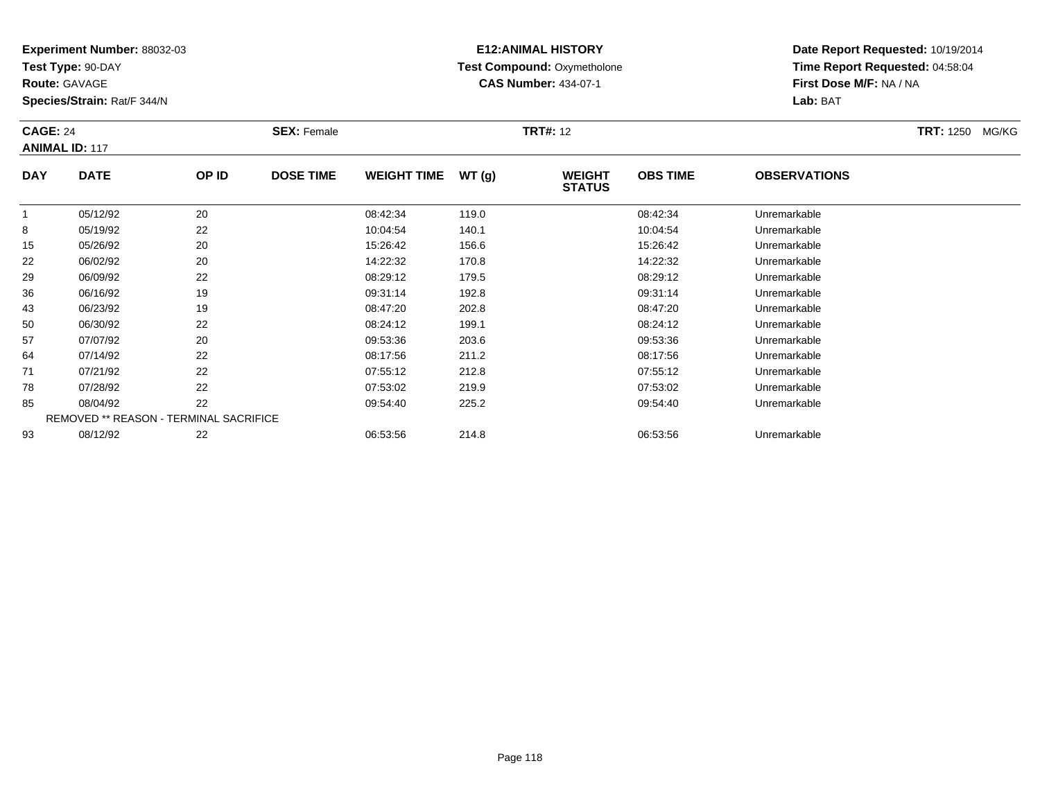**Experiment Number:** 88032-03
**Test Type:** 90-DAY
**Route:** GAVAGE
**Species/Strain:** Rat/F 344/N

**E12:ANIMAL HISTORY**
**Test Compound:** Oxymetholone
**CAS Number:** 434-07-1

**Date Report Requested:** 10/19/2014
**Time Report Requested:** 04:58:04
**First Dose M/F:** NA / NA
**Lab:** BAT

**CAGE:** 24 **SEX:** Female **TRT#:** 12 **TRT:** 1250 MG/KG
**ANIMAL ID:** 117

| DAY | DATE | OP ID | DOSE TIME | WEIGHT TIME | WT (g) | WEIGHT STATUS | OBS TIME | OBSERVATIONS |
|---|---|---|---|---|---|---|---|---|
| 1 | 05/12/92 | 20 | | 08:42:34 | 119.0 | | 08:42:34 | Unremarkable |
| 8 | 05/19/92 | 22 | | 10:04:54 | 140.1 | | 10:04:54 | Unremarkable |
| 15 | 05/26/92 | 20 | | 15:26:42 | 156.6 | | 15:26:42 | Unremarkable |
| 22 | 06/02/92 | 20 | | 14:22:32 | 170.8 | | 14:22:32 | Unremarkable |
| 29 | 06/09/92 | 22 | | 08:29:12 | 179.5 | | 08:29:12 | Unremarkable |
| 36 | 06/16/92 | 19 | | 09:31:14 | 192.8 | | 09:31:14 | Unremarkable |
| 43 | 06/23/92 | 19 | | 08:47:20 | 202.8 | | 08:47:20 | Unremarkable |
| 50 | 06/30/92 | 22 | | 08:24:12 | 199.1 | | 08:24:12 | Unremarkable |
| 57 | 07/07/92 | 20 | | 09:53:36 | 203.6 | | 09:53:36 | Unremarkable |
| 64 | 07/14/92 | 22 | | 08:17:56 | 211.2 | | 08:17:56 | Unremarkable |
| 71 | 07/21/92 | 22 | | 07:55:12 | 212.8 | | 07:55:12 | Unremarkable |
| 78 | 07/28/92 | 22 | | 07:53:02 | 219.9 | | 07:53:02 | Unremarkable |
| 85 | 08/04/92 | 22 | | 09:54:40 | 225.2 | | 09:54:40 | Unremarkable |
| REMOVED ** REASON - TERMINAL SACRIFICE | | | | | | | | |
| 93 | 08/12/92 | 22 | | 06:53:56 | 214.8 | | 06:53:56 | Unremarkable |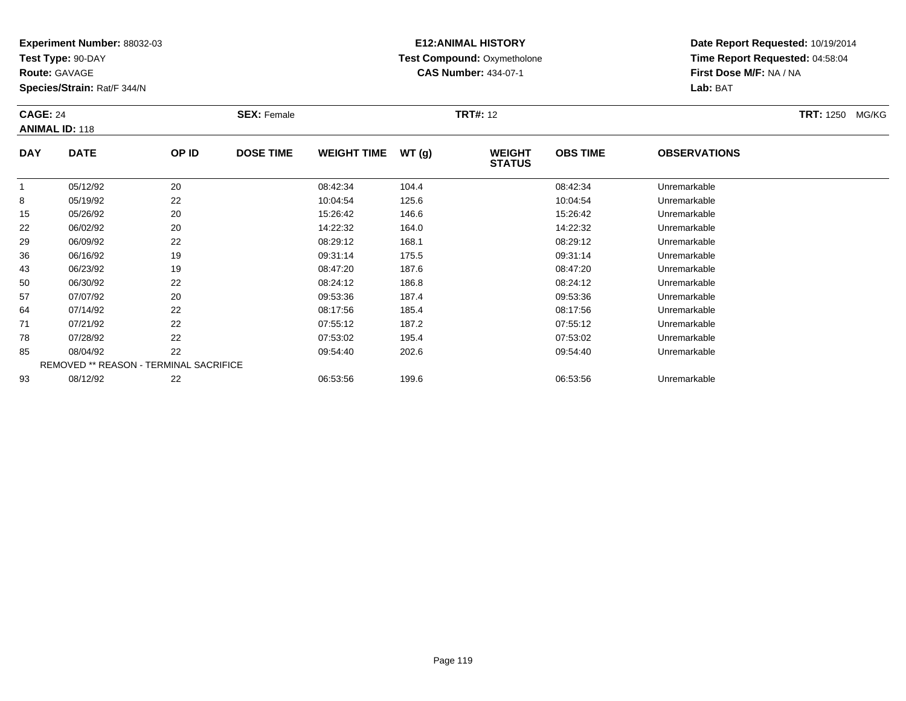**Experiment Number:** 88032-03
**Test Type:** 90-DAY
**Route:** GAVAGE
**Species/Strain:** Rat/F 344/N

**E12:ANIMAL HISTORY**
**Test Compound:** Oxymetholone
**CAS Number:** 434-07-1

**Date Report Requested:** 10/19/2014
**Time Report Requested:** 04:58:04
**First Dose M/F:** NA / NA
**Lab:** BAT

**CAGE:** 24 **SEX:** Female **TRT#:** 12 **TRT:** 1250 MG/KG
**ANIMAL ID:** 118

| DAY | DATE | OP ID | DOSE TIME | WEIGHT TIME | WT (g) | WEIGHT STATUS | OBS TIME | OBSERVATIONS |
|---|---|---|---|---|---|---|---|---|
| 1 | 05/12/92 | 20 | | 08:42:34 | 104.4 | | 08:42:34 | Unremarkable |
| 8 | 05/19/92 | 22 | | 10:04:54 | 125.6 | | 10:04:54 | Unremarkable |
| 15 | 05/26/92 | 20 | | 15:26:42 | 146.6 | | 15:26:42 | Unremarkable |
| 22 | 06/02/92 | 20 | | 14:22:32 | 164.0 | | 14:22:32 | Unremarkable |
| 29 | 06/09/92 | 22 | | 08:29:12 | 168.1 | | 08:29:12 | Unremarkable |
| 36 | 06/16/92 | 19 | | 09:31:14 | 175.5 | | 09:31:14 | Unremarkable |
| 43 | 06/23/92 | 19 | | 08:47:20 | 187.6 | | 08:47:20 | Unremarkable |
| 50 | 06/30/92 | 22 | | 08:24:12 | 186.8 | | 08:24:12 | Unremarkable |
| 57 | 07/07/92 | 20 | | 09:53:36 | 187.4 | | 09:53:36 | Unremarkable |
| 64 | 07/14/92 | 22 | | 08:17:56 | 185.4 | | 08:17:56 | Unremarkable |
| 71 | 07/21/92 | 22 | | 07:55:12 | 187.2 | | 07:55:12 | Unremarkable |
| 78 | 07/28/92 | 22 | | 07:53:02 | 195.4 | | 07:53:02 | Unremarkable |
| 85 | 08/04/92 | 22 | | 09:54:40 | 202.6 | | 09:54:40 | Unremarkable |
| | REMOVED ** REASON - TERMINAL SACRIFICE | | | | | | | |
| 93 | 08/12/92 | 22 | | 06:53:56 | 199.6 | | 06:53:56 | Unremarkable |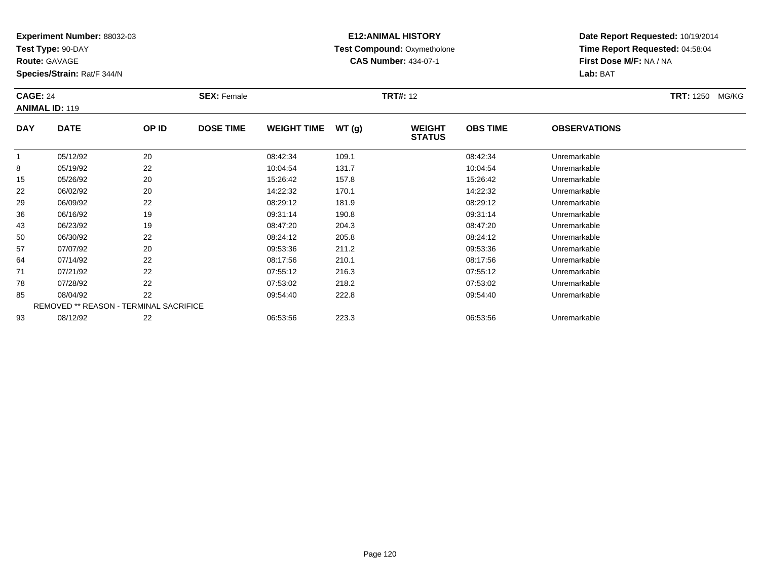**Experiment Number:** 88032-03
**Test Type:** 90-DAY
**Route:** GAVAGE
**Species/Strain:** Rat/F 344/N

**E12:ANIMAL HISTORY**
**Test Compound:** Oxymetholone
**CAS Number:** 434-07-1

**Date Report Requested:** 10/19/2014
**Time Report Requested:** 04:58:04
**First Dose M/F:** NA / NA
**Lab:** BAT

**CAGE:** 24 **SEX:** Female **TRT#:** 12 **TRT:** 1250 MG/KG
**ANIMAL ID:** 119

| DAY | DATE | OP ID | DOSE TIME | WEIGHT TIME | WT (g) | WEIGHT STATUS | OBS TIME | OBSERVATIONS |
|---|---|---|---|---|---|---|---|---|
| 1 | 05/12/92 | 20 | | 08:42:34 | 109.1 | | 08:42:34 | Unremarkable |
| 8 | 05/19/92 | 22 | | 10:04:54 | 131.7 | | 10:04:54 | Unremarkable |
| 15 | 05/26/92 | 20 | | 15:26:42 | 157.8 | | 15:26:42 | Unremarkable |
| 22 | 06/02/92 | 20 | | 14:22:32 | 170.1 | | 14:22:32 | Unremarkable |
| 29 | 06/09/92 | 22 | | 08:29:12 | 181.9 | | 08:29:12 | Unremarkable |
| 36 | 06/16/92 | 19 | | 09:31:14 | 190.8 | | 09:31:14 | Unremarkable |
| 43 | 06/23/92 | 19 | | 08:47:20 | 204.3 | | 08:47:20 | Unremarkable |
| 50 | 06/30/92 | 22 | | 08:24:12 | 205.8 | | 08:24:12 | Unremarkable |
| 57 | 07/07/92 | 20 | | 09:53:36 | 211.2 | | 09:53:36 | Unremarkable |
| 64 | 07/14/92 | 22 | | 08:17:56 | 210.1 | | 08:17:56 | Unremarkable |
| 71 | 07/21/92 | 22 | | 07:55:12 | 216.3 | | 07:55:12 | Unremarkable |
| 78 | 07/28/92 | 22 | | 07:53:02 | 218.2 | | 07:53:02 | Unremarkable |
| 85 | 08/04/92 | 22 | | 09:54:40 | 222.8 | | 09:54:40 | Unremarkable |
| REMOVED ** REASON - TERMINAL SACRIFICE | | | | | | | | |
| 93 | 08/12/92 | 22 | | 06:53:56 | 223.3 | | 06:53:56 | Unremarkable |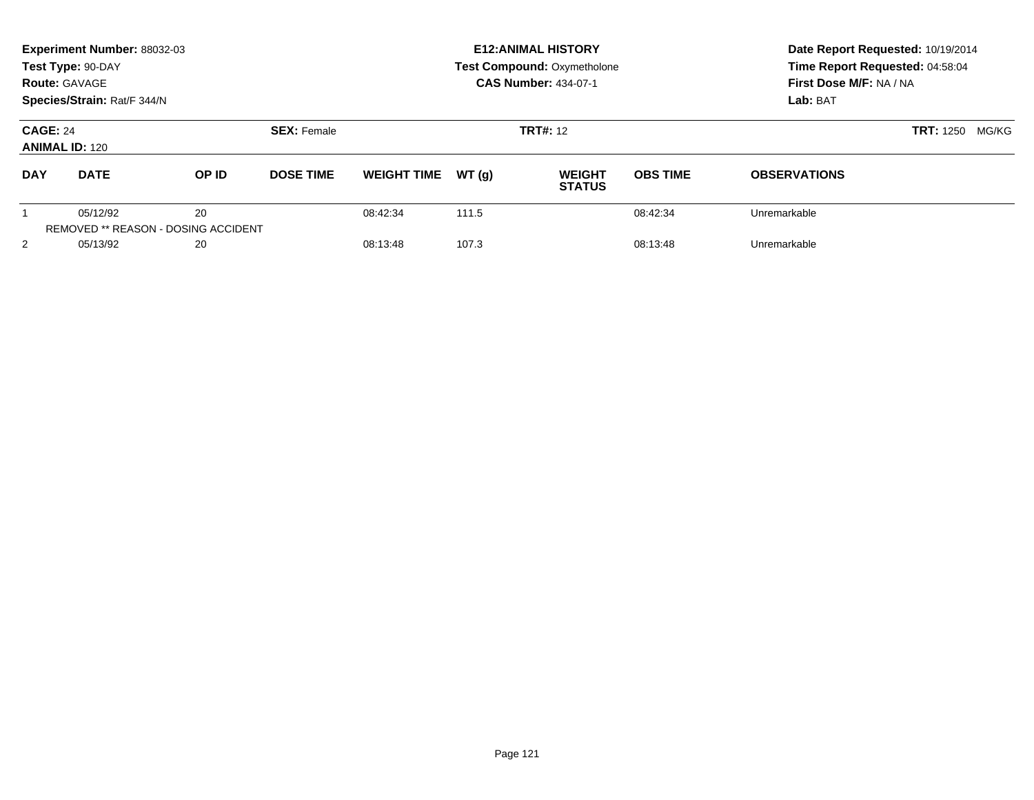**Experiment Number:** 88032-03
**Test Type:** 90-DAY
**Route:** GAVAGE
**Species/Strain:** Rat/F 344/N

**E12:ANIMAL HISTORY**
**Test Compound:** Oxymetholone
**CAS Number:** 434-07-1

**Date Report Requested:** 10/19/2014
**Time Report Requested:** 04:58:04
**First Dose M/F:** NA / NA
**Lab:** BAT

**CAGE:** 24
**ANIMAL ID:** 120
**SEX:** Female
**TRT#:** 12
**TRT:** 1250 MG/KG

| DAY | DATE | OP ID | DOSE TIME | WEIGHT TIME | WT (g) | WEIGHT STATUS | OBS TIME | OBSERVATIONS |
|---|---|---|---|---|---|---|---|---|
| 1 | 05/12/92 | 20 | | 08:42:34 | 111.5 | | 08:42:34 | Unremarkable |
| | REMOVED ** REASON - DOSING ACCIDENT | | | | | | | |
| 2 | 05/13/92 | 20 | | 08:13:48 | 107.3 | | 08:13:48 | Unremarkable |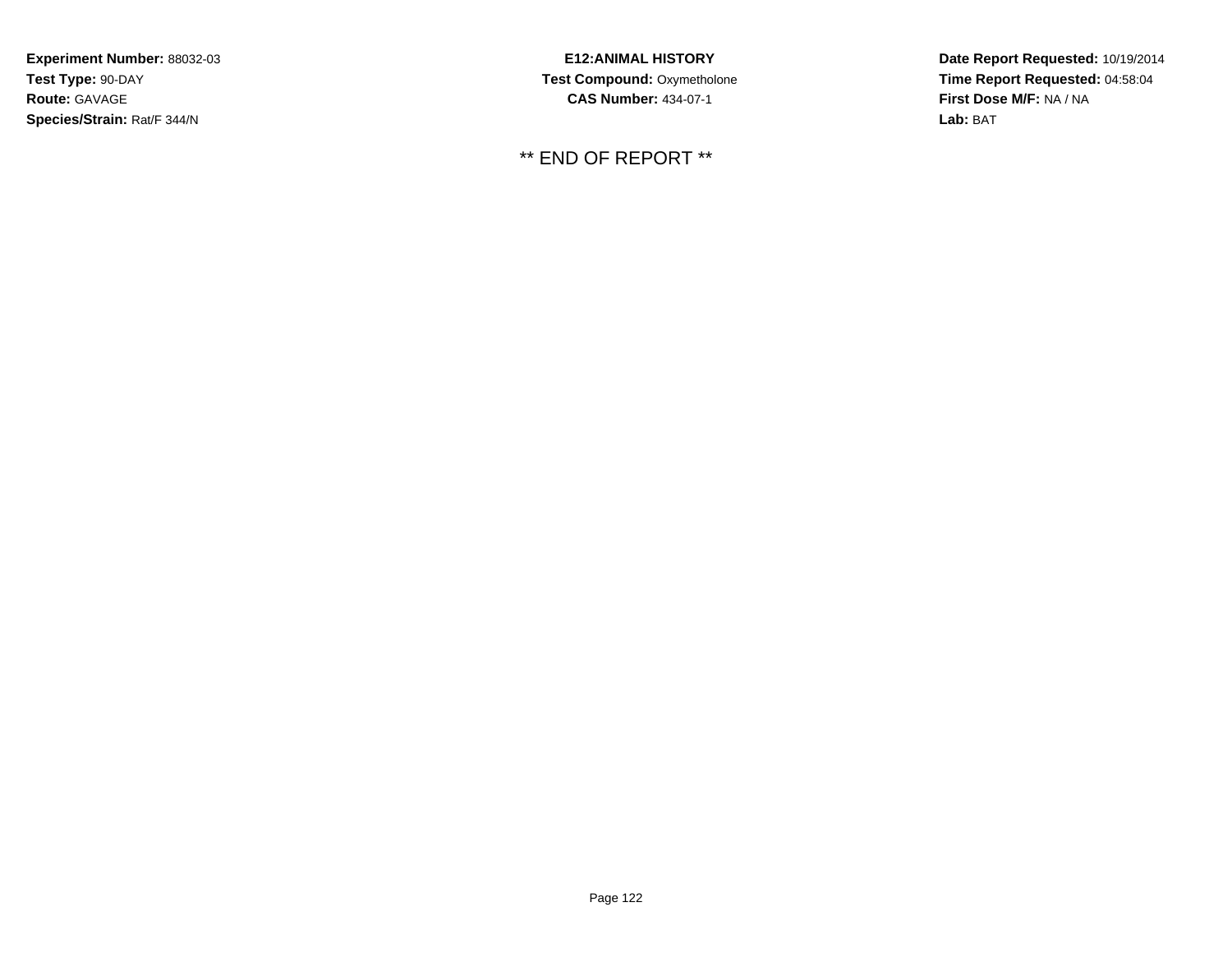**Experiment Number:** 88032-03
**Test Type:** 90-DAY
**Route:** GAVAGE
**Species/Strain:** Rat/F 344/N

**E12:ANIMAL HISTORY**
**Test Compound:** Oxymetholone
**CAS Number:** 434-07-1

**Date Report Requested:** 10/19/2014
**Time Report Requested:** 04:58:04
**First Dose M/F:** NA / NA
**Lab:** BAT

** END OF REPORT **